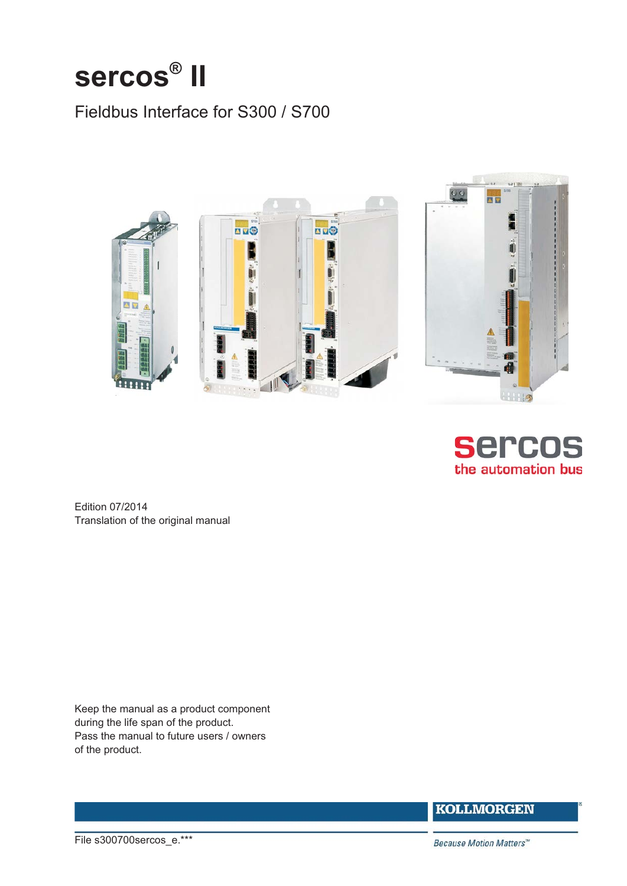# sercos® II

## Fieldbus Interface for S300 / S700

sercos
the automation bus

Edition 07/2014
Translation of the original manual

Keep the manual as a product component during the life span of the product.
Pass the manual to future users / owners of the product.

KOLLMORGEN

File s300700sercos_e.***

Because Motion Matters™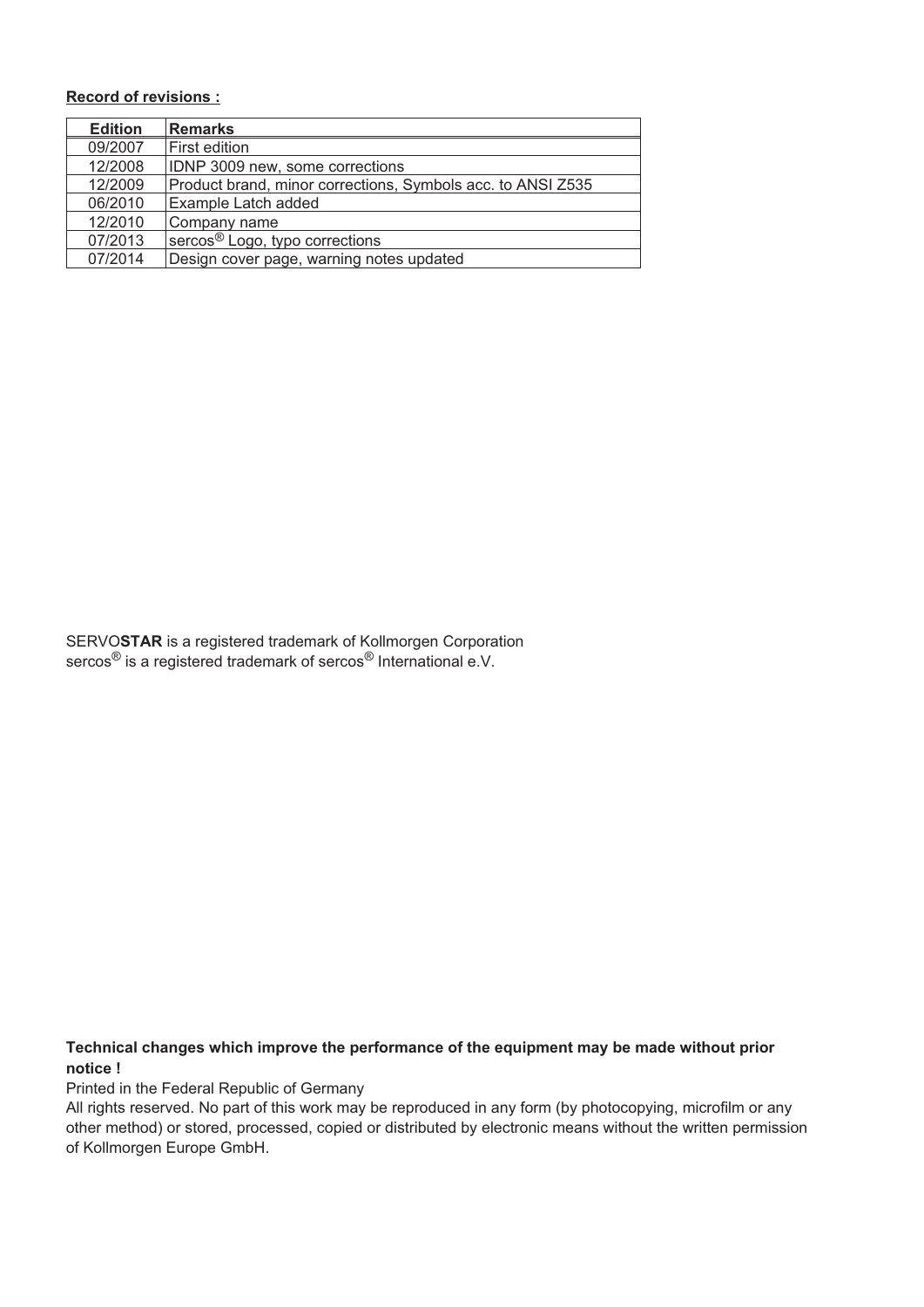**Record of revisions :**

| Edition | Remarks |
| --- | --- |
| 09/2007 | First edition |
| 12/2008 | IDNP 3009 new, some corrections |
| 12/2009 | Product brand, minor corrections, Symbols acc. to ANSI Z535 |
| 06/2010 | Example Latch added |
| 12/2010 | Company name |
| 07/2013 | sercos® Logo, typo corrections |
| 07/2014 | Design cover page, warning notes updated |

SERVO**STAR** is a registered trademark of Kollmorgen Corporation
sercos® is a registered trademark of sercos® International e.V.

**Technical changes which improve the performance of the equipment may be made without prior notice !**

Printed in the Federal Republic of Germany

All rights reserved. No part of this work may be reproduced in any form (by photocopying, microfilm or any other method) or stored, processed, copied or distributed by electronic means without the written permission of Kollmorgen Europe GmbH.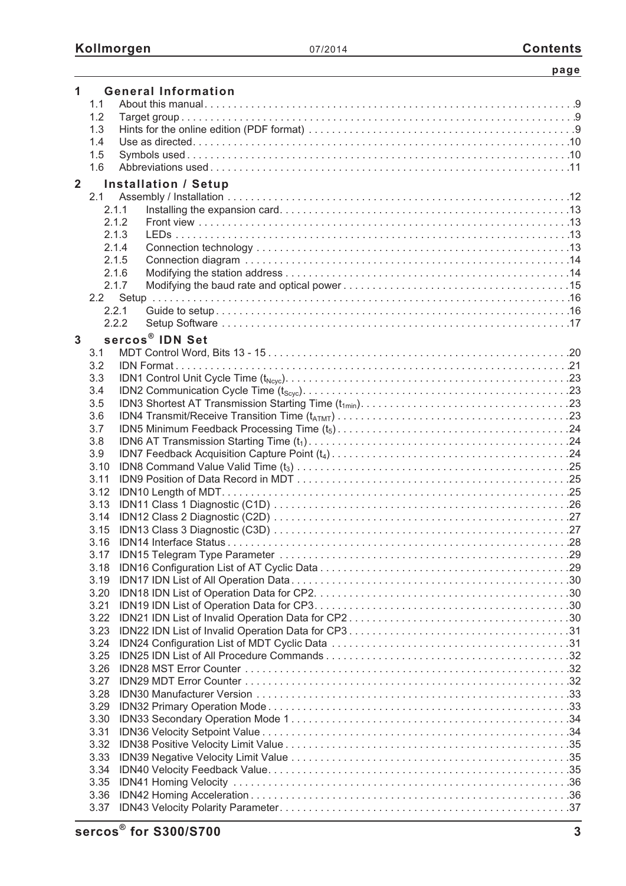# Contents

page

**1 General Information**

- 1.1 About this manual . . . 9
- 1.2 Target group . . . 9
- 1.3 Hints for the online edition (PDF format) . . . 9
- 1.4 Use as directed . . . 10
- 1.5 Symbols used . . . 10
- 1.6 Abbreviations used . . . 11

**2 Installation / Setup**

- 2.1 Assembly / Installation . . . 12
  - 2.1.1 Installing the expansion card . . . 13
  - 2.1.2 Front view . . . 13
  - 2.1.3 LEDs . . . 13
  - 2.1.4 Connection technology . . . 13
  - 2.1.5 Connection diagram . . . 14
  - 2.1.6 Modifying the station address . . . 14
  - 2.1.7 Modifying the baud rate and optical power . . . 15
- 2.2 Setup . . . 16
  - 2.2.1 Guide to setup . . . 16
  - 2.2.2 Setup Software . . . 17

**3 sercos® IDN Set**

- 3.1 MDT Control Word, Bits 13 - 15 . . . 20
- 3.2 IDN Format . . . 21
- 3.3 IDN1 Control Unit Cycle Time ($t_{Ncyc}$) . . . 23
- 3.4 IDN2 Communication Cycle Time ($t_{Scyc}$) . . . 23
- 3.5 IDN3 Shortest AT Transmission Starting Time ($t_{1min}$) . . . 23
- 3.6 IDN4 Transmit/Receive Transition Time ($t_{ATMT}$) . . . 23
- 3.7 IDN5 Minimum Feedback Processing Time ($t_5$) . . . 24
- 3.8 IDN6 AT Transmission Starting Time ($t_1$) . . . 24
- 3.9 IDN7 Feedback Acquisition Capture Point ($t_4$) . . . 24
- 3.10 IDN8 Command Value Valid Time ($t_3$) . . . 25
- 3.11 IDN9 Position of Data Record in MDT . . . 25
- 3.12 IDN10 Length of MDT . . . 25
- 3.13 IDN11 Class 1 Diagnostic (C1D) . . . 26
- 3.14 IDN12 Class 2 Diagnostic (C2D) . . . 27
- 3.15 IDN13 Class 3 Diagnostic (C3D) . . . 27
- 3.16 IDN14 Interface Status . . . 28
- 3.17 IDN15 Telegram Type Parameter . . . 29
- 3.18 IDN16 Configuration List of AT Cyclic Data . . . 29
- 3.19 IDN17 IDN List of All Operation Data . . . 30
- 3.20 IDN18 IDN List of Operation Data for CP2 . . . 30
- 3.21 IDN19 IDN List of Operation Data for CP3 . . . 30
- 3.22 IDN21 IDN List of Invalid Operation Data for CP2 . . . 30
- 3.23 IDN22 IDN List of Invalid Operation Data for CP3 . . . 31
- 3.24 IDN24 Configuration List of MDT Cyclic Data . . . 31
- 3.25 IDN25 IDN List of All Procedure Commands . . . 32
- 3.26 IDN28 MST Error Counter . . . 32
- 3.27 IDN29 MDT Error Counter . . . 32
- 3.28 IDN30 Manufacturer Version . . . 33
- 3.29 IDN32 Primary Operation Mode . . . 33
- 3.30 IDN33 Secondary Operation Mode 1 . . . 34
- 3.31 IDN36 Velocity Setpoint Value . . . 34
- 3.32 IDN38 Positive Velocity Limit Value . . . 35
- 3.33 IDN39 Negative Velocity Limit Value . . . 35
- 3.34 IDN40 Velocity Feedback Value . . . 35
- 3.35 IDN41 Homing Velocity . . . 36
- 3.36 IDN42 Homing Acceleration . . . 36
- 3.37 IDN43 Velocity Polarity Parameter . . . 37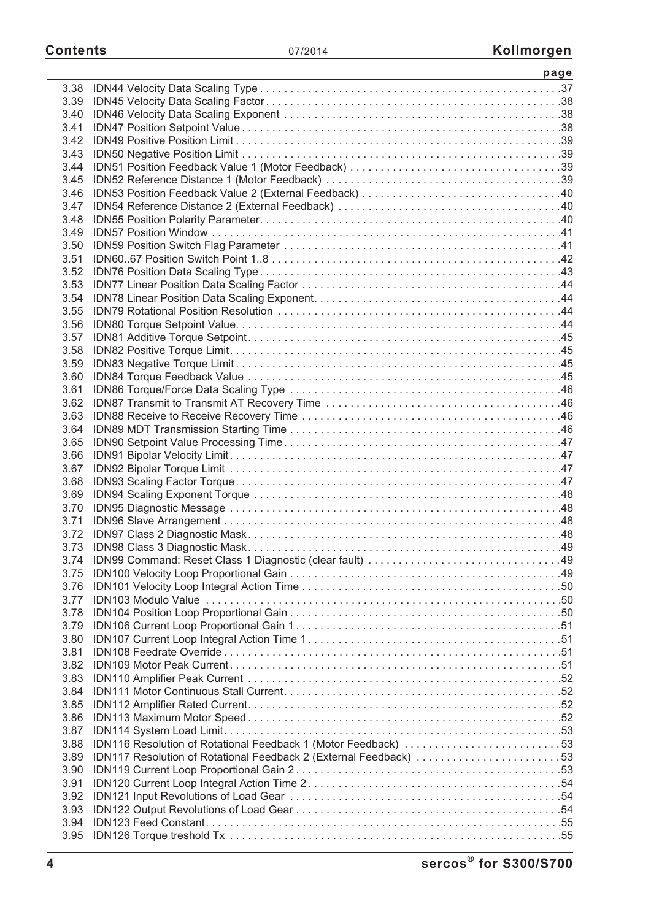| | | page |
|---|---|---|
| 3.38 | IDN44 Velocity Data Scaling Type | 37 |
| 3.39 | IDN45 Velocity Data Scaling Factor | 38 |
| 3.40 | IDN46 Velocity Data Scaling Exponent | 38 |
| 3.41 | IDN47 Position Setpoint Value | 38 |
| 3.42 | IDN49 Positive Position Limit | 39 |
| 3.43 | IDN50 Negative Position Limit | 39 |
| 3.44 | IDN51 Position Feedback Value 1 (Motor Feedback) | 39 |
| 3.45 | IDN52 Reference Distance 1 (Motor Feedback) | 39 |
| 3.46 | IDN53 Position Feedback Value 2 (External Feedback) | 40 |
| 3.47 | IDN54 Reference Distance 2 (External Feedback) | 40 |
| 3.48 | IDN55 Position Polarity Parameter | 40 |
| 3.49 | IDN57 Position Window | 41 |
| 3.50 | IDN59 Position Switch Flag Parameter | 41 |
| 3.51 | IDN60..67 Position Switch Point 1..8 | 42 |
| 3.52 | IDN76 Position Data Scaling Type | 43 |
| 3.53 | IDN77 Linear Position Data Scaling Factor | 44 |
| 3.54 | IDN78 Linear Position Data Scaling Exponent | 44 |
| 3.55 | IDN79 Rotational Position Resolution | 44 |
| 3.56 | IDN80 Torque Setpoint Value | 44 |
| 3.57 | IDN81 Additive Torque Setpoint | 45 |
| 3.58 | IDN82 Positive Torque Limit | 45 |
| 3.59 | IDN83 Negative Torque Limit | 45 |
| 3.60 | IDN84 Torque Feedback Value | 45 |
| 3.61 | IDN86 Torque/Force Data Scaling Type | 46 |
| 3.62 | IDN87 Transmit to Transmit AT Recovery Time | 46 |
| 3.63 | IDN88 Receive to Receive Recovery Time | 46 |
| 3.64 | IDN89 MDT Transmission Starting Time | 46 |
| 3.65 | IDN90 Setpoint Value Processing Time | 47 |
| 3.66 | IDN91 Bipolar Velocity Limit | 47 |
| 3.67 | IDN92 Bipolar Torque Limit | 47 |
| 3.68 | IDN93 Scaling Factor Torque | 47 |
| 3.69 | IDN94 Scaling Exponent Torque | 48 |
| 3.70 | IDN95 Diagnostic Message | 48 |
| 3.71 | IDN96 Slave Arrangement | 48 |
| 3.72 | IDN97 Class 2 Diagnostic Mask | 48 |
| 3.73 | IDN98 Class 3 Diagnostic Mask | 49 |
| 3.74 | IDN99 Command: Reset Class 1 Diagnostic (clear fault) | 49 |
| 3.75 | IDN100 Velocity Loop Proportional Gain | 49 |
| 3.76 | IDN101 Velocity Loop Integral Action Time | 50 |
| 3.77 | IDN103 Modulo Value | 50 |
| 3.78 | IDN104 Position Loop Proportional Gain | 50 |
| 3.79 | IDN106 Current Loop Proportional Gain 1 | 51 |
| 3.80 | IDN107 Current Loop Integral Action Time 1 | 51 |
| 3.81 | IDN108 Feedrate Override | 51 |
| 3.82 | IDN109 Motor Peak Current | 51 |
| 3.83 | IDN110 Amplifier Peak Current | 52 |
| 3.84 | IDN111 Motor Continuous Stall Current | 52 |
| 3.85 | IDN112 Amplifier Rated Current | 52 |
| 3.86 | IDN113 Maximum Motor Speed | 52 |
| 3.87 | IDN114 System Load Limit | 53 |
| 3.88 | IDN116 Resolution of Rotational Feedback 1 (Motor Feedback) | 53 |
| 3.89 | IDN117 Resolution of Rotational Feedback 2 (External Feedback) | 53 |
| 3.90 | IDN119 Current Loop Proportional Gain 2 | 53 |
| 3.91 | IDN120 Current Loop Integral Action Time 2 | 54 |
| 3.92 | IDN121 Input Revolutions of Load Gear | 54 |
| 3.93 | IDN122 Output Revolutions of Load Gear | 54 |
| 3.94 | IDN123 Feed Constant | 55 |
| 3.95 | IDN126 Torque treshold Tx | 55 |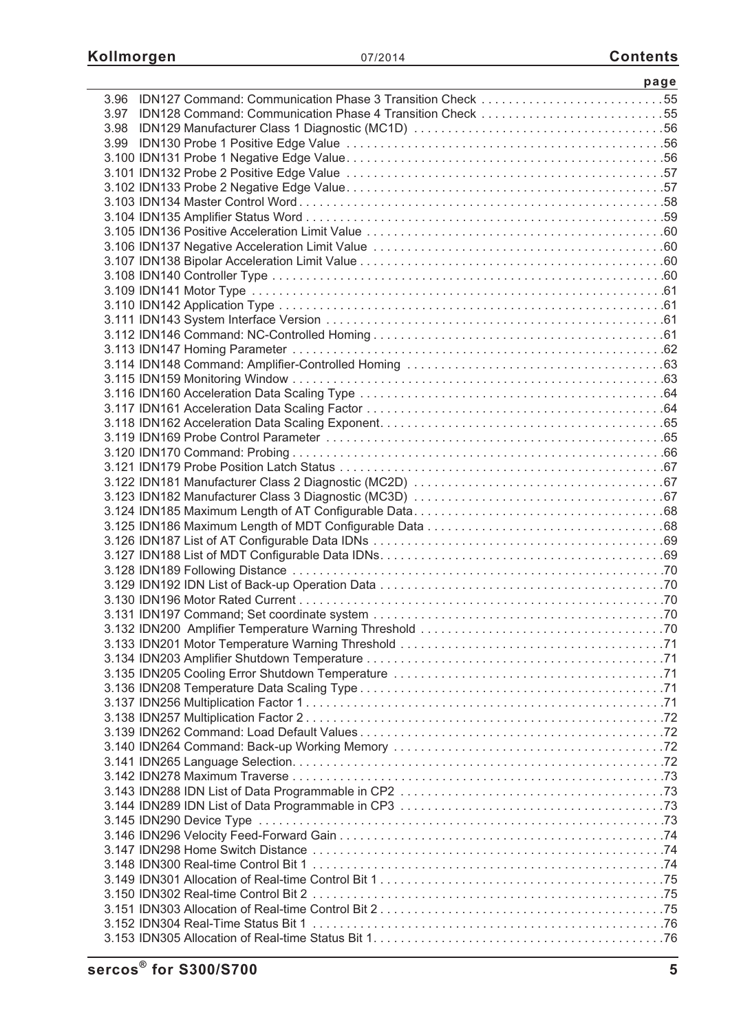| | page |
|---|---|
| 3.96 IDN127 Command: Communication Phase 3 Transition Check | 55 |
| 3.97 IDN128 Command: Communication Phase 4 Transition Check | 55 |
| 3.98 IDN129 Manufacturer Class 1 Diagnostic (MC1D) | 56 |
| 3.99 IDN130 Probe 1 Positive Edge Value | 56 |
| 3.100 IDN131 Probe 1 Negative Edge Value | 56 |
| 3.101 IDN132 Probe 2 Positive Edge Value | 57 |
| 3.102 IDN133 Probe 2 Negative Edge Value | 57 |
| 3.103 IDN134 Master Control Word | 58 |
| 3.104 IDN135 Amplifier Status Word | 59 |
| 3.105 IDN136 Positive Acceleration Limit Value | 60 |
| 3.106 IDN137 Negative Acceleration Limit Value | 60 |
| 3.107 IDN138 Bipolar Acceleration Limit Value | 60 |
| 3.108 IDN140 Controller Type | 60 |
| 3.109 IDN141 Motor Type | 61 |
| 3.110 IDN142 Application Type | 61 |
| 3.111 IDN143 System Interface Version | 61 |
| 3.112 IDN146 Command: NC-Controlled Homing | 61 |
| 3.113 IDN147 Homing Parameter | 62 |
| 3.114 IDN148 Command: Amplifier-Controlled Homing | 63 |
| 3.115 IDN159 Monitoring Window | 63 |
| 3.116 IDN160 Acceleration Data Scaling Type | 64 |
| 3.117 IDN161 Acceleration Data Scaling Factor | 64 |
| 3.118 IDN162 Acceleration Data Scaling Exponent | 65 |
| 3.119 IDN169 Probe Control Parameter | 65 |
| 3.120 IDN170 Command: Probing | 66 |
| 3.121 IDN179 Probe Position Latch Status | 67 |
| 3.122 IDN181 Manufacturer Class 2 Diagnostic (MC2D) | 67 |
| 3.123 IDN182 Manufacturer Class 3 Diagnostic (MC3D) | 67 |
| 3.124 IDN185 Maximum Length of AT Configurable Data | 68 |
| 3.125 IDN186 Maximum Length of MDT Configurable Data | 68 |
| 3.126 IDN187 List of AT Configurable Data IDNs | 69 |
| 3.127 IDN188 List of MDT Configurable Data IDNs | 69 |
| 3.128 IDN189 Following Distance | 70 |
| 3.129 IDN192 IDN List of Back-up Operation Data | 70 |
| 3.130 IDN196 Motor Rated Current | 70 |
| 3.131 IDN197 Command; Set coordinate system | 70 |
| 3.132 IDN200 Amplifier Temperature Warning Threshold | 70 |
| 3.133 IDN201 Motor Temperature Warning Threshold | 71 |
| 3.134 IDN203 Amplifier Shutdown Temperature | 71 |
| 3.135 IDN205 Cooling Error Shutdown Temperature | 71 |
| 3.136 IDN208 Temperature Data Scaling Type | 71 |
| 3.137 IDN256 Multiplication Factor 1 | 71 |
| 3.138 IDN257 Multiplication Factor 2 | 72 |
| 3.139 IDN262 Command: Load Default Values | 72 |
| 3.140 IDN264 Command: Back-up Working Memory | 72 |
| 3.141 IDN265 Language Selection | 72 |
| 3.142 IDN278 Maximum Traverse | 73 |
| 3.143 IDN288 IDN List of Data Programmable in CP2 | 73 |
| 3.144 IDN289 IDN List of Data Programmable in CP3 | 73 |
| 3.145 IDN290 Device Type | 73 |
| 3.146 IDN296 Velocity Feed-Forward Gain | 74 |
| 3.147 IDN298 Home Switch Distance | 74 |
| 3.148 IDN300 Real-time Control Bit 1 | 74 |
| 3.149 IDN301 Allocation of Real-time Control Bit 1 | 75 |
| 3.150 IDN302 Real-time Control Bit 2 | 75 |
| 3.151 IDN303 Allocation of Real-time Control Bit 2 | 75 |
| 3.152 IDN304 Real-Time Status Bit 1 | 76 |
| 3.153 IDN305 Allocation of Real-time Status Bit 1 | 76 |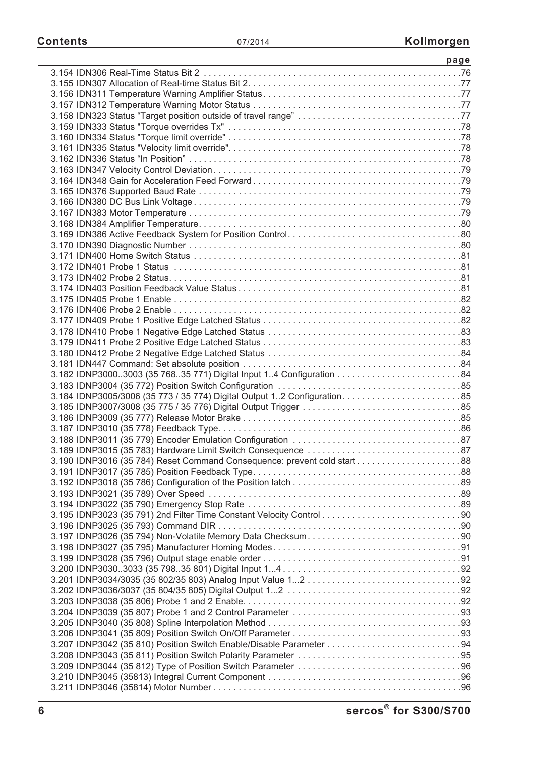| | page |
|---|---|
| 3.154 IDN306 Real-Time Status Bit 2 | 76 |
| 3.155 IDN307 Allocation of Real-time Status Bit 2 | 77 |
| 3.156 IDN311 Temperature Warning Amplifier Status | 77 |
| 3.157 IDN312 Temperature Warning Motor Status | 77 |
| 3.158 IDN323 Status “Target position outside of travel range” | 77 |
| 3.159 IDN333 Status "Torque overrides Tx" | 78 |
| 3.160 IDN334 Status "Torque limit override" | 78 |
| 3.161 IDN335 Status "Velocity limit override" | 78 |
| 3.162 IDN336 Status “In Position” | 78 |
| 3.163 IDN347 Velocity Control Deviation | 79 |
| 3.164 IDN348 Gain for Acceleration Feed Forward | 79 |
| 3.165 IDN376 Supported Baud Rate | 79 |
| 3.166 IDN380 DC Bus Link Voltage | 79 |
| 3.167 IDN383 Motor Temperature | 79 |
| 3.168 IDN384 Amplifier Temperature | 80 |
| 3.169 IDN386 Active Feedback System for Position Control | 80 |
| 3.170 IDN390 Diagnostic Number | 80 |
| 3.171 IDN400 Home Switch Status | 81 |
| 3.172 IDN401 Probe 1 Status | 81 |
| 3.173 IDN402 Probe 2 Status | 81 |
| 3.174 IDN403 Position Feedback Value Status | 81 |
| 3.175 IDN405 Probe 1 Enable | 82 |
| 3.176 IDN406 Probe 2 Enable | 82 |
| 3.177 IDN409 Probe 1 Positive Edge Latched Status | 82 |
| 3.178 IDN410 Probe 1 Negative Edge Latched Status | 83 |
| 3.179 IDN411 Probe 2 Positive Edge Latched Status | 83 |
| 3.180 IDN412 Probe 2 Negative Edge Latched Status | 84 |
| 3.181 IDN447 Command: Set absolute position | 84 |
| 3.182 IDNP3000..3003 (35 768..35 771) Digital Input 1..4 Configuration | 84 |
| 3.183 IDNP3004 (35 772) Position Switch Configuration | 85 |
| 3.184 IDNP3005/3006 (35 773 / 35 774) Digital Output 1..2 Configuration | 85 |
| 3.185 IDNP3007/3008 (35 775 / 35 776) Digital Output Trigger | 85 |
| 3.186 IDNP3009 (35 777) Release Motor Brake | 85 |
| 3.187 IDNP3010 (35 778) Feedback Type | 86 |
| 3.188 IDNP3011 (35 779) Encoder Emulation Configuration | 87 |
| 3.189 IDNP3015 (35 783) Hardware Limit Switch Consequence | 87 |
| 3.190 IDNP3016 (35 784) Reset Command Consequence: prevent cold start | 88 |
| 3.191 IDNP3017 (35 785) Position Feedback Type | 88 |
| 3.192 IDNP3018 (35 786) Configuration of the Position latch | 89 |
| 3.193 IDNP3021 (35 789) Over Speed | 89 |
| 3.194 IDNP3022 (35 790) Emergency Stop Rate | 89 |
| 3.195 IDNP3023 (35 791) 2nd Filter Time Constant Velocity Control | 90 |
| 3.196 IDNP3025 (35 793) Command DIR | 90 |
| 3.197 IDNP3026 (35 794) Non-Volatile Memory Data Checksum | 90 |
| 3.198 IDNP3027 (35 795) Manufacturer Homing Modes | 91 |
| 3.199 IDNP3028 (35 796) Output stage enable order | 91 |
| 3.200 IDNP3030..3033 (35 798..35 801) Digital Input 1...4 | 92 |
| 3.201 IDNP3034/3035 (35 802/35 803) Analog Input Value 1...2 | 92 |
| 3.202 IDNP3036/3037 (35 804/35 805) Digital Output 1...2 | 92 |
| 3.203 IDNP3038 (35 806) Probe 1 and 2 Enable | 92 |
| 3.204 IDNP3039 (35 807) Probe 1 and 2 Control Parameter | 93 |
| 3.205 IDNP3040 (35 808) Spline Interpolation Method | 93 |
| 3.206 IDNP3041 (35 809) Position Switch On/Off Parameter | 93 |
| 3.207 IDNP3042 (35 810) Position Switch Enable/Disable Parameter | 94 |
| 3.208 IDNP3043 (35 811) Position Switch Polarity Parameter | 95 |
| 3.209 IDNP3044 (35 812) Type of Position Switch Parameter | 96 |
| 3.210 IDNP3045 (35813) Integral Current Component | 96 |
| 3.211 IDNP3046 (35814) Motor Number | 96 |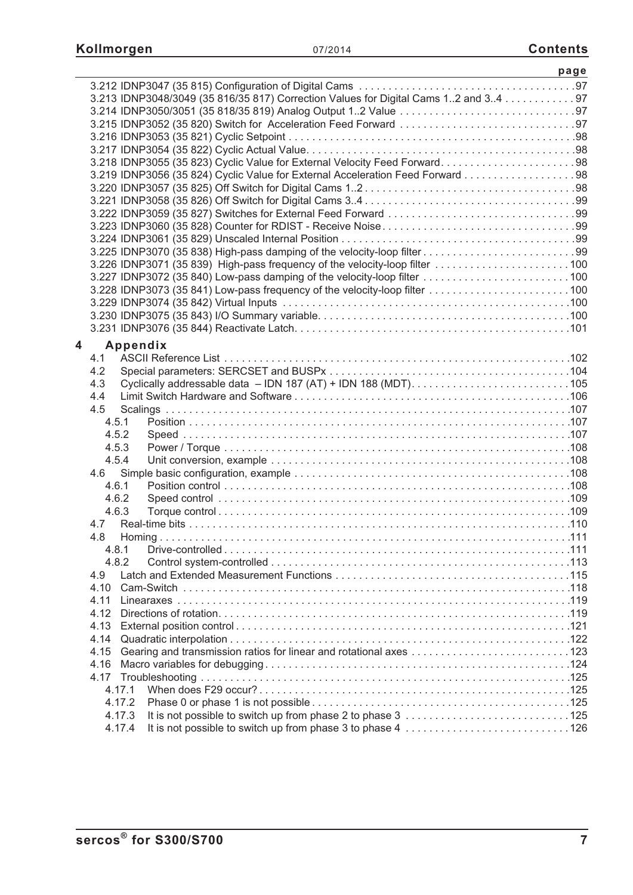| | page |
|---|---|
| 3.212 IDNP3047 (35 815) Configuration of Digital Cams | 97 |
| 3.213 IDNP3048/3049 (35 816/35 817) Correction Values for Digital Cams 1..2 and 3..4 | 97 |
| 3.214 IDNP3050/3051 (35 818/35 819) Analog Output 1..2 Value | 97 |
| 3.215 IDNP3052 (35 820) Switch for Acceleration Feed Forward | 97 |
| 3.216 IDNP3053 (35 821) Cyclic Setpoint | 98 |
| 3.217 IDNP3054 (35 822) Cyclic Actual Value | 98 |
| 3.218 IDNP3055 (35 823) Cyclic Value for External Velocity Feed Forward | 98 |
| 3.219 IDNP3056 (35 824) Cyclic Value for External Acceleration Feed Forward | 98 |
| 3.220 IDNP3057 (35 825) Off Switch for Digital Cams 1..2 | 98 |
| 3.221 IDNP3058 (35 826) Off Switch for Digital Cams 3..4 | 99 |
| 3.222 IDNP3059 (35 827) Switches for External Feed Forward | 99 |
| 3.223 IDNP3060 (35 828) Counter for RDIST - Receive Noise | 99 |
| 3.224 IDNP3061 (35 829) Unscaled Internal Position | 99 |
| 3.225 IDNP3070 (35 838) High-pass damping of the velocity-loop filter | 99 |
| 3.226 IDNP3071 (35 839) High-pass frequency of the velocity-loop filter | 100 |
| 3.227 IDNP3072 (35 840) Low-pass damping of the velocity-loop filter | 100 |
| 3.228 IDNP3073 (35 841) Low-pass frequency of the velocity-loop filter | 100 |
| 3.229 IDNP3074 (35 842) Virtual Inputs | 100 |
| 3.230 IDNP3075 (35 843) I/O Summary variable | 100 |
| 3.231 IDNP3076 (35 844) Reactivate Latch | 101 |
| **4 Appendix** | |
| 4.1 ASCII Reference List | 102 |
| 4.2 Special parameters: SERCSET and BUSPx | 104 |
| 4.3 Cyclically addressable data – IDN 187 (AT) + IDN 188 (MDT) | 105 |
| 4.4 Limit Switch Hardware and Software | 106 |
| 4.5 Scalings | 107 |
| 4.5.1 Position | 107 |
| 4.5.2 Speed | 107 |
| 4.5.3 Power / Torque | 108 |
| 4.5.4 Unit conversion, example | 108 |
| 4.6 Simple basic configuration, example | 108 |
| 4.6.1 Position control | 108 |
| 4.6.2 Speed control | 109 |
| 4.6.3 Torque control | 109 |
| 4.7 Real-time bits | 110 |
| 4.8 Homing | 111 |
| 4.8.1 Drive-controlled | 111 |
| 4.8.2 Control system-controlled | 113 |
| 4.9 Latch and Extended Measurement Functions | 115 |
| 4.10 Cam-Switch | 118 |
| 4.11 Linearaxes | 119 |
| 4.12 Directions of rotation | 119 |
| 4.13 External position control | 121 |
| 4.14 Quadratic interpolation | 122 |
| 4.15 Gearing and transmission ratios for linear and rotational axes | 123 |
| 4.16 Macro variables for debugging | 124 |
| 4.17 Troubleshooting | 125 |
| 4.17.1 When does F29 occur? | 125 |
| 4.17.2 Phase 0 or phase 1 is not possible | 125 |
| 4.17.3 It is not possible to switch up from phase 2 to phase 3 | 125 |
| 4.17.4 It is not possible to switch up from phase 3 to phase 4 | 126 |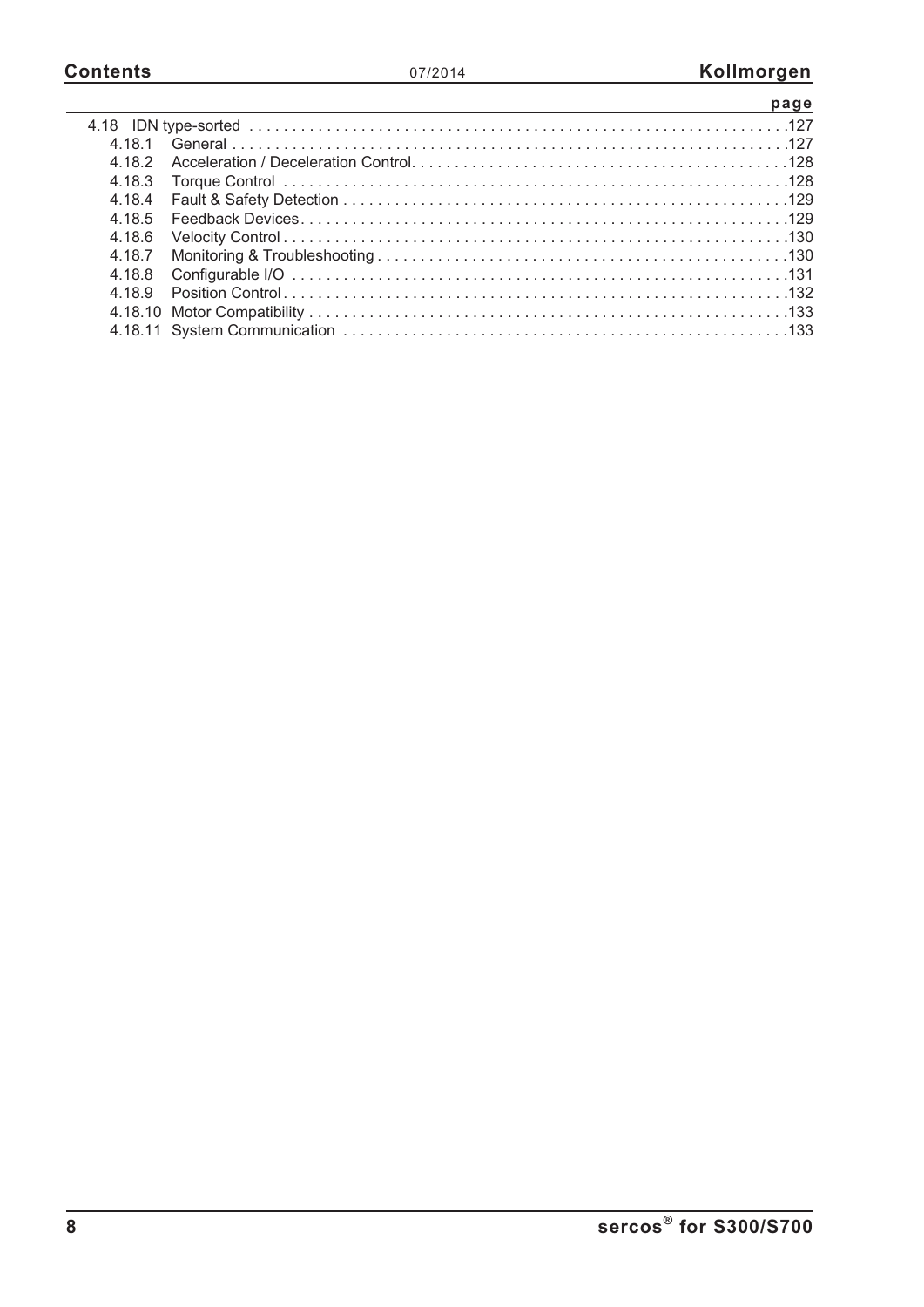| | | page |
|---|---|---|
| 4.18 | IDN type-sorted | 127 |
| 4.18.1 | General | 127 |
| 4.18.2 | Acceleration / Deceleration Control | 128 |
| 4.18.3 | Torque Control | 128 |
| 4.18.4 | Fault & Safety Detection | 129 |
| 4.18.5 | Feedback Devices | 129 |
| 4.18.6 | Velocity Control | 130 |
| 4.18.7 | Monitoring & Troubleshooting | 130 |
| 4.18.8 | Configurable I/O | 131 |
| 4.18.9 | Position Control | 132 |
| 4.18.10 | Motor Compatibility | 133 |
| 4.18.11 | System Communication | 133 |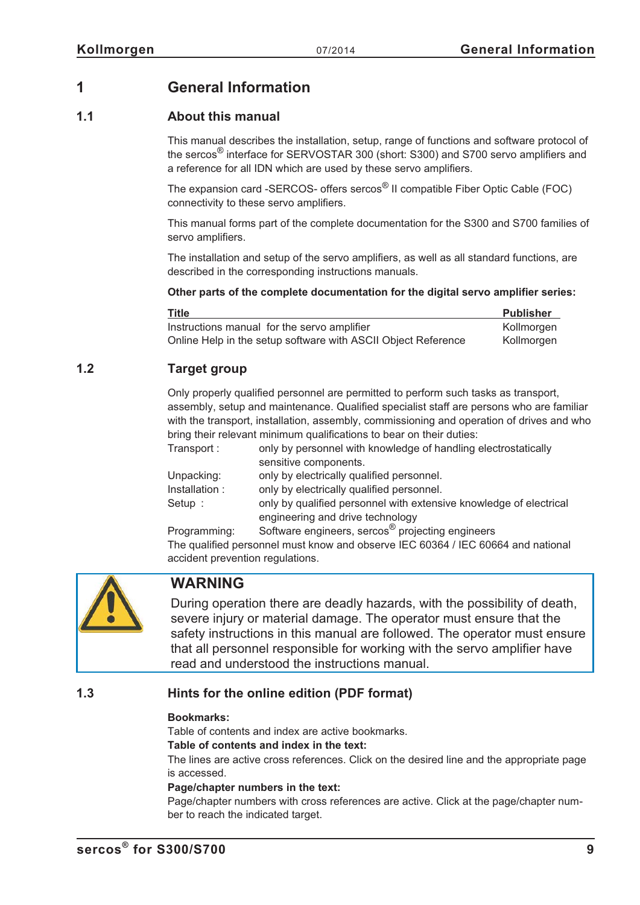# 1 General Information

## 1.1 About this manual

This manual describes the installation, setup, range of functions and software protocol of the sercos® interface for SERVOSTAR 300 (short: S300) and S700 servo amplifiers and a reference for all IDN which are used by these servo amplifiers.

The expansion card -SERCOS- offers sercos® II compatible Fiber Optic Cable (FOC) connectivity to these servo amplifiers.

This manual forms part of the complete documentation for the S300 and S700 families of servo amplifiers.

The installation and setup of the servo amplifiers, as well as all standard functions, are described in the corresponding instructions manuals.

**Other parts of the complete documentation for the digital servo amplifier series:**

| Title | Publisher |
|---|---|
| Instructions manual for the servo amplifier | Kollmorgen |
| Online Help in the setup software with ASCII Object Reference | Kollmorgen |

## 1.2 Target group

Only properly qualified personnel are permitted to perform such tasks as transport, assembly, setup and maintenance. Qualified specialist staff are persons who are familiar with the transport, installation, assembly, commissioning and operation of drives and who bring their relevant minimum qualifications to bear on their duties:

| | |
|---|---|
| Transport : | only by personnel with knowledge of handling electrostatically sensitive components. |
| Unpacking: | only by electrically qualified personnel. |
| Installation : | only by electrically qualified personnel. |
| Setup : | only by qualified personnel with extensive knowledge of electrical engineering and drive technology |
| Programming: | Software engineers, sercos® projecting engineers |

The qualified personnel must know and observe IEC 60364 / IEC 60664 and national accident prevention regulations.

**WARNING**

During operation there are deadly hazards, with the possibility of death, severe injury or material damage. The operator must ensure that the safety instructions in this manual are followed. The operator must ensure that all personnel responsible for working with the servo amplifier have read and understood the instructions manual.

## 1.3 Hints for the online edition (PDF format)

**Bookmarks:**
Table of contents and index are active bookmarks.

**Table of contents and index in the text:**
The lines are active cross references. Click on the desired line and the appropriate page is accessed.

**Page/chapter numbers in the text:**
Page/chapter numbers with cross references are active. Click at the page/chapter number to reach the indicated target.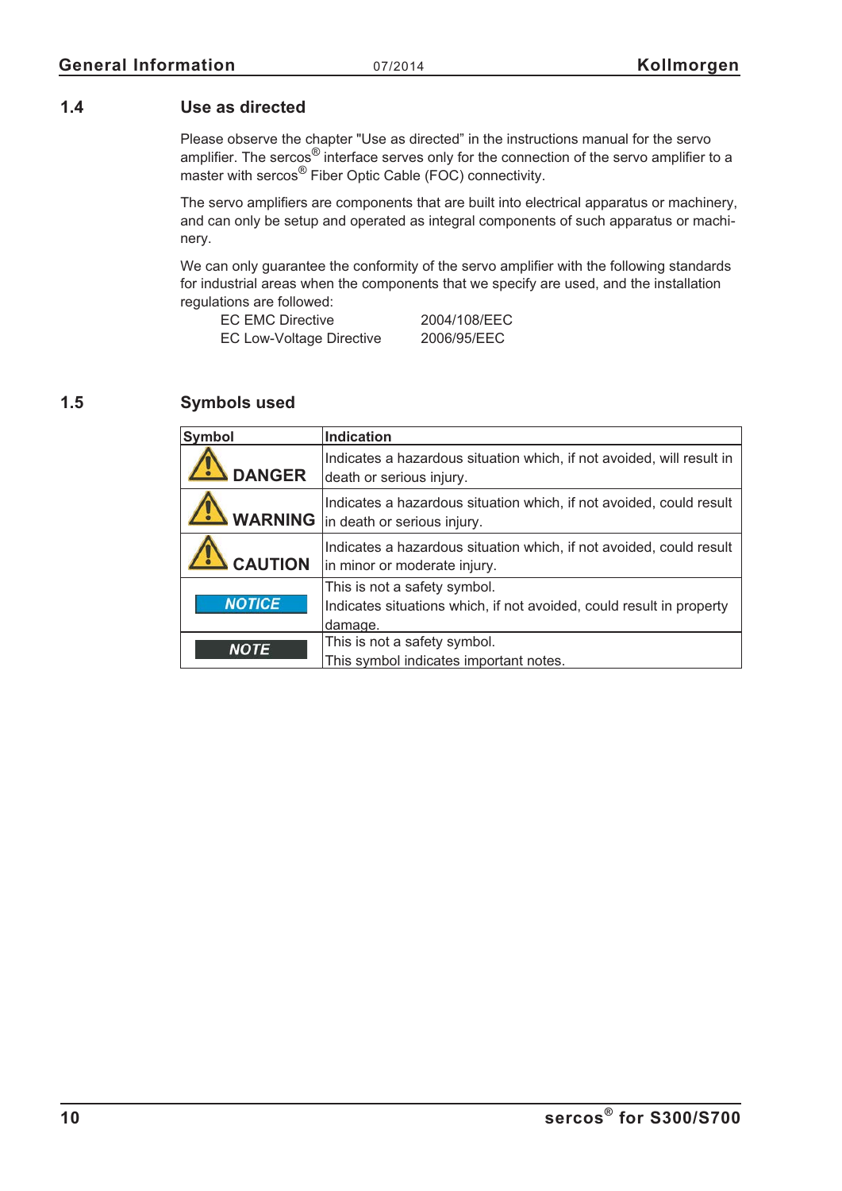## 1.4 Use as directed

Please observe the chapter "Use as directed" in the instructions manual for the servo amplifier. The sercos® interface serves only for the connection of the servo amplifier to a master with sercos® Fiber Optic Cable (FOC) connectivity.

The servo amplifiers are components that are built into electrical apparatus or machinery, and can only be setup and operated as integral components of such apparatus or machinery.

We can only guarantee the conformity of the servo amplifier with the following standards for industrial areas when the components that we specify are used, and the installation regulations are followed:

| | |
|---|---|
| EC EMC Directive | 2004/108/EEC |
| EC Low-Voltage Directive | 2006/95/EEC |

## 1.5 Symbols used

| Symbol | Indication |
|---|---|
| DANGER | Indicates a hazardous situation which, if not avoided, will result in death or serious injury. |
| WARNING | Indicates a hazardous situation which, if not avoided, could result in death or serious injury. |
| CAUTION | Indicates a hazardous situation which, if not avoided, could result in minor or moderate injury. |
| NOTICE | This is not a safety symbol.<br>Indicates situations which, if not avoided, could result in property damage. |
| NOTE | This is not a safety symbol.<br>This symbol indicates important notes. |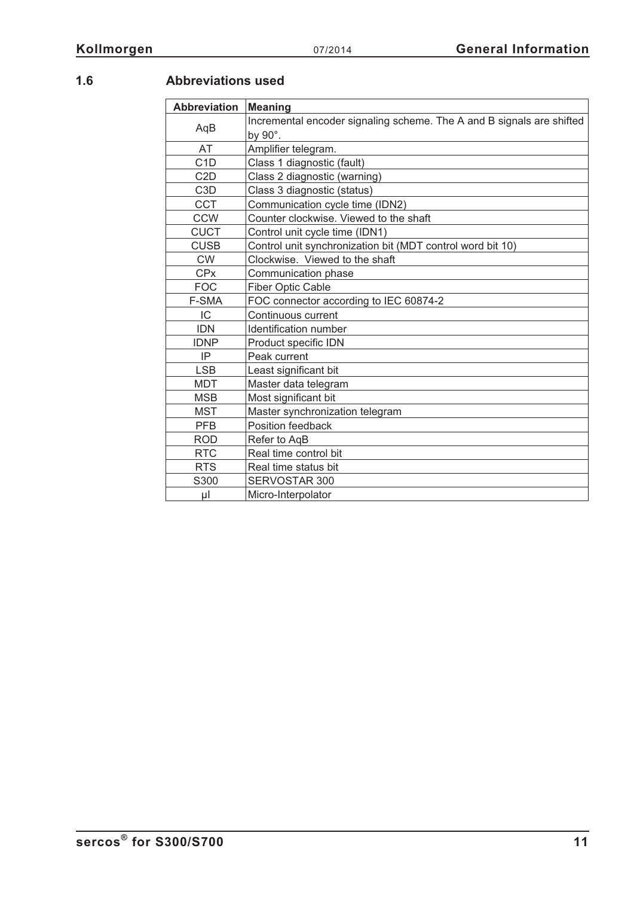## 1.6 Abbreviations used

| Abbreviation | Meaning |
|---|---|
| AqB | Incremental encoder signaling scheme. The A and B signals are shifted by 90°. |
| AT | Amplifier telegram. |
| C1D | Class 1 diagnostic (fault) |
| C2D | Class 2 diagnostic (warning) |
| C3D | Class 3 diagnostic (status) |
| CCT | Communication cycle time (IDN2) |
| CCW | Counter clockwise. Viewed to the shaft |
| CUCT | Control unit cycle time (IDN1) |
| CUSB | Control unit synchronization bit (MDT control word bit 10) |
| CW | Clockwise. Viewed to the shaft |
| CPx | Communication phase |
| FOC | Fiber Optic Cable |
| F-SMA | FOC connector according to IEC 60874-2 |
| IC | Continuous current |
| IDN | Identification number |
| IDNP | Product specific IDN |
| IP | Peak current |
| LSB | Least significant bit |
| MDT | Master data telegram |
| MSB | Most significant bit |
| MST | Master synchronization telegram |
| PFB | Position feedback |
| ROD | Refer to AqB |
| RTC | Real time control bit |
| RTS | Real time status bit |
| S300 | SERVOSTAR 300 |
| µI | Micro-Interpolator |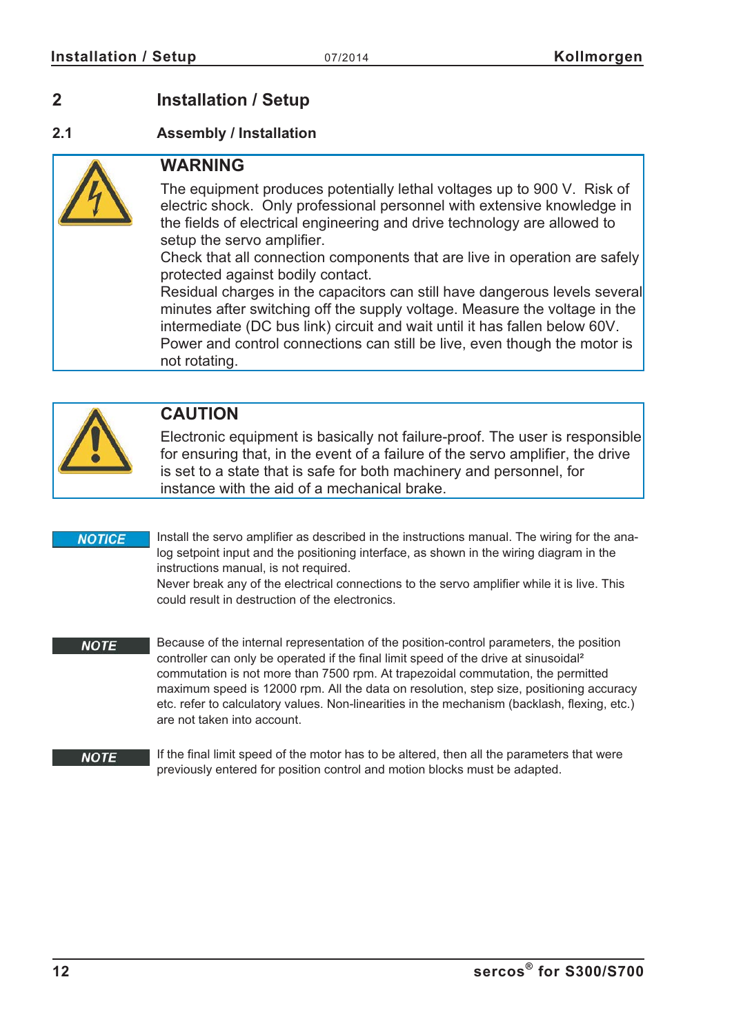# 2 Installation / Setup

## 2.1 Assembly / Installation

**WARNING**

The equipment produces potentially lethal voltages up to 900 V. Risk of electric shock. Only professional personnel with extensive knowledge in the fields of electrical engineering and drive technology are allowed to setup the servo amplifier.
Check that all connection components that are live in operation are safely protected against bodily contact.
Residual charges in the capacitors can still have dangerous levels several minutes after switching off the supply voltage. Measure the voltage in the intermediate (DC bus link) circuit and wait until it has fallen below 60V.
Power and control connections can still be live, even though the motor is not rotating.

**CAUTION**

Electronic equipment is basically not failure-proof. The user is responsible for ensuring that, in the event of a failure of the servo amplifier, the drive is set to a state that is safe for both machinery and personnel, for instance with the aid of a mechanical brake.

**NOTICE** Install the servo amplifier as described in the instructions manual. The wiring for the analog setpoint input and the positioning interface, as shown in the wiring diagram in the instructions manual, is not required.
Never break any of the electrical connections to the servo amplifier while it is live. This could result in destruction of the electronics.

**NOTE** Because of the internal representation of the position-control parameters, the position controller can only be operated if the final limit speed of the drive at sinusoidal² commutation is not more than 7500 rpm. At trapezoidal commutation, the permitted maximum speed is 12000 rpm. All the data on resolution, step size, positioning accuracy etc. refer to calculatory values. Non-linearities in the mechanism (backlash, flexing, etc.) are not taken into account.

**NOTE** If the final limit speed of the motor has to be altered, then all the parameters that were previously entered for position control and motion blocks must be adapted.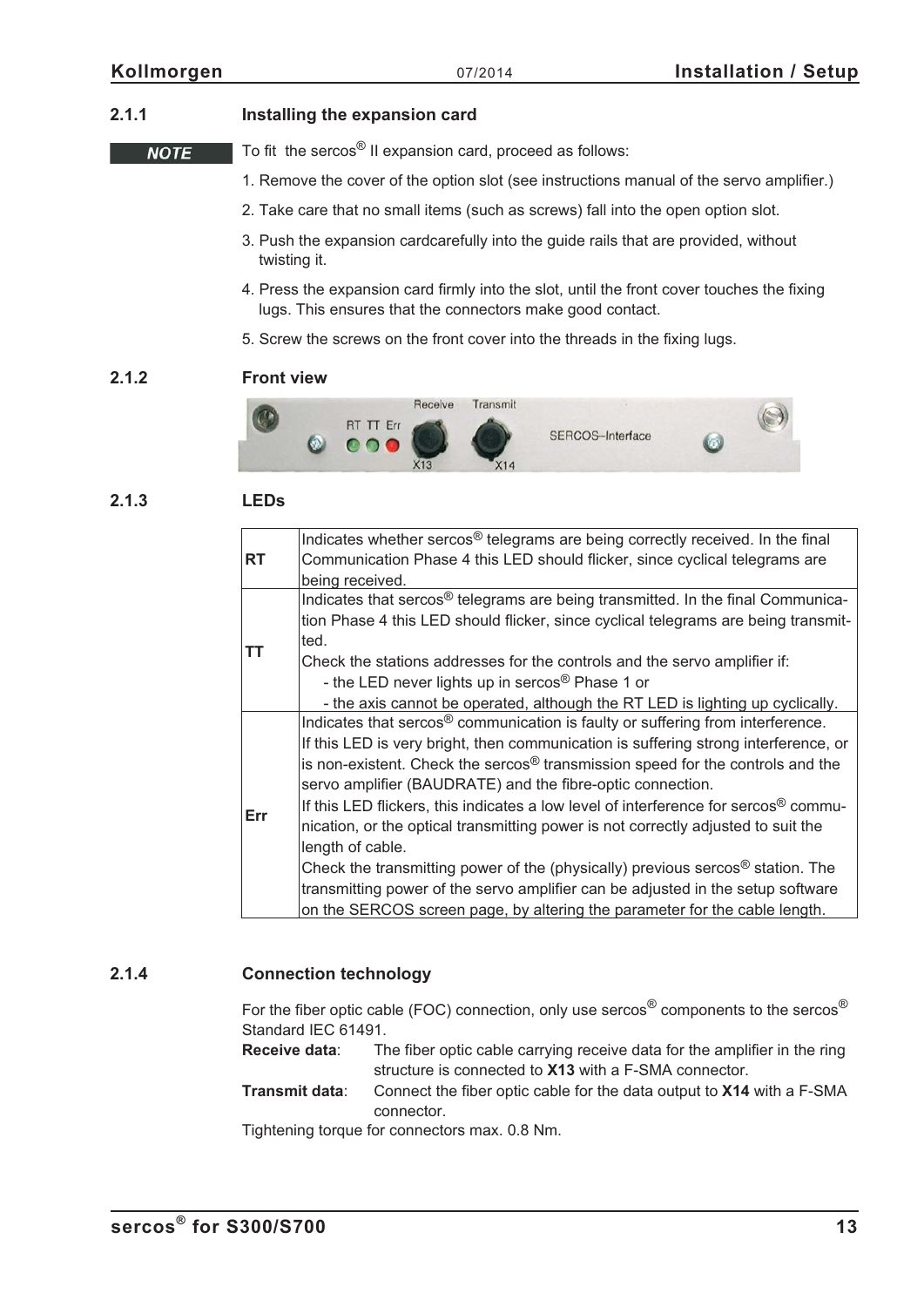### 2.1.1 Installing the expansion card

**NOTE**

To fit the sercos® II expansion card, proceed as follows:

1. Remove the cover of the option slot (see instructions manual of the servo amplifier.)
2. Take care that no small items (such as screws) fall into the open option slot.
3. Push the expansion cardcarefully into the guide rails that are provided, without twisting it.
4. Press the expansion card firmly into the slot, until the front cover touches the fixing lugs. This ensures that the connectors make good contact.
5. Screw the screws on the front cover into the threads in the fixing lugs.

### 2.1.2 Front view

### 2.1.3 LEDs

| | |
|---|---|
| **RT** | Indicates whether sercos® telegrams are being correctly received. In the final Communication Phase 4 this LED should flicker, since cyclical telegrams are being received. |
| **TT** | Indicates that sercos® telegrams are being transmitted. In the final Communication Phase 4 this LED should flicker, since cyclical telegrams are being transmitted.<br>Check the stations addresses for the controls and the servo amplifier if:<br>- the LED never lights up in sercos® Phase 1 or<br>- the axis cannot be operated, although the RT LED is lighting up cyclically. |
| **Err** | Indicates that sercos® communication is faulty or suffering from interference.<br>If this LED is very bright, then communication is suffering strong interference, or is non-existent. Check the sercos® transmission speed for the controls and the servo amplifier (BAUDRATE) and the fibre-optic connection.<br>If this LED flickers, this indicates a low level of interference for sercos® communication, or the optical transmitting power is not correctly adjusted to suit the length of cable.<br>Check the transmitting power of the (physically) previous sercos® station. The transmitting power of the servo amplifier can be adjusted in the setup software on the SERCOS screen page, by altering the parameter for the cable length. |

### 2.1.4 Connection technology

For the fiber optic cable (FOC) connection, only use sercos® components to the sercos® Standard IEC 61491.

**Receive data**: The fiber optic cable carrying receive data for the amplifier in the ring structure is connected to **X13** with a F-SMA connector.

**Transmit data**: Connect the fiber optic cable for the data output to **X14** with a F-SMA connector.

Tightening torque for connectors max. 0.8 Nm.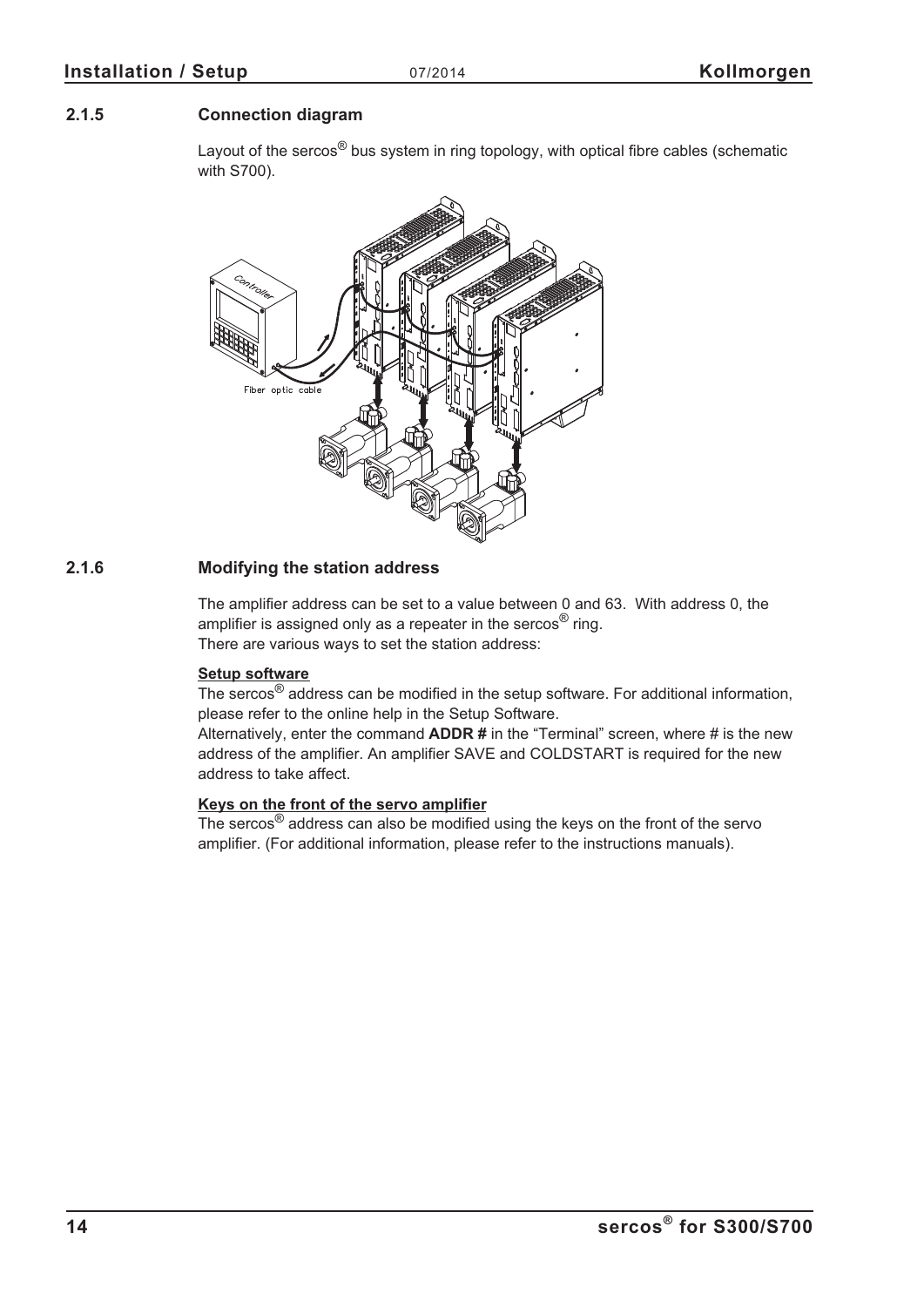### 2.1.5 Connection diagram

Layout of the sercos® bus system in ring topology, with optical fibre cables (schematic with S700).

### 2.1.6 Modifying the station address

The amplifier address can be set to a value between 0 and 63. With address 0, the amplifier is assigned only as a repeater in the sercos® ring.
There are various ways to set the station address:

**Setup software**
The sercos® address can be modified in the setup software. For additional information, please refer to the online help in the Setup Software.
Alternatively, enter the command **ADDR #** in the "Terminal" screen, where # is the new address of the amplifier. An amplifier SAVE and COLDSTART is required for the new address to take affect.

**Keys on the front of the servo amplifier**
The sercos® address can also be modified using the keys on the front of the servo amplifier. (For additional information, please refer to the instructions manuals).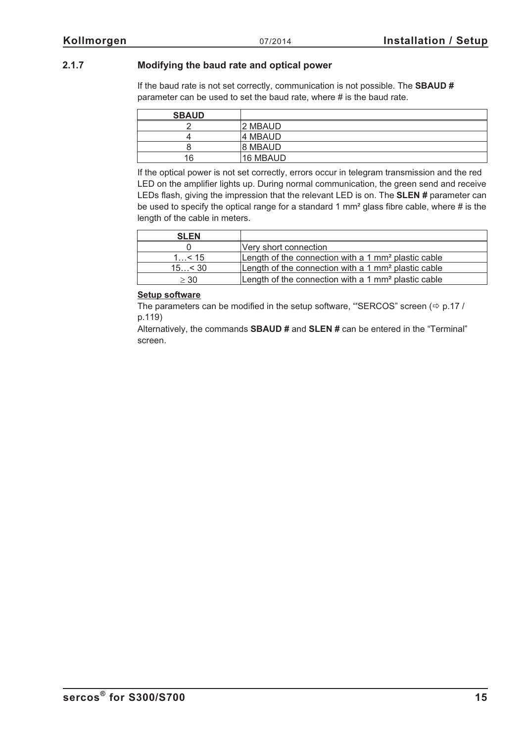### 2.1.7 Modifying the baud rate and optical power

If the baud rate is not set correctly, communication is not possible. The **SBAUD #** parameter can be used to set the baud rate, where # is the baud rate.

| SBAUD | |
|---|---|
| 2 | 2 MBAUD |
| 4 | 4 MBAUD |
| 8 | 8 MBAUD |
| 16 | 16 MBAUD |

If the optical power is not set correctly, errors occur in telegram transmission and the red LED on the amplifier lights up. During normal communication, the green send and receive LEDs flash, giving the impression that the relevant LED is on. The **SLEN #** parameter can be used to specify the optical range for a standard 1 mm² glass fibre cable, where # is the length of the cable in meters.

| SLEN | |
|---|---|
| 0 | Very short connection |
| 1…< 15 | Length of the connection with a 1 mm² plastic cable |
| 15…< 30 | Length of the connection with a 1 mm² plastic cable |
| ≥ 30 | Length of the connection with a 1 mm² plastic cable |

**Setup software**

The parameters can be modified in the setup software, "'SERCOS" screen (⇨ p.17 / p.119)

Alternatively, the commands **SBAUD #** and **SLEN #** can be entered in the "Terminal" screen.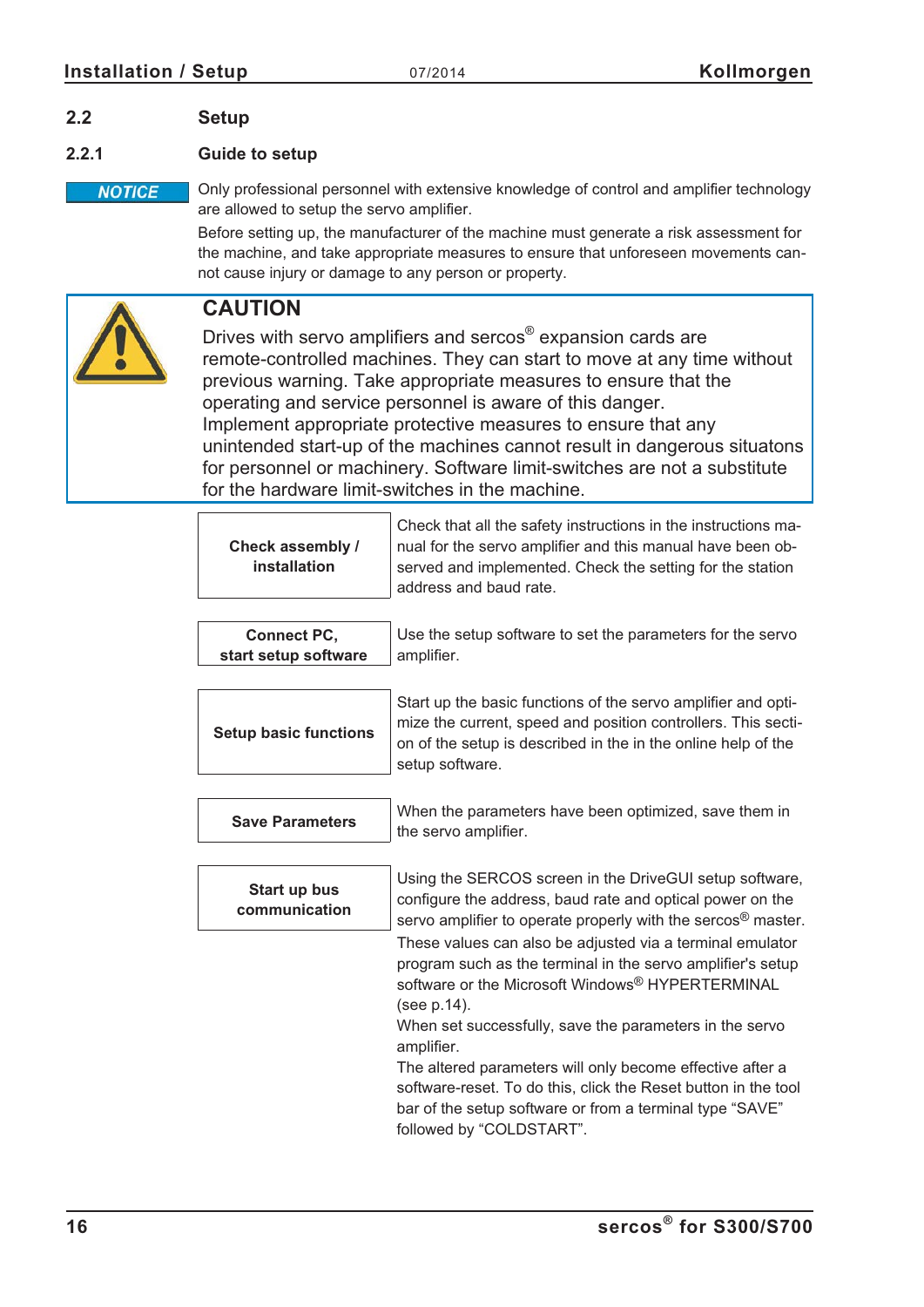## 2.2 Setup

### 2.2.1 Guide to setup

**NOTICE** Only professional personnel with extensive knowledge of control and amplifier technology are allowed to setup the servo amplifier.

Before setting up, the manufacturer of the machine must generate a risk assessment for the machine, and take appropriate measures to ensure that unforeseen movements cannot cause injury or damage to any person or property.

**CAUTION**

Drives with servo amplifiers and sercos® expansion cards are remote-controlled machines. They can start to move at any time without previous warning. Take appropriate measures to ensure that the operating and service personnel is aware of this danger.
Implement appropriate protective measures to ensure that any unintended start-up of the machines cannot result in dangerous situatons for personnel or machinery. Software limit-switches are not a substitute for the hardware limit-switches in the machine.

| Step | Description |
| --- | --- |
| **Check assembly / installation** | Check that all the safety instructions in the instructions manual for the servo amplifier and this manual have been observed and implemented. Check the setting for the station address and baud rate. |
| **Connect PC, start setup software** | Use the setup software to set the parameters for the servo amplifier. |
| **Setup basic functions** | Start up the basic functions of the servo amplifier and optimize the current, speed and position controllers. This section of the setup is described in the in the online help of the setup software. |
| **Save Parameters** | When the parameters have been optimized, save them in the servo amplifier. |
| **Start up bus communication** | Using the SERCOS screen in the DriveGUI setup software, configure the address, baud rate and optical power on the servo amplifier to operate properly with the sercos® master. These values can also be adjusted via a terminal emulator program such as the terminal in the servo amplifier's setup software or the Microsoft Windows® HYPERTERMINAL (see p.14). When set successfully, save the parameters in the servo amplifier. The altered parameters will only become effective after a software-reset. To do this, click the Reset button in the tool bar of the setup software or from a terminal type "SAVE" followed by "COLDSTART". |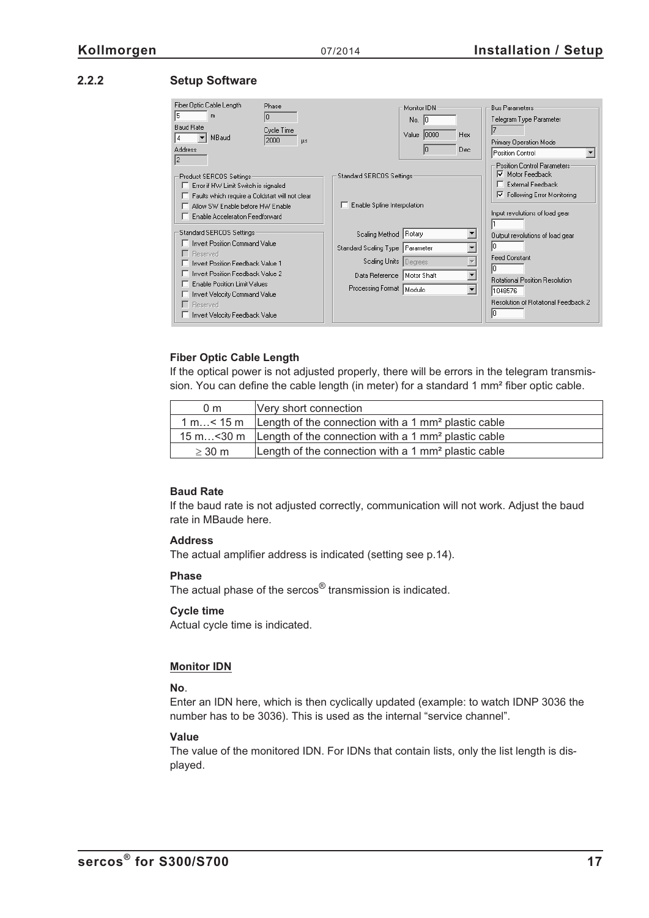## 2.2.2 Setup Software

**Fiber Optic Cable Length**

If the optical power is not adjusted properly, there will be errors in the telegram transmission. You can define the cable length (in meter) for a standard 1 mm² fiber optic cable.

| | |
|---|---|
| 0 m | Very short connection |
| 1 m…< 15 m | Length of the connection with a 1 mm² plastic cable |
| 15 m…<30 m | Length of the connection with a 1 mm² plastic cable |
| ≥ 30 m | Length of the connection with a 1 mm² plastic cable |

**Baud Rate**

If the baud rate is not adjusted correctly, communication will not work. Adjust the baud rate in MBaude here.

**Address**

The actual amplifier address is indicated (setting see p.14).

**Phase**

The actual phase of the sercos® transmission is indicated.

**Cycle time**

Actual cycle time is indicated.

**Monitor IDN**

**No**.

Enter an IDN here, which is then cyclically updated (example: to watch IDNP 3036 the number has to be 3036). This is used as the internal "service channel".

**Value**

The value of the monitored IDN. For IDNs that contain lists, only the list length is displayed.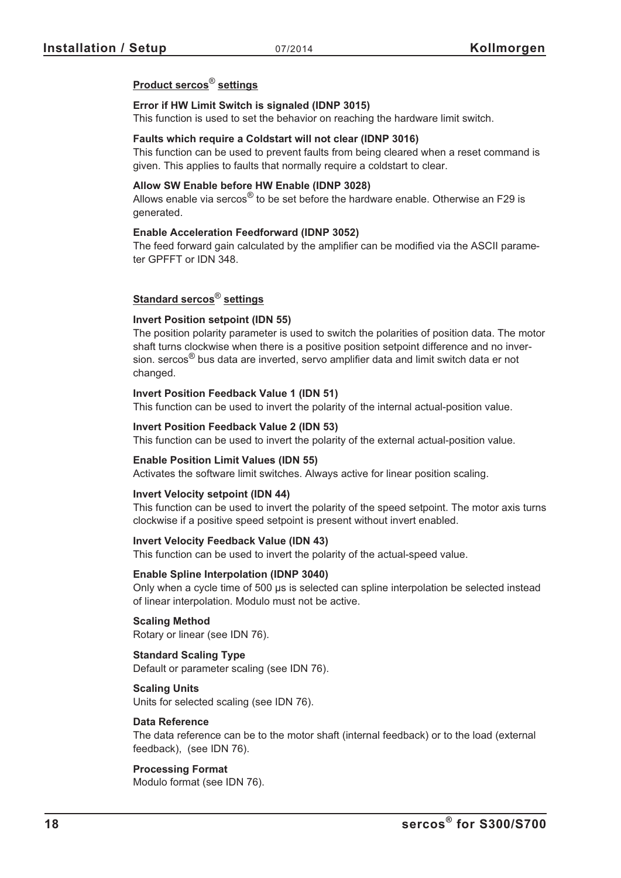## Product sercos® settings

**Error if HW Limit Switch is signaled (IDNP 3015)**
This function is used to set the behavior on reaching the hardware limit switch.

**Faults which require a Coldstart will not clear (IDNP 3016)**
This function can be used to prevent faults from being cleared when a reset command is given. This applies to faults that normally require a coldstart to clear.

**Allow SW Enable before HW Enable (IDNP 3028)**
Allows enable via sercos® to be set before the hardware enable. Otherwise an F29 is generated.

**Enable Acceleration Feedforward (IDNP 3052)**
The feed forward gain calculated by the amplifier can be modified via the ASCII parameter GPFFT or IDN 348.

## Standard sercos® settings

**Invert Position setpoint (IDN 55)**
The position polarity parameter is used to switch the polarities of position data. The motor shaft turns clockwise when there is a positive position setpoint difference and no inversion. sercos® bus data are inverted, servo amplifier data and limit switch data er not changed.

**Invert Position Feedback Value 1 (IDN 51)**
This function can be used to invert the polarity of the internal actual-position value.

**Invert Position Feedback Value 2 (IDN 53)**
This function can be used to invert the polarity of the external actual-position value.

**Enable Position Limit Values (IDN 55)**
Activates the software limit switches. Always active for linear position scaling.

**Invert Velocity setpoint (IDN 44)**
This function can be used to invert the polarity of the speed setpoint. The motor axis turns clockwise if a positive speed setpoint is present without invert enabled.

**Invert Velocity Feedback Value (IDN 43)**
This function can be used to invert the polarity of the actual-speed value.

**Enable Spline Interpolation (IDNP 3040)**
Only when a cycle time of 500 µs is selected can spline interpolation be selected instead of linear interpolation. Modulo must not be active.

**Scaling Method**
Rotary or linear (see IDN 76).

**Standard Scaling Type**
Default or parameter scaling (see IDN 76).

**Scaling Units**
Units for selected scaling (see IDN 76).

**Data Reference**
The data reference can be to the motor shaft (internal feedback) or to the load (external feedback), (see IDN 76).

**Processing Format**
Modulo format (see IDN 76).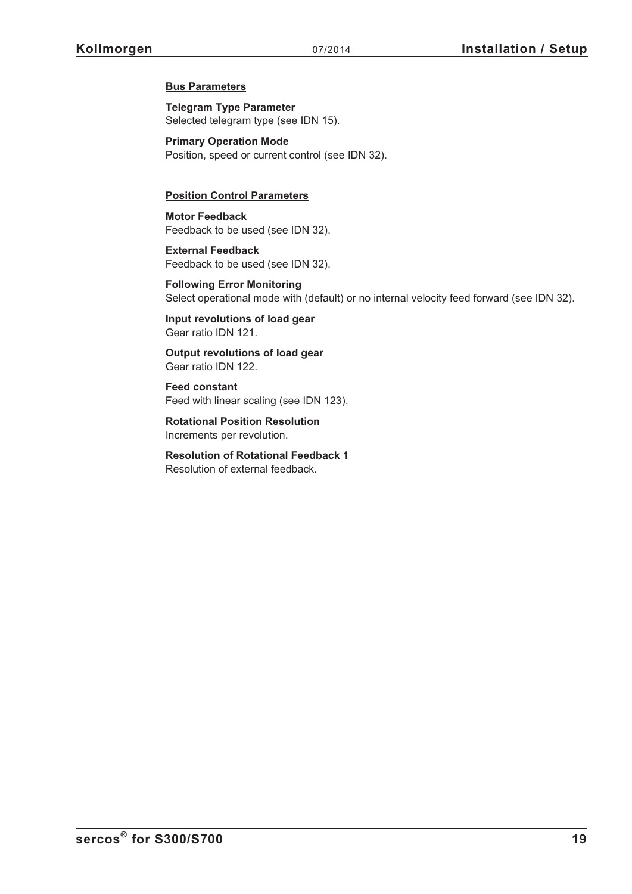**Bus Parameters**

**Telegram Type Parameter**
Selected telegram type (see IDN 15).

**Primary Operation Mode**
Position, speed or current control (see IDN 32).

**Position Control Parameters**

**Motor Feedback**
Feedback to be used (see IDN 32).

**External Feedback**
Feedback to be used (see IDN 32).

**Following Error Monitoring**
Select operational mode with (default) or no internal velocity feed forward (see IDN 32).

**Input revolutions of load gear**
Gear ratio IDN 121.

**Output revolutions of load gear**
Gear ratio IDN 122.

**Feed constant**
Feed with linear scaling (see IDN 123).

**Rotational Position Resolution**
Increments per revolution.

**Resolution of Rotational Feedback 1**
Resolution of external feedback.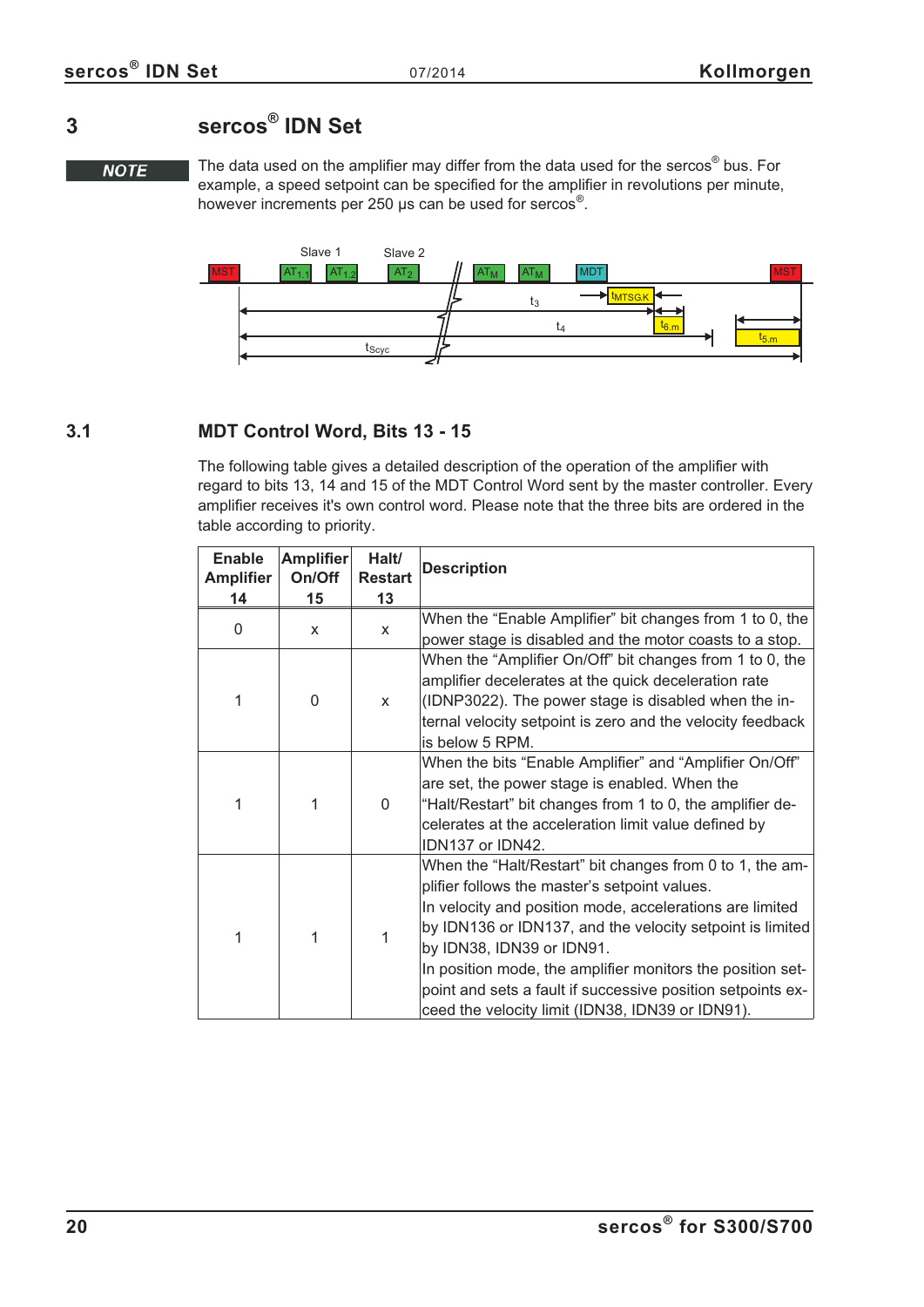# 3 sercos® IDN Set

**NOTE**

The data used on the amplifier may differ from the data used for the sercos® bus. For example, a speed setpoint can be specified for the amplifier in revolutions per minute, however increments per 250 µs can be used for sercos®.

## 3.1 MDT Control Word, Bits 13 - 15

The following table gives a detailed description of the operation of the amplifier with regard to bits 13, 14 and 15 of the MDT Control Word sent by the master controller. Every amplifier receives it's own control word. Please note that the three bits are ordered in the table according to priority.

| Enable Amplifier 14 | Amplifier On/Off 15 | Halt/ Restart 13 | Description |
|---|---|---|---|
| 0 | x | x | When the "Enable Amplifier" bit changes from 1 to 0, the power stage is disabled and the motor coasts to a stop. |
| 1 | 0 | x | When the "Amplifier On/Off" bit changes from 1 to 0, the amplifier decelerates at the quick deceleration rate (IDNP3022). The power stage is disabled when the internal velocity setpoint is zero and the velocity feedback is below 5 RPM. |
| 1 | 1 | 0 | When the bits "Enable Amplifier" and "Amplifier On/Off" are set, the power stage is enabled. When the "Halt/Restart" bit changes from 1 to 0, the amplifier decelerates at the acceleration limit value defined by IDN137 or IDN42. |
| 1 | 1 | 1 | When the "Halt/Restart" bit changes from 0 to 1, the amplifier follows the master's setpoint values. In velocity and position mode, accelerations are limited by IDN136 or IDN137, and the velocity setpoint is limited by IDN38, IDN39 or IDN91. In position mode, the amplifier monitors the position setpoint and sets a fault if successive position setpoints exceed the velocity limit (IDN38, IDN39 or IDN91). |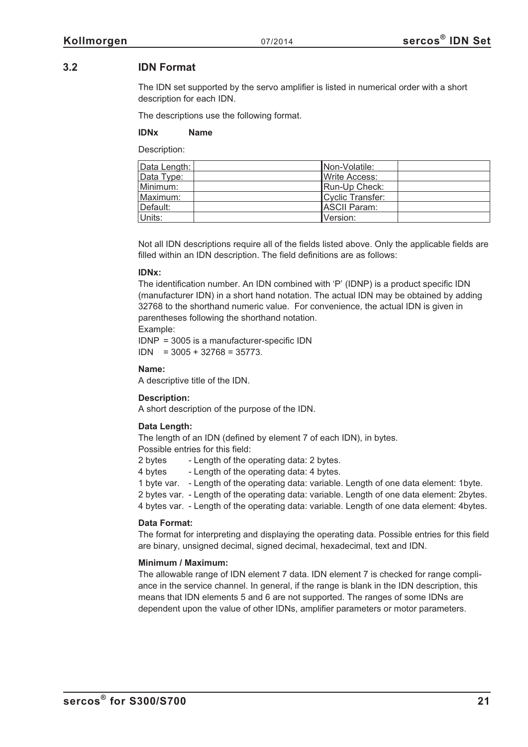## 3.2 IDN Format

The IDN set supported by the servo amplifier is listed in numerical order with a short description for each IDN.

The descriptions use the following format.

**IDNx Name**

Description:

| Data Length: | | Non-Volatile: | |
|---|---|---|---|
| Data Type: | | Write Access: | |
| Minimum: | | Run-Up Check: | |
| Maximum: | | Cyclic Transfer: | |
| Default: | | ASCII Param: | |
| Units: | | Version: | |

Not all IDN descriptions require all of the fields listed above. Only the applicable fields are filled within an IDN description. The field definitions are as follows:

**IDNx:**
The identification number. An IDN combined with 'P' (IDNP) is a product specific IDN (manufacturer IDN) in a short hand notation. The actual IDN may be obtained by adding 32768 to the shorthand numeric value. For convenience, the actual IDN is given in parentheses following the shorthand notation.
Example:
IDNP = 3005 is a manufacturer-specific IDN
IDN = 3005 + 32768 = 35773.

**Name:**
A descriptive title of the IDN.

**Description:**
A short description of the purpose of the IDN.

**Data Length:**
The length of an IDN (defined by element 7 of each IDN), in bytes.
Possible entries for this field:
2 bytes - Length of the operating data: 2 bytes.
4 bytes - Length of the operating data: 4 bytes.
1 byte var. - Length of the operating data: variable. Length of one data element: 1byte.
2 bytes var. - Length of the operating data: variable. Length of one data element: 2bytes.
4 bytes var. - Length of the operating data: variable. Length of one data element: 4bytes.

**Data Format:**
The format for interpreting and displaying the operating data. Possible entries for this field are binary, unsigned decimal, signed decimal, hexadecimal, text and IDN.

**Minimum / Maximum:**
The allowable range of IDN element 7 data. IDN element 7 is checked for range compliance in the service channel. In general, if the range is blank in the IDN description, this means that IDN elements 5 and 6 are not supported. The ranges of some IDNs are dependent upon the value of other IDNs, amplifier parameters or motor parameters.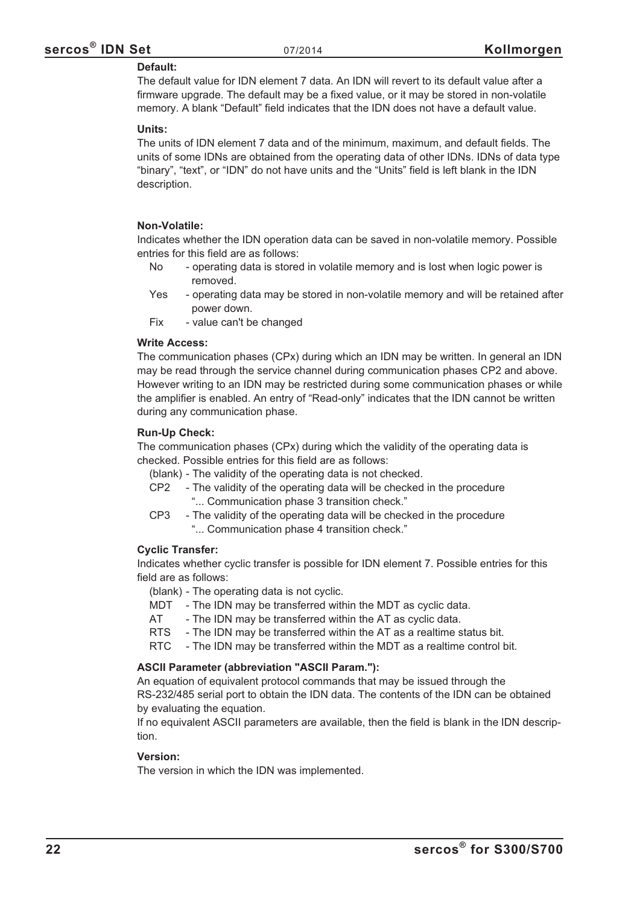**Default:**

The default value for IDN element 7 data. An IDN will revert to its default value after a firmware upgrade. The default may be a fixed value, or it may be stored in non-volatile memory. A blank "Default" field indicates that the IDN does not have a default value.

**Units:**

The units of IDN element 7 data and of the minimum, maximum, and default fields. The units of some IDNs are obtained from the operating data of other IDNs. IDNs of data type "binary", "text", or "IDN" do not have units and the "Units" field is left blank in the IDN description.

**Non-Volatile:**

Indicates whether the IDN operation data can be saved in non-volatile memory. Possible entries for this field are as follows:

- No - operating data is stored in volatile memory and is lost when logic power is removed.
- Yes - operating data may be stored in non-volatile memory and will be retained after power down.
- Fix - value can't be changed

**Write Access:**

The communication phases (CPx) during which an IDN may be written. In general an IDN may be read through the service channel during communication phases CP2 and above. However writing to an IDN may be restricted during some communication phases or while the amplifier is enabled. An entry of "Read-only" indicates that the IDN cannot be written during any communication phase.

**Run-Up Check:**

The communication phases (CPx) during which the validity of the operating data is checked. Possible entries for this field are as follows:

- (blank) - The validity of the operating data is not checked.
- CP2 - The validity of the operating data will be checked in the procedure "... Communication phase 3 transition check."
- CP3 - The validity of the operating data will be checked in the procedure "... Communication phase 4 transition check."

**Cyclic Transfer:**

Indicates whether cyclic transfer is possible for IDN element 7. Possible entries for this field are as follows:

- (blank) - The operating data is not cyclic.
- MDT - The IDN may be transferred within the MDT as cyclic data.
- AT - The IDN may be transferred within the AT as cyclic data.
- RTS - The IDN may be transferred within the AT as a realtime status bit.
- RTC - The IDN may be transferred within the MDT as a realtime control bit.

**ASCII Parameter (abbreviation "ASCII Param."):**

An equation of equivalent protocol commands that may be issued through the RS-232/485 serial port to obtain the IDN data. The contents of the IDN can be obtained by evaluating the equation.

If no equivalent ASCII parameters are available, then the field is blank in the IDN description.

**Version:**

The version in which the IDN was implemented.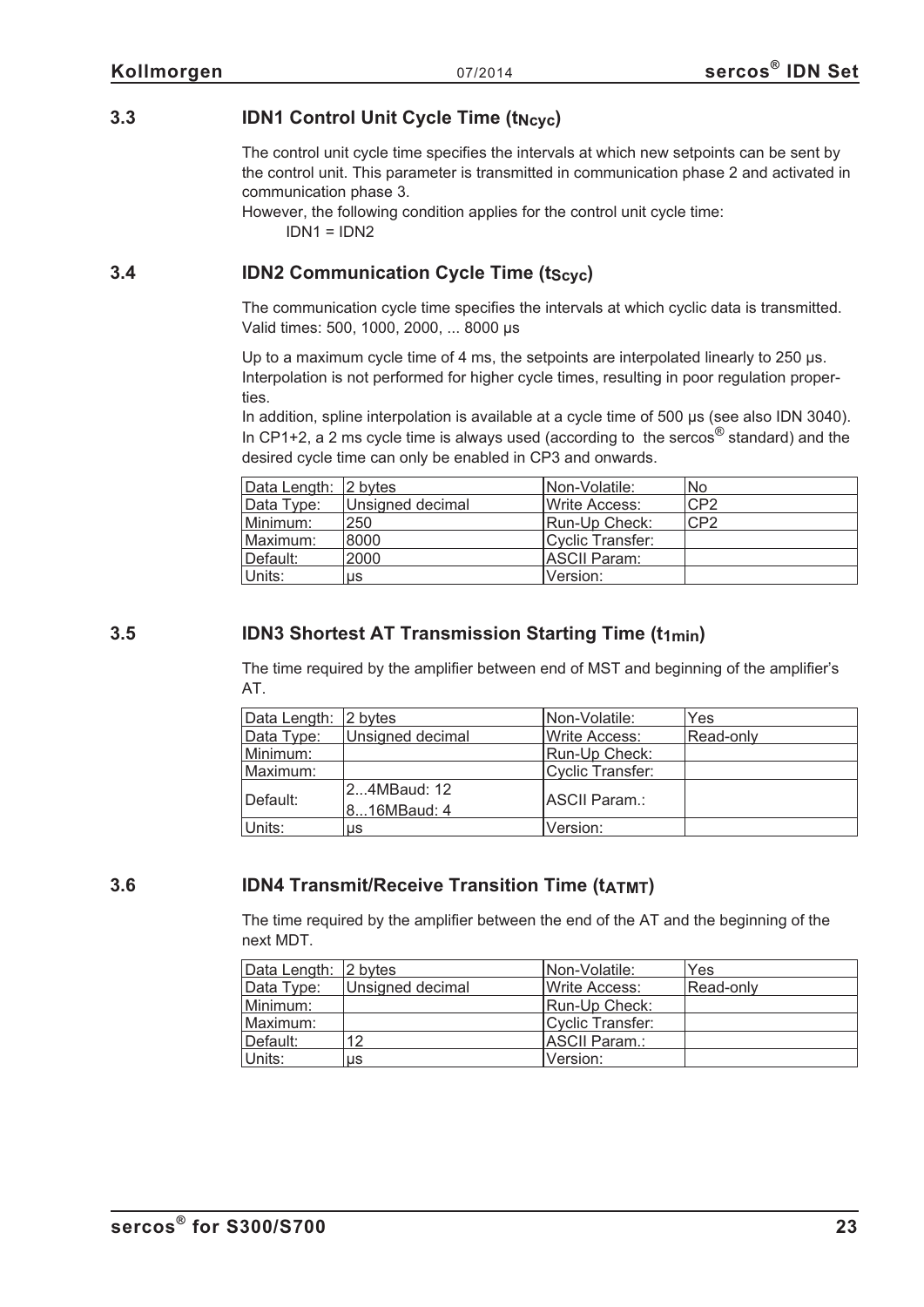## 3.3 IDN1 Control Unit Cycle Time ($t_{Ncyc}$)

The control unit cycle time specifies the intervals at which new setpoints can be sent by the control unit. This parameter is transmitted in communication phase 2 and activated in communication phase 3.
However, the following condition applies for the control unit cycle time:
IDN1 = IDN2

## 3.4 IDN2 Communication Cycle Time ($t_{Scyc}$)

The communication cycle time specifies the intervals at which cyclic data is transmitted. Valid times: 500, 1000, 2000, ... 8000 µs

Up to a maximum cycle time of 4 ms, the setpoints are interpolated linearly to 250 µs. Interpolation is not performed for higher cycle times, resulting in poor regulation properties.
In addition, spline interpolation is available at a cycle time of 500 µs (see also IDN 3040). In CP1+2, a 2 ms cycle time is always used (according to the sercos® standard) and the desired cycle time can only be enabled in CP3 and onwards.

| Data Length: | 2 bytes | Non-Volatile: | No |
|---|---|---|---|
| Data Type: | Unsigned decimal | Write Access: | CP2 |
| Minimum: | 250 | Run-Up Check: | CP2 |
| Maximum: | 8000 | Cyclic Transfer: | |
| Default: | 2000 | ASCII Param: | |
| Units: | µs | Version: | |

## 3.5 IDN3 Shortest AT Transmission Starting Time ($t_{1min}$)

The time required by the amplifier between end of MST and beginning of the amplifier's AT.

| Data Length: | 2 bytes | Non-Volatile: | Yes |
|---|---|---|---|
| Data Type: | Unsigned decimal | Write Access: | Read-only |
| Minimum: | | Run-Up Check: | |
| Maximum: | | Cyclic Transfer: | |
| Default: | 2...4MBaud: 12<br>8...16MBaud: 4 | ASCII Param.: | |
| Units: | µs | Version: | |

## 3.6 IDN4 Transmit/Receive Transition Time ($t_{ATMT}$)

The time required by the amplifier between the end of the AT and the beginning of the next MDT.

| Data Length: | 2 bytes | Non-Volatile: | Yes |
|---|---|---|---|
| Data Type: | Unsigned decimal | Write Access: | Read-only |
| Minimum: | | Run-Up Check: | |
| Maximum: | | Cyclic Transfer: | |
| Default: | 12 | ASCII Param.: | |
| Units: | µs | Version: | |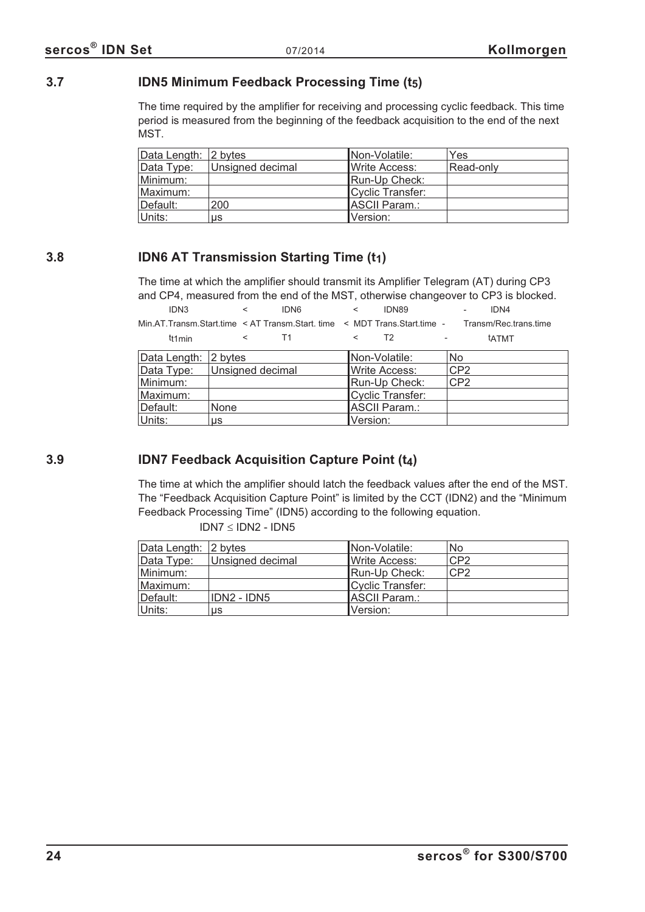### 3.7 IDN5 Minimum Feedback Processing Time ($t_5$)

The time required by the amplifier for receiving and processing cyclic feedback. This time period is measured from the beginning of the feedback acquisition to the end of the next MST.

| Data Length: | 2 bytes | Non-Volatile: | Yes |
|---|---|---|---|
| Data Type: | Unsigned decimal | Write Access: | Read-only |
| Minimum: | | Run-Up Check: | |
| Maximum: | | Cyclic Transfer: | |
| Default: | 200 | ASCII Param.: | |
| Units: | µs | Version: | |

### 3.8 IDN6 AT Transmission Starting Time ($t_1$)

The time at which the amplifier should transmit its Amplifier Telegram (AT) during CP3 and CP4, measured from the end of the MST, otherwise changeover to CP3 is blocked.

| IDN3 | < | IDN6 | < | IDN89 | - | IDN4 |
|---|---|---|---|---|---|---|
| Min.AT.Transm.Start.time | < | AT Transm.Start. time | < | MDT Trans.Start.time | - | Transm/Rec.trans.time |
| $t_{t1min}$ | < | T1 | < | T2 | - | $t_{ATMT}$ |

| Data Length: | 2 bytes | Non-Volatile: | No |
|---|---|---|---|
| Data Type: | Unsigned decimal | Write Access: | CP2 |
| Minimum: | | Run-Up Check: | CP2 |
| Maximum: | | Cyclic Transfer: | |
| Default: | None | ASCII Param.: | |
| Units: | µs | Version: | |

### 3.9 IDN7 Feedback Acquisition Capture Point ($t_4$)

The time at which the amplifier should latch the feedback values after the end of the MST. The "Feedback Acquisition Capture Point" is limited by the CCT (IDN2) and the "Minimum Feedback Processing Time" (IDN5) according to the following equation.

$$IDN7 \leq IDN2 - IDN5$$

| Data Length: | 2 bytes | Non-Volatile: | No |
|---|---|---|---|
| Data Type: | Unsigned decimal | Write Access: | CP2 |
| Minimum: | | Run-Up Check: | CP2 |
| Maximum: | | Cyclic Transfer: | |
| Default: | IDN2 - IDN5 | ASCII Param.: | |
| Units: | µs | Version: | |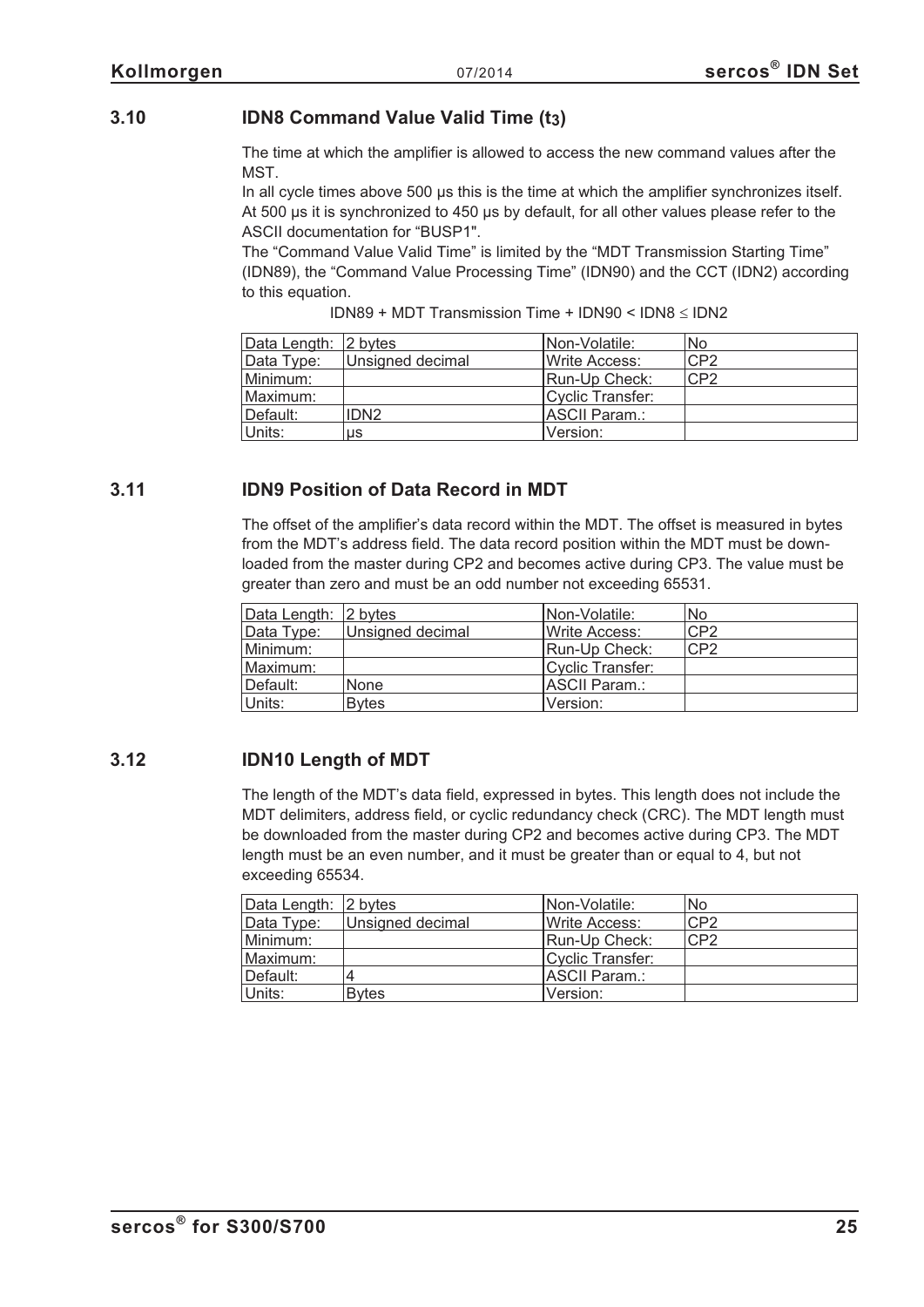### 3.10 IDN8 Command Value Valid Time ($t_3$)

The time at which the amplifier is allowed to access the new command values after the MST.

In all cycle times above 500 µs this is the time at which the amplifier synchronizes itself. At 500 µs it is synchronized to 450 µs by default, for all other values please refer to the ASCII documentation for “BUSP1".

The “Command Value Valid Time” is limited by the “MDT Transmission Starting Time” (IDN89), the “Command Value Processing Time” (IDN90) and the CCT (IDN2) according to this equation.

$$\text{IDN89} + \text{MDT Transmission Time} + \text{IDN90} < \text{IDN8} \leq \text{IDN2}$$

| | | | |
|---|---|---|---|
| Data Length: | 2 bytes | Non-Volatile: | No |
| Data Type: | Unsigned decimal | Write Access: | CP2 |
| Minimum: | | Run-Up Check: | CP2 |
| Maximum: | | Cyclic Transfer: | |
| Default: | IDN2 | ASCII Param.: | |
| Units: | µs | Version: | |

### 3.11 IDN9 Position of Data Record in MDT

The offset of the amplifier’s data record within the MDT. The offset is measured in bytes from the MDT’s address field. The data record position within the MDT must be downloaded from the master during CP2 and becomes active during CP3. The value must be greater than zero and must be an odd number not exceeding 65531.

| | | | |
|---|---|---|---|
| Data Length: | 2 bytes | Non-Volatile: | No |
| Data Type: | Unsigned decimal | Write Access: | CP2 |
| Minimum: | | Run-Up Check: | CP2 |
| Maximum: | | Cyclic Transfer: | |
| Default: | None | ASCII Param.: | |
| Units: | Bytes | Version: | |

### 3.12 IDN10 Length of MDT

The length of the MDT’s data field, expressed in bytes. This length does not include the MDT delimiters, address field, or cyclic redundancy check (CRC). The MDT length must be downloaded from the master during CP2 and becomes active during CP3. The MDT length must be an even number, and it must be greater than or equal to 4, but not exceeding 65534.

| | | | |
|---|---|---|---|
| Data Length: | 2 bytes | Non-Volatile: | No |
| Data Type: | Unsigned decimal | Write Access: | CP2 |
| Minimum: | | Run-Up Check: | CP2 |
| Maximum: | | Cyclic Transfer: | |
| Default: | 4 | ASCII Param.: | |
| Units: | Bytes | Version: | |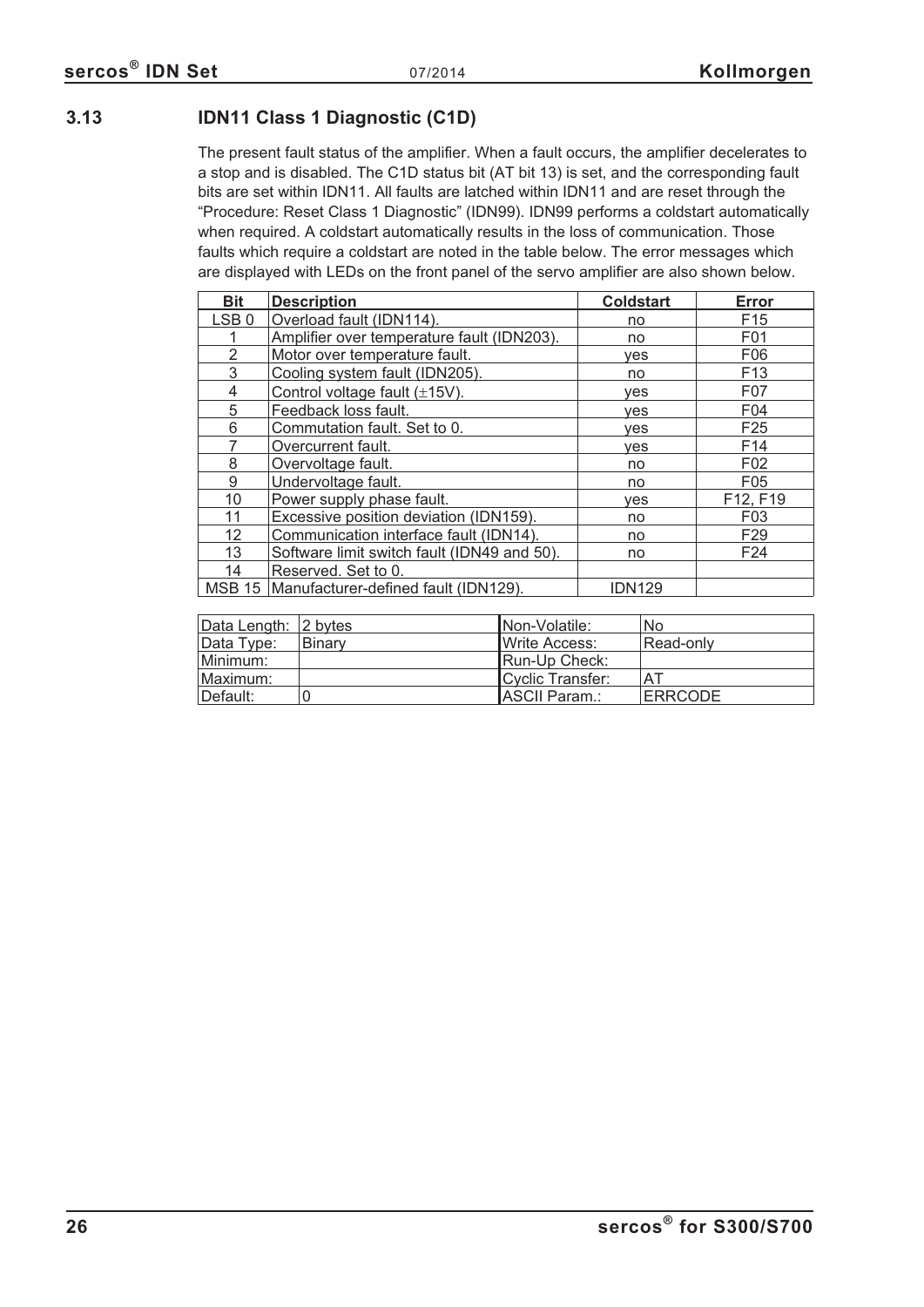## 3.13 IDN11 Class 1 Diagnostic (C1D)

The present fault status of the amplifier. When a fault occurs, the amplifier decelerates to a stop and is disabled. The C1D status bit (AT bit 13) is set, and the corresponding fault bits are set within IDN11. All faults are latched within IDN11 and are reset through the "Procedure: Reset Class 1 Diagnostic" (IDN99). IDN99 performs a coldstart automatically when required. A coldstart automatically results in the loss of communication. Those faults which require a coldstart are noted in the table below. The error messages which are displayed with LEDs on the front panel of the servo amplifier are also shown below.

| Bit | Description | Coldstart | Error |
|---|---|---|---|
| LSB 0 | Overload fault (IDN114). | no | F15 |
| 1 | Amplifier over temperature fault (IDN203). | no | F01 |
| 2 | Motor over temperature fault. | yes | F06 |
| 3 | Cooling system fault (IDN205). | no | F13 |
| 4 | Control voltage fault (±15V). | yes | F07 |
| 5 | Feedback loss fault. | yes | F04 |
| 6 | Commutation fault. Set to 0. | yes | F25 |
| 7 | Overcurrent fault. | yes | F14 |
| 8 | Overvoltage fault. | no | F02 |
| 9 | Undervoltage fault. | no | F05 |
| 10 | Power supply phase fault. | yes | F12, F19 |
| 11 | Excessive position deviation (IDN159). | no | F03 |
| 12 | Communication interface fault (IDN14). | no | F29 |
| 13 | Software limit switch fault (IDN49 and 50). | no | F24 |
| 14 | Reserved. Set to 0. | | |
| MSB 15 | Manufacturer-defined fault (IDN129). | IDN129 | |

| Data Length: | 2 bytes | Non-Volatile: | No |
|---|---|---|---|
| Data Type: | Binary | Write Access: | Read-only |
| Minimum: | | Run-Up Check: | |
| Maximum: | | Cyclic Transfer: | AT |
| Default: | 0 | ASCII Param.: | ERRCODE |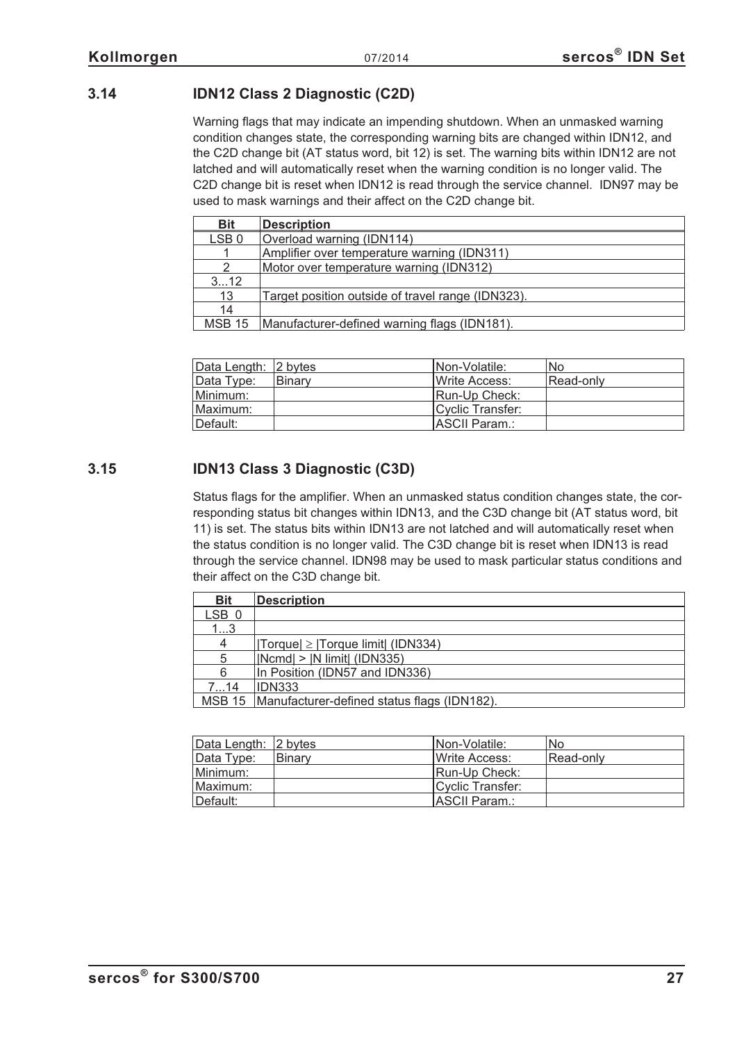## 3.14 IDN12 Class 2 Diagnostic (C2D)

Warning flags that may indicate an impending shutdown. When an unmasked warning condition changes state, the corresponding warning bits are changed within IDN12, and the C2D change bit (AT status word, bit 12) is set. The warning bits within IDN12 are not latched and will automatically reset when the warning condition is no longer valid. The C2D change bit is reset when IDN12 is read through the service channel. IDN97 may be used to mask warnings and their affect on the C2D change bit.

| Bit | Description |
|---|---|
| LSB 0 | Overload warning (IDN114) |
| 1 | Amplifier over temperature warning (IDN311) |
| 2 | Motor over temperature warning (IDN312) |
| 3...12 | |
| 13 | Target position outside of travel range (IDN323). |
| 14 | |
| MSB 15 | Manufacturer-defined warning flags (IDN181). |

| | | | |
|---|---|---|---|
| Data Length: | 2 bytes | Non-Volatile: | No |
| Data Type: | Binary | Write Access: | Read-only |
| Minimum: | | Run-Up Check: | |
| Maximum: | | Cyclic Transfer: | |
| Default: | | ASCII Param.: | |

## 3.15 IDN13 Class 3 Diagnostic (C3D)

Status flags for the amplifier. When an unmasked status condition changes state, the corresponding status bit changes within IDN13, and the C3D change bit (AT status word, bit 11) is set. The status bits within IDN13 are not latched and will automatically reset when the status condition is no longer valid. The C3D change bit is reset when IDN13 is read through the service channel. IDN98 may be used to mask particular status conditions and their affect on the C3D change bit.

| Bit | Description |
|---|---|
| LSB 0 | |
| 1...3 | |
| 4 | $\|Torque\| \geq \|Torque\ limit\|$ (IDN334) |
| 5 | $\|Ncmd\| > \|N\ limit\|$ (IDN335) |
| 6 | In Position (IDN57 and IDN336) |
| 7...14 | IDN333 |
| MSB 15 | Manufacturer-defined status flags (IDN182). |

| | | | |
|---|---|---|---|
| Data Length: | 2 bytes | Non-Volatile: | No |
| Data Type: | Binary | Write Access: | Read-only |
| Minimum: | | Run-Up Check: | |
| Maximum: | | Cyclic Transfer: | |
| Default: | | ASCII Param.: | |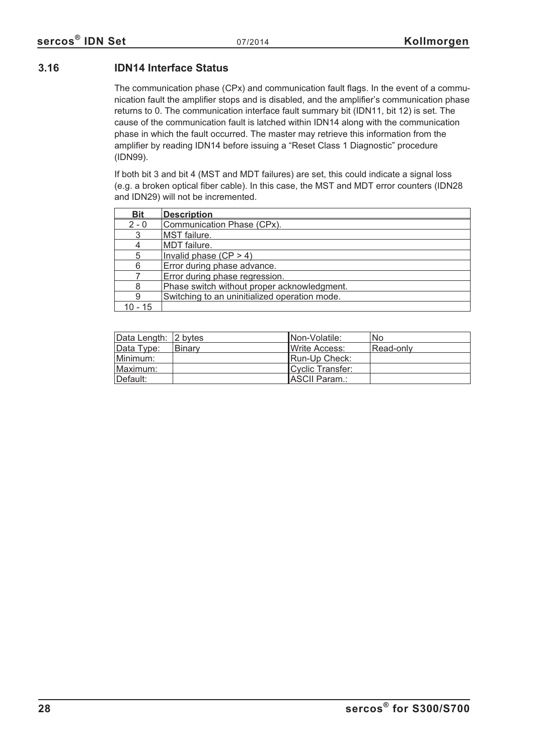## 3.16 IDN14 Interface Status

The communication phase (CPx) and communication fault flags. In the event of a communication fault the amplifier stops and is disabled, and the amplifier's communication phase returns to 0. The communication interface fault summary bit (IDN11, bit 12) is set. The cause of the communication fault is latched within IDN14 along with the communication phase in which the fault occurred. The master may retrieve this information from the amplifier by reading IDN14 before issuing a "Reset Class 1 Diagnostic" procedure (IDN99).

If both bit 3 and bit 4 (MST and MDT failures) are set, this could indicate a signal loss (e.g. a broken optical fiber cable). In this case, the MST and MDT error counters (IDN28 and IDN29) will not be incremented.

| Bit | Description |
|---|---|
| 2 - 0 | Communication Phase (CPx). |
| 3 | MST failure. |
| 4 | MDT failure. |
| 5 | Invalid phase (CP > 4) |
| 6 | Error during phase advance. |
| 7 | Error during phase regression. |
| 8 | Phase switch without proper acknowledgment. |
| 9 | Switching to an uninitialized operation mode. |
| 10 - 15 | |

| Data Length: | 2 bytes | Non-Volatile: | No |
|---|---|---|---|
| Data Type: | Binary | Write Access: | Read-only |
| Minimum: | | Run-Up Check: | |
| Maximum: | | Cyclic Transfer: | |
| Default: | | ASCII Param.: | |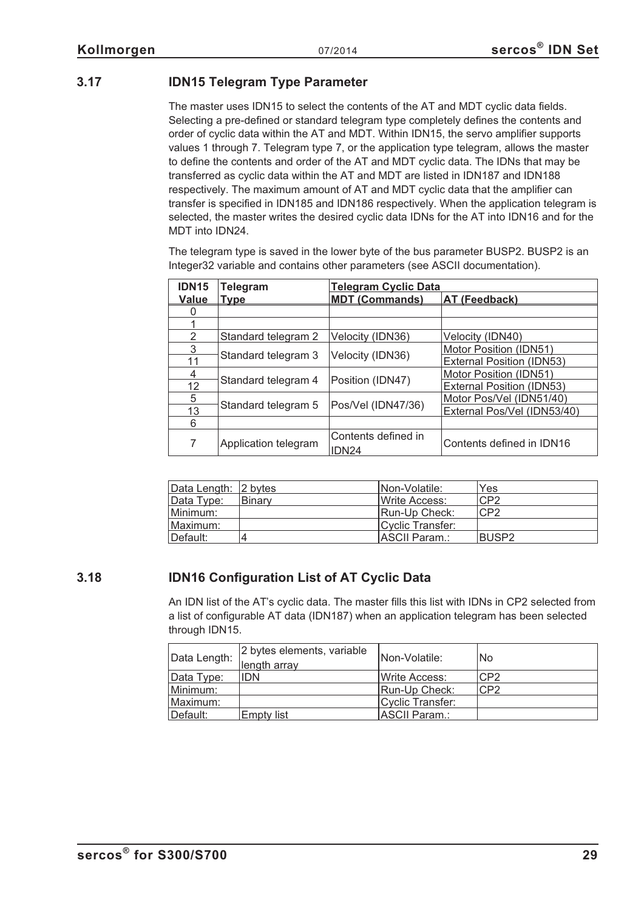### 3.17 IDN15 Telegram Type Parameter

The master uses IDN15 to select the contents of the AT and MDT cyclic data fields. Selecting a pre-defined or standard telegram type completely defines the contents and order of cyclic data within the AT and MDT. Within IDN15, the servo amplifier supports values 1 through 7. Telegram type 7, or the application type telegram, allows the master to define the contents and order of the AT and MDT cyclic data. The IDNs that may be transferred as cyclic data within the AT and MDT are listed in IDN187 and IDN188 respectively. The maximum amount of AT and MDT cyclic data that the amplifier can transfer is specified in IDN185 and IDN186 respectively. When the application telegram is selected, the master writes the desired cyclic data IDNs for the AT into IDN16 and for the MDT into IDN24.

The telegram type is saved in the lower byte of the bus parameter BUSP2. BUSP2 is an Integer32 variable and contains other parameters (see ASCII documentation).

| IDN15 Value | Telegram Type | Telegram Cyclic Data | |
|---|---|---|---|
| | | MDT (Commands) | AT (Feedback) |
| 0 | | | |
| 1 | | | |
| 2 | Standard telegram 2 | Velocity (IDN36) | Velocity (IDN40) |
| 3 | Standard telegram 3 | Velocity (IDN36) | Motor Position (IDN51) |
| 11 | | | External Position (IDN53) |
| 4 | Standard telegram 4 | Position (IDN47) | Motor Position (IDN51) |
| 12 | | | External Position (IDN53) |
| 5 | Standard telegram 5 | Pos/Vel (IDN47/36) | Motor Pos/Vel (IDN51/40) |
| 13 | | | External Pos/Vel (IDN53/40) |
| 6 | | | |
| 7 | Application telegram | Contents defined in IDN24 | Contents defined in IDN16 |

| Data Length: | 2 bytes | Non-Volatile: | Yes |
|---|---|---|---|
| Data Type: | Binary | Write Access: | CP2 |
| Minimum: | | Run-Up Check: | CP2 |
| Maximum: | | Cyclic Transfer: | |
| Default: | 4 | ASCII Param.: | BUSP2 |

### 3.18 IDN16 Configuration List of AT Cyclic Data

An IDN list of the AT's cyclic data. The master fills this list with IDNs in CP2 selected from a list of configurable AT data (IDN187) when an application telegram has been selected through IDN15.

| Data Length: | 2 bytes elements, variable length array | Non-Volatile: | No |
|---|---|---|---|
| Data Type: | IDN | Write Access: | CP2 |
| Minimum: | | Run-Up Check: | CP2 |
| Maximum: | | Cyclic Transfer: | |
| Default: | Empty list | ASCII Param.: | |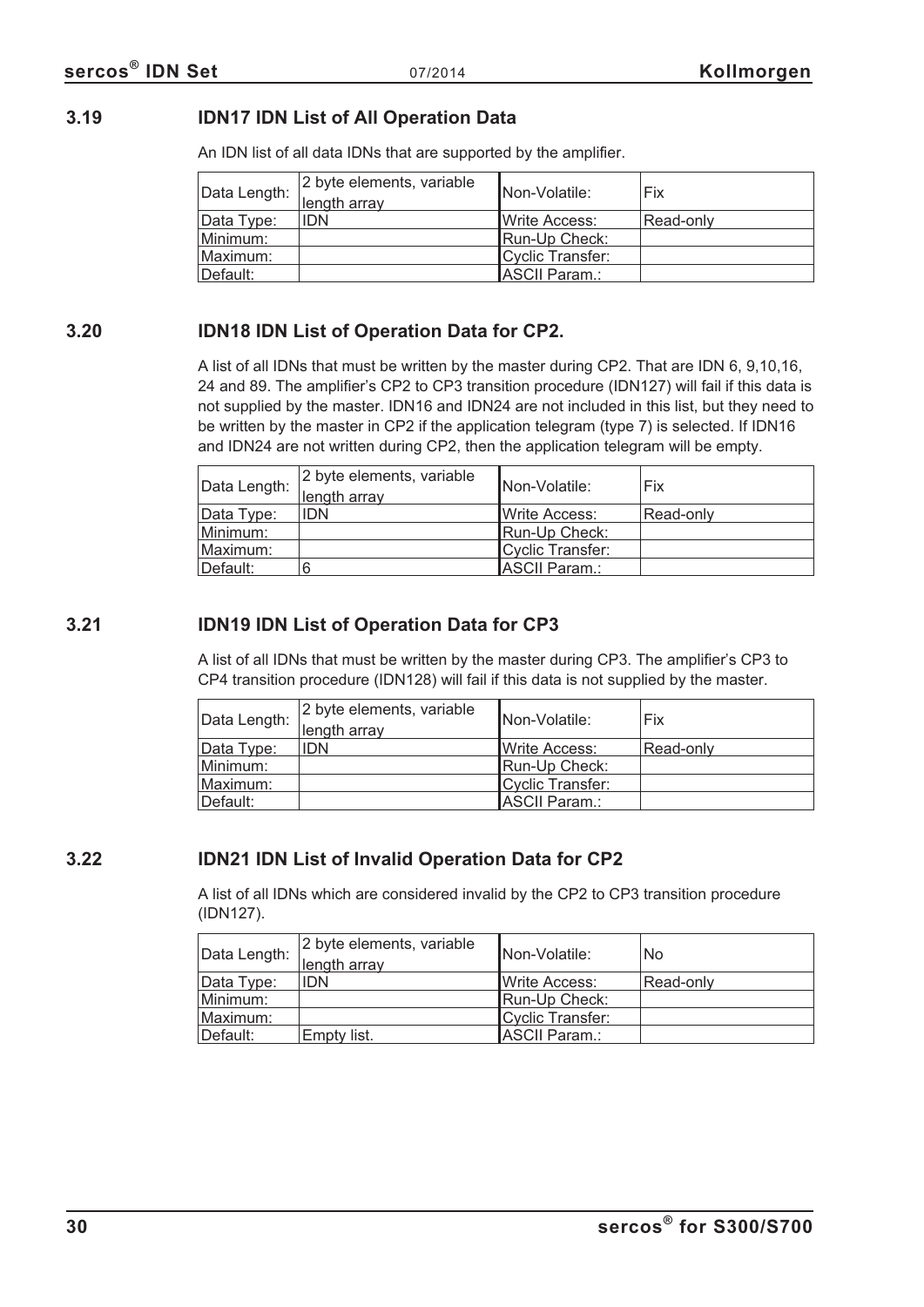## 3.19 IDN17 IDN List of All Operation Data

An IDN list of all data IDNs that are supported by the amplifier.

| Data Length: | 2 byte elements, variable length array | Non-Volatile: | Fix |
|---|---|---|---|
| Data Type: | IDN | Write Access: | Read-only |
| Minimum: | | Run-Up Check: | |
| Maximum: | | Cyclic Transfer: | |
| Default: | | ASCII Param.: | |

## 3.20 IDN18 IDN List of Operation Data for CP2.

A list of all IDNs that must be written by the master during CP2. That are IDN 6, 9,10,16, 24 and 89. The amplifier's CP2 to CP3 transition procedure (IDN127) will fail if this data is not supplied by the master. IDN16 and IDN24 are not included in this list, but they need to be written by the master in CP2 if the application telegram (type 7) is selected. If IDN16 and IDN24 are not written during CP2, then the application telegram will be empty.

| Data Length: | 2 byte elements, variable length array | Non-Volatile: | Fix |
|---|---|---|---|
| Data Type: | IDN | Write Access: | Read-only |
| Minimum: | | Run-Up Check: | |
| Maximum: | | Cyclic Transfer: | |
| Default: | 6 | ASCII Param.: | |

## 3.21 IDN19 IDN List of Operation Data for CP3

A list of all IDNs that must be written by the master during CP3. The amplifier's CP3 to CP4 transition procedure (IDN128) will fail if this data is not supplied by the master.

| Data Length: | 2 byte elements, variable length array | Non-Volatile: | Fix |
|---|---|---|---|
| Data Type: | IDN | Write Access: | Read-only |
| Minimum: | | Run-Up Check: | |
| Maximum: | | Cyclic Transfer: | |
| Default: | | ASCII Param.: | |

## 3.22 IDN21 IDN List of Invalid Operation Data for CP2

A list of all IDNs which are considered invalid by the CP2 to CP3 transition procedure (IDN127).

| Data Length: | 2 byte elements, variable length array | Non-Volatile: | No |
|---|---|---|---|
| Data Type: | IDN | Write Access: | Read-only |
| Minimum: | | Run-Up Check: | |
| Maximum: | | Cyclic Transfer: | |
| Default: | Empty list. | ASCII Param.: | |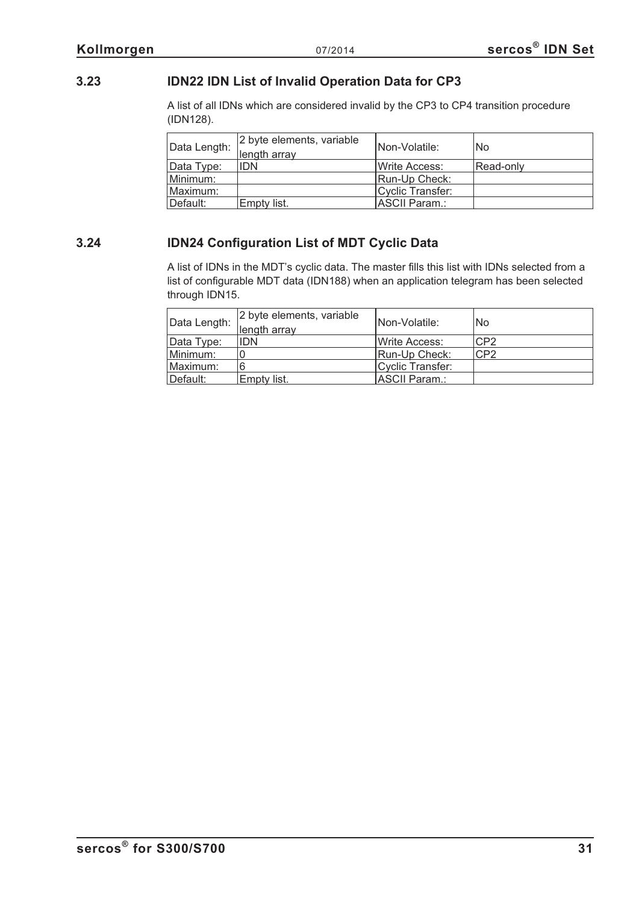## 3.23 IDN22 IDN List of Invalid Operation Data for CP3

A list of all IDNs which are considered invalid by the CP3 to CP4 transition procedure (IDN128).

| Data Length: | 2 byte elements, variable length array | Non-Volatile: | No |
|---|---|---|---|
| Data Type: | IDN | Write Access: | Read-only |
| Minimum: | | Run-Up Check: | |
| Maximum: | | Cyclic Transfer: | |
| Default: | Empty list. | ASCII Param.: | |

## 3.24 IDN24 Configuration List of MDT Cyclic Data

A list of IDNs in the MDT's cyclic data. The master fills this list with IDNs selected from a list of configurable MDT data (IDN188) when an application telegram has been selected through IDN15.

| Data Length: | 2 byte elements, variable length array | Non-Volatile: | No |
|---|---|---|---|
| Data Type: | IDN | Write Access: | CP2 |
| Minimum: | 0 | Run-Up Check: | CP2 |
| Maximum: | 6 | Cyclic Transfer: | |
| Default: | Empty list. | ASCII Param.: | |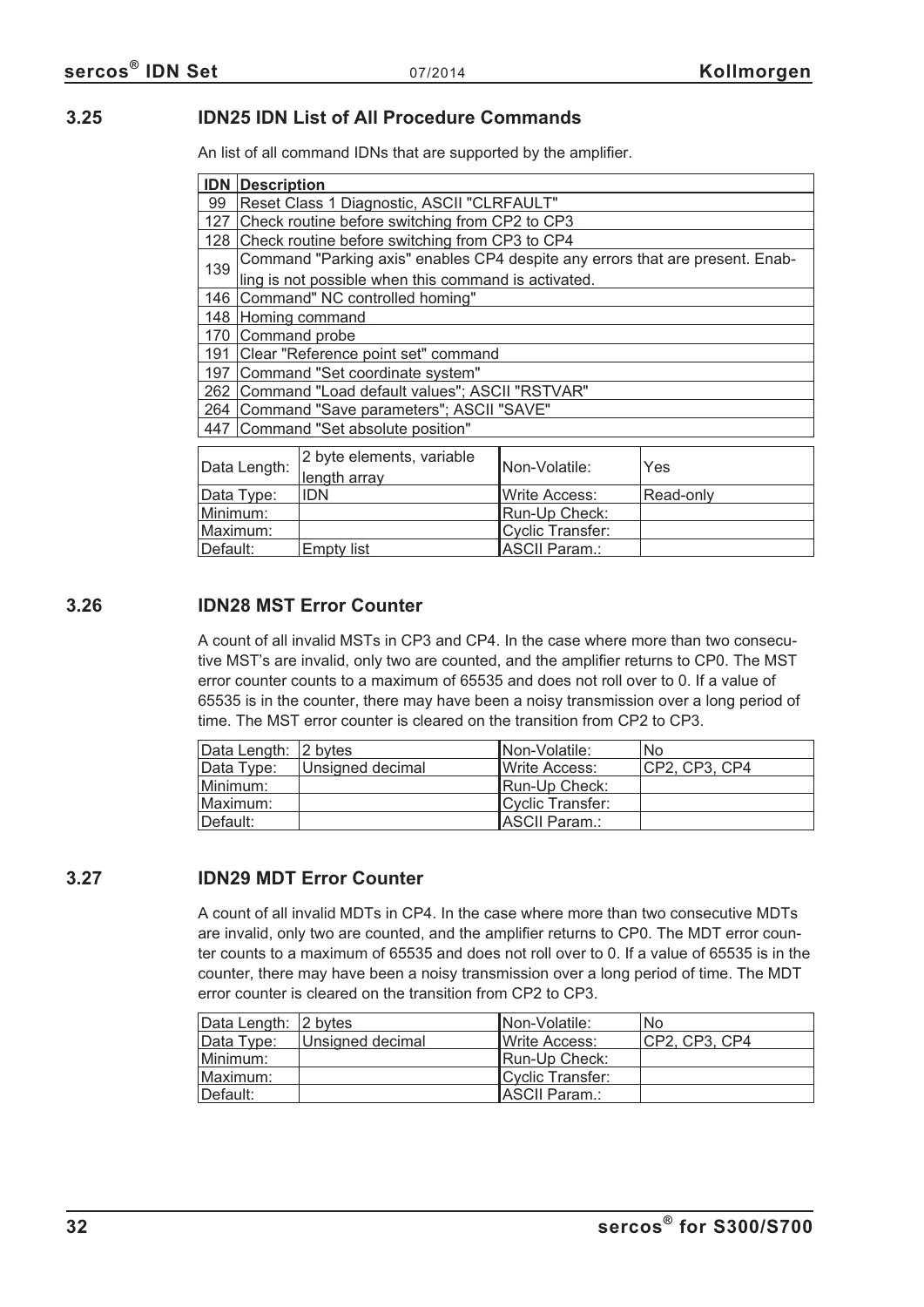### 3.25 IDN25 IDN List of All Procedure Commands

An list of all command IDNs that are supported by the amplifier.

| IDN | Description |
|---|---|
| 99 | Reset Class 1 Diagnostic, ASCII "CLRFAULT" |
| 127 | Check routine before switching from CP2 to CP3 |
| 128 | Check routine before switching from CP3 to CP4 |
| 139 | Command "Parking axis" enables CP4 despite any errors that are present. Enabling is not possible when this command is activated. |
| 146 | Command" NC controlled homing" |
| 148 | Homing command |
| 170 | Command probe |
| 191 | Clear "Reference point set" command |
| 197 | Command "Set coordinate system" |
| 262 | Command "Load default values"; ASCII "RSTVAR" |
| 264 | Command "Save parameters"; ASCII "SAVE" |
| 447 | Command "Set absolute position" |

| Data Length: | 2 byte elements, variable length array | Non-Volatile: | Yes |
|---|---|---|---|
| Data Type: | IDN | Write Access: | Read-only |
| Minimum: | | Run-Up Check: | |
| Maximum: | | Cyclic Transfer: | |
| Default: | Empty list | ASCII Param.: | |

### 3.26 IDN28 MST Error Counter

A count of all invalid MSTs in CP3 and CP4. In the case where more than two consecutive MST's are invalid, only two are counted, and the amplifier returns to CP0. The MST error counter counts to a maximum of 65535 and does not roll over to 0. If a value of 65535 is in the counter, there may have been a noisy transmission over a long period of time. The MST error counter is cleared on the transition from CP2 to CP3.

| Data Length: | 2 bytes | Non-Volatile: | No |
|---|---|---|---|
| Data Type: | Unsigned decimal | Write Access: | CP2, CP3, CP4 |
| Minimum: | | Run-Up Check: | |
| Maximum: | | Cyclic Transfer: | |
| Default: | | ASCII Param.: | |

### 3.27 IDN29 MDT Error Counter

A count of all invalid MDTs in CP4. In the case where more than two consecutive MDTs are invalid, only two are counted, and the amplifier returns to CP0. The MDT error counter counts to a maximum of 65535 and does not roll over to 0. If a value of 65535 is in the counter, there may have been a noisy transmission over a long period of time. The MDT error counter is cleared on the transition from CP2 to CP3.

| Data Length: | 2 bytes | Non-Volatile: | No |
|---|---|---|---|
| Data Type: | Unsigned decimal | Write Access: | CP2, CP3, CP4 |
| Minimum: | | Run-Up Check: | |
| Maximum: | | Cyclic Transfer: | |
| Default: | | ASCII Param.: | |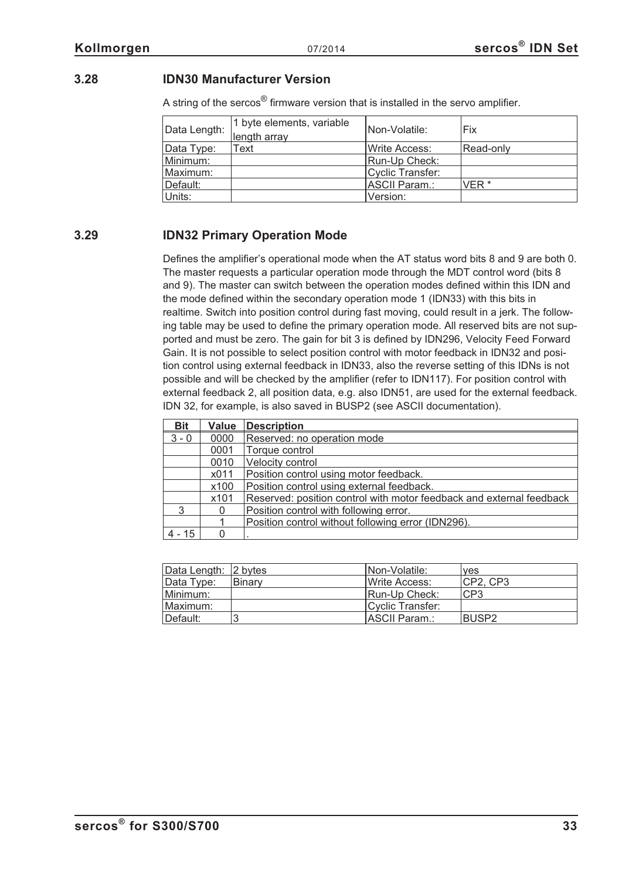### 3.28 IDN30 Manufacturer Version

A string of the sercos® firmware version that is installed in the servo amplifier.

| Data Length: | 1 byte elements, variable length array | Non-Volatile: | Fix |
|---|---|---|---|
| Data Type: | Text | Write Access: | Read-only |
| Minimum: | | Run-Up Check: | |
| Maximum: | | Cyclic Transfer: | |
| Default: | | ASCII Param.: | VER * |
| Units: | | Version: | |

### 3.29 IDN32 Primary Operation Mode

Defines the amplifier's operational mode when the AT status word bits 8 and 9 are both 0. The master requests a particular operation mode through the MDT control word (bits 8 and 9). The master can switch between the operation modes defined within this IDN and the mode defined within the secondary operation mode 1 (IDN33) with this bits in realtime. Switch into position control during fast moving, could result in a jerk. The following table may be used to define the primary operation mode. All reserved bits are not supported and must be zero. The gain for bit 3 is defined by IDN296, Velocity Feed Forward Gain. It is not possible to select position control with motor feedback in IDN32 and position control using external feedback in IDN33, also the reverse setting of this IDNs is not possible and will be checked by the amplifier (refer to IDN117). For position control with external feedback 2, all position data, e.g. also IDN51, are used for the external feedback. IDN 32, for example, is also saved in BUSP2 (see ASCII documentation).

| Bit | Value | Description |
|---|---|---|
| 3 - 0 | 0000 | Reserved: no operation mode |
| | 0001 | Torque control |
| | 0010 | Velocity control |
| | x011 | Position control using motor feedback. |
| | x100 | Position control using external feedback. |
| | x101 | Reserved: position control with motor feedback and external feedback |
| 3 | 0 | Position control with following error. |
| | 1 | Position control without following error (IDN296). |
| 4 - 15 | 0 | . |

| Data Length: | 2 bytes | Non-Volatile: | yes |
|---|---|---|---|
| Data Type: | Binary | Write Access: | CP2, CP3 |
| Minimum: | | Run-Up Check: | CP3 |
| Maximum: | | Cyclic Transfer: | |
| Default: | 3 | ASCII Param.: | BUSP2 |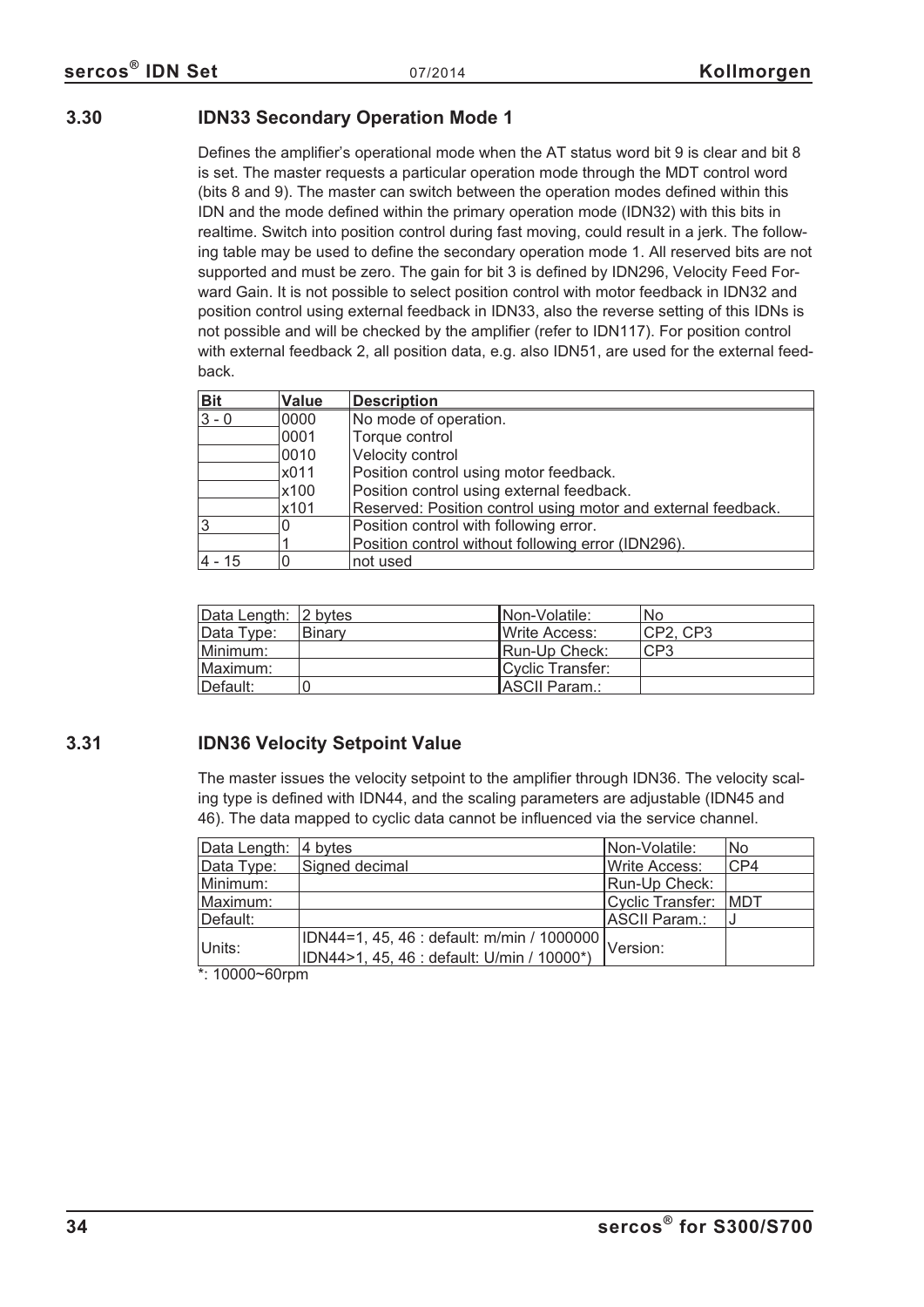## 3.30 IDN33 Secondary Operation Mode 1

Defines the amplifier's operational mode when the AT status word bit 9 is clear and bit 8 is set. The master requests a particular operation mode through the MDT control word (bits 8 and 9). The master can switch between the operation modes defined within this IDN and the mode defined within the primary operation mode (IDN32) with this bits in realtime. Switch into position control during fast moving, could result in a jerk. The following table may be used to define the secondary operation mode 1. All reserved bits are not supported and must be zero. The gain for bit 3 is defined by IDN296, Velocity Feed Forward Gain. It is not possible to select position control with motor feedback in IDN32 and position control using external feedback in IDN33, also the reverse setting of this IDNs is not possible and will be checked by the amplifier (refer to IDN117). For position control with external feedback 2, all position data, e.g. also IDN51, are used for the external feedback.

| Bit | Value | Description |
|---|---|---|
| 3 - 0 | 0000 | No mode of operation. |
| | 0001 | Torque control |
| | 0010 | Velocity control |
| | x011 | Position control using motor feedback. |
| | x100 | Position control using external feedback. |
| | x101 | Reserved: Position control using motor and external feedback. |
| 3 | 0 | Position control with following error. |
| | 1 | Position control without following error (IDN296). |
| 4 - 15 | 0 | not used |

| Data Length: | 2 bytes | Non-Volatile: | No |
|---|---|---|---|
| Data Type: | Binary | Write Access: | CP2, CP3 |
| Minimum: | | Run-Up Check: | CP3 |
| Maximum: | | Cyclic Transfer: | |
| Default: | 0 | ASCII Param.: | |

## 3.31 IDN36 Velocity Setpoint Value

The master issues the velocity setpoint to the amplifier through IDN36. The velocity scaling type is defined with IDN44, and the scaling parameters are adjustable (IDN45 and 46). The data mapped to cyclic data cannot be influenced via the service channel.

| Data Length: | 4 bytes | Non-Volatile: | No |
|---|---|---|---|
| Data Type: | Signed decimal | Write Access: | CP4 |
| Minimum: | | Run-Up Check: | |
| Maximum: | | Cyclic Transfer: | MDT |
| Default: | | ASCII Param.: | J |
| Units: | IDN44=1, 45, 46 : default: m/min / 1000000<br>IDN44>1, 45, 46 : default: U/min / 10000*) | Version: | |

*: 10000~60rpm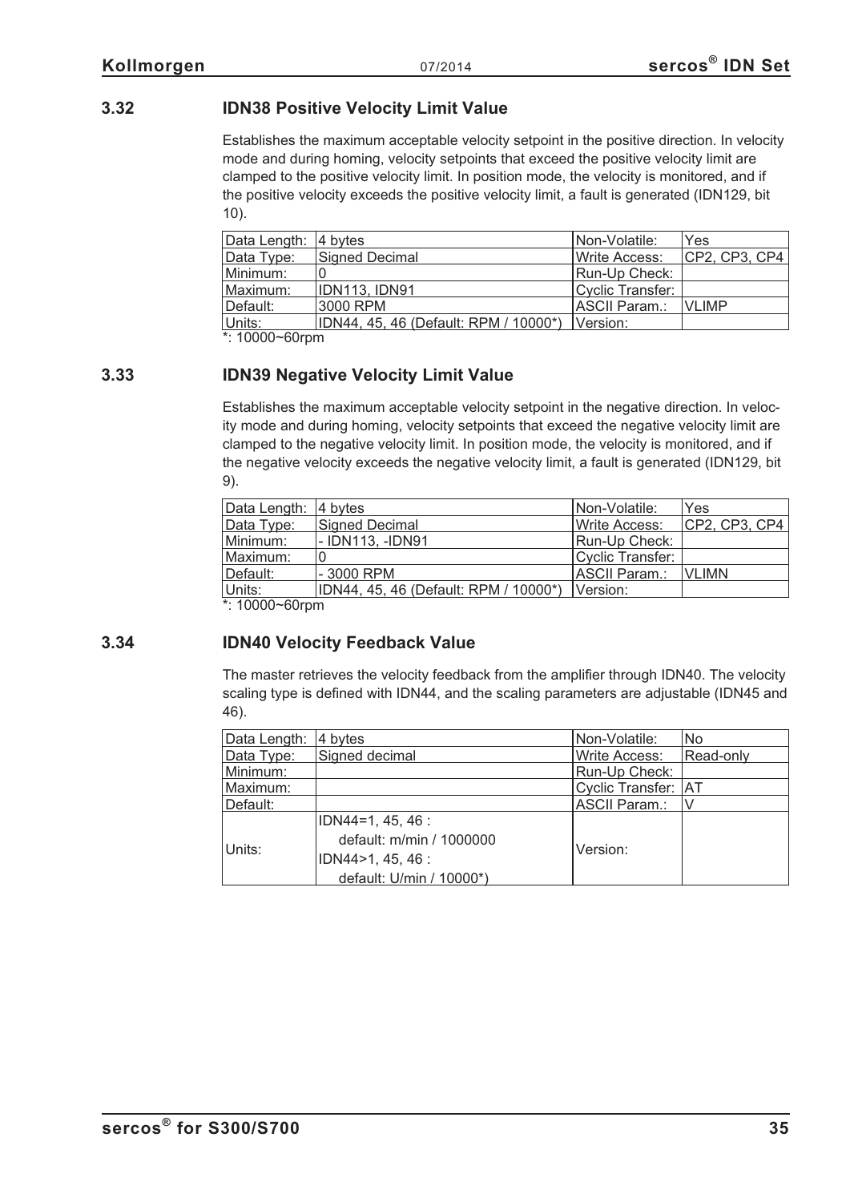### 3.32 IDN38 Positive Velocity Limit Value

Establishes the maximum acceptable velocity setpoint in the positive direction. In velocity mode and during homing, velocity setpoints that exceed the positive velocity limit are clamped to the positive velocity limit. In position mode, the velocity is monitored, and if the positive velocity exceeds the positive velocity limit, a fault is generated (IDN129, bit 10).

| Data Length: | 4 bytes | Non-Volatile: | Yes |
|---|---|---|---|
| Data Type: | Signed Decimal | Write Access: | CP2, CP3, CP4 |
| Minimum: | 0 | Run-Up Check: | |
| Maximum: | IDN113, IDN91 | Cyclic Transfer: | |
| Default: | 3000 RPM | ASCII Param.: | VLIMP |
| Units: | IDN44, 45, 46 (Default: RPM / 10000*) | Version: | |

*: 10000~60rpm

### 3.33 IDN39 Negative Velocity Limit Value

Establishes the maximum acceptable velocity setpoint in the negative direction. In velocity mode and during homing, velocity setpoints that exceed the negative velocity limit are clamped to the negative velocity limit. In position mode, the velocity is monitored, and if the negative velocity exceeds the negative velocity limit, a fault is generated (IDN129, bit 9).

| Data Length: | 4 bytes | Non-Volatile: | Yes |
|---|---|---|---|
| Data Type: | Signed Decimal | Write Access: | CP2, CP3, CP4 |
| Minimum: | - IDN113, -IDN91 | Run-Up Check: | |
| Maximum: | 0 | Cyclic Transfer: | |
| Default: | - 3000 RPM | ASCII Param.: | VLIMN |
| Units: | IDN44, 45, 46 (Default: RPM / 10000*) | Version: | |

*: 10000~60rpm

### 3.34 IDN40 Velocity Feedback Value

The master retrieves the velocity feedback from the amplifier through IDN40. The velocity scaling type is defined with IDN44, and the scaling parameters are adjustable (IDN45 and 46).

| Data Length: | 4 bytes | Non-Volatile: | No |
|---|---|---|---|
| Data Type: | Signed decimal | Write Access: | Read-only |
| Minimum: | | Run-Up Check: | |
| Maximum: | | Cyclic Transfer: | AT |
| Default: | | ASCII Param.: | V |
| Units: | IDN44=1, 45, 46 :<br>default: m/min / 1000000<br>IDN44>1, 45, 46 :<br>default: U/min / 10000*) | Version: | |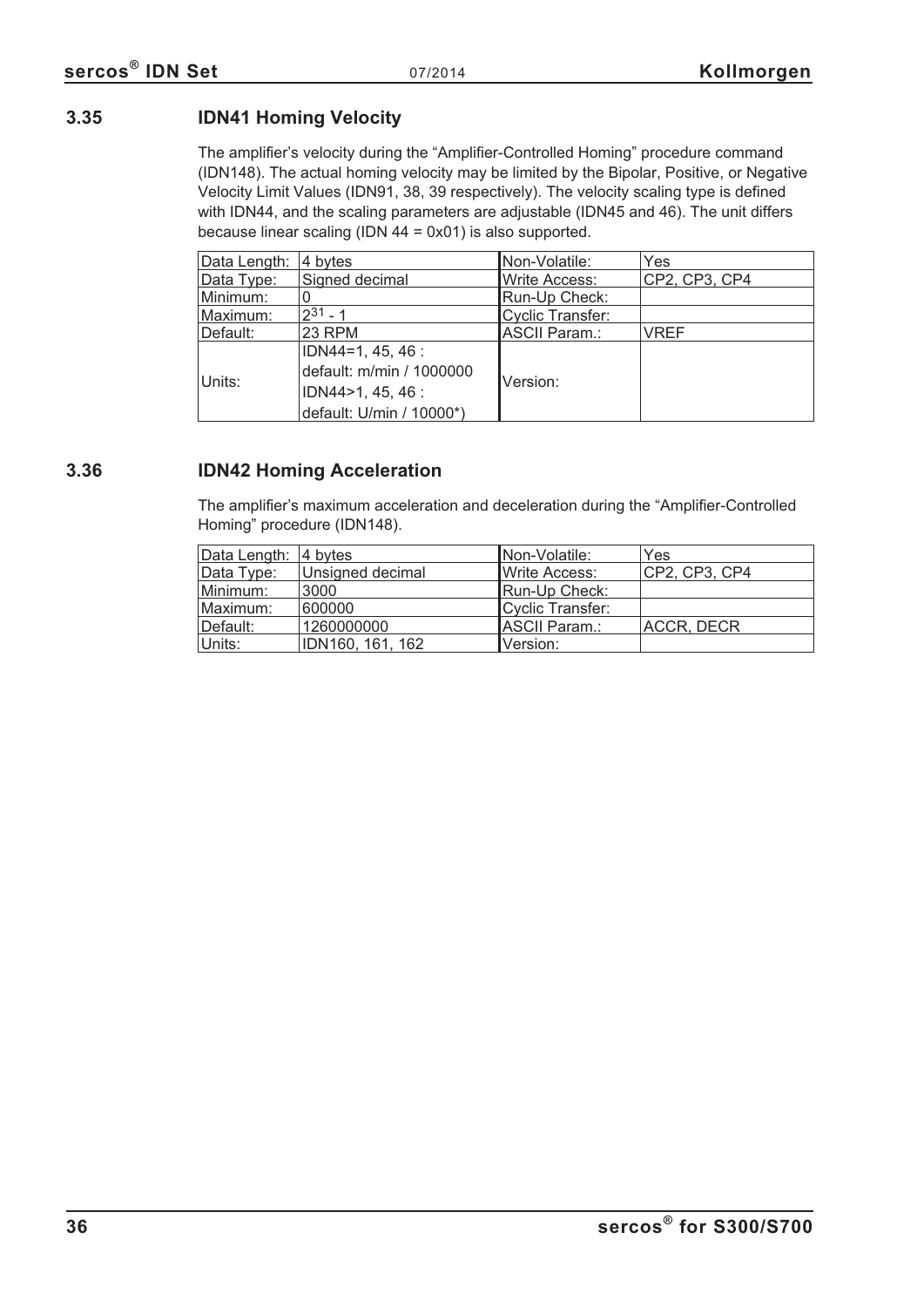## 3.35 IDN41 Homing Velocity

The amplifier's velocity during the "Amplifier-Controlled Homing" procedure command (IDN148). The actual homing velocity may be limited by the Bipolar, Positive, or Negative Velocity Limit Values (IDN91, 38, 39 respectively). The velocity scaling type is defined with IDN44, and the scaling parameters are adjustable (IDN45 and 46). The unit differs because linear scaling (IDN 44 = 0x01) is also supported.

| Data Length: | 4 bytes | Non-Volatile: | Yes |
|---|---|---|---|
| Data Type: | Signed decimal | Write Access: | CP2, CP3, CP4 |
| Minimum: | 0 | Run-Up Check: | |
| Maximum: | $2^{31}$ - 1 | Cyclic Transfer: | |
| Default: | 23 RPM | ASCII Param.: | VREF |
| Units: | IDN44=1, 45, 46 :<br>default: m/min / 1000000<br>IDN44>1, 45, 46 :<br>default: U/min / 10000*) | Version: | |

## 3.36 IDN42 Homing Acceleration

The amplifier's maximum acceleration and deceleration during the "Amplifier-Controlled Homing" procedure (IDN148).

| Data Length: | 4 bytes | Non-Volatile: | Yes |
|---|---|---|---|
| Data Type: | Unsigned decimal | Write Access: | CP2, CP3, CP4 |
| Minimum: | 3000 | Run-Up Check: | |
| Maximum: | 600000 | Cyclic Transfer: | |
| Default: | 1260000000 | ASCII Param.: | ACCR, DECR |
| Units: | IDN160, 161, 162 | Version: | |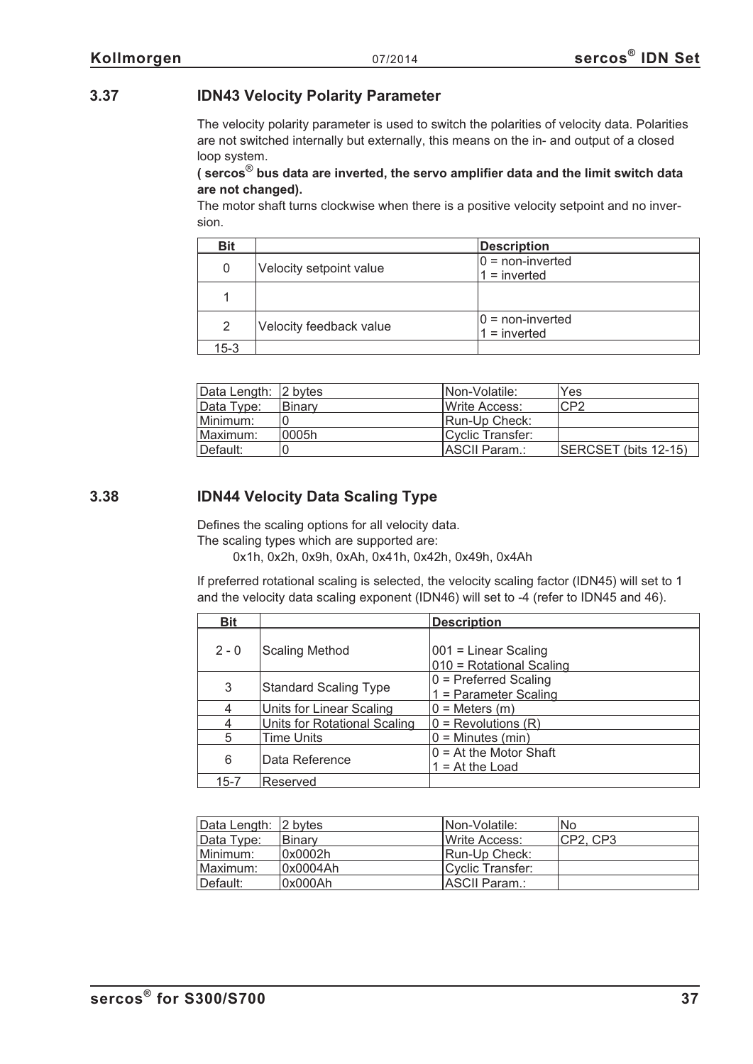### 3.37 IDN43 Velocity Polarity Parameter

The velocity polarity parameter is used to switch the polarities of velocity data. Polarities are not switched internally but externally, this means on the in- and output of a closed loop system.

**( sercos® bus data are inverted, the servo amplifier data and the limit switch data are not changed).**

The motor shaft turns clockwise when there is a positive velocity setpoint and no inversion.

| Bit | | Description |
|---|---|---|
| 0 | Velocity setpoint value | 0 = non-inverted<br>1 = inverted |
| 1 | | |
| 2 | Velocity feedback value | 0 = non-inverted<br>1 = inverted |
| 15-3 | | |

| Data Length: | 2 bytes | Non-Volatile: | Yes |
|---|---|---|---|
| Data Type: | Binary | Write Access: | CP2 |
| Minimum: | 0 | Run-Up Check: | |
| Maximum: | 0005h | Cyclic Transfer: | |
| Default: | 0 | ASCII Param.: | SERCSET (bits 12-15) |

### 3.38 IDN44 Velocity Data Scaling Type

Defines the scaling options for all velocity data.
The scaling types which are supported are:

0x1h, 0x2h, 0x9h, 0xAh, 0x41h, 0x42h, 0x49h, 0x4Ah

If preferred rotational scaling is selected, the velocity scaling factor (IDN45) will set to 1 and the velocity data scaling exponent (IDN46) will set to -4 (refer to IDN45 and 46).

| Bit | | Description |
|---|---|---|
| 2 - 0 | Scaling Method | 001 = Linear Scaling<br>010 = Rotational Scaling |
| 3 | Standard Scaling Type | 0 = Preferred Scaling<br>1 = Parameter Scaling |
| 4 | Units for Linear Scaling | 0 = Meters (m) |
| 4 | Units for Rotational Scaling | 0 = Revolutions (R) |
| 5 | Time Units | 0 = Minutes (min) |
| 6 | Data Reference | 0 = At the Motor Shaft<br>1 = At the Load |
| 15-7 | Reserved | |

| Data Length: | 2 bytes | Non-Volatile: | No |
|---|---|---|---|
| Data Type: | Binary | Write Access: | CP2, CP3 |
| Minimum: | 0x0002h | Run-Up Check: | |
| Maximum: | 0x0004Ah | Cyclic Transfer: | |
| Default: | 0x000Ah | ASCII Param.: | |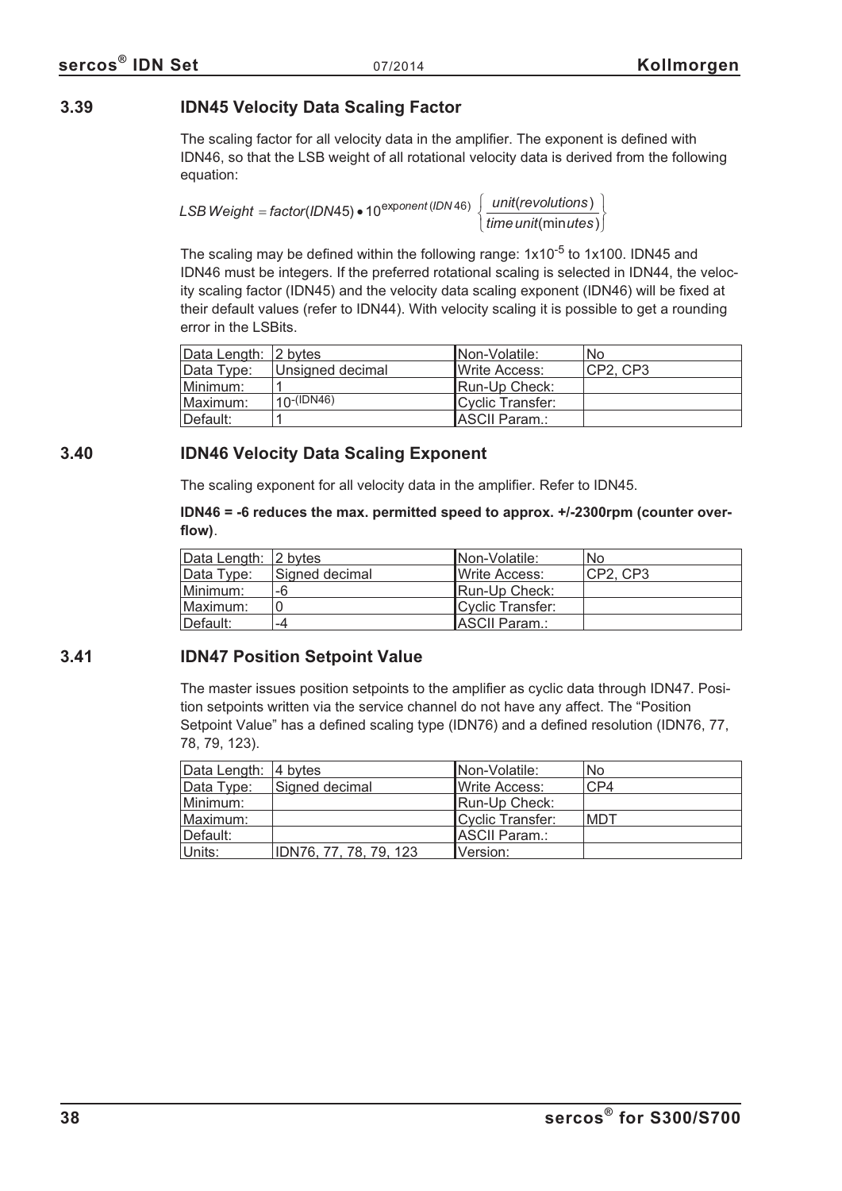## 3.39 IDN45 Velocity Data Scaling Factor

The scaling factor for all velocity data in the amplifier. The exponent is defined with IDN46, so that the LSB weight of all rotational velocity data is derived from the following equation:

$$LSB\,Weight = factor(IDN45) \bullet 10^{exponent\,(IDN\,46)} \left\{ \frac{unit(revolutions)}{time\,unit(minutes)} \right\}$$

The scaling may be defined within the following range: $1x10^{-5}$ to 1x100. IDN45 and IDN46 must be integers. If the preferred rotational scaling is selected in IDN44, the velocity scaling factor (IDN45) and the velocity data scaling exponent (IDN46) will be fixed at their default values (refer to IDN44). With velocity scaling it is possible to get a rounding error in the LSBits.

| Data Length: | 2 bytes | Non-Volatile: | No |
|---|---|---|---|
| Data Type: | Unsigned decimal | Write Access: | CP2, CP3 |
| Minimum: | 1 | Run-Up Check: | |
| Maximum: | $10^{-(IDN46)}$ | Cyclic Transfer: | |
| Default: | 1 | ASCII Param.: | |

## 3.40 IDN46 Velocity Data Scaling Exponent

The scaling exponent for all velocity data in the amplifier. Refer to IDN45.

**IDN46 = -6 reduces the max. permitted speed to approx. +/-2300rpm (counter overflow)**.

| Data Length: | 2 bytes | Non-Volatile: | No |
|---|---|---|---|
| Data Type: | Signed decimal | Write Access: | CP2, CP3 |
| Minimum: | -6 | Run-Up Check: | |
| Maximum: | 0 | Cyclic Transfer: | |
| Default: | -4 | ASCII Param.: | |

## 3.41 IDN47 Position Setpoint Value

The master issues position setpoints to the amplifier as cyclic data through IDN47. Position setpoints written via the service channel do not have any affect. The “Position Setpoint Value” has a defined scaling type (IDN76) and a defined resolution (IDN76, 77, 78, 79, 123).

| Data Length: | 4 bytes | Non-Volatile: | No |
|---|---|---|---|
| Data Type: | Signed decimal | Write Access: | CP4 |
| Minimum: | | Run-Up Check: | |
| Maximum: | | Cyclic Transfer: | MDT |
| Default: | | ASCII Param.: | |
| Units: | IDN76, 77, 78, 79, 123 | Version: | |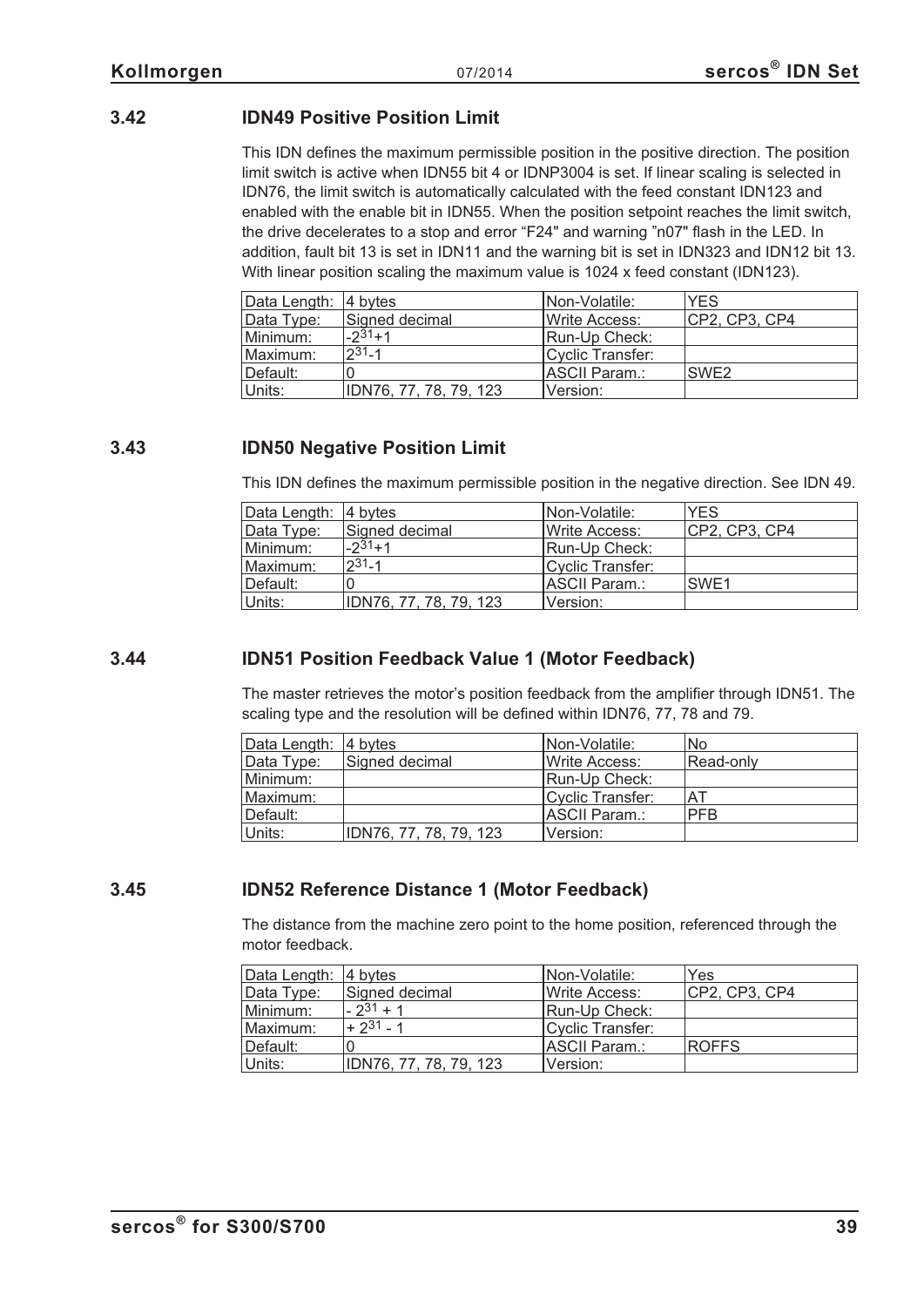### 3.42 IDN49 Positive Position Limit

This IDN defines the maximum permissible position in the positive direction. The position limit switch is active when IDN55 bit 4 or IDNP3004 is set. If linear scaling is selected in IDN76, the limit switch is automatically calculated with the feed constant IDN123 and enabled with the enable bit in IDN55. When the position setpoint reaches the limit switch, the drive decelerates to a stop and error “F24" and warning ”n07" flash in the LED. In addition, fault bit 13 is set in IDN11 and the warning bit is set in IDN323 and IDN12 bit 13. With linear position scaling the maximum value is 1024 x feed constant (IDN123).

| Data Length: | 4 bytes | Non-Volatile: | YES |
|---|---|---|---|
| Data Type: | Signed decimal | Write Access: | CP2, CP3, CP4 |
| Minimum: | $-2^{31}+1$ | Run-Up Check: | |
| Maximum: | $2^{31}-1$ | Cyclic Transfer: | |
| Default: | 0 | ASCII Param.: | SWE2 |
| Units: | IDN76, 77, 78, 79, 123 | Version: | |

### 3.43 IDN50 Negative Position Limit

This IDN defines the maximum permissible position in the negative direction. See IDN 49.

| Data Length: | 4 bytes | Non-Volatile: | YES |
|---|---|---|---|
| Data Type: | Signed decimal | Write Access: | CP2, CP3, CP4 |
| Minimum: | $-2^{31}+1$ | Run-Up Check: | |
| Maximum: | $2^{31}-1$ | Cyclic Transfer: | |
| Default: | 0 | ASCII Param.: | SWE1 |
| Units: | IDN76, 77, 78, 79, 123 | Version: | |

### 3.44 IDN51 Position Feedback Value 1 (Motor Feedback)

The master retrieves the motor’s position feedback from the amplifier through IDN51. The scaling type and the resolution will be defined within IDN76, 77, 78 and 79.

| Data Length: | 4 bytes | Non-Volatile: | No |
|---|---|---|---|
| Data Type: | Signed decimal | Write Access: | Read-only |
| Minimum: | | Run-Up Check: | |
| Maximum: | | Cyclic Transfer: | AT |
| Default: | | ASCII Param.: | PFB |
| Units: | IDN76, 77, 78, 79, 123 | Version: | |

### 3.45 IDN52 Reference Distance 1 (Motor Feedback)

The distance from the machine zero point to the home position, referenced through the motor feedback.

| Data Length: | 4 bytes | Non-Volatile: | Yes |
|---|---|---|---|
| Data Type: | Signed decimal | Write Access: | CP2, CP3, CP4 |
| Minimum: | $-2^{31}+1$ | Run-Up Check: | |
| Maximum: | $+2^{31}-1$ | Cyclic Transfer: | |
| Default: | 0 | ASCII Param.: | ROFFS |
| Units: | IDN76, 77, 78, 79, 123 | Version: | |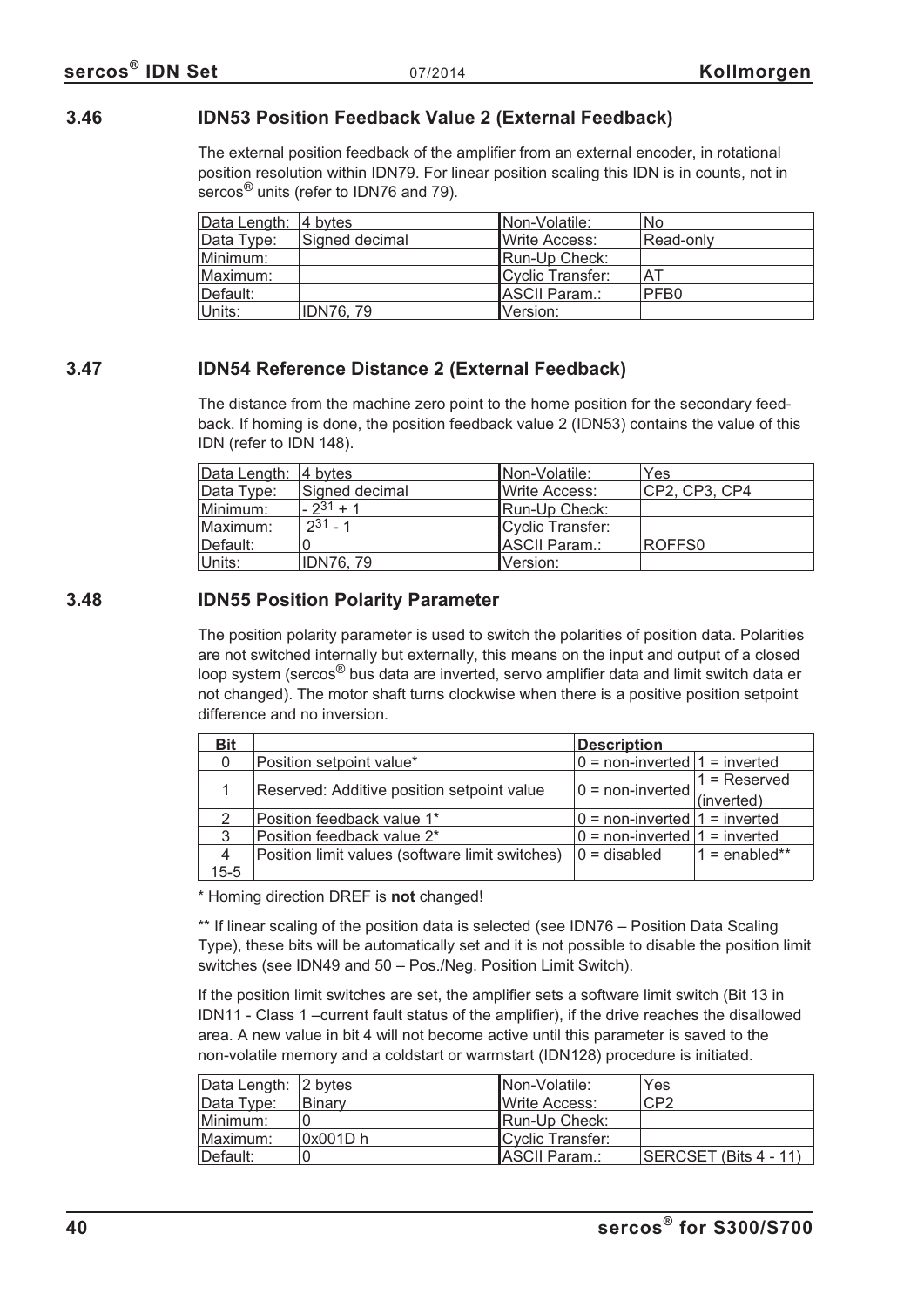### 3.46 IDN53 Position Feedback Value 2 (External Feedback)

The external position feedback of the amplifier from an external encoder, in rotational position resolution within IDN79. For linear position scaling this IDN is in counts, not in sercos® units (refer to IDN76 and 79).

| Data Length: | 4 bytes | Non-Volatile: | No |
|---|---|---|---|
| Data Type: | Signed decimal | Write Access: | Read-only |
| Minimum: | | Run-Up Check: | |
| Maximum: | | Cyclic Transfer: | AT |
| Default: | | ASCII Param.: | PFB0 |
| Units: | IDN76, 79 | Version: | |

### 3.47 IDN54 Reference Distance 2 (External Feedback)

The distance from the machine zero point to the home position for the secondary feedback. If homing is done, the position feedback value 2 (IDN53) contains the value of this IDN (refer to IDN 148).

| Data Length: | 4 bytes | Non-Volatile: | Yes |
|---|---|---|---|
| Data Type: | Signed decimal | Write Access: | CP2, CP3, CP4 |
| Minimum: | $-2^{31}+1$ | Run-Up Check: | |
| Maximum: | $2^{31}-1$ | Cyclic Transfer: | |
| Default: | 0 | ASCII Param.: | ROFFS0 |
| Units: | IDN76, 79 | Version: | |

### 3.48 IDN55 Position Polarity Parameter

The position polarity parameter is used to switch the polarities of position data. Polarities are not switched internally but externally, this means on the input and output of a closed loop system (sercos® bus data are inverted, servo amplifier data and limit switch data er not changed). The motor shaft turns clockwise when there is a positive position setpoint difference and no inversion.

| Bit | | Description | |
|---|---|---|---|
| 0 | Position setpoint value* | 0 = non-inverted | 1 = inverted |
| 1 | Reserved: Additive position setpoint value | 0 = non-inverted | 1 = Reserved (inverted) |
| 2 | Position feedback value 1* | 0 = non-inverted | 1 = inverted |
| 3 | Position feedback value 2* | 0 = non-inverted | 1 = inverted |
| 4 | Position limit values (software limit switches) | 0 = disabled | 1 = enabled** |
| 15-5 | | | |

\* Homing direction DREF is **not** changed!

\*\* If linear scaling of the position data is selected (see IDN76 – Position Data Scaling Type), these bits will be automatically set and it is not possible to disable the position limit switches (see IDN49 and 50 – Pos./Neg. Position Limit Switch).

If the position limit switches are set, the amplifier sets a software limit switch (Bit 13 in IDN11 - Class 1 –current fault status of the amplifier), if the drive reaches the disallowed area. A new value in bit 4 will not become active until this parameter is saved to the non-volatile memory and a coldstart or warmstart (IDN128) procedure is initiated.

| Data Length: | 2 bytes | Non-Volatile: | Yes |
|---|---|---|---|
| Data Type: | Binary | Write Access: | CP2 |
| Minimum: | 0 | Run-Up Check: | |
| Maximum: | 0x001D h | Cyclic Transfer: | |
| Default: | 0 | ASCII Param.: | SERCSET (Bits 4 - 11) |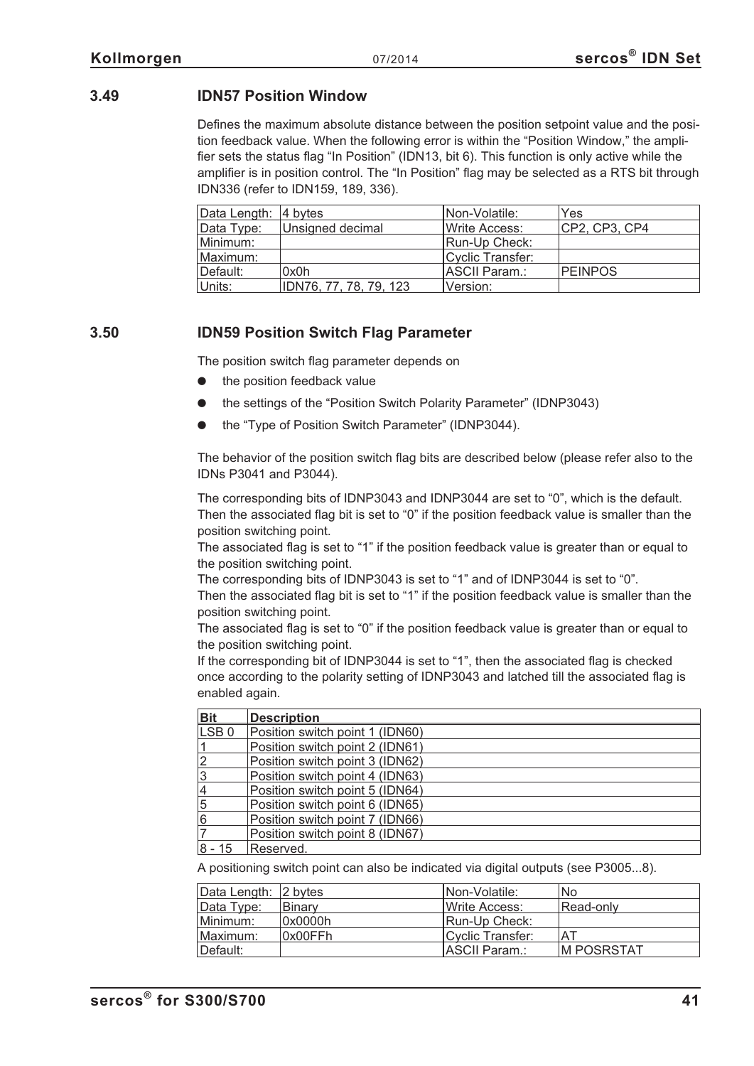### 3.49 IDN57 Position Window

Defines the maximum absolute distance between the position setpoint value and the position feedback value. When the following error is within the "Position Window," the amplifier sets the status flag "In Position" (IDN13, bit 6). This function is only active while the amplifier is in position control. The "In Position" flag may be selected as a RTS bit through IDN336 (refer to IDN159, 189, 336).

| Data Length: | 4 bytes | Non-Volatile: | Yes |
|---|---|---|---|
| Data Type: | Unsigned decimal | Write Access: | CP2, CP3, CP4 |
| Minimum: | | Run-Up Check: | |
| Maximum: | | Cyclic Transfer: | |
| Default: | 0x0h | ASCII Param.: | PEINPOS |
| Units: | IDN76, 77, 78, 79, 123 | Version: | |

### 3.50 IDN59 Position Switch Flag Parameter

The position switch flag parameter depends on

- the position feedback value
- the settings of the "Position Switch Polarity Parameter" (IDNP3043)
- the "Type of Position Switch Parameter" (IDNP3044).

The behavior of the position switch flag bits are described below (please refer also to the IDNs P3041 and P3044).

The corresponding bits of IDNP3043 and IDNP3044 are set to "0", which is the default. Then the associated flag bit is set to "0" if the position feedback value is smaller than the position switching point.
The associated flag is set to "1" if the position feedback value is greater than or equal to the position switching point.
The corresponding bits of IDNP3043 is set to "1" and of IDNP3044 is set to "0".
Then the associated flag bit is set to "1" if the position feedback value is smaller than the position switching point.
The associated flag is set to "0" if the position feedback value is greater than or equal to the position switching point.
If the corresponding bit of IDNP3044 is set to "1", then the associated flag is checked once according to the polarity setting of IDNP3043 and latched till the associated flag is enabled again.

| Bit | Description |
|---|---|
| LSB 0 | Position switch point 1 (IDN60) |
| 1 | Position switch point 2 (IDN61) |
| 2 | Position switch point 3 (IDN62) |
| 3 | Position switch point 4 (IDN63) |
| 4 | Position switch point 5 (IDN64) |
| 5 | Position switch point 6 (IDN65) |
| 6 | Position switch point 7 (IDN66) |
| 7 | Position switch point 8 (IDN67) |
| 8 - 15 | Reserved. |

A positioning switch point can also be indicated via digital outputs (see P3005...8).

| Data Length: | 2 bytes | Non-Volatile: | No |
|---|---|---|---|
| Data Type: | Binary | Write Access: | Read-only |
| Minimum: | 0x0000h | Run-Up Check: | |
| Maximum: | 0x00FFh | Cyclic Transfer: | AT |
| Default: | | ASCII Param.: | M POSRSTAT |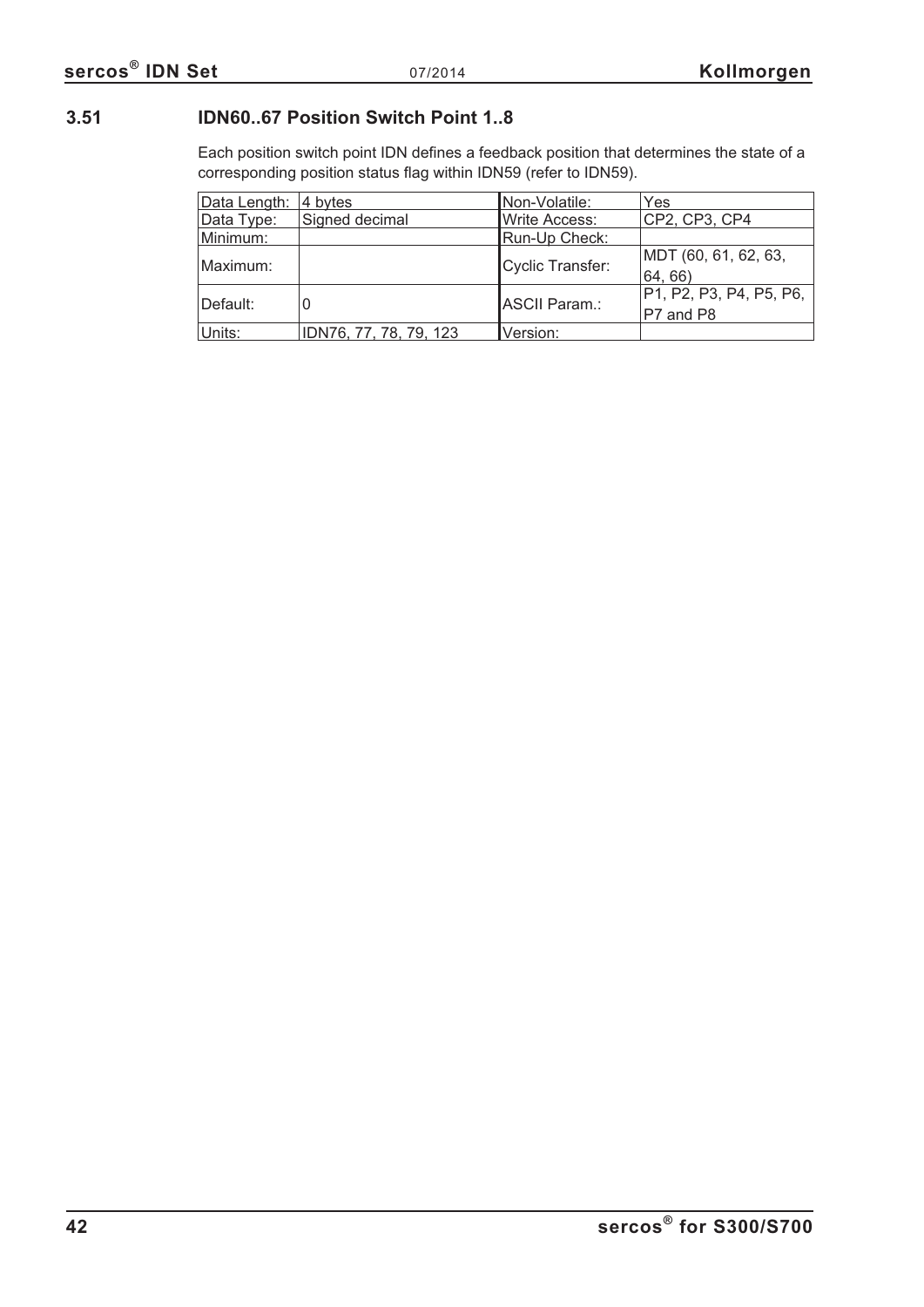## 3.51 IDN60..67 Position Switch Point 1..8

Each position switch point IDN defines a feedback position that determines the state of a corresponding position status flag within IDN59 (refer to IDN59).

| Data Length: | 4 bytes | Non-Volatile: | Yes |
|---|---|---|---|
| Data Type: | Signed decimal | Write Access: | CP2, CP3, CP4 |
| Minimum: | | Run-Up Check: | |
| Maximum: | | Cyclic Transfer: | MDT (60, 61, 62, 63, 64, 66) |
| Default: | 0 | ASCII Param.: | P1, P2, P3, P4, P5, P6, P7 and P8 |
| Units: | IDN76, 77, 78, 79, 123 | Version: | |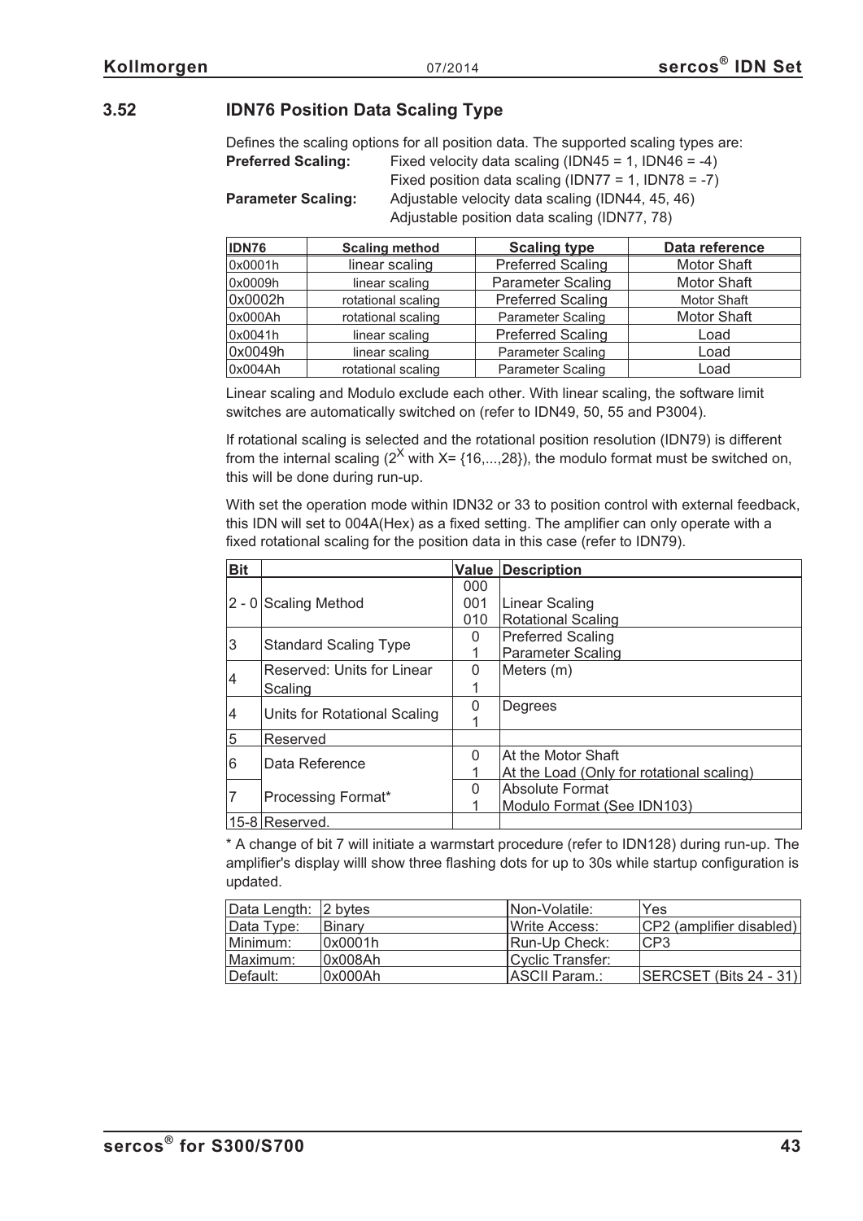### 3.52 IDN76 Position Data Scaling Type

Defines the scaling options for all position data. The supported scaling types are:

**Preferred Scaling:** Fixed velocity data scaling (IDN45 = 1, IDN46 = -4)
Fixed position data scaling (IDN77 = 1, IDN78 = -7)

**Parameter Scaling:** Adjustable velocity data scaling (IDN44, 45, 46)
Adjustable position data scaling (IDN77, 78)

| IDN76 | Scaling method | Scaling type | Data reference |
|---|---|---|---|
| 0x0001h | linear scaling | Preferred Scaling | Motor Shaft |
| 0x0009h | linear scaling | Parameter Scaling | Motor Shaft |
| 0x0002h | rotational scaling | Preferred Scaling | Motor Shaft |
| 0x000Ah | rotational scaling | Parameter Scaling | Motor Shaft |
| 0x0041h | linear scaling | Preferred Scaling | Load |
| 0x0049h | linear scaling | Parameter Scaling | Load |
| 0x004Ah | rotational scaling | Parameter Scaling | Load |

Linear scaling and Modulo exclude each other. With linear scaling, the software limit switches are automatically switched on (refer to IDN49, 50, 55 and P3004).

If rotational scaling is selected and the rotational position resolution (IDN79) is different from the internal scaling ($2^X$ with X= {16,...,28}), the modulo format must be switched on, this will be done during run-up.

With set the operation mode within IDN32 or 33 to position control with external feedback, this IDN will set to 004A(Hex) as a fixed setting. The amplifier can only operate with a fixed rotational scaling for the position data in this case (refer to IDN79).

| Bit | | Value | Description |
|---|---|---|---|
| 2 - 0 | Scaling Method | 000<br>001<br>010 | <br>Linear Scaling<br>Rotational Scaling |
| 3 | Standard Scaling Type | 0<br>1 | Preferred Scaling<br>Parameter Scaling |
| 4 | Reserved: Units for Linear Scaling | 0<br>1 | Meters (m) |
| 4 | Units for Rotational Scaling | 0<br>1 | Degrees |
| 5 | Reserved | | |
| 6 | Data Reference | 0<br>1 | At the Motor Shaft<br>At the Load (Only for rotational scaling) |
| 7 | Processing Format* | 0<br>1 | Absolute Format<br>Modulo Format (See IDN103) |
| 15-8 | Reserved. | | |

\* A change of bit 7 will initiate a warmstart procedure (refer to IDN128) during run-up. The amplifier's display willl show three flashing dots for up to 30s while startup configuration is updated.

| Data Length: | 2 bytes | Non-Volatile: | Yes |
|---|---|---|---|
| Data Type: | Binary | Write Access: | CP2 (amplifier disabled) |
| Minimum: | 0x0001h | Run-Up Check: | CP3 |
| Maximum: | 0x008Ah | Cyclic Transfer: | |
| Default: | 0x000Ah | ASCII Param.: | SERCSET (Bits 24 - 31) |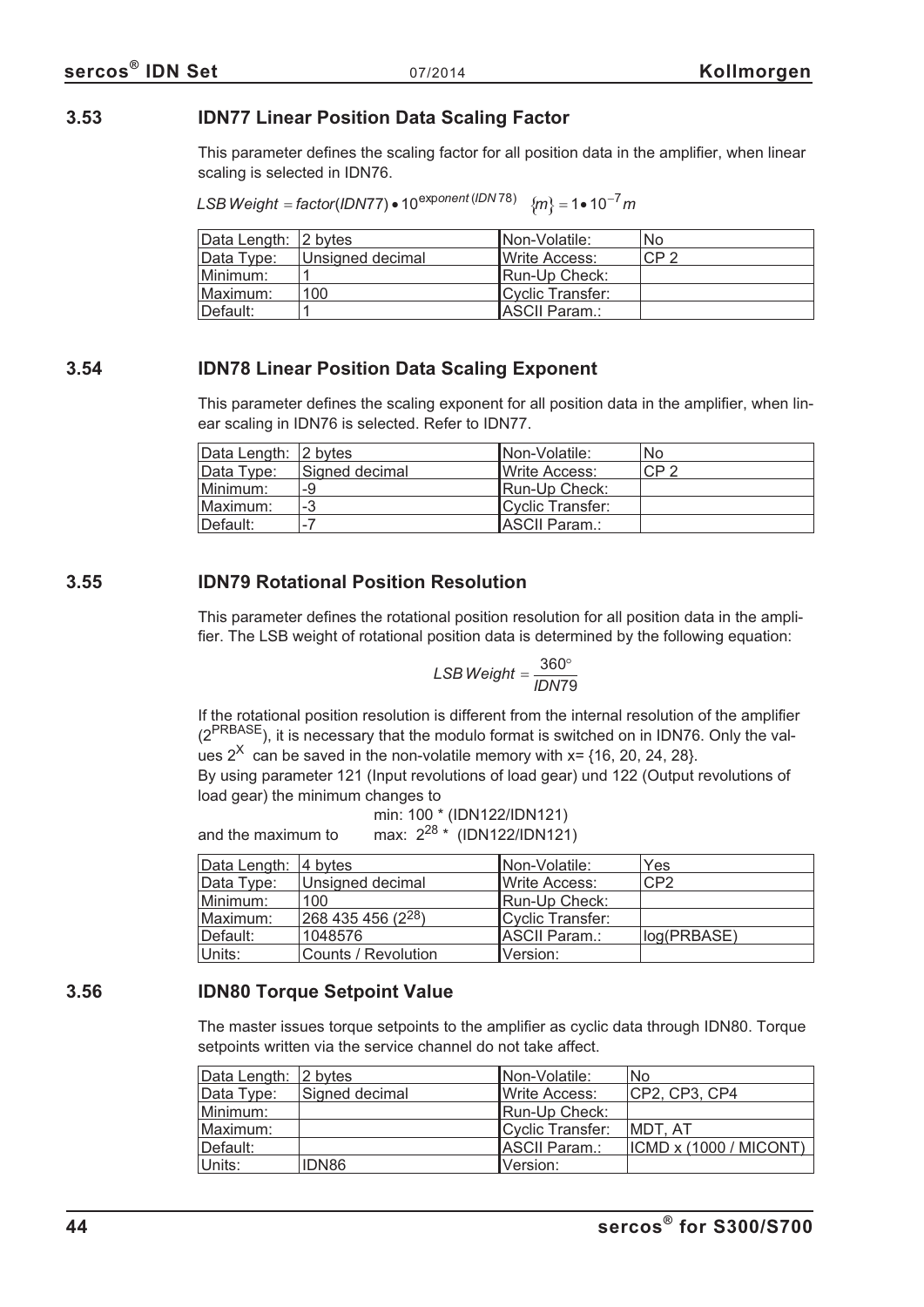### 3.53 IDN77 Linear Position Data Scaling Factor

This parameter defines the scaling factor for all position data in the amplifier, when linear scaling is selected in IDN76.

$LSB\,Weight = factor(IDN77) \bullet 10^{exponent\,(IDN78)} \quad \{m\} = 1 \bullet 10^{-7}\,m$

| Data Length: | 2 bytes | Non-Volatile: | No |
|---|---|---|---|
| Data Type: | Unsigned decimal | Write Access: | CP 2 |
| Minimum: | 1 | Run-Up Check: | |
| Maximum: | 100 | Cyclic Transfer: | |
| Default: | 1 | ASCII Param.: | |

### 3.54 IDN78 Linear Position Data Scaling Exponent

This parameter defines the scaling exponent for all position data in the amplifier, when linear scaling in IDN76 is selected. Refer to IDN77.

| Data Length: | 2 bytes | Non-Volatile: | No |
|---|---|---|---|
| Data Type: | Signed decimal | Write Access: | CP 2 |
| Minimum: | -9 | Run-Up Check: | |
| Maximum: | -3 | Cyclic Transfer: | |
| Default: | -7 | ASCII Param.: | |

### 3.55 IDN79 Rotational Position Resolution

This parameter defines the rotational position resolution for all position data in the amplifier. The LSB weight of rotational position data is determined by the following equation:

$$LSB\,Weight = \frac{360°}{IDN79}$$

If the rotational position resolution is different from the internal resolution of the amplifier ($2^{PRBASE}$), it is necessary that the modulo format is switched on in IDN76. Only the values $2^X$ can be saved in the non-volatile memory with x= {16, 20, 24, 28}.
By using parameter 121 (Input revolutions of load gear) und 122 (Output revolutions of load gear) the minimum changes to

min: 100 * (IDN122/IDN121)

and the maximum to max: $2^{28}$ * (IDN122/IDN121)

| Data Length: | 4 bytes | Non-Volatile: | Yes |
|---|---|---|---|
| Data Type: | Unsigned decimal | Write Access: | CP2 |
| Minimum: | 100 | Run-Up Check: | |
| Maximum: | 268 435 456 ($2^{28}$) | Cyclic Transfer: | |
| Default: | 1048576 | ASCII Param.: | log(PRBASE) |
| Units: | Counts / Revolution | Version: | |

### 3.56 IDN80 Torque Setpoint Value

The master issues torque setpoints to the amplifier as cyclic data through IDN80. Torque setpoints written via the service channel do not take affect.

| Data Length: | 2 bytes | Non-Volatile: | No |
|---|---|---|---|
| Data Type: | Signed decimal | Write Access: | CP2, CP3, CP4 |
| Minimum: | | Run-Up Check: | |
| Maximum: | | Cyclic Transfer: | MDT, AT |
| Default: | | ASCII Param.: | ICMD x (1000 / MICONT) |
| Units: | IDN86 | Version: | |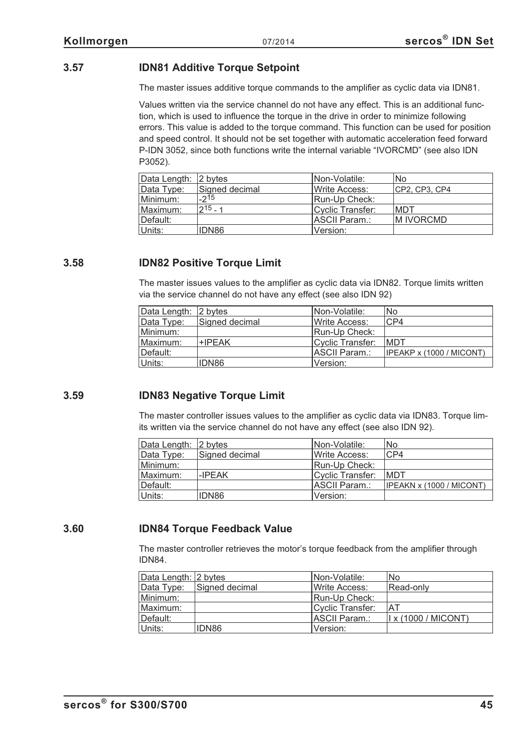### 3.57 IDN81 Additive Torque Setpoint

The master issues additive torque commands to the amplifier as cyclic data via IDN81.

Values written via the service channel do not have any effect. This is an additional function, which is used to influence the torque in the drive in order to minimize following errors. This value is added to the torque command. This function can be used for position and speed control. It should not be set together with automatic acceleration feed forward P-IDN 3052, since both functions write the internal variable "IVORCMD" (see also IDN P3052).

| Data Length: | 2 bytes | Non-Volatile: | No |
|---|---|---|---|
| Data Type: | Signed decimal | Write Access: | CP2, CP3, CP4 |
| Minimum: | $-2^{15}$ | Run-Up Check: | |
| Maximum: | $2^{15} - 1$ | Cyclic Transfer: | MDT |
| Default: | | ASCII Param.: | M IVORCMD |
| Units: | IDN86 | Version: | |

### 3.58 IDN82 Positive Torque Limit

The master issues values to the amplifier as cyclic data via IDN82. Torque limits written via the service channel do not have any effect (see also IDN 92)

| Data Length: | 2 bytes | Non-Volatile: | No |
|---|---|---|---|
| Data Type: | Signed decimal | Write Access: | CP4 |
| Minimum: | | Run-Up Check: | |
| Maximum: | +IPEAK | Cyclic Transfer: | MDT |
| Default: | | ASCII Param.: | IPEAKP x (1000 / MICONT) |
| Units: | IDN86 | Version: | |

### 3.59 IDN83 Negative Torque Limit

The master controller issues values to the amplifier as cyclic data via IDN83. Torque limits written via the service channel do not have any effect (see also IDN 92).

| Data Length: | 2 bytes | Non-Volatile: | No |
|---|---|---|---|
| Data Type: | Signed decimal | Write Access: | CP4 |
| Minimum: | | Run-Up Check: | |
| Maximum: | -IPEAK | Cyclic Transfer: | MDT |
| Default: | | ASCII Param.: | IPEAKN x (1000 / MICONT) |
| Units: | IDN86 | Version: | |

### 3.60 IDN84 Torque Feedback Value

The master controller retrieves the motor's torque feedback from the amplifier through IDN84.

| Data Length: | 2 bytes | Non-Volatile: | No |
|---|---|---|---|
| Data Type: | Signed decimal | Write Access: | Read-only |
| Minimum: | | Run-Up Check: | |
| Maximum: | | Cyclic Transfer: | AT |
| Default: | | ASCII Param.: | I x (1000 / MICONT) |
| Units: | IDN86 | Version: | |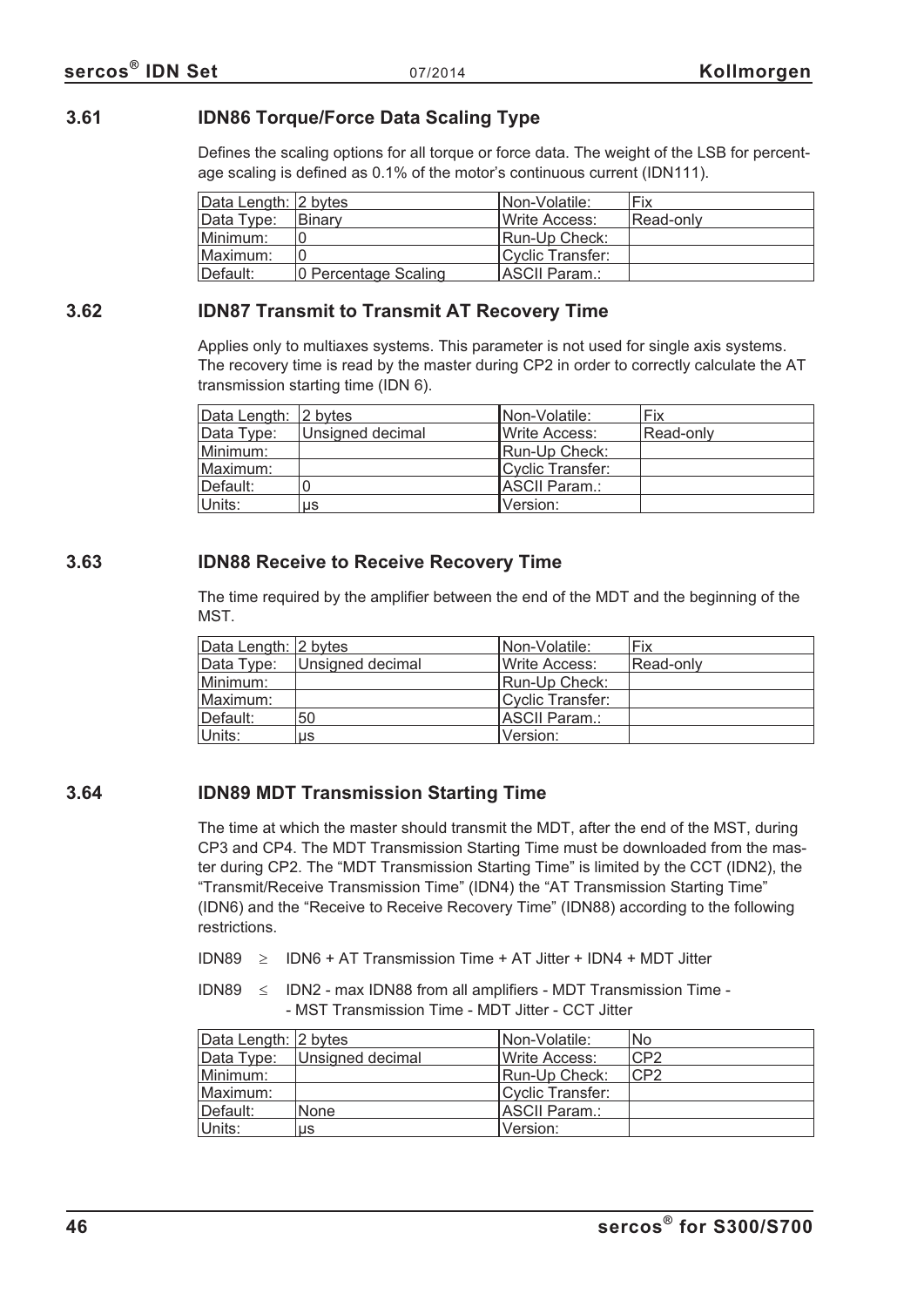### 3.61 IDN86 Torque/Force Data Scaling Type

Defines the scaling options for all torque or force data. The weight of the LSB for percentage scaling is defined as 0.1% of the motor's continuous current (IDN111).

| Data Length: | 2 bytes | Non-Volatile: | Fix |
|---|---|---|---|
| Data Type: | Binary | Write Access: | Read-only |
| Minimum: | 0 | Run-Up Check: | |
| Maximum: | 0 | Cyclic Transfer: | |
| Default: | 0 Percentage Scaling | ASCII Param.: | |

### 3.62 IDN87 Transmit to Transmit AT Recovery Time

Applies only to multiaxes systems. This parameter is not used for single axis systems. The recovery time is read by the master during CP2 in order to correctly calculate the AT transmission starting time (IDN 6).

| Data Length: | 2 bytes | Non-Volatile: | Fix |
|---|---|---|---|
| Data Type: | Unsigned decimal | Write Access: | Read-only |
| Minimum: | | Run-Up Check: | |
| Maximum: | | Cyclic Transfer: | |
| Default: | 0 | ASCII Param.: | |
| Units: | µs | Version: | |

### 3.63 IDN88 Receive to Receive Recovery Time

The time required by the amplifier between the end of the MDT and the beginning of the MST.

| Data Length: | 2 bytes | Non-Volatile: | Fix |
|---|---|---|---|
| Data Type: | Unsigned decimal | Write Access: | Read-only |
| Minimum: | | Run-Up Check: | |
| Maximum: | | Cyclic Transfer: | |
| Default: | 50 | ASCII Param.: | |
| Units: | µs | Version: | |

### 3.64 IDN89 MDT Transmission Starting Time

The time at which the master should transmit the MDT, after the end of the MST, during CP3 and CP4. The MDT Transmission Starting Time must be downloaded from the master during CP2. The "MDT Transmission Starting Time" is limited by the CCT (IDN2), the "Transmit/Receive Transmission Time" (IDN4) the "AT Transmission Starting Time" (IDN6) and the "Receive to Receive Recovery Time" (IDN88) according to the following restrictions.

IDN89 $\geq$ IDN6 + AT Transmission Time + AT Jitter + IDN4 + MDT Jitter

IDN89 $\leq$ IDN2 - max IDN88 from all amplifiers - MDT Transmission Time - - MST Transmission Time - MDT Jitter - CCT Jitter

| Data Length: | 2 bytes | Non-Volatile: | No |
|---|---|---|---|
| Data Type: | Unsigned decimal | Write Access: | CP2 |
| Minimum: | | Run-Up Check: | CP2 |
| Maximum: | | Cyclic Transfer: | |
| Default: | None | ASCII Param.: | |
| Units: | µs | Version: | |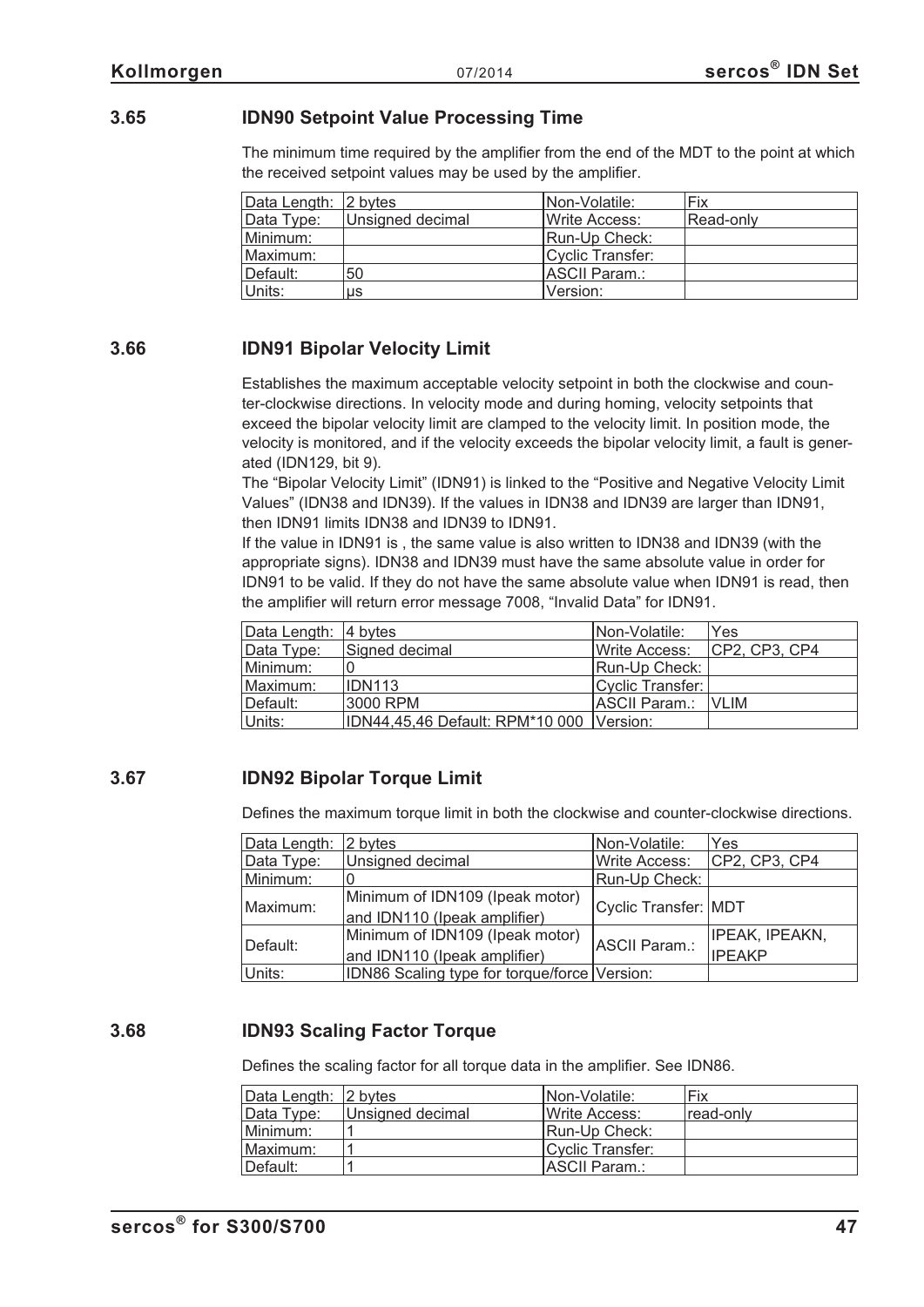### 3.65 IDN90 Setpoint Value Processing Time

The minimum time required by the amplifier from the end of the MDT to the point at which the received setpoint values may be used by the amplifier.

| Data Length: | 2 bytes | Non-Volatile: | Fix |
|---|---|---|---|
| Data Type: | Unsigned decimal | Write Access: | Read-only |
| Minimum: | | Run-Up Check: | |
| Maximum: | | Cyclic Transfer: | |
| Default: | 50 | ASCII Param.: | |
| Units: | µs | Version: | |

### 3.66 IDN91 Bipolar Velocity Limit

Establishes the maximum acceptable velocity setpoint in both the clockwise and counter-clockwise directions. In velocity mode and during homing, velocity setpoints that exceed the bipolar velocity limit are clamped to the velocity limit. In position mode, the velocity is monitored, and if the velocity exceeds the bipolar velocity limit, a fault is generated (IDN129, bit 9).
The "Bipolar Velocity Limit" (IDN91) is linked to the "Positive and Negative Velocity Limit Values" (IDN38 and IDN39). If the values in IDN38 and IDN39 are larger than IDN91, then IDN91 limits IDN38 and IDN39 to IDN91.
If the value in IDN91 is , the same value is also written to IDN38 and IDN39 (with the appropriate signs). IDN38 and IDN39 must have the same absolute value in order for IDN91 to be valid. If they do not have the same absolute value when IDN91 is read, then the amplifier will return error message 7008, "Invalid Data" for IDN91.

| Data Length: | 4 bytes | Non-Volatile: | Yes |
|---|---|---|---|
| Data Type: | Signed decimal | Write Access: | CP2, CP3, CP4 |
| Minimum: | 0 | Run-Up Check: | |
| Maximum: | IDN113 | Cyclic Transfer: | |
| Default: | 3000 RPM | ASCII Param.: | VLIM |
| Units: | IDN44,45,46 Default: RPM*10 000 | Version: | |

### 3.67 IDN92 Bipolar Torque Limit

Defines the maximum torque limit in both the clockwise and counter-clockwise directions.

| Data Length: | 2 bytes | Non-Volatile: | Yes |
|---|---|---|---|
| Data Type: | Unsigned decimal | Write Access: | CP2, CP3, CP4 |
| Minimum: | 0 | Run-Up Check: | |
| Maximum: | Minimum of IDN109 (Ipeak motor) and IDN110 (Ipeak amplifier) | Cyclic Transfer: | MDT |
| Default: | Minimum of IDN109 (Ipeak motor) and IDN110 (Ipeak amplifier) | ASCII Param.: | IPEAK, IPEAKN, IPEAKP |
| Units: | IDN86 Scaling type for torque/force | Version: | |

### 3.68 IDN93 Scaling Factor Torque

Defines the scaling factor for all torque data in the amplifier. See IDN86.

| Data Length: | 2 bytes | Non-Volatile: | Fix |
|---|---|---|---|
| Data Type: | Unsigned decimal | Write Access: | read-only |
| Minimum: | 1 | Run-Up Check: | |
| Maximum: | 1 | Cyclic Transfer: | |
| Default: | 1 | ASCII Param.: | |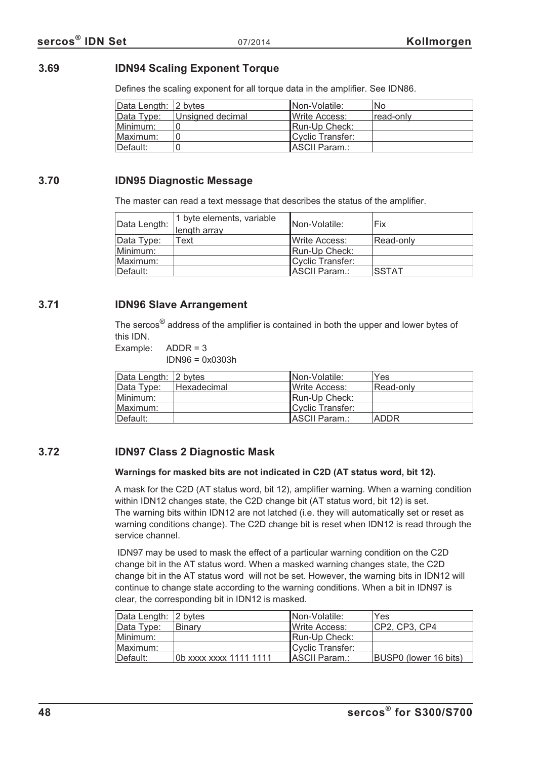### 3.69 IDN94 Scaling Exponent Torque

Defines the scaling exponent for all torque data in the amplifier. See IDN86.

| | | | |
|---|---|---|---|
| Data Length: | 2 bytes | Non-Volatile: | No |
| Data Type: | Unsigned decimal | Write Access: | read-only |
| Minimum: | 0 | Run-Up Check: | |
| Maximum: | 0 | Cyclic Transfer: | |
| Default: | 0 | ASCII Param.: | |

### 3.70 IDN95 Diagnostic Message

The master can read a text message that describes the status of the amplifier.

| | | | |
|---|---|---|---|
| Data Length: | 1 byte elements, variable length array | Non-Volatile: | Fix |
| Data Type: | Text | Write Access: | Read-only |
| Minimum: | | Run-Up Check: | |
| Maximum: | | Cyclic Transfer: | |
| Default: | | ASCII Param.: | SSTAT |

### 3.71 IDN96 Slave Arrangement

The sercos® address of the amplifier is contained in both the upper and lower bytes of this IDN.

Example: ADDR = 3
IDN96 = 0x0303h

| | | | |
|---|---|---|---|
| Data Length: | 2 bytes | Non-Volatile: | Yes |
| Data Type: | Hexadecimal | Write Access: | Read-only |
| Minimum: | | Run-Up Check: | |
| Maximum: | | Cyclic Transfer: | |
| Default: | | ASCII Param.: | ADDR |

### 3.72 IDN97 Class 2 Diagnostic Mask

**Warnings for masked bits are not indicated in C2D (AT status word, bit 12).**

A mask for the C2D (AT status word, bit 12), amplifier warning. When a warning condition within IDN12 changes state, the C2D change bit (AT status word, bit 12) is set. The warning bits within IDN12 are not latched (i.e. they will automatically set or reset as warning conditions change). The C2D change bit is reset when IDN12 is read through the service channel.

IDN97 may be used to mask the effect of a particular warning condition on the C2D change bit in the AT status word. When a masked warning changes state, the C2D change bit in the AT status word will not be set. However, the warning bits in IDN12 will continue to change state according to the warning conditions. When a bit in IDN97 is clear, the corresponding bit in IDN12 is masked.

| | | | |
|---|---|---|---|
| Data Length: | 2 bytes | Non-Volatile: | Yes |
| Data Type: | Binary | Write Access: | CP2, CP3, CP4 |
| Minimum: | | Run-Up Check: | |
| Maximum: | | Cyclic Transfer: | |
| Default: | 0b xxxx xxxx 1111 1111 | ASCII Param.: | BUSP0 (lower 16 bits) |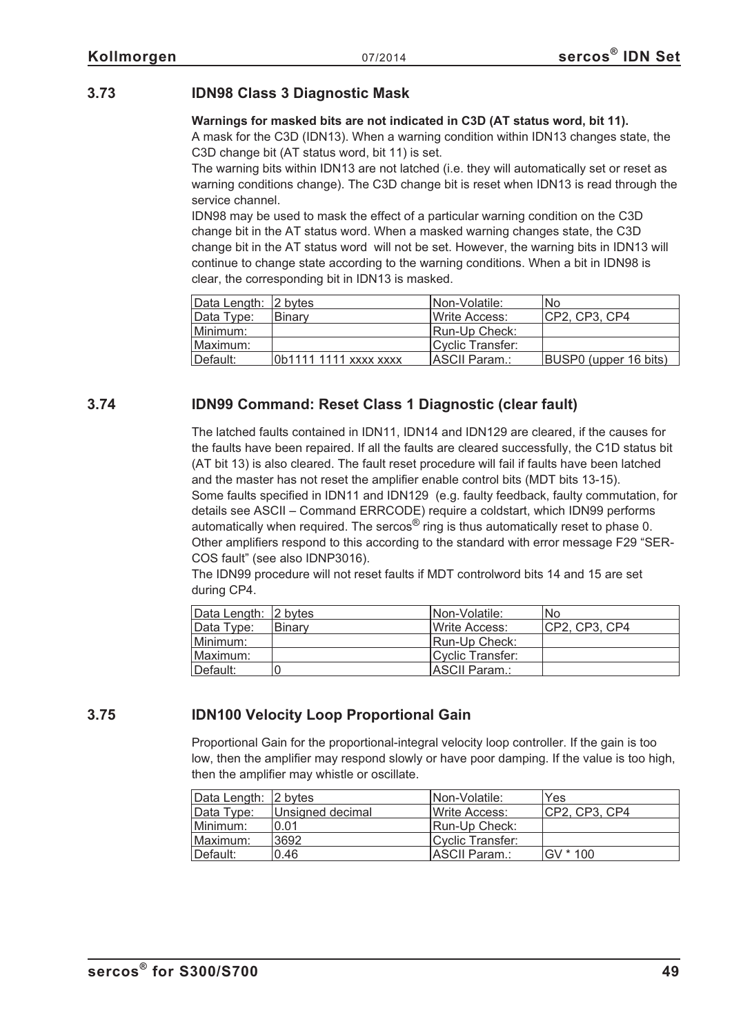## 3.73 IDN98 Class 3 Diagnostic Mask

**Warnings for masked bits are not indicated in C3D (AT status word, bit 11).**

A mask for the C3D (IDN13). When a warning condition within IDN13 changes state, the C3D change bit (AT status word, bit 11) is set.

The warning bits within IDN13 are not latched (i.e. they will automatically set or reset as warning conditions change). The C3D change bit is reset when IDN13 is read through the service channel.

IDN98 may be used to mask the effect of a particular warning condition on the C3D change bit in the AT status word. When a masked warning changes state, the C3D change bit in the AT status word will not be set. However, the warning bits in IDN13 will continue to change state according to the warning conditions. When a bit in IDN98 is clear, the corresponding bit in IDN13 is masked.

| Data Length: | 2 bytes | Non-Volatile: | No |
|---|---|---|---|
| Data Type: | Binary | Write Access: | CP2, CP3, CP4 |
| Minimum: | | Run-Up Check: | |
| Maximum: | | Cyclic Transfer: | |
| Default: | 0b1111 1111 xxxx xxxx | ASCII Param.: | BUSP0 (upper 16 bits) |

## 3.74 IDN99 Command: Reset Class 1 Diagnostic (clear fault)

The latched faults contained in IDN11, IDN14 and IDN129 are cleared, if the causes for the faults have been repaired. If all the faults are cleared successfully, the C1D status bit (AT bit 13) is also cleared. The fault reset procedure will fail if faults have been latched and the master has not reset the amplifier enable control bits (MDT bits 13-15).

Some faults specified in IDN11 and IDN129 (e.g. faulty feedback, faulty commutation, for details see ASCII – Command ERRCODE) require a coldstart, which IDN99 performs automatically when required. The sercos® ring is thus automatically reset to phase 0. Other amplifiers respond to this according to the standard with error message F29 "SERCOS fault" (see also IDNP3016).

The IDN99 procedure will not reset faults if MDT controlword bits 14 and 15 are set during CP4.

| Data Length: | 2 bytes | Non-Volatile: | No |
|---|---|---|---|
| Data Type: | Binary | Write Access: | CP2, CP3, CP4 |
| Minimum: | | Run-Up Check: | |
| Maximum: | | Cyclic Transfer: | |
| Default: | 0 | ASCII Param.: | |

## 3.75 IDN100 Velocity Loop Proportional Gain

Proportional Gain for the proportional-integral velocity loop controller. If the gain is too low, then the amplifier may respond slowly or have poor damping. If the value is too high, then the amplifier may whistle or oscillate.

| Data Length: | 2 bytes | Non-Volatile: | Yes |
|---|---|---|---|
| Data Type: | Unsigned decimal | Write Access: | CP2, CP3, CP4 |
| Minimum: | 0.01 | Run-Up Check: | |
| Maximum: | 3692 | Cyclic Transfer: | |
| Default: | 0.46 | ASCII Param.: | GV * 100 |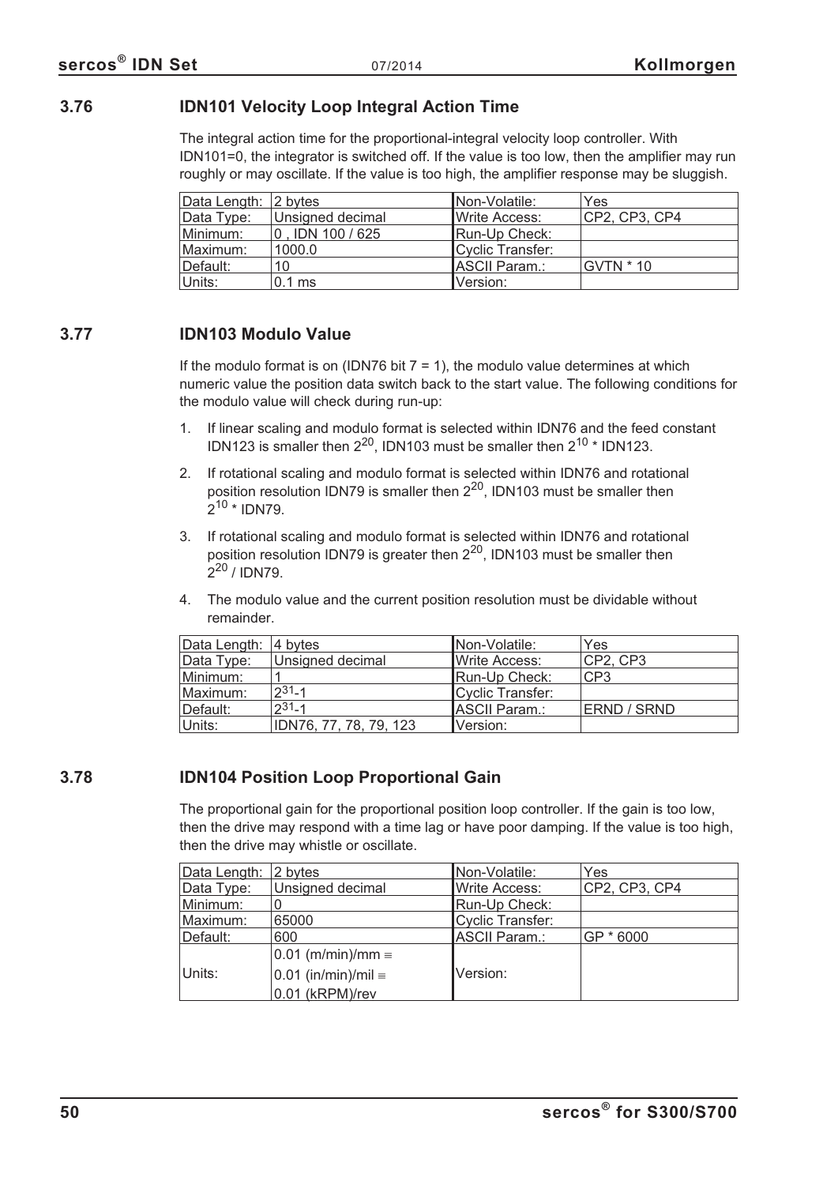## 3.76 IDN101 Velocity Loop Integral Action Time

The integral action time for the proportional-integral velocity loop controller. With IDN101=0, the integrator is switched off. If the value is too low, then the amplifier may run roughly or may oscillate. If the value is too high, the amplifier response may be sluggish.

| Data Length: | 2 bytes | Non-Volatile: | Yes |
|---|---|---|---|
| Data Type: | Unsigned decimal | Write Access: | CP2, CP3, CP4 |
| Minimum: | 0 , IDN 100 / 625 | Run-Up Check: | |
| Maximum: | 1000.0 | Cyclic Transfer: | |
| Default: | 10 | ASCII Param.: | GVTN * 10 |
| Units: | 0.1 ms | Version: | |

## 3.77 IDN103 Modulo Value

If the modulo format is on (IDN76 bit 7 = 1), the modulo value determines at which numeric value the position data switch back to the start value. The following conditions for the modulo value will check during run-up:

1. If linear scaling and modulo format is selected within IDN76 and the feed constant IDN123 is smaller then $2^{20}$, IDN103 must be smaller then $2^{10}$ * IDN123.
2. If rotational scaling and modulo format is selected within IDN76 and rotational position resolution IDN79 is smaller then $2^{20}$, IDN103 must be smaller then $2^{10}$ * IDN79.
3. If rotational scaling and modulo format is selected within IDN76 and rotational position resolution IDN79 is greater then $2^{20}$, IDN103 must be smaller then $2^{20}$ / IDN79.
4. The modulo value and the current position resolution must be dividable without remainder.

| Data Length: | 4 bytes | Non-Volatile: | Yes |
|---|---|---|---|
| Data Type: | Unsigned decimal | Write Access: | CP2, CP3 |
| Minimum: | 1 | Run-Up Check: | CP3 |
| Maximum: | $2^{31}$-1 | Cyclic Transfer: | |
| Default: | $2^{31}$-1 | ASCII Param.: | ERND / SRND |
| Units: | IDN76, 77, 78, 79, 123 | Version: | |

## 3.78 IDN104 Position Loop Proportional Gain

The proportional gain for the proportional position loop controller. If the gain is too low, then the drive may respond with a time lag or have poor damping. If the value is too high, then the drive may whistle or oscillate.

| Data Length: | 2 bytes | Non-Volatile: | Yes |
|---|---|---|---|
| Data Type: | Unsigned decimal | Write Access: | CP2, CP3, CP4 |
| Minimum: | 0 | Run-Up Check: | |
| Maximum: | 65000 | Cyclic Transfer: | |
| Default: | 600 | ASCII Param.: | GP * 6000 |
| Units: | 0.01 (m/min)/mm ≡ 0.01 (in/min)/mil ≡ 0.01 (kRPM)/rev | Version: | |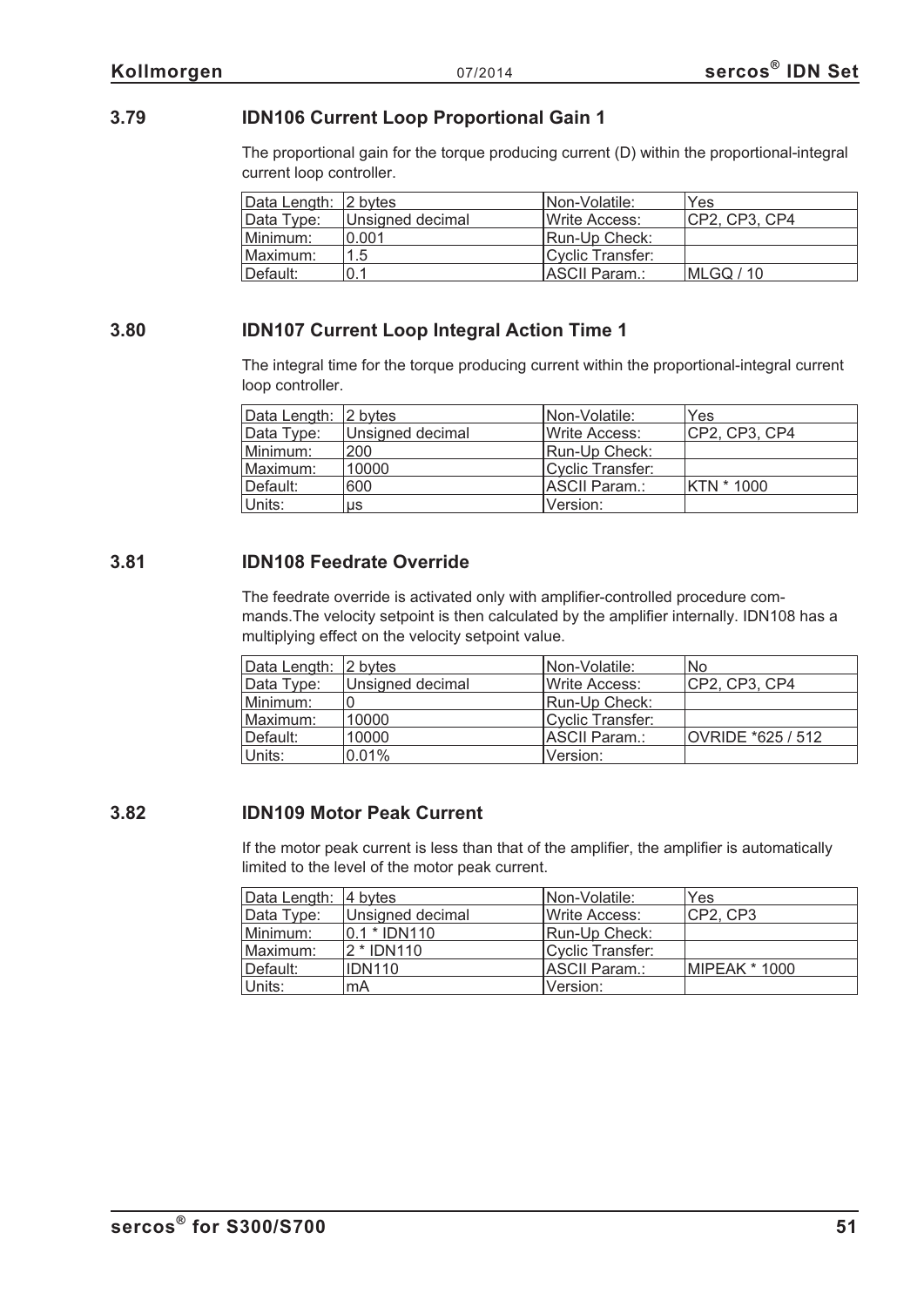## 3.79 IDN106 Current Loop Proportional Gain 1

The proportional gain for the torque producing current (D) within the proportional-integral current loop controller.

| Data Length: | 2 bytes | Non-Volatile: | Yes |
|---|---|---|---|
| Data Type: | Unsigned decimal | Write Access: | CP2, CP3, CP4 |
| Minimum: | 0.001 | Run-Up Check: | |
| Maximum: | 1.5 | Cyclic Transfer: | |
| Default: | 0.1 | ASCII Param.: | MLGQ / 10 |

## 3.80 IDN107 Current Loop Integral Action Time 1

The integral time for the torque producing current within the proportional-integral current loop controller.

| Data Length: | 2 bytes | Non-Volatile: | Yes |
|---|---|---|---|
| Data Type: | Unsigned decimal | Write Access: | CP2, CP3, CP4 |
| Minimum: | 200 | Run-Up Check: | |
| Maximum: | 10000 | Cyclic Transfer: | |
| Default: | 600 | ASCII Param.: | KTN * 1000 |
| Units: | µs | Version: | |

## 3.81 IDN108 Feedrate Override

The feedrate override is activated only with amplifier-controlled procedure commands.The velocity setpoint is then calculated by the amplifier internally. IDN108 has a multiplying effect on the velocity setpoint value.

| Data Length: | 2 bytes | Non-Volatile: | No |
|---|---|---|---|
| Data Type: | Unsigned decimal | Write Access: | CP2, CP3, CP4 |
| Minimum: | 0 | Run-Up Check: | |
| Maximum: | 10000 | Cyclic Transfer: | |
| Default: | 10000 | ASCII Param.: | OVRIDE *625 / 512 |
| Units: | 0.01% | Version: | |

## 3.82 IDN109 Motor Peak Current

If the motor peak current is less than that of the amplifier, the amplifier is automatically limited to the level of the motor peak current.

| Data Length: | 4 bytes | Non-Volatile: | Yes |
|---|---|---|---|
| Data Type: | Unsigned decimal | Write Access: | CP2, CP3 |
| Minimum: | 0.1 * IDN110 | Run-Up Check: | |
| Maximum: | 2 * IDN110 | Cyclic Transfer: | |
| Default: | IDN110 | ASCII Param.: | MIPEAK * 1000 |
| Units: | mA | Version: | |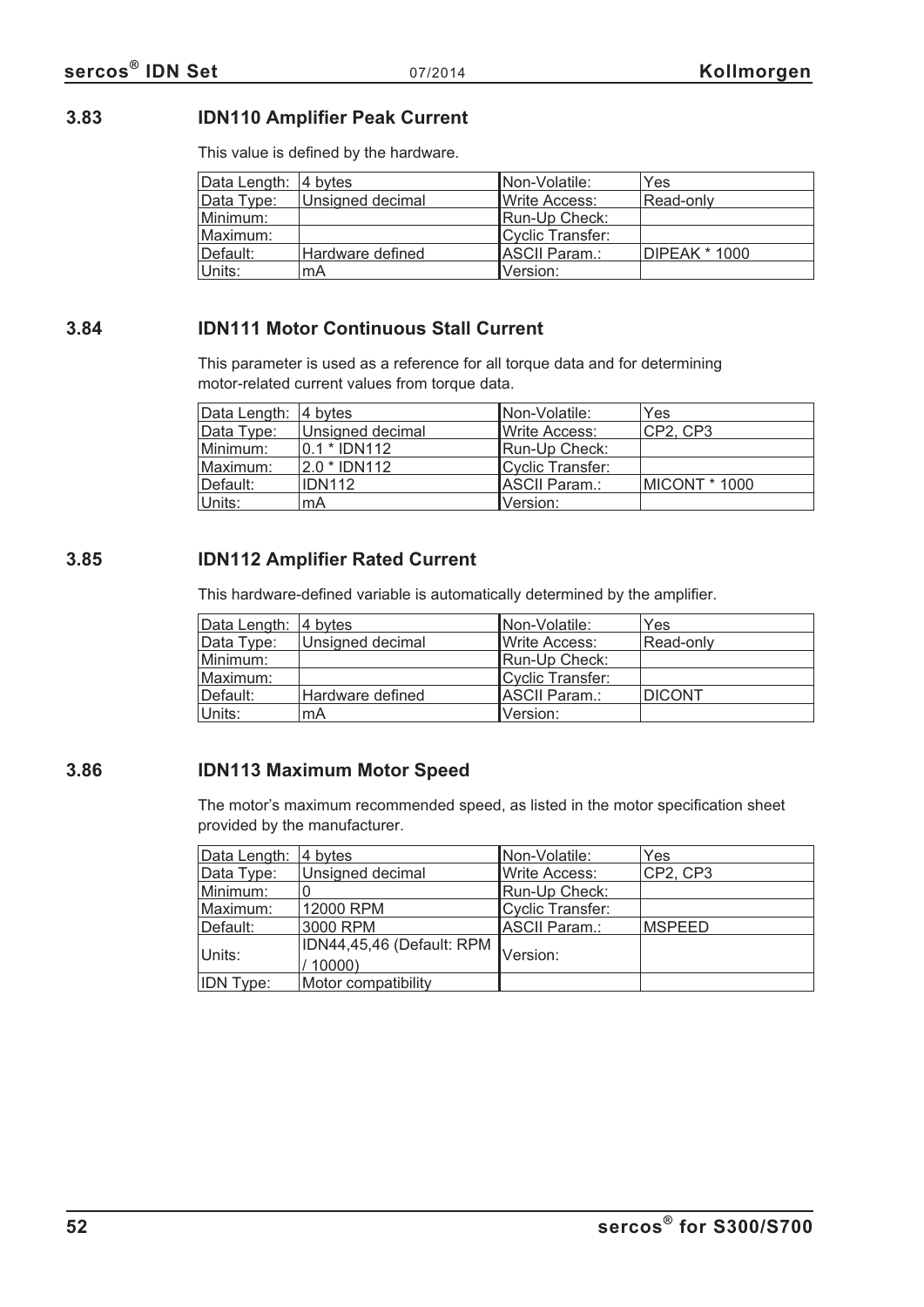### 3.83 IDN110 Amplifier Peak Current

This value is defined by the hardware.

| Data Length: | 4 bytes | Non-Volatile: | Yes |
|---|---|---|---|
| Data Type: | Unsigned decimal | Write Access: | Read-only |
| Minimum: | | Run-Up Check: | |
| Maximum: | | Cyclic Transfer: | |
| Default: | Hardware defined | ASCII Param.: | DIPEAK * 1000 |
| Units: | mA | Version: | |

### 3.84 IDN111 Motor Continuous Stall Current

This parameter is used as a reference for all torque data and for determining motor-related current values from torque data.

| Data Length: | 4 bytes | Non-Volatile: | Yes |
|---|---|---|---|
| Data Type: | Unsigned decimal | Write Access: | CP2, CP3 |
| Minimum: | 0.1 * IDN112 | Run-Up Check: | |
| Maximum: | 2.0 * IDN112 | Cyclic Transfer: | |
| Default: | IDN112 | ASCII Param.: | MICONT * 1000 |
| Units: | mA | Version: | |

### 3.85 IDN112 Amplifier Rated Current

This hardware-defined variable is automatically determined by the amplifier.

| Data Length: | 4 bytes | Non-Volatile: | Yes |
|---|---|---|---|
| Data Type: | Unsigned decimal | Write Access: | Read-only |
| Minimum: | | Run-Up Check: | |
| Maximum: | | Cyclic Transfer: | |
| Default: | Hardware defined | ASCII Param.: | DICONT |
| Units: | mA | Version: | |

### 3.86 IDN113 Maximum Motor Speed

The motor's maximum recommended speed, as listed in the motor specification sheet provided by the manufacturer.

| Data Length: | 4 bytes | Non-Volatile: | Yes |
|---|---|---|---|
| Data Type: | Unsigned decimal | Write Access: | CP2, CP3 |
| Minimum: | 0 | Run-Up Check: | |
| Maximum: | 12000 RPM | Cyclic Transfer: | |
| Default: | 3000 RPM | ASCII Param.: | MSPEED |
| Units: | IDN44,45,46 (Default: RPM / 10000) | Version: | |
| IDN Type: | Motor compatibility | | |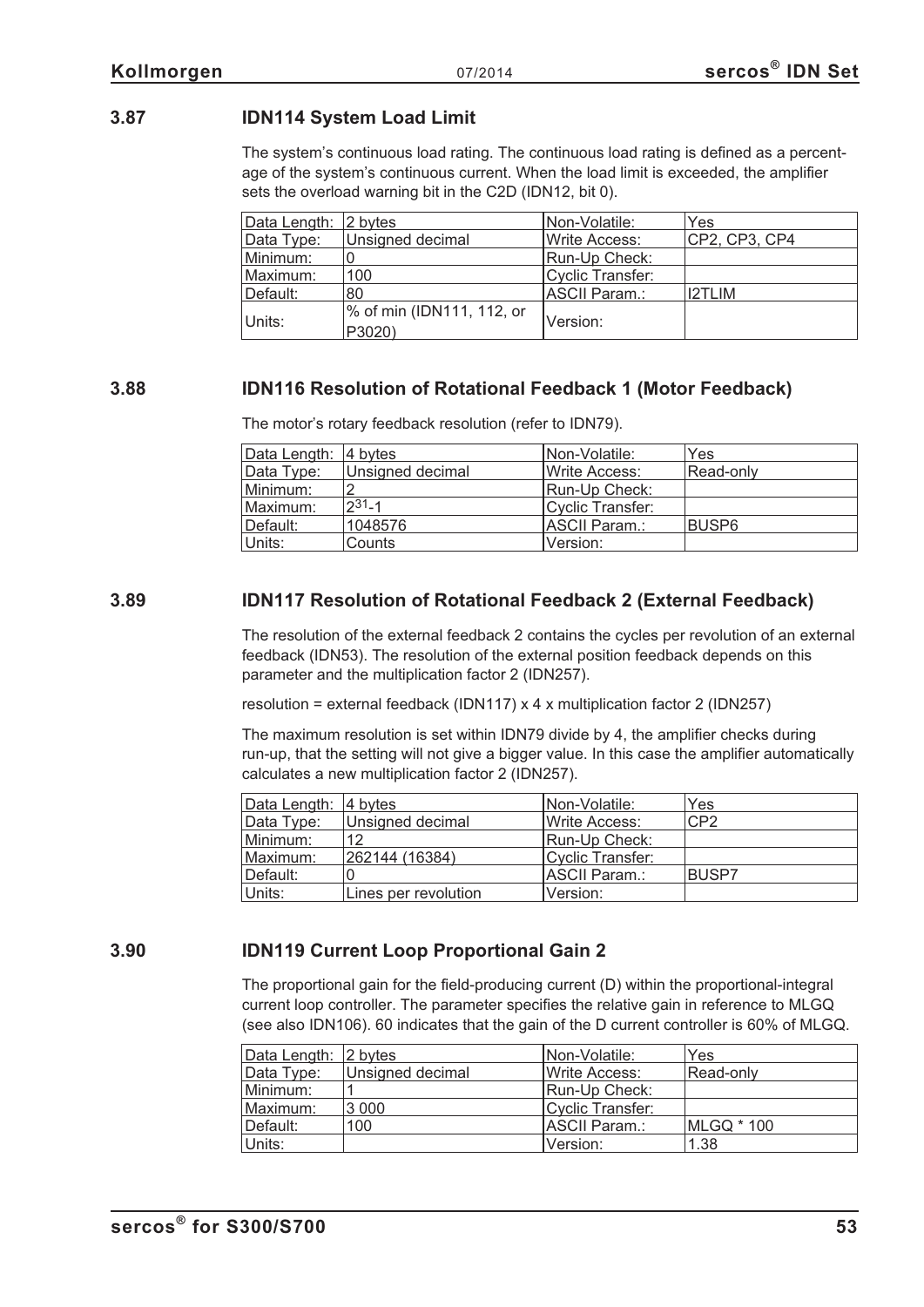### 3.87 IDN114 System Load Limit

The system's continuous load rating. The continuous load rating is defined as a percentage of the system's continuous current. When the load limit is exceeded, the amplifier sets the overload warning bit in the C2D (IDN12, bit 0).

| Data Length: | 2 bytes | Non-Volatile: | Yes |
|---|---|---|---|
| Data Type: | Unsigned decimal | Write Access: | CP2, CP3, CP4 |
| Minimum: | 0 | Run-Up Check: | |
| Maximum: | 100 | Cyclic Transfer: | |
| Default: | 80 | ASCII Param.: | I2TLIM |
| Units: | % of min (IDN111, 112, or P3020) | Version: | |

### 3.88 IDN116 Resolution of Rotational Feedback 1 (Motor Feedback)

The motor's rotary feedback resolution (refer to IDN79).

| Data Length: | 4 bytes | Non-Volatile: | Yes |
|---|---|---|---|
| Data Type: | Unsigned decimal | Write Access: | Read-only |
| Minimum: | 2 | Run-Up Check: | |
| Maximum: | $2^{31}$-1 | Cyclic Transfer: | |
| Default: | 1048576 | ASCII Param.: | BUSP6 |
| Units: | Counts | Version: | |

### 3.89 IDN117 Resolution of Rotational Feedback 2 (External Feedback)

The resolution of the external feedback 2 contains the cycles per revolution of an external feedback (IDN53). The resolution of the external position feedback depends on this parameter and the multiplication factor 2 (IDN257).

resolution = external feedback (IDN117) x 4 x multiplication factor 2 (IDN257)

The maximum resolution is set within IDN79 divide by 4, the amplifier checks during run-up, that the setting will not give a bigger value. In this case the amplifier automatically calculates a new multiplication factor 2 (IDN257).

| Data Length: | 4 bytes | Non-Volatile: | Yes |
|---|---|---|---|
| Data Type: | Unsigned decimal | Write Access: | CP2 |
| Minimum: | 12 | Run-Up Check: | |
| Maximum: | 262144 (16384) | Cyclic Transfer: | |
| Default: | 0 | ASCII Param.: | BUSP7 |
| Units: | Lines per revolution | Version: | |

### 3.90 IDN119 Current Loop Proportional Gain 2

The proportional gain for the field-producing current (D) within the proportional-integral current loop controller. The parameter specifies the relative gain in reference to MLGQ (see also IDN106). 60 indicates that the gain of the D current controller is 60% of MLGQ.

| Data Length: | 2 bytes | Non-Volatile: | Yes |
|---|---|---|---|
| Data Type: | Unsigned decimal | Write Access: | Read-only |
| Minimum: | 1 | Run-Up Check: | |
| Maximum: | 3 000 | Cyclic Transfer: | |
| Default: | 100 | ASCII Param.: | MLGQ * 100 |
| Units: | | Version: | 1.38 |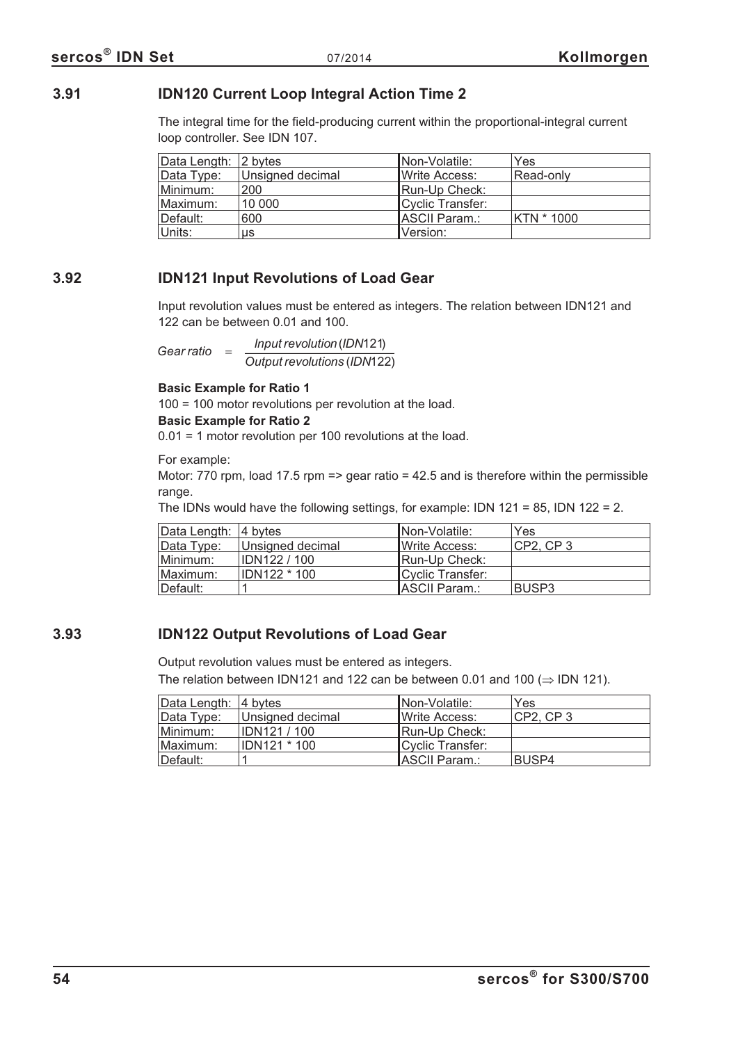### 3.91 IDN120 Current Loop Integral Action Time 2

The integral time for the field-producing current within the proportional-integral current loop controller. See IDN 107.

| Data Length: | 2 bytes | Non-Volatile: | Yes |
|---|---|---|---|
| Data Type: | Unsigned decimal | Write Access: | Read-only |
| Minimum: | 200 | Run-Up Check: | |
| Maximum: | 10 000 | Cyclic Transfer: | |
| Default: | 600 | ASCII Param.: | KTN * 1000 |
| Units: | µs | Version: | |

### 3.92 IDN121 Input Revolutions of Load Gear

Input revolution values must be entered as integers. The relation between IDN121 and 122 can be between 0.01 and 100.

$$Gear\ ratio = \frac{Input\ revolution\ (IDN121)}{Output\ revolutions\ (IDN122)}$$

**Basic Example for Ratio 1**

100 = 100 motor revolutions per revolution at the load.

**Basic Example for Ratio 2**

0.01 = 1 motor revolution per 100 revolutions at the load.

For example:

Motor: 770 rpm, load 17.5 rpm => gear ratio = 42.5 and is therefore within the permissible range.

The IDNs would have the following settings, for example: IDN 121 = 85, IDN 122 = 2.

| Data Length: | 4 bytes | Non-Volatile: | Yes |
|---|---|---|---|
| Data Type: | Unsigned decimal | Write Access: | CP2, CP 3 |
| Minimum: | IDN122 / 100 | Run-Up Check: | |
| Maximum: | IDN122 * 100 | Cyclic Transfer: | |
| Default: | 1 | ASCII Param.: | BUSP3 |

### 3.93 IDN122 Output Revolutions of Load Gear

Output revolution values must be entered as integers.

The relation between IDN121 and 122 can be between 0.01 and 100 (⇒ IDN 121).

| Data Length: | 4 bytes | Non-Volatile: | Yes |
|---|---|---|---|
| Data Type: | Unsigned decimal | Write Access: | CP2, CP 3 |
| Minimum: | IDN121 / 100 | Run-Up Check: | |
| Maximum: | IDN121 * 100 | Cyclic Transfer: | |
| Default: | 1 | ASCII Param.: | BUSP4 |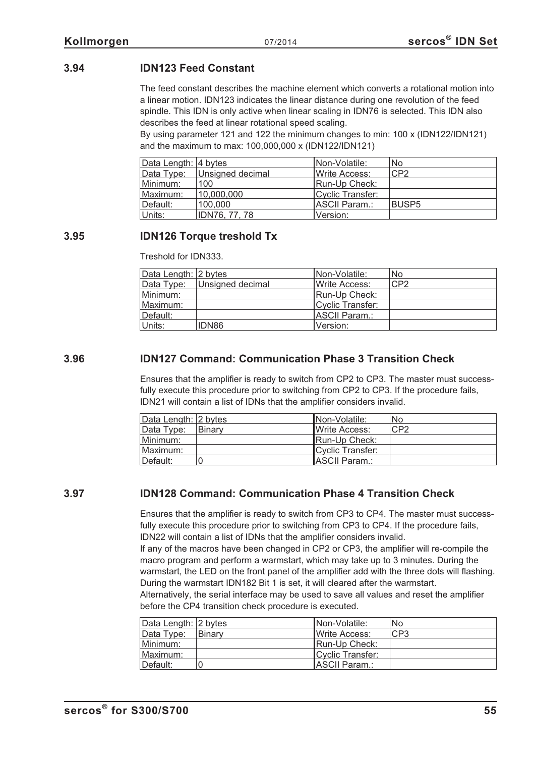### 3.94 IDN123 Feed Constant

The feed constant describes the machine element which converts a rotational motion into a linear motion. IDN123 indicates the linear distance during one revolution of the feed spindle. This IDN is only active when linear scaling in IDN76 is selected. This IDN also describes the feed at linear rotational speed scaling.
By using parameter 121 and 122 the minimum changes to min: 100 x (IDN122/IDN121) and the maximum to max: 100,000,000 x (IDN122/IDN121)

| Data Length: | 4 bytes | Non-Volatile: | No |
|---|---|---|---|
| Data Type: | Unsigned decimal | Write Access: | CP2 |
| Minimum: | 100 | Run-Up Check: | |
| Maximum: | 10,000,000 | Cyclic Transfer: | |
| Default: | 100,000 | ASCII Param.: | BUSP5 |
| Units: | IDN76, 77, 78 | Version: | |

### 3.95 IDN126 Torque treshold Tx

Treshold for IDN333.

| Data Length: | 2 bytes | Non-Volatile: | No |
|---|---|---|---|
| Data Type: | Unsigned decimal | Write Access: | CP2 |
| Minimum: | | Run-Up Check: | |
| Maximum: | | Cyclic Transfer: | |
| Default: | | ASCII Param.: | |
| Units: | IDN86 | Version: | |

### 3.96 IDN127 Command: Communication Phase 3 Transition Check

Ensures that the amplifier is ready to switch from CP2 to CP3. The master must successfully execute this procedure prior to switching from CP2 to CP3. If the procedure fails, IDN21 will contain a list of IDNs that the amplifier considers invalid.

| Data Length: | 2 bytes | Non-Volatile: | No |
|---|---|---|---|
| Data Type: | Binary | Write Access: | CP2 |
| Minimum: | | Run-Up Check: | |
| Maximum: | | Cyclic Transfer: | |
| Default: | 0 | ASCII Param.: | |

### 3.97 IDN128 Command: Communication Phase 4 Transition Check

Ensures that the amplifier is ready to switch from CP3 to CP4. The master must successfully execute this procedure prior to switching from CP3 to CP4. If the procedure fails, IDN22 will contain a list of IDNs that the amplifier considers invalid.
If any of the macros have been changed in CP2 or CP3, the amplifier will re-compile the macro program and perform a warmstart, which may take up to 3 minutes. During the warmstart, the LED on the front panel of the amplifier add with the three dots will flashing. During the warmstart IDN182 Bit 1 is set, it will cleared after the warmstart.
Alternatively, the serial interface may be used to save all values and reset the amplifier before the CP4 transition check procedure is executed.

| Data Length: | 2 bytes | Non-Volatile: | No |
|---|---|---|---|
| Data Type: | Binary | Write Access: | CP3 |
| Minimum: | | Run-Up Check: | |
| Maximum: | | Cyclic Transfer: | |
| Default: | 0 | ASCII Param.: | |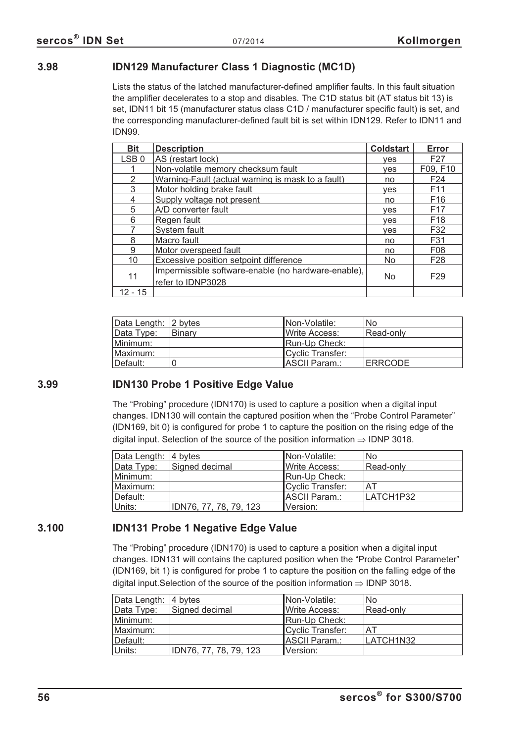## 3.98 IDN129 Manufacturer Class 1 Diagnostic (MC1D)

Lists the status of the latched manufacturer-defined amplifier faults. In this fault situation the amplifier decelerates to a stop and disables. The C1D status bit (AT status bit 13) is set, IDN11 bit 15 (manufacturer status class C1D / manufacturer specific fault) is set, and the corresponding manufacturer-defined fault bit is set within IDN129. Refer to IDN11 and IDN99.

| Bit | Description | Coldstart | Error |
|---|---|---|---|
| LSB 0 | AS (restart lock) | yes | F27 |
| 1 | Non-volatile memory checksum fault | yes | F09, F10 |
| 2 | Warning-Fault (actual warning is mask to a fault) | no | F24 |
| 3 | Motor holding brake fault | yes | F11 |
| 4 | Supply voltage not present | no | F16 |
| 5 | A/D converter fault | yes | F17 |
| 6 | Regen fault | yes | F18 |
| 7 | System fault | yes | F32 |
| 8 | Macro fault | no | F31 |
| 9 | Motor overspeed fault | no | F08 |
| 10 | Excessive position setpoint difference | No | F28 |
| 11 | Impermissible software-enable (no hardware-enable), refer to IDNP3028 | No | F29 |
| 12 - 15 | | | |

| Data Length: | 2 bytes | Non-Volatile: | No |
|---|---|---|---|
| Data Type: | Binary | Write Access: | Read-only |
| Minimum: | | Run-Up Check: | |
| Maximum: | | Cyclic Transfer: | |
| Default: | 0 | ASCII Param.: | ERRCODE |

## 3.99 IDN130 Probe 1 Positive Edge Value

The “Probing” procedure (IDN170) is used to capture a position when a digital input changes. IDN130 will contain the captured position when the “Probe Control Parameter” (IDN169, bit 0) is configured for probe 1 to capture the position on the rising edge of the digital input. Selection of the source of the position information ⇒ IDNP 3018.

| Data Length: | 4 bytes | Non-Volatile: | No |
|---|---|---|---|
| Data Type: | Signed decimal | Write Access: | Read-only |
| Minimum: | | Run-Up Check: | |
| Maximum: | | Cyclic Transfer: | AT |
| Default: | | ASCII Param.: | LATCH1P32 |
| Units: | IDN76, 77, 78, 79, 123 | Version: | |

## 3.100 IDN131 Probe 1 Negative Edge Value

The “Probing” procedure (IDN170) is used to capture a position when a digital input changes. IDN131 will contains the captured position when the “Probe Control Parameter” (IDN169, bit 1) is configured for probe 1 to capture the position on the falling edge of the digital input.Selection of the source of the position information ⇒ IDNP 3018.

| Data Length: | 4 bytes | Non-Volatile: | No |
|---|---|---|---|
| Data Type: | Signed decimal | Write Access: | Read-only |
| Minimum: | | Run-Up Check: | |
| Maximum: | | Cyclic Transfer: | AT |
| Default: | | ASCII Param.: | LATCH1N32 |
| Units: | IDN76, 77, 78, 79, 123 | Version: | |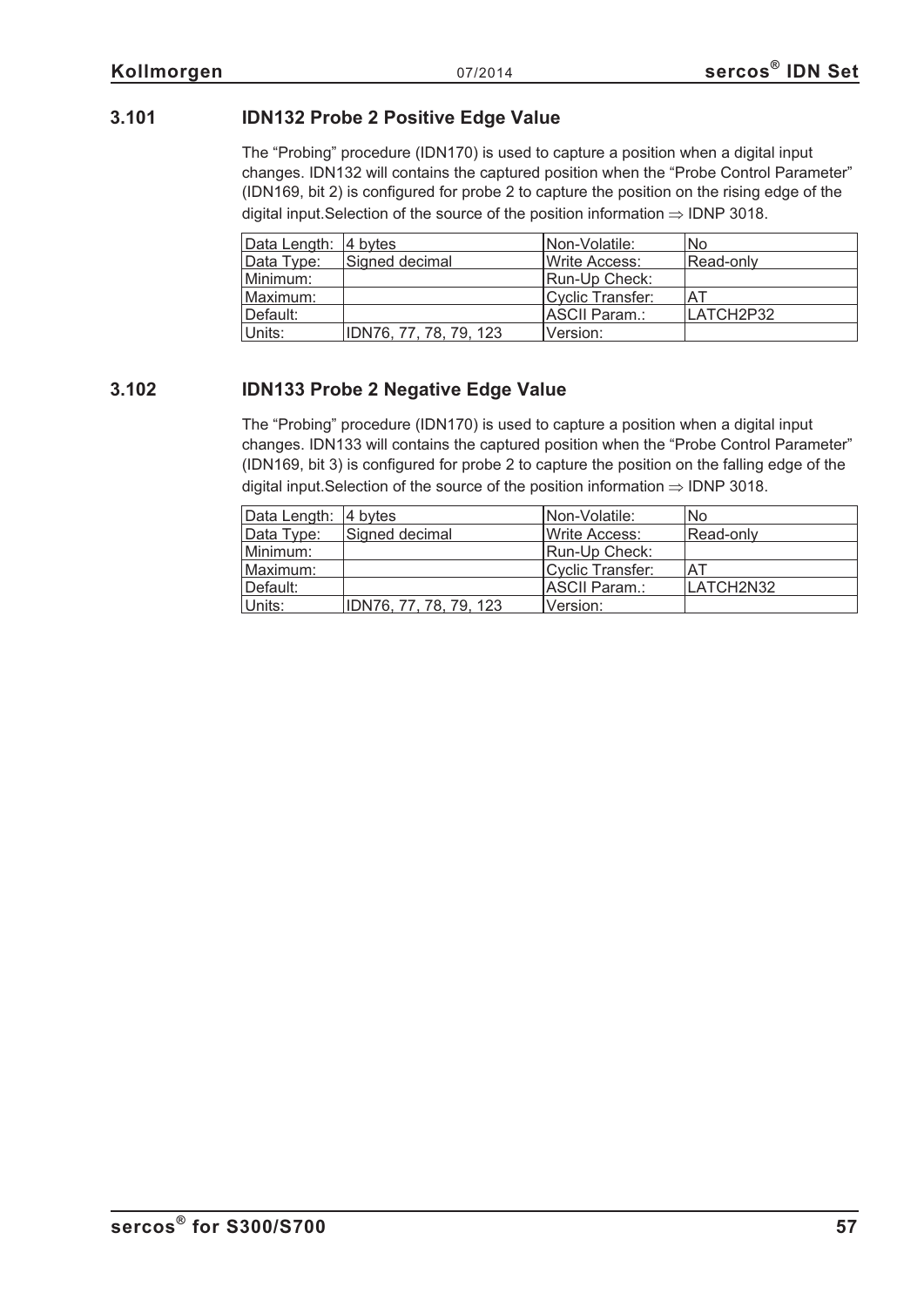### 3.101 IDN132 Probe 2 Positive Edge Value

The “Probing” procedure (IDN170) is used to capture a position when a digital input changes. IDN132 will contains the captured position when the “Probe Control Parameter” (IDN169, bit 2) is configured for probe 2 to capture the position on the rising edge of the digital input.Selection of the source of the position information ⇒ IDNP 3018.

| Data Length: | 4 bytes | Non-Volatile: | No |
|---|---|---|---|
| Data Type: | Signed decimal | Write Access: | Read-only |
| Minimum: | | Run-Up Check: | |
| Maximum: | | Cyclic Transfer: | AT |
| Default: | | ASCII Param.: | LATCH2P32 |
| Units: | IDN76, 77, 78, 79, 123 | Version: | |

### 3.102 IDN133 Probe 2 Negative Edge Value

The “Probing” procedure (IDN170) is used to capture a position when a digital input changes. IDN133 will contains the captured position when the “Probe Control Parameter” (IDN169, bit 3) is configured for probe 2 to capture the position on the falling edge of the digital input.Selection of the source of the position information ⇒ IDNP 3018.

| Data Length: | 4 bytes | Non-Volatile: | No |
|---|---|---|---|
| Data Type: | Signed decimal | Write Access: | Read-only |
| Minimum: | | Run-Up Check: | |
| Maximum: | | Cyclic Transfer: | AT |
| Default: | | ASCII Param.: | LATCH2N32 |
| Units: | IDN76, 77, 78, 79, 123 | Version: | |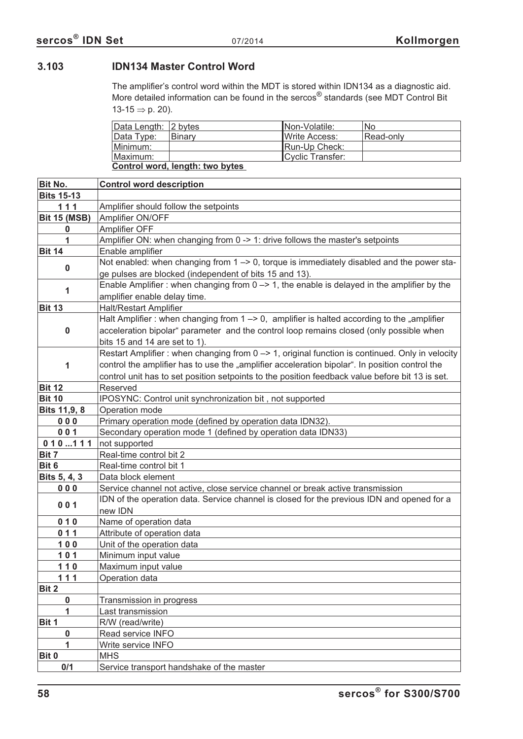### 3.103 IDN134 Master Control Word

The amplifier's control word within the MDT is stored within IDN134 as a diagnostic aid. More detailed information can be found in the sercos® standards (see MDT Control Bit 13-15 ⇒ p. 20).

| Data Length: | 2 bytes | Non-Volatile: | No |
|---|---|---|---|
| Data Type: | Binary | Write Access: | Read-only |
| Minimum: | | Run-Up Check: | |
| Maximum: | | Cyclic Transfer: | |

**Control word, length: two bytes**

| Bit No. | Control word description |
|---|---|
| **Bits 15-13** | |
| **1 1 1** | Amplifier should follow the setpoints |
| **Bit 15 (MSB)** | Amplifier ON/OFF |
| **0** | Amplifier OFF |
| **1** | Amplifier ON: when changing from 0 -> 1: drive follows the master's setpoints |
| **Bit 14** | Enable amplifier |
| **0** | Not enabled: when changing from 1 –> 0, torque is immediately disabled and the power stage pulses are blocked (independent of bits 15 and 13). |
| **1** | Enable Amplifier : when changing from 0 –> 1, the enable is delayed in the amplifier by the amplifier enable delay time. |
| **Bit 13** | Halt/Restart Amplifier |
| **0** | Halt Amplifier : when changing from 1 –> 0, amplifier is halted according to the „amplifier acceleration bipolar" parameter and the control loop remains closed (only possible when bits 15 and 14 are set to 1). |
| **1** | Restart Amplifier : when changing from 0 –> 1, original function is continued. Only in velocity control the amplifier has to use the „amplifier acceleration bipolar". In position control the control unit has to set position setpoints to the position feedback value before bit 13 is set. |
| **Bit 12** | Reserved |
| **Bit 10** | IPOSYNC: Control unit synchronization bit , not supported |
| **Bits 11,9, 8** | Operation mode |
| **0 0 0** | Primary operation mode (defined by operation data IDN32). |
| **0 0 1** | Secondary operation mode 1 (defined by operation data IDN33) |
| **0 1 0 ...1 1 1** | not supported |
| **Bit 7** | Real-time control bit 2 |
| **Bit 6** | Real-time control bit 1 |
| **Bits 5, 4, 3** | Data block element |
| **0 0 0** | Service channel not active, close service channel or break active transmission |
| **0 0 1** | IDN of the operation data. Service channel is closed for the previous IDN and opened for a new IDN |
| **0 1 0** | Name of operation data |
| **0 1 1** | Attribute of operation data |
| **1 0 0** | Unit of the operation data |
| **1 0 1** | Minimum input value |
| **1 1 0** | Maximum input value |
| **1 1 1** | Operation data |
| **Bit 2** | |
| **0** | Transmission in progress |
| **1** | Last transmission |
| **Bit 1** | R/W (read/write) |
| **0** | Read service INFO |
| **1** | Write service INFO |
| **Bit 0** | MHS |
| **0/1** | Service transport handshake of the master |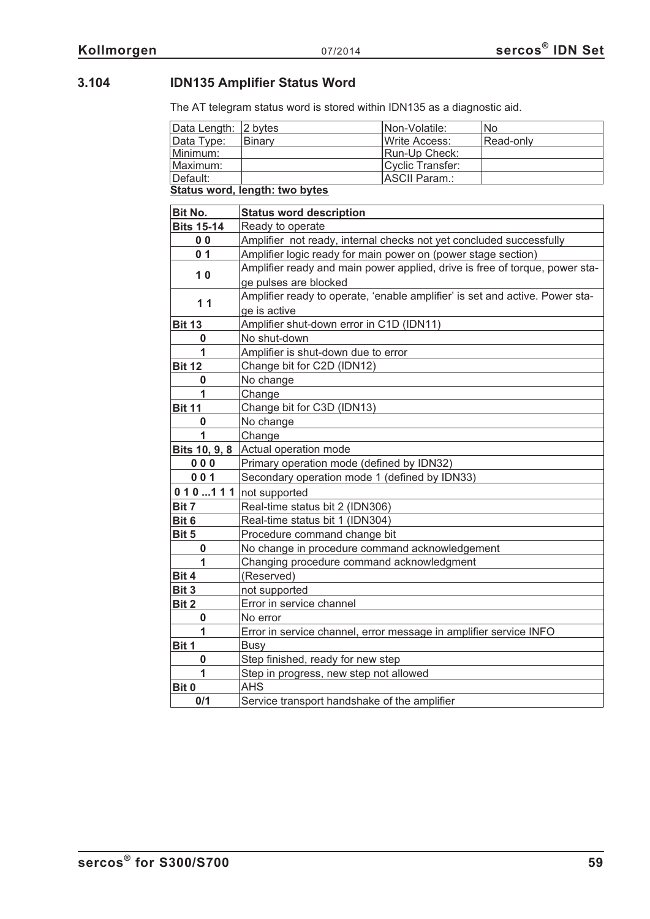### 3.104 IDN135 Amplifier Status Word

The AT telegram status word is stored within IDN135 as a diagnostic aid.

| Data Length: | 2 bytes | Non-Volatile: | No |
|---|---|---|---|
| Data Type: | Binary | Write Access: | Read-only |
| Minimum: | | Run-Up Check: | |
| Maximum: | | Cyclic Transfer: | |
| Default: | | ASCII Param.: | |

**Status word, length: two bytes**

| Bit No. | Status word description |
|---|---|
| **Bits 15-14** | Ready to operate |
| **0 0** | Amplifier not ready, internal checks not yet concluded successfully |
| **0 1** | Amplifier logic ready for main power on (power stage section) |
| **1 0** | Amplifier ready and main power applied, drive is free of torque, power stage pulses are blocked |
| **1 1** | Amplifier ready to operate, 'enable amplifier' is set and active. Power stage is active |
| **Bit 13** | Amplifier shut-down error in C1D (IDN11) |
| **0** | No shut-down |
| **1** | Amplifier is shut-down due to error |
| **Bit 12** | Change bit for C2D (IDN12) |
| **0** | No change |
| **1** | Change |
| **Bit 11** | Change bit for C3D (IDN13) |
| **0** | No change |
| **1** | Change |
| **Bits 10, 9, 8** | Actual operation mode |
| **0 0 0** | Primary operation mode (defined by IDN32) |
| **0 0 1** | Secondary operation mode 1 (defined by IDN33) |
| **0 1 0 ...1 1 1** | not supported |
| **Bit 7** | Real-time status bit 2 (IDN306) |
| **Bit 6** | Real-time status bit 1 (IDN304) |
| **Bit 5** | Procedure command change bit |
| **0** | No change in procedure command acknowledgement |
| **1** | Changing procedure command acknowledgment |
| **Bit 4** | (Reserved) |
| **Bit 3** | not supported |
| **Bit 2** | Error in service channel |
| **0** | No error |
| **1** | Error in service channel, error message in amplifier service INFO |
| **Bit 1** | Busy |
| **0** | Step finished, ready for new step |
| **1** | Step in progress, new step not allowed |
| **Bit 0** | AHS |
| **0/1** | Service transport handshake of the amplifier |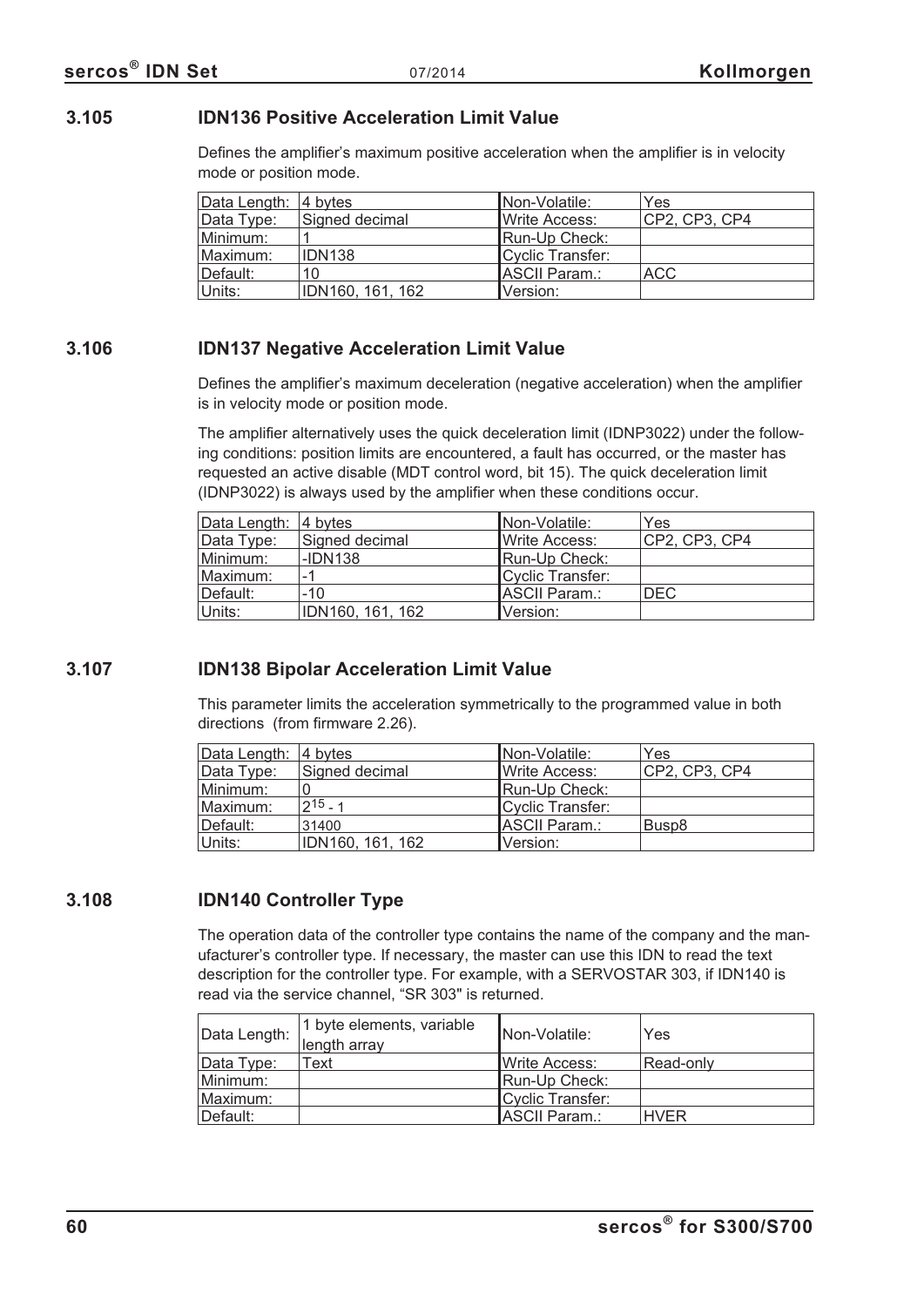### 3.105 IDN136 Positive Acceleration Limit Value

Defines the amplifier's maximum positive acceleration when the amplifier is in velocity mode or position mode.

| Data Length: | 4 bytes | Non-Volatile: | Yes |
|---|---|---|---|
| Data Type: | Signed decimal | Write Access: | CP2, CP3, CP4 |
| Minimum: | 1 | Run-Up Check: | |
| Maximum: | IDN138 | Cyclic Transfer: | |
| Default: | 10 | ASCII Param.: | ACC |
| Units: | IDN160, 161, 162 | Version: | |

### 3.106 IDN137 Negative Acceleration Limit Value

Defines the amplifier's maximum deceleration (negative acceleration) when the amplifier is in velocity mode or position mode.

The amplifier alternatively uses the quick deceleration limit (IDNP3022) under the following conditions: position limits are encountered, a fault has occurred, or the master has requested an active disable (MDT control word, bit 15). The quick deceleration limit (IDNP3022) is always used by the amplifier when these conditions occur.

| Data Length: | 4 bytes | Non-Volatile: | Yes |
|---|---|---|---|
| Data Type: | Signed decimal | Write Access: | CP2, CP3, CP4 |
| Minimum: | -IDN138 | Run-Up Check: | |
| Maximum: | -1 | Cyclic Transfer: | |
| Default: | -10 | ASCII Param.: | DEC |
| Units: | IDN160, 161, 162 | Version: | |

### 3.107 IDN138 Bipolar Acceleration Limit Value

This parameter limits the acceleration symmetrically to the programmed value in both directions (from firmware 2.26).

| Data Length: | 4 bytes | Non-Volatile: | Yes |
|---|---|---|---|
| Data Type: | Signed decimal | Write Access: | CP2, CP3, CP4 |
| Minimum: | 0 | Run-Up Check: | |
| Maximum: | $2^{15} - 1$ | Cyclic Transfer: | |
| Default: | 31400 | ASCII Param.: | Busp8 |
| Units: | IDN160, 161, 162 | Version: | |

### 3.108 IDN140 Controller Type

The operation data of the controller type contains the name of the company and the manufacturer's controller type. If necessary, the master can use this IDN to read the text description for the controller type. For example, with a SERVOSTAR 303, if IDN140 is read via the service channel, "SR 303" is returned.

| Data Length: | 1 byte elements, variable length array | Non-Volatile: | Yes |
|---|---|---|---|
| Data Type: | Text | Write Access: | Read-only |
| Minimum: | | Run-Up Check: | |
| Maximum: | | Cyclic Transfer: | |
| Default: | | ASCII Param.: | HVER |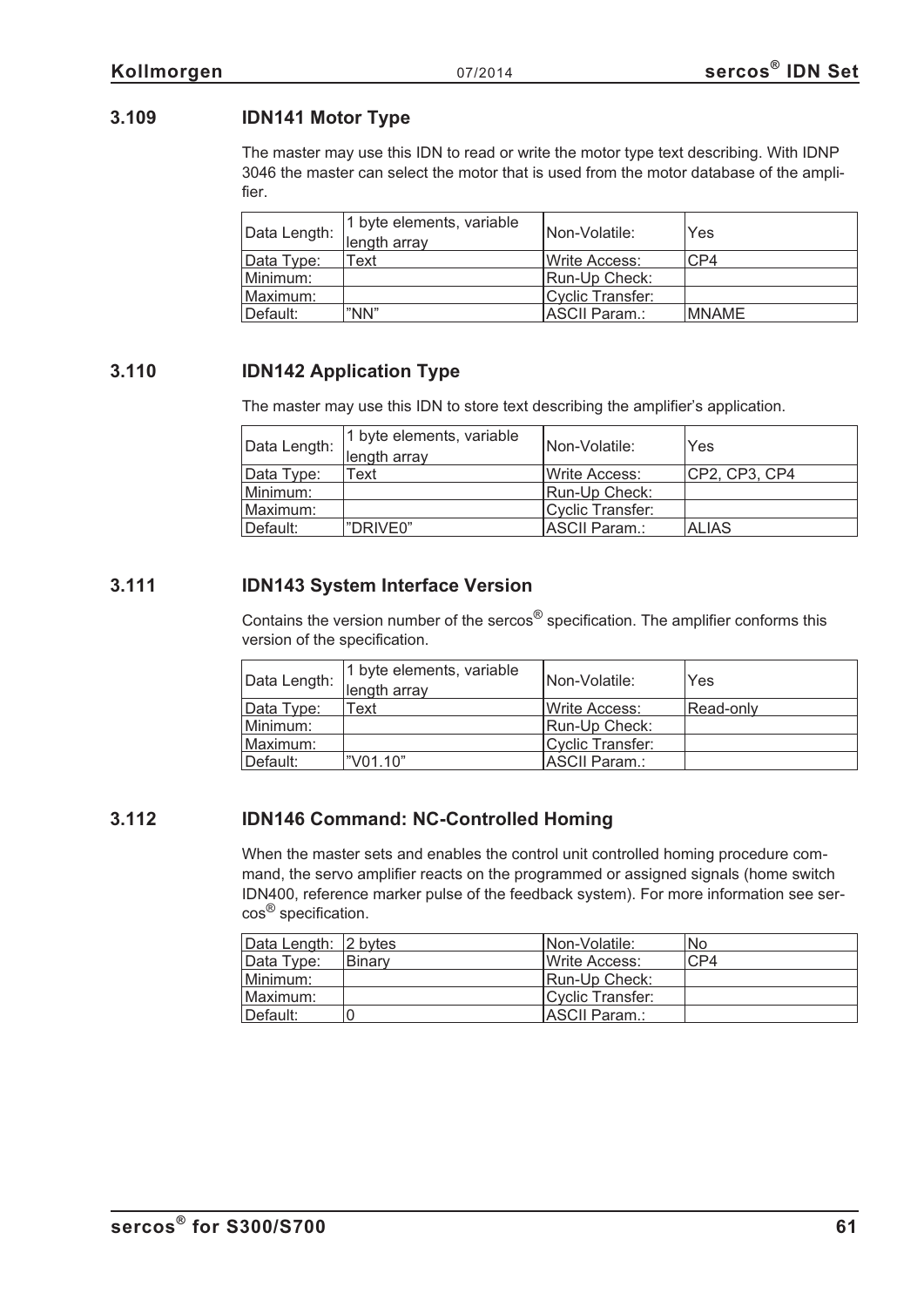### 3.109 IDN141 Motor Type

The master may use this IDN to read or write the motor type text describing. With IDNP 3046 the master can select the motor that is used from the motor database of the amplifier.

| Data Length: | 1 byte elements, variable length array | Non-Volatile: | Yes |
|---|---|---|---|
| Data Type: | Text | Write Access: | CP4 |
| Minimum: | | Run-Up Check: | |
| Maximum: | | Cyclic Transfer: | |
| Default: | ”NN” | ASCII Param.: | MNAME |

### 3.110 IDN142 Application Type

The master may use this IDN to store text describing the amplifier’s application.

| Data Length: | 1 byte elements, variable length array | Non-Volatile: | Yes |
|---|---|---|---|
| Data Type: | Text | Write Access: | CP2, CP3, CP4 |
| Minimum: | | Run-Up Check: | |
| Maximum: | | Cyclic Transfer: | |
| Default: | ”DRIVE0” | ASCII Param.: | ALIAS |

### 3.111 IDN143 System Interface Version

Contains the version number of the sercos® specification. The amplifier conforms this version of the specification.

| Data Length: | 1 byte elements, variable length array | Non-Volatile: | Yes |
|---|---|---|---|
| Data Type: | Text | Write Access: | Read-only |
| Minimum: | | Run-Up Check: | |
| Maximum: | | Cyclic Transfer: | |
| Default: | ”V01.10” | ASCII Param.: | |

### 3.112 IDN146 Command: NC-Controlled Homing

When the master sets and enables the control unit controlled homing procedure command, the servo amplifier reacts on the programmed or assigned signals (home switch IDN400, reference marker pulse of the feedback system). For more information see sercos® specification.

| Data Length: | 2 bytes | Non-Volatile: | No |
|---|---|---|---|
| Data Type: | Binary | Write Access: | CP4 |
| Minimum: | | Run-Up Check: | |
| Maximum: | | Cyclic Transfer: | |
| Default: | 0 | ASCII Param.: | |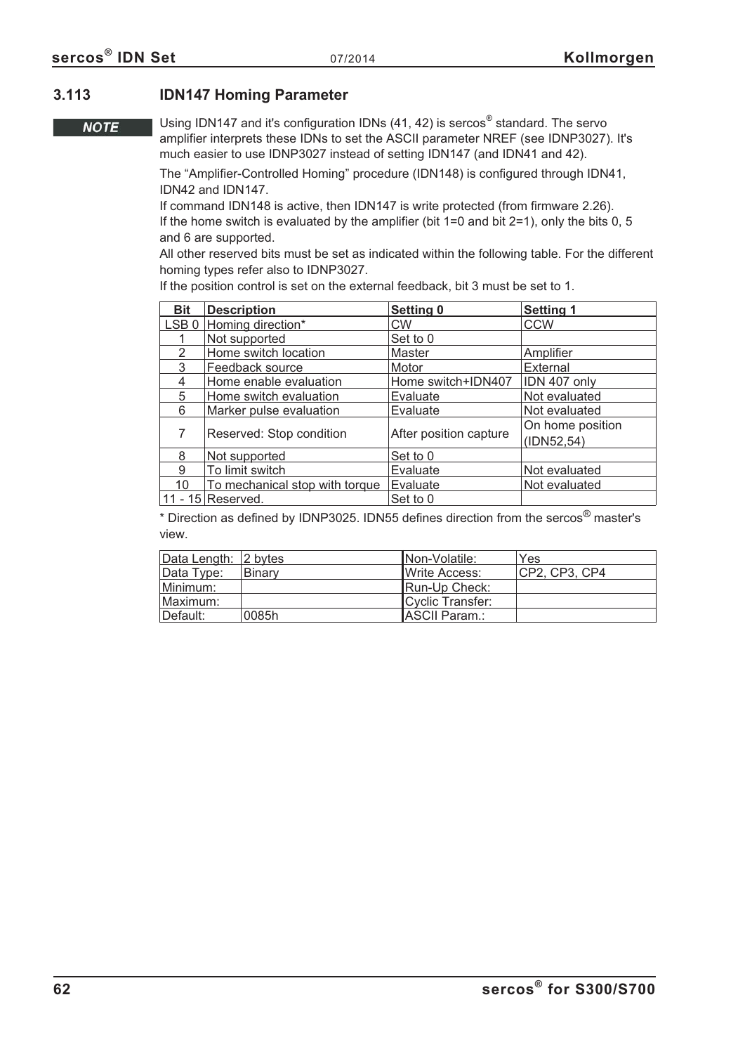### 3.113 IDN147 Homing Parameter

**NOTE**

Using IDN147 and it's configuration IDNs (41, 42) is sercos® standard. The servo amplifier interprets these IDNs to set the ASCII parameter NREF (see IDNP3027). It's much easier to use IDNP3027 instead of setting IDN147 (and IDN41 and 42).

The "Amplifier-Controlled Homing" procedure (IDN148) is configured through IDN41, IDN42 and IDN147.
If command IDN148 is active, then IDN147 is write protected (from firmware 2.26).
If the home switch is evaluated by the amplifier (bit 1=0 and bit 2=1), only the bits 0, 5 and 6 are supported.
All other reserved bits must be set as indicated within the following table. For the different homing types refer also to IDNP3027.
If the position control is set on the external feedback, bit 3 must be set to 1.

| Bit | Description | Setting 0 | Setting 1 |
|---|---|---|---|
| LSB 0 | Homing direction* | CW | CCW |
| 1 | Not supported | Set to 0 | |
| 2 | Home switch location | Master | Amplifier |
| 3 | Feedback source | Motor | External |
| 4 | Home enable evaluation | Home switch+IDN407 | IDN 407 only |
| 5 | Home switch evaluation | Evaluate | Not evaluated |
| 6 | Marker pulse evaluation | Evaluate | Not evaluated |
| 7 | Reserved: Stop condition | After position capture | On home position (IDN52,54) |
| 8 | Not supported | Set to 0 | |
| 9 | To limit switch | Evaluate | Not evaluated |
| 10 | To mechanical stop with torque | Evaluate | Not evaluated |
| 11 - 15 | Reserved. | Set to 0 | |

\* Direction as defined by IDNP3025. IDN55 defines direction from the sercos® master's view.

| Data Length: | 2 bytes | Non-Volatile: | Yes |
|---|---|---|---|
| Data Type: | Binary | Write Access: | CP2, CP3, CP4 |
| Minimum: | | Run-Up Check: | |
| Maximum: | | Cyclic Transfer: | |
| Default: | 0085h | ASCII Param.: | |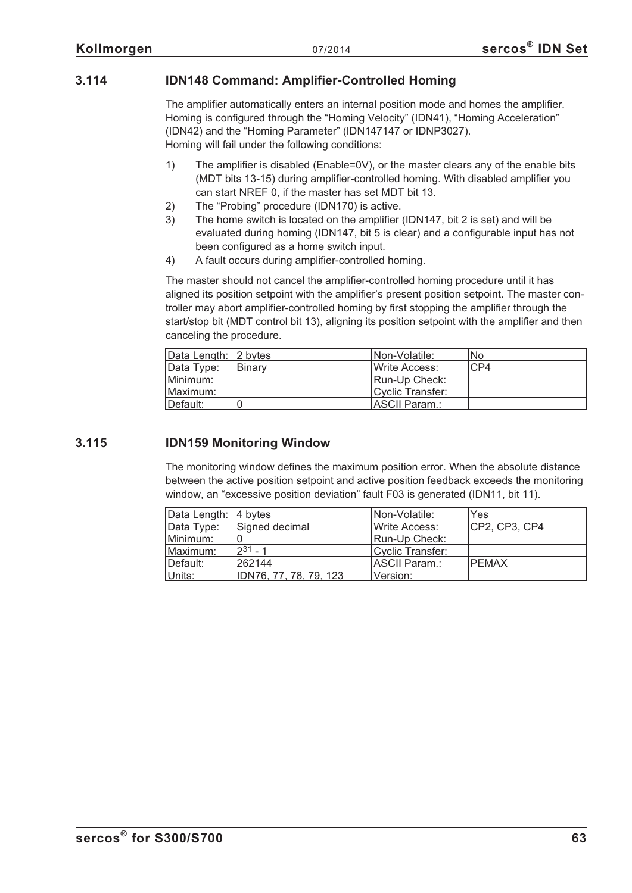## 3.114 IDN148 Command: Amplifier-Controlled Homing

The amplifier automatically enters an internal position mode and homes the amplifier. Homing is configured through the “Homing Velocity” (IDN41), “Homing Acceleration” (IDN42) and the “Homing Parameter” (IDN147147 or IDNP3027).
Homing will fail under the following conditions:

1) The amplifier is disabled (Enable=0V), or the master clears any of the enable bits (MDT bits 13-15) during amplifier-controlled homing. With disabled amplifier you can start NREF 0, if the master has set MDT bit 13.
2) The “Probing” procedure (IDN170) is active.
3) The home switch is located on the amplifier (IDN147, bit 2 is set) and will be evaluated during homing (IDN147, bit 5 is clear) and a configurable input has not been configured as a home switch input.
4) A fault occurs during amplifier-controlled homing.

The master should not cancel the amplifier-controlled homing procedure until it has aligned its position setpoint with the amplifier’s present position setpoint. The master controller may abort amplifier-controlled homing by first stopping the amplifier through the start/stop bit (MDT control bit 13), aligning its position setpoint with the amplifier and then canceling the procedure.

| Data Length: | 2 bytes | Non-Volatile: | No |
|---|---|---|---|
| Data Type: | Binary | Write Access: | CP4 |
| Minimum: | | Run-Up Check: | |
| Maximum: | | Cyclic Transfer: | |
| Default: | 0 | ASCII Param.: | |

## 3.115 IDN159 Monitoring Window

The monitoring window defines the maximum position error. When the absolute distance between the active position setpoint and active position feedback exceeds the monitoring window, an “excessive position deviation” fault F03 is generated (IDN11, bit 11).

| Data Length: | 4 bytes | Non-Volatile: | Yes |
|---|---|---|---|
| Data Type: | Signed decimal | Write Access: | CP2, CP3, CP4 |
| Minimum: | 0 | Run-Up Check: | |
| Maximum: | $2^{31}$ - 1 | Cyclic Transfer: | |
| Default: | 262144 | ASCII Param.: | PEMAX |
| Units: | IDN76, 77, 78, 79, 123 | Version: | |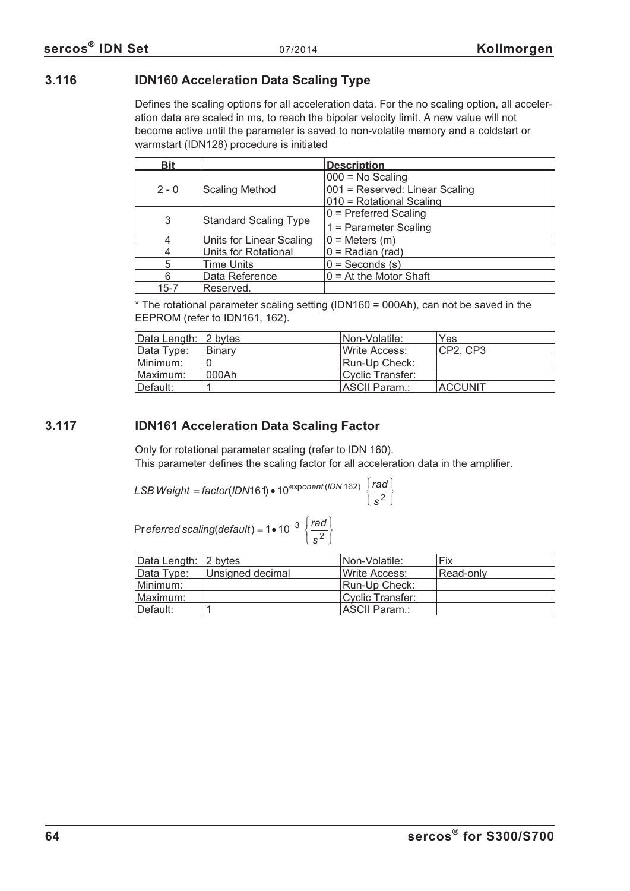## 3.116 IDN160 Acceleration Data Scaling Type

Defines the scaling options for all acceleration data. For the no scaling option, all acceleration data are scaled in ms, to reach the bipolar velocity limit. A new value will not become active until the parameter is saved to non-volatile memory and a coldstart or warmstart (IDN128) procedure is initiated

| Bit | | Description |
|---|---|---|
| 2 - 0 | Scaling Method | 000 = No Scaling<br>001 = Reserved: Linear Scaling<br>010 = Rotational Scaling |
| 3 | Standard Scaling Type | 0 = Preferred Scaling<br>1 = Parameter Scaling |
| 4 | Units for Linear Scaling | 0 = Meters (m) |
| 4 | Units for Rotational | 0 = Radian (rad) |
| 5 | Time Units | 0 = Seconds (s) |
| 6 | Data Reference | 0 = At the Motor Shaft |
| 15-7 | Reserved. | |

* The rotational parameter scaling setting (IDN160 = 000Ah), can not be saved in the EEPROM (refer to IDN161, 162).

| Data Length: | 2 bytes | Non-Volatile: | Yes |
|---|---|---|---|
| Data Type: | Binary | Write Access: | CP2, CP3 |
| Minimum: | 0 | Run-Up Check: | |
| Maximum: | 000Ah | Cyclic Transfer: | |
| Default: | 1 | ASCII Param.: | ACCUNIT |

## 3.117 IDN161 Acceleration Data Scaling Factor

Only for rotational parameter scaling (refer to IDN 160).
This parameter defines the scaling factor for all acceleration data in the amplifier.

$$LSB\,Weight = factor(IDN161) \bullet 10^{exponent\,(IDN\,162)} \left\{ \frac{rad}{s^2} \right\}$$

$$Preferred\ scaling(default) = 1 \bullet 10^{-3} \left\{ \frac{rad}{s^2} \right\}$$

| Data Length: | 2 bytes | Non-Volatile: | Fix |
|---|---|---|---|
| Data Type: | Unsigned decimal | Write Access: | Read-only |
| Minimum: | | Run-Up Check: | |
| Maximum: | | Cyclic Transfer: | |
| Default: | 1 | ASCII Param.: | |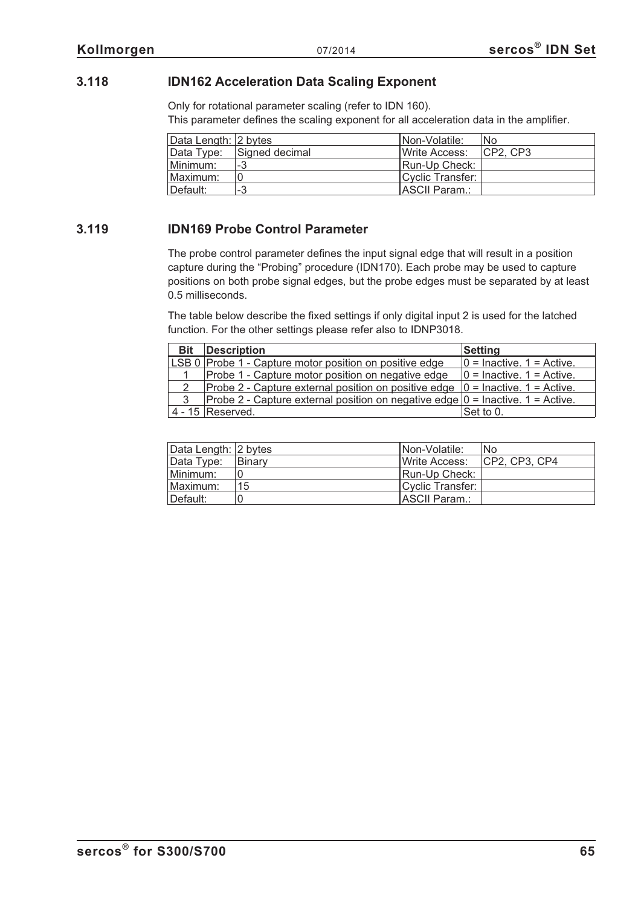## 3.118 IDN162 Acceleration Data Scaling Exponent

Only for rotational parameter scaling (refer to IDN 160).
This parameter defines the scaling exponent for all acceleration data in the amplifier.

| Data Length: | 2 bytes | Non-Volatile: | No |
|---|---|---|---|
| Data Type: | Signed decimal | Write Access: | CP2, CP3 |
| Minimum: | -3 | Run-Up Check: | |
| Maximum: | 0 | Cyclic Transfer: | |
| Default: | -3 | ASCII Param.: | |

## 3.119 IDN169 Probe Control Parameter

The probe control parameter defines the input signal edge that will result in a position capture during the “Probing” procedure (IDN170). Each probe may be used to capture positions on both probe signal edges, but the probe edges must be separated by at least 0.5 milliseconds.

The table below describe the fixed settings if only digital input 2 is used for the latched function. For the other settings please refer also to IDNP3018.

| Bit | Description | Setting |
|---|---|---|
| LSB 0 | Probe 1 - Capture motor position on positive edge | 0 = Inactive. 1 = Active. |
| 1 | Probe 1 - Capture motor position on negative edge | 0 = Inactive. 1 = Active. |
| 2 | Probe 2 - Capture external position on positive edge | 0 = Inactive. 1 = Active. |
| 3 | Probe 2 - Capture external position on negative edge | 0 = Inactive. 1 = Active. |
| 4 - 15 | Reserved. | Set to 0. |

| Data Length: | 2 bytes | Non-Volatile: | No |
|---|---|---|---|
| Data Type: | Binary | Write Access: | CP2, CP3, CP4 |
| Minimum: | 0 | Run-Up Check: | |
| Maximum: | 15 | Cyclic Transfer: | |
| Default: | 0 | ASCII Param.: | |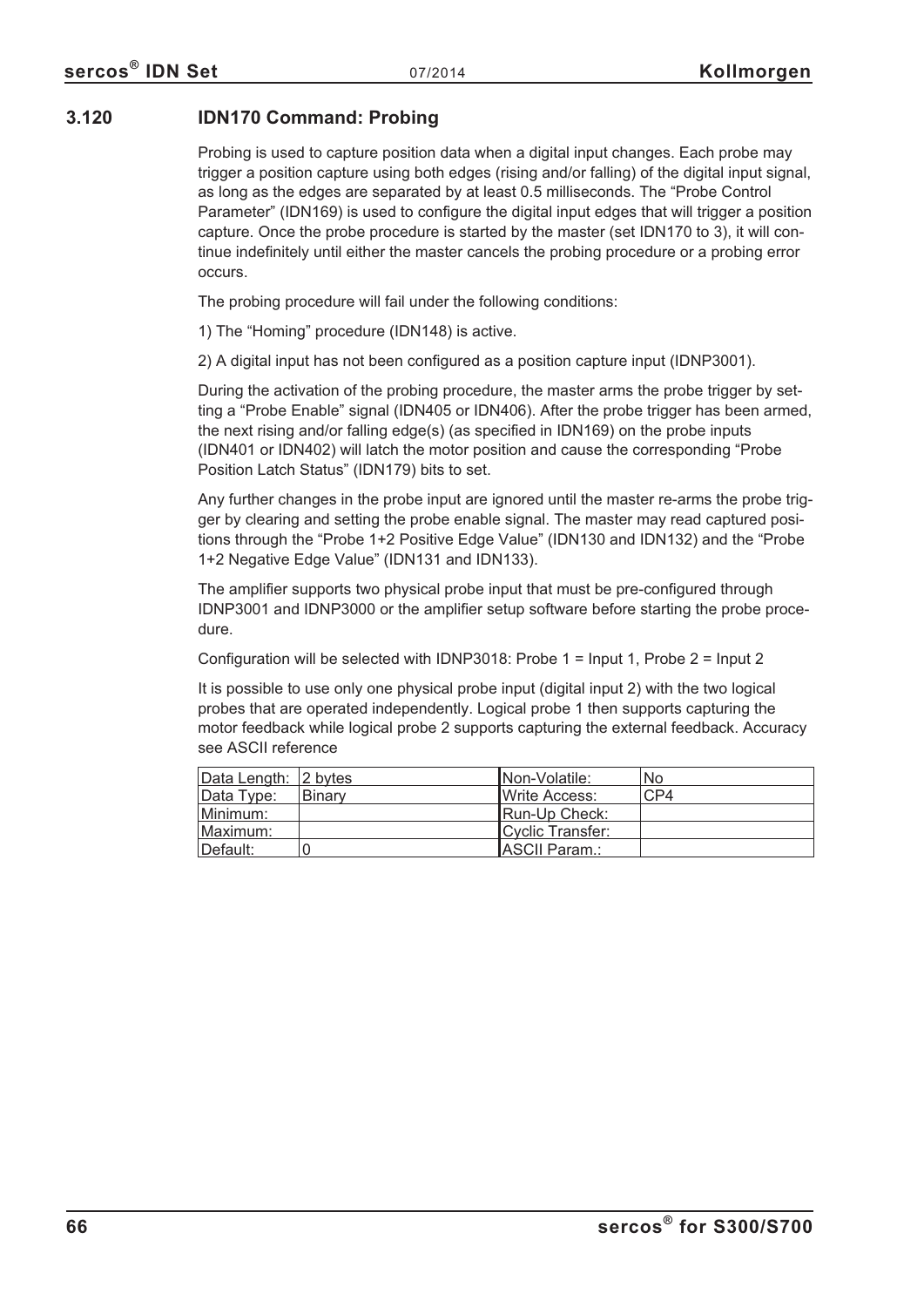### 3.120 IDN170 Command: Probing

Probing is used to capture position data when a digital input changes. Each probe may trigger a position capture using both edges (rising and/or falling) of the digital input signal, as long as the edges are separated by at least 0.5 milliseconds. The "Probe Control Parameter" (IDN169) is used to configure the digital input edges that will trigger a position capture. Once the probe procedure is started by the master (set IDN170 to 3), it will continue indefinitely until either the master cancels the probing procedure or a probing error occurs.

The probing procedure will fail under the following conditions:

1) The "Homing" procedure (IDN148) is active.

2) A digital input has not been configured as a position capture input (IDNP3001).

During the activation of the probing procedure, the master arms the probe trigger by setting a "Probe Enable" signal (IDN405 or IDN406). After the probe trigger has been armed, the next rising and/or falling edge(s) (as specified in IDN169) on the probe inputs (IDN401 or IDN402) will latch the motor position and cause the corresponding "Probe Position Latch Status" (IDN179) bits to set.

Any further changes in the probe input are ignored until the master re-arms the probe trigger by clearing and setting the probe enable signal. The master may read captured positions through the "Probe 1+2 Positive Edge Value" (IDN130 and IDN132) and the "Probe 1+2 Negative Edge Value" (IDN131 and IDN133).

The amplifier supports two physical probe input that must be pre-configured through IDNP3001 and IDNP3000 or the amplifier setup software before starting the probe procedure.

Configuration will be selected with IDNP3018: Probe 1 = Input 1, Probe 2 = Input 2

It is possible to use only one physical probe input (digital input 2) with the two logical probes that are operated independently. Logical probe 1 then supports capturing the motor feedback while logical probe 2 supports capturing the external feedback. Accuracy see ASCII reference

| Data Length: | 2 bytes | Non-Volatile: | No |
|---|---|---|---|
| Data Type: | Binary | Write Access: | CP4 |
| Minimum: | | Run-Up Check: | |
| Maximum: | | Cyclic Transfer: | |
| Default: | 0 | ASCII Param.: | |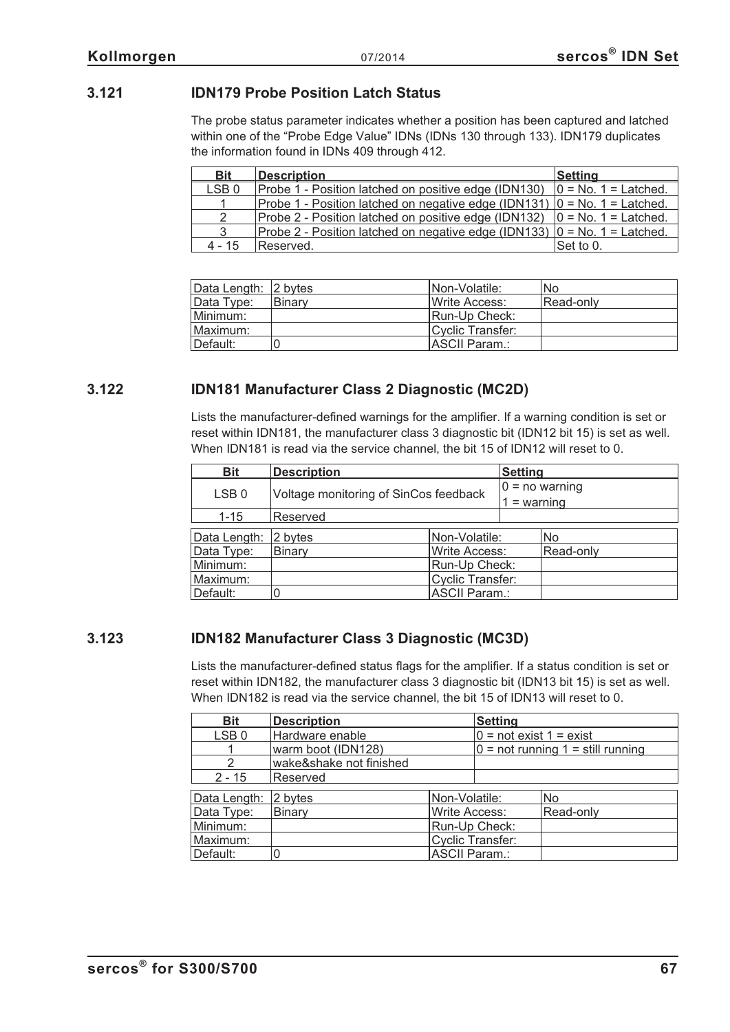### 3.121 IDN179 Probe Position Latch Status

The probe status parameter indicates whether a position has been captured and latched within one of the "Probe Edge Value" IDNs (IDNs 130 through 133). IDN179 duplicates the information found in IDNs 409 through 412.

| Bit | Description | Setting |
|---|---|---|
| LSB 0 | Probe 1 - Position latched on positive edge (IDN130) | 0 = No. 1 = Latched. |
| 1 | Probe 1 - Position latched on negative edge (IDN131) | 0 = No. 1 = Latched. |
| 2 | Probe 2 - Position latched on positive edge (IDN132) | 0 = No. 1 = Latched. |
| 3 | Probe 2 - Position latched on negative edge (IDN133) | 0 = No. 1 = Latched. |
| 4 - 15 | Reserved. | Set to 0. |

| Data Length: | 2 bytes | Non-Volatile: | No |
|---|---|---|---|
| Data Type: | Binary | Write Access: | Read-only |
| Minimum: | | Run-Up Check: | |
| Maximum: | | Cyclic Transfer: | |
| Default: | 0 | ASCII Param.: | |

### 3.122 IDN181 Manufacturer Class 2 Diagnostic (MC2D)

Lists the manufacturer-defined warnings for the amplifier. If a warning condition is set or reset within IDN181, the manufacturer class 3 diagnostic bit (IDN12 bit 15) is set as well. When IDN181 is read via the service channel, the bit 15 of IDN12 will reset to 0.

| Bit | Description | Setting |
|---|---|---|
| LSB 0 | Voltage monitoring of SinCos feedback | 0 = no warning<br>1 = warning |
| 1-15 | Reserved | |

| Data Length: | 2 bytes | Non-Volatile: | No |
|---|---|---|---|
| Data Type: | Binary | Write Access: | Read-only |
| Minimum: | | Run-Up Check: | |
| Maximum: | | Cyclic Transfer: | |
| Default: | 0 | ASCII Param.: | |

### 3.123 IDN182 Manufacturer Class 3 Diagnostic (MC3D)

Lists the manufacturer-defined status flags for the amplifier. If a status condition is set or reset within IDN182, the manufacturer class 3 diagnostic bit (IDN13 bit 15) is set as well. When IDN182 is read via the service channel, the bit 15 of IDN13 will reset to 0.

| Bit | Description | Setting |
|---|---|---|
| LSB 0 | Hardware enable | 0 = not exist 1 = exist |
| 1 | warm boot (IDN128) | 0 = not running 1 = still running |
| 2 | wake&shake not finished | |
| 2 - 15 | Reserved | |

| Data Length: | 2 bytes | Non-Volatile: | No |
|---|---|---|---|
| Data Type: | Binary | Write Access: | Read-only |
| Minimum: | | Run-Up Check: | |
| Maximum: | | Cyclic Transfer: | |
| Default: | 0 | ASCII Param.: | |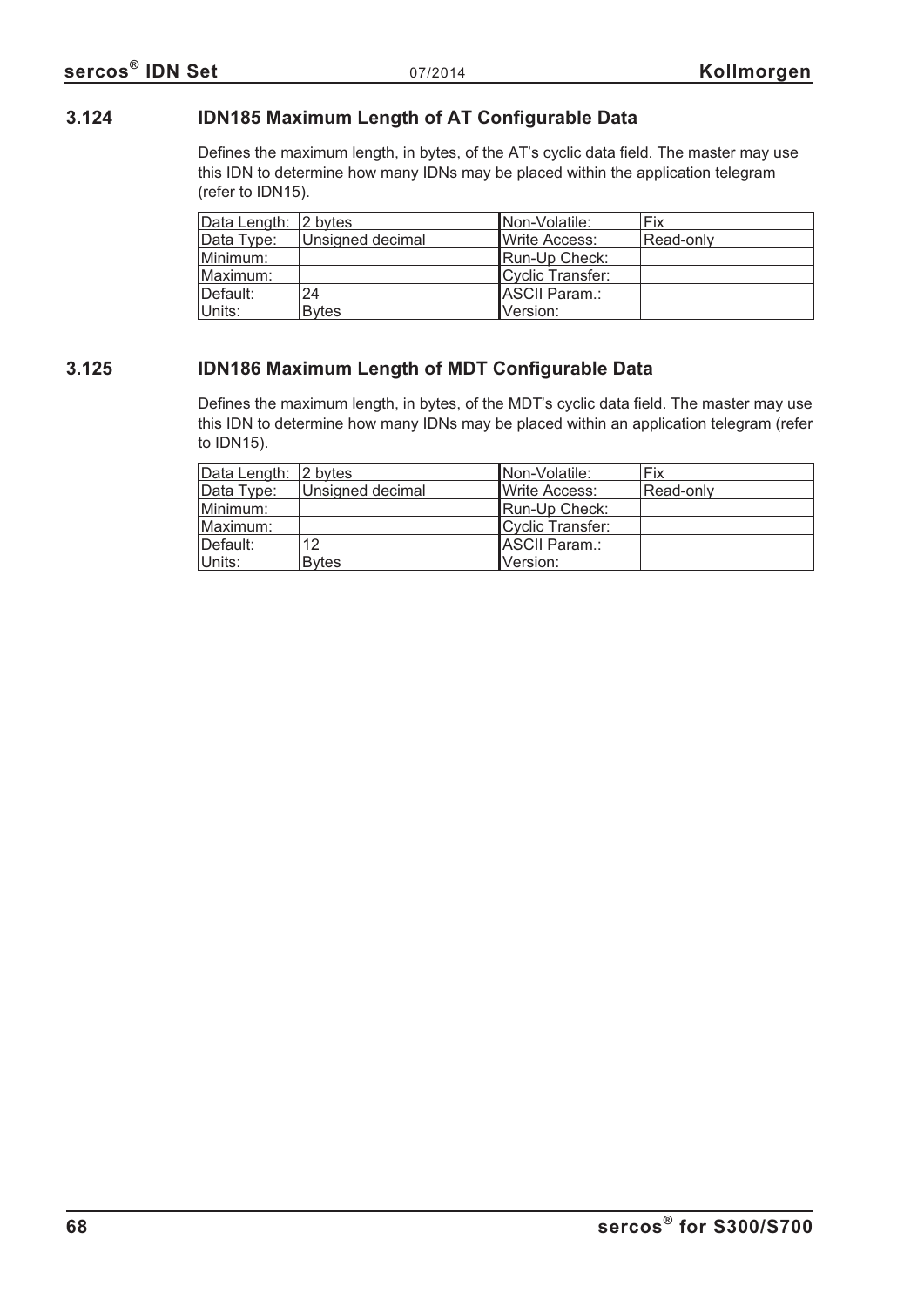## 3.124 IDN185 Maximum Length of AT Configurable Data

Defines the maximum length, in bytes, of the AT's cyclic data field. The master may use this IDN to determine how many IDNs may be placed within the application telegram (refer to IDN15).

| Data Length: | 2 bytes | Non-Volatile: | Fix |
|---|---|---|---|
| Data Type: | Unsigned decimal | Write Access: | Read-only |
| Minimum: | | Run-Up Check: | |
| Maximum: | | Cyclic Transfer: | |
| Default: | 24 | ASCII Param.: | |
| Units: | Bytes | Version: | |

## 3.125 IDN186 Maximum Length of MDT Configurable Data

Defines the maximum length, in bytes, of the MDT's cyclic data field. The master may use this IDN to determine how many IDNs may be placed within an application telegram (refer to IDN15).

| Data Length: | 2 bytes | Non-Volatile: | Fix |
|---|---|---|---|
| Data Type: | Unsigned decimal | Write Access: | Read-only |
| Minimum: | | Run-Up Check: | |
| Maximum: | | Cyclic Transfer: | |
| Default: | 12 | ASCII Param.: | |
| Units: | Bytes | Version: | |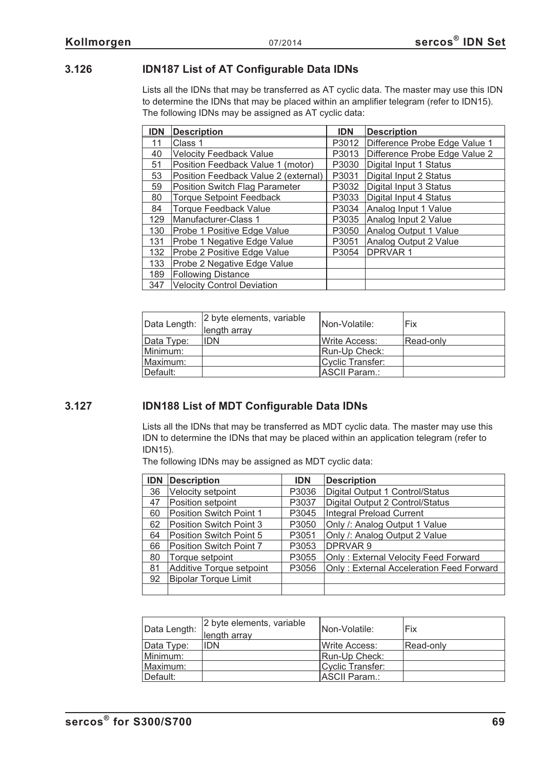## 3.126 IDN187 List of AT Configurable Data IDNs

Lists all the IDNs that may be transferred as AT cyclic data. The master may use this IDN to determine the IDNs that may be placed within an amplifier telegram (refer to IDN15). The following IDNs may be assigned as AT cyclic data:

| IDN | Description | IDN | Description |
|---|---|---|---|
| 11 | Class 1 | P3012 | Difference Probe Edge Value 1 |
| 40 | Velocity Feedback Value | P3013 | Difference Probe Edge Value 2 |
| 51 | Position Feedback Value 1 (motor) | P3030 | Digital Input 1 Status |
| 53 | Position Feedback Value 2 (external) | P3031 | Digital Input 2 Status |
| 59 | Position Switch Flag Parameter | P3032 | Digital Input 3 Status |
| 80 | Torque Setpoint Feedback | P3033 | Digital Input 4 Status |
| 84 | Torque Feedback Value | P3034 | Analog Input 1 Value |
| 129 | Manufacturer-Class 1 | P3035 | Analog Input 2 Value |
| 130 | Probe 1 Positive Edge Value | P3050 | Analog Output 1 Value |
| 131 | Probe 1 Negative Edge Value | P3051 | Analog Output 2 Value |
| 132 | Probe 2 Positive Edge Value | P3054 | DPRVAR 1 |
| 133 | Probe 2 Negative Edge Value | | |
| 189 | Following Distance | | |
| 347 | Velocity Control Deviation | | |

| Data Length: | 2 byte elements, variable length array | Non-Volatile: | Fix |
|---|---|---|---|
| Data Type: | IDN | Write Access: | Read-only |
| Minimum: | | Run-Up Check: | |
| Maximum: | | Cyclic Transfer: | |
| Default: | | ASCII Param.: | |

## 3.127 IDN188 List of MDT Configurable Data IDNs

Lists all the IDNs that may be transferred as MDT cyclic data. The master may use this IDN to determine the IDNs that may be placed within an application telegram (refer to IDN15).
The following IDNs may be assigned as MDT cyclic data:

| IDN | Description | IDN | Description |
|---|---|---|---|
| 36 | Velocity setpoint | P3036 | Digital Output 1 Control/Status |
| 47 | Position setpoint | P3037 | Digital Output 2 Control/Status |
| 60 | Position Switch Point 1 | P3045 | Integral Preload Current |
| 62 | Position Switch Point 3 | P3050 | Only /: Analog Output 1 Value |
| 64 | Position Switch Point 5 | P3051 | Only /: Analog Output 2 Value |
| 66 | Position Switch Point 7 | P3053 | DPRVAR 9 |
| 80 | Torque setpoint | P3055 | Only : External Velocity Feed Forward |
| 81 | Additive Torque setpoint | P3056 | Only : External Acceleration Feed Forward |
| 92 | Bipolar Torque Limit | | |
| | | | |

| Data Length: | 2 byte elements, variable length array | Non-Volatile: | Fix |
|---|---|---|---|
| Data Type: | IDN | Write Access: | Read-only |
| Minimum: | | Run-Up Check: | |
| Maximum: | | Cyclic Transfer: | |
| Default: | | ASCII Param.: | |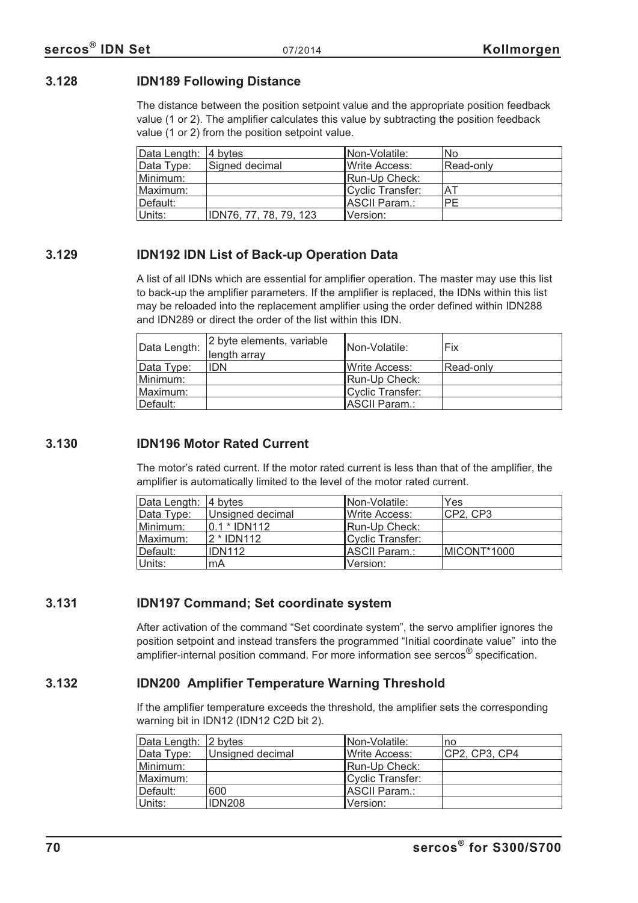### 3.128 IDN189 Following Distance

The distance between the position setpoint value and the appropriate position feedback value (1 or 2). The amplifier calculates this value by subtracting the position feedback value (1 or 2) from the position setpoint value.

| Data Length: | 4 bytes | Non-Volatile: | No |
|---|---|---|---|
| Data Type: | Signed decimal | Write Access: | Read-only |
| Minimum: | | Run-Up Check: | |
| Maximum: | | Cyclic Transfer: | AT |
| Default: | | ASCII Param.: | PE |
| Units: | IDN76, 77, 78, 79, 123 | Version: | |

### 3.129 IDN192 IDN List of Back-up Operation Data

A list of all IDNs which are essential for amplifier operation. The master may use this list to back-up the amplifier parameters. If the amplifier is replaced, the IDNs within this list may be reloaded into the replacement amplifier using the order defined within IDN288 and IDN289 or direct the order of the list within this IDN.

| Data Length: | 2 byte elements, variable length array | Non-Volatile: | Fix |
|---|---|---|---|
| Data Type: | IDN | Write Access: | Read-only |
| Minimum: | | Run-Up Check: | |
| Maximum: | | Cyclic Transfer: | |
| Default: | | ASCII Param.: | |

### 3.130 IDN196 Motor Rated Current

The motor's rated current. If the motor rated current is less than that of the amplifier, the amplifier is automatically limited to the level of the motor rated current.

| Data Length: | 4 bytes | Non-Volatile: | Yes |
|---|---|---|---|
| Data Type: | Unsigned decimal | Write Access: | CP2, CP3 |
| Minimum: | 0.1 * IDN112 | Run-Up Check: | |
| Maximum: | 2 * IDN112 | Cyclic Transfer: | |
| Default: | IDN112 | ASCII Param.: | MICONT*1000 |
| Units: | mA | Version: | |

### 3.131 IDN197 Command; Set coordinate system

After activation of the command "Set coordinate system", the servo amplifier ignores the position setpoint and instead transfers the programmed "Initial coordinate value" into the amplifier-internal position command. For more information see sercos® specification.

### 3.132 IDN200 Amplifier Temperature Warning Threshold

If the amplifier temperature exceeds the threshold, the amplifier sets the corresponding warning bit in IDN12 (IDN12 C2D bit 2).

| Data Length: | 2 bytes | Non-Volatile: | no |
|---|---|---|---|
| Data Type: | Unsigned decimal | Write Access: | CP2, CP3, CP4 |
| Minimum: | | Run-Up Check: | |
| Maximum: | | Cyclic Transfer: | |
| Default: | 600 | ASCII Param.: | |
| Units: | IDN208 | Version: | |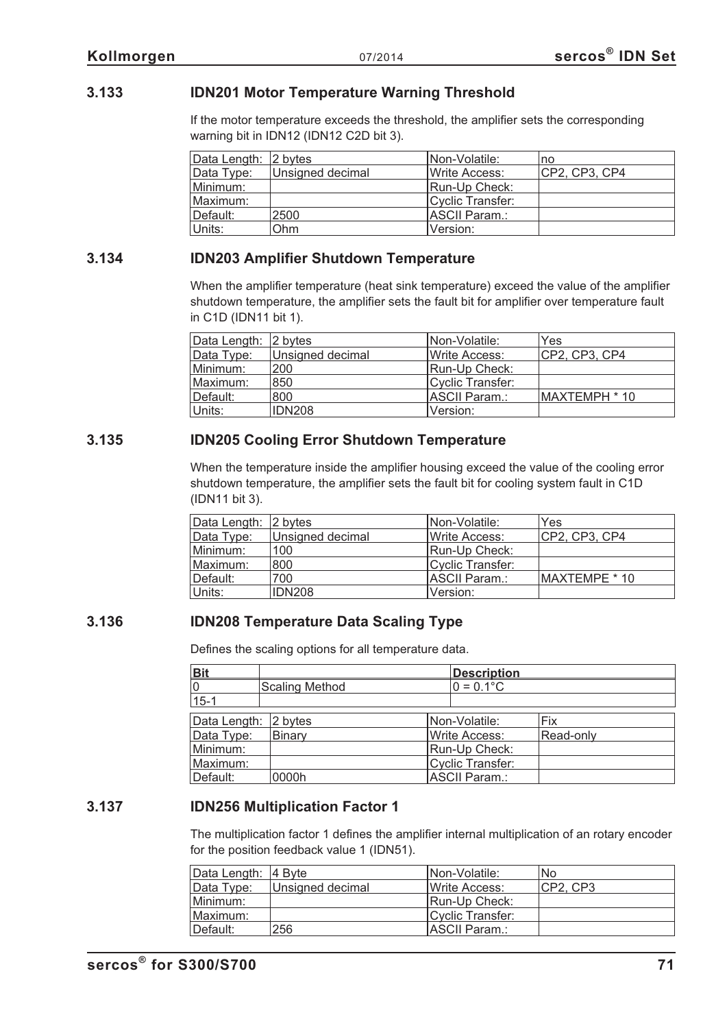### 3.133 IDN201 Motor Temperature Warning Threshold

If the motor temperature exceeds the threshold, the amplifier sets the corresponding warning bit in IDN12 (IDN12 C2D bit 3).

| Data Length: | 2 bytes | Non-Volatile: | no |
|---|---|---|---|
| Data Type: | Unsigned decimal | Write Access: | CP2, CP3, CP4 |
| Minimum: | | Run-Up Check: | |
| Maximum: | | Cyclic Transfer: | |
| Default: | 2500 | ASCII Param.: | |
| Units: | Ohm | Version: | |

### 3.134 IDN203 Amplifier Shutdown Temperature

When the amplifier temperature (heat sink temperature) exceed the value of the amplifier shutdown temperature, the amplifier sets the fault bit for amplifier over temperature fault in C1D (IDN11 bit 1).

| Data Length: | 2 bytes | Non-Volatile: | Yes |
|---|---|---|---|
| Data Type: | Unsigned decimal | Write Access: | CP2, CP3, CP4 |
| Minimum: | 200 | Run-Up Check: | |
| Maximum: | 850 | Cyclic Transfer: | |
| Default: | 800 | ASCII Param.: | MAXTEMPH * 10 |
| Units: | IDN208 | Version: | |

### 3.135 IDN205 Cooling Error Shutdown Temperature

When the temperature inside the amplifier housing exceed the value of the cooling error shutdown temperature, the amplifier sets the fault bit for cooling system fault in C1D (IDN11 bit 3).

| Data Length: | 2 bytes | Non-Volatile: | Yes |
|---|---|---|---|
| Data Type: | Unsigned decimal | Write Access: | CP2, CP3, CP4 |
| Minimum: | 100 | Run-Up Check: | |
| Maximum: | 800 | Cyclic Transfer: | |
| Default: | 700 | ASCII Param.: | MAXTEMPE * 10 |
| Units: | IDN208 | Version: | |

### 3.136 IDN208 Temperature Data Scaling Type

Defines the scaling options for all temperature data.

| Bit | | Description |
|---|---|---|
| 0 | Scaling Method | 0 = 0.1°C |
| 15-1 | | |

| Data Length: | 2 bytes | Non-Volatile: | Fix |
|---|---|---|---|
| Data Type: | Binary | Write Access: | Read-only |
| Minimum: | | Run-Up Check: | |
| Maximum: | | Cyclic Transfer: | |
| Default: | 0000h | ASCII Param.: | |

### 3.137 IDN256 Multiplication Factor 1

The multiplication factor 1 defines the amplifier internal multiplication of an rotary encoder for the position feedback value 1 (IDN51).

| Data Length: | 4 Byte | Non-Volatile: | No |
|---|---|---|---|
| Data Type: | Unsigned decimal | Write Access: | CP2, CP3 |
| Minimum: | | Run-Up Check: | |
| Maximum: | | Cyclic Transfer: | |
| Default: | 256 | ASCII Param.: | |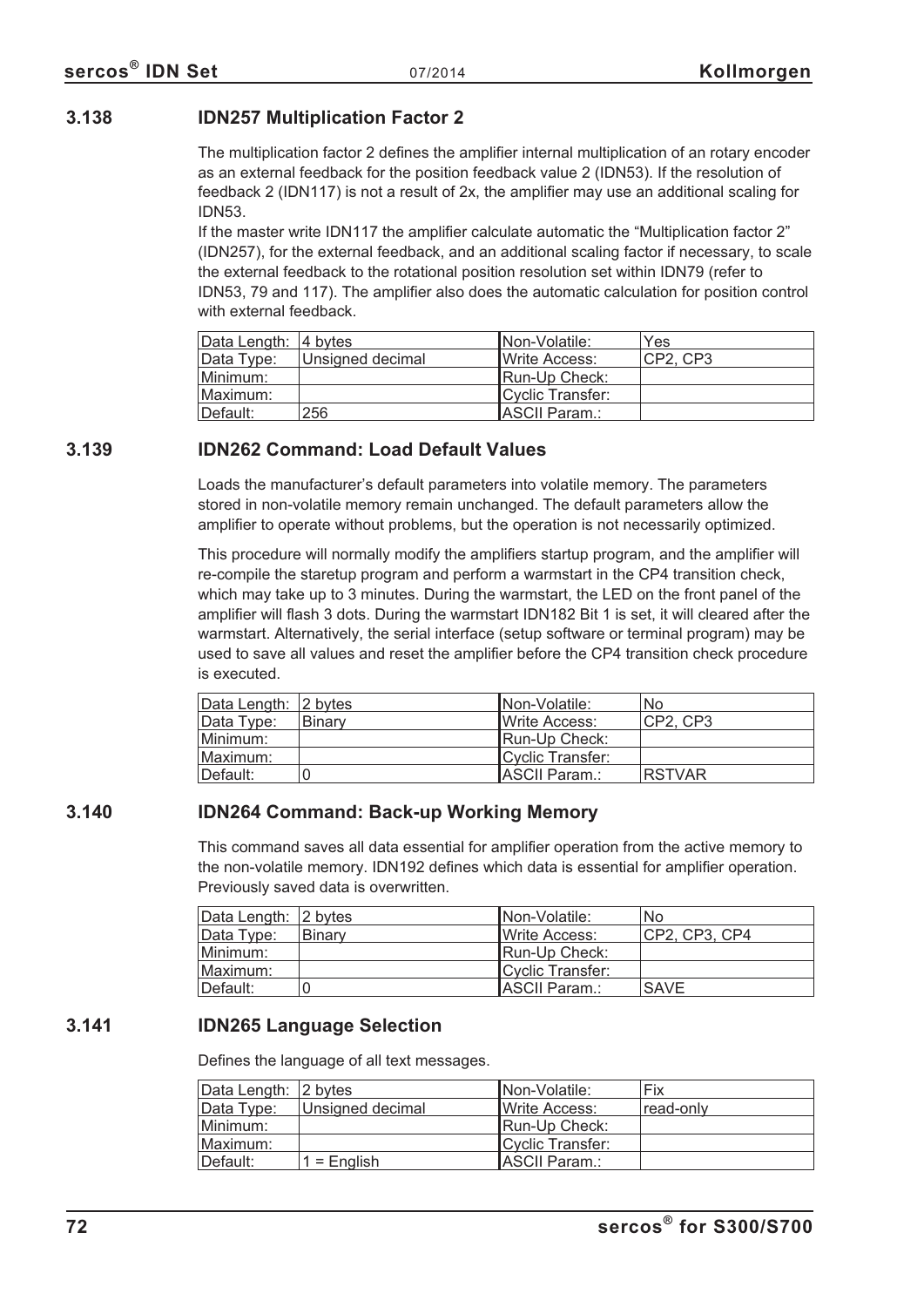## 3.138 IDN257 Multiplication Factor 2

The multiplication factor 2 defines the amplifier internal multiplication of an rotary encoder as an external feedback for the position feedback value 2 (IDN53). If the resolution of feedback 2 (IDN117) is not a result of 2x, the amplifier may use an additional scaling for IDN53.

If the master write IDN117 the amplifier calculate automatic the "Multiplication factor 2" (IDN257), for the external feedback, and an additional scaling factor if necessary, to scale the external feedback to the rotational position resolution set within IDN79 (refer to IDN53, 79 and 117). The amplifier also does the automatic calculation for position control with external feedback.

| Data Length: | 4 bytes | Non-Volatile: | Yes |
|---|---|---|---|
| Data Type: | Unsigned decimal | Write Access: | CP2, CP3 |
| Minimum: | | Run-Up Check: | |
| Maximum: | | Cyclic Transfer: | |
| Default: | 256 | ASCII Param.: | |

## 3.139 IDN262 Command: Load Default Values

Loads the manufacturer's default parameters into volatile memory. The parameters stored in non-volatile memory remain unchanged. The default parameters allow the amplifier to operate without problems, but the operation is not necessarily optimized.

This procedure will normally modify the amplifiers startup program, and the amplifier will re-compile the staretup program and perform a warmstart in the CP4 transition check, which may take up to 3 minutes. During the warmstart, the LED on the front panel of the amplifier will flash 3 dots. During the warmstart IDN182 Bit 1 is set, it will cleared after the warmstart. Alternatively, the serial interface (setup software or terminal program) may be used to save all values and reset the amplifier before the CP4 transition check procedure is executed.

| Data Length: | 2 bytes | Non-Volatile: | No |
|---|---|---|---|
| Data Type: | Binary | Write Access: | CP2, CP3 |
| Minimum: | | Run-Up Check: | |
| Maximum: | | Cyclic Transfer: | |
| Default: | 0 | ASCII Param.: | RSTVAR |

## 3.140 IDN264 Command: Back-up Working Memory

This command saves all data essential for amplifier operation from the active memory to the non-volatile memory. IDN192 defines which data is essential for amplifier operation. Previously saved data is overwritten.

| Data Length: | 2 bytes | Non-Volatile: | No |
|---|---|---|---|
| Data Type: | Binary | Write Access: | CP2, CP3, CP4 |
| Minimum: | | Run-Up Check: | |
| Maximum: | | Cyclic Transfer: | |
| Default: | 0 | ASCII Param.: | SAVE |

## 3.141 IDN265 Language Selection

Defines the language of all text messages.

| Data Length: | 2 bytes | Non-Volatile: | Fix |
|---|---|---|---|
| Data Type: | Unsigned decimal | Write Access: | read-only |
| Minimum: | | Run-Up Check: | |
| Maximum: | | Cyclic Transfer: | |
| Default: | 1 = English | ASCII Param.: | |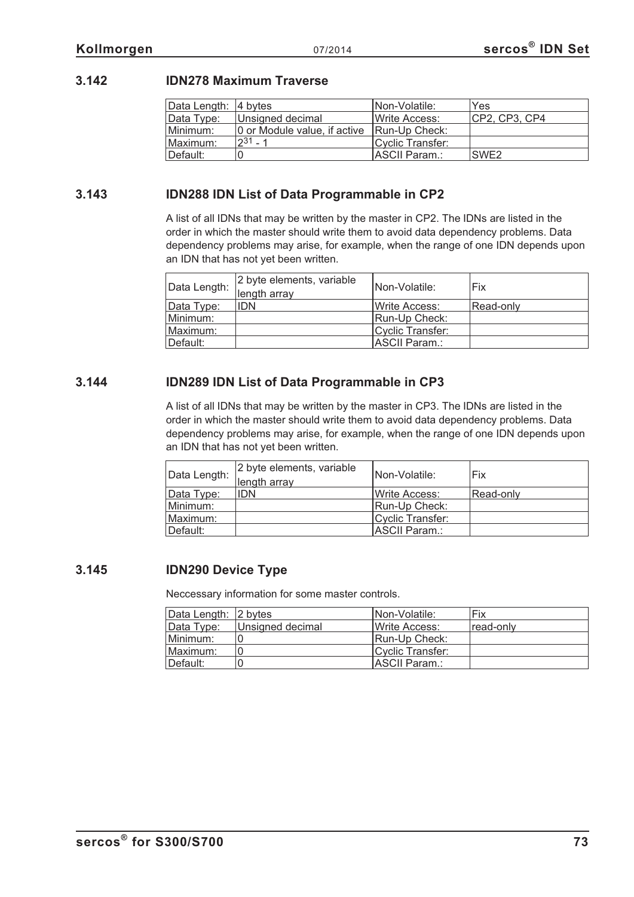### 3.142 IDN278 Maximum Traverse

| Data Length: | 4 bytes | Non-Volatile: | Yes |
|---|---|---|---|
| Data Type: | Unsigned decimal | Write Access: | CP2, CP3, CP4 |
| Minimum: | 0 or Module value, if active | Run-Up Check: | |
| Maximum: | $2^{31}$ - 1 | Cyclic Transfer: | |
| Default: | 0 | ASCII Param.: | SWE2 |

### 3.143 IDN288 IDN List of Data Programmable in CP2

A list of all IDNs that may be written by the master in CP2. The IDNs are listed in the order in which the master should write them to avoid data dependency problems. Data dependency problems may arise, for example, when the range of one IDN depends upon an IDN that has not yet been written.

| Data Length: | 2 byte elements, variable length array | Non-Volatile: | Fix |
|---|---|---|---|
| Data Type: | IDN | Write Access: | Read-only |
| Minimum: | | Run-Up Check: | |
| Maximum: | | Cyclic Transfer: | |
| Default: | | ASCII Param.: | |

### 3.144 IDN289 IDN List of Data Programmable in CP3

A list of all IDNs that may be written by the master in CP3. The IDNs are listed in the order in which the master should write them to avoid data dependency problems. Data dependency problems may arise, for example, when the range of one IDN depends upon an IDN that has not yet been written.

| Data Length: | 2 byte elements, variable length array | Non-Volatile: | Fix |
|---|---|---|---|
| Data Type: | IDN | Write Access: | Read-only |
| Minimum: | | Run-Up Check: | |
| Maximum: | | Cyclic Transfer: | |
| Default: | | ASCII Param.: | |

### 3.145 IDN290 Device Type

Neccessary information for some master controls.

| Data Length: | 2 bytes | Non-Volatile: | Fix |
|---|---|---|---|
| Data Type: | Unsigned decimal | Write Access: | read-only |
| Minimum: | 0 | Run-Up Check: | |
| Maximum: | 0 | Cyclic Transfer: | |
| Default: | 0 | ASCII Param.: | |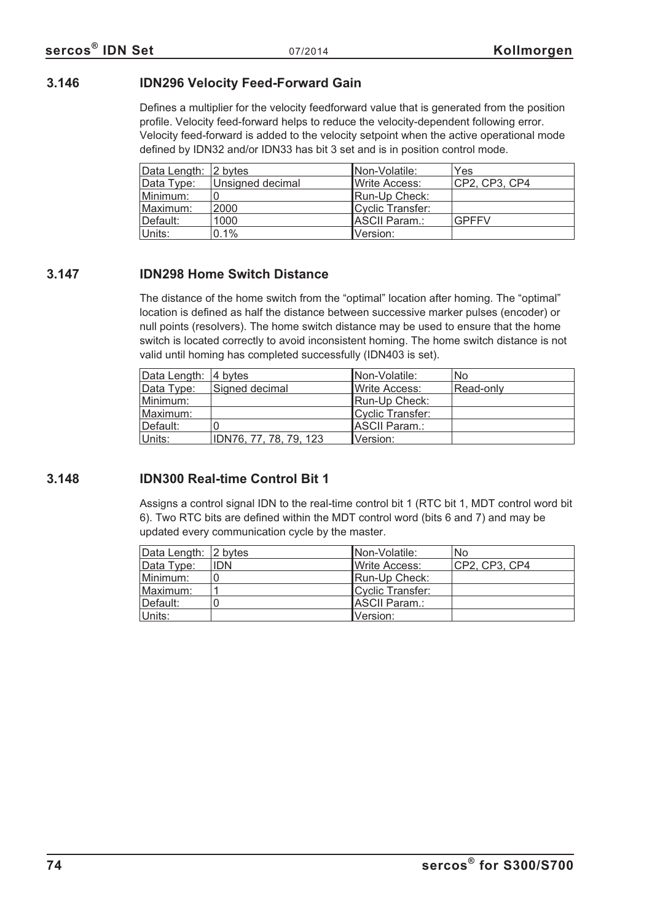## 3.146 IDN296 Velocity Feed-Forward Gain

Defines a multiplier for the velocity feedforward value that is generated from the position profile. Velocity feed-forward helps to reduce the velocity-dependent following error. Velocity feed-forward is added to the velocity setpoint when the active operational mode defined by IDN32 and/or IDN33 has bit 3 set and is in position control mode.

| | | | |
|---|---|---|---|
| Data Length: | 2 bytes | Non-Volatile: | Yes |
| Data Type: | Unsigned decimal | Write Access: | CP2, CP3, CP4 |
| Minimum: | 0 | Run-Up Check: | |
| Maximum: | 2000 | Cyclic Transfer: | |
| Default: | 1000 | ASCII Param.: | GPFFV |
| Units: | 0.1% | Version: | |

## 3.147 IDN298 Home Switch Distance

The distance of the home switch from the "optimal" location after homing. The "optimal" location is defined as half the distance between successive marker pulses (encoder) or null points (resolvers). The home switch distance may be used to ensure that the home switch is located correctly to avoid inconsistent homing. The home switch distance is not valid until homing has completed successfully (IDN403 is set).

| | | | |
|---|---|---|---|
| Data Length: | 4 bytes | Non-Volatile: | No |
| Data Type: | Signed decimal | Write Access: | Read-only |
| Minimum: | | Run-Up Check: | |
| Maximum: | | Cyclic Transfer: | |
| Default: | 0 | ASCII Param.: | |
| Units: | IDN76, 77, 78, 79, 123 | Version: | |

## 3.148 IDN300 Real-time Control Bit 1

Assigns a control signal IDN to the real-time control bit 1 (RTC bit 1, MDT control word bit 6). Two RTC bits are defined within the MDT control word (bits 6 and 7) and may be updated every communication cycle by the master.

| | | | |
|---|---|---|---|
| Data Length: | 2 bytes | Non-Volatile: | No |
| Data Type: | IDN | Write Access: | CP2, CP3, CP4 |
| Minimum: | 0 | Run-Up Check: | |
| Maximum: | 1 | Cyclic Transfer: | |
| Default: | 0 | ASCII Param.: | |
| Units: | | Version: | |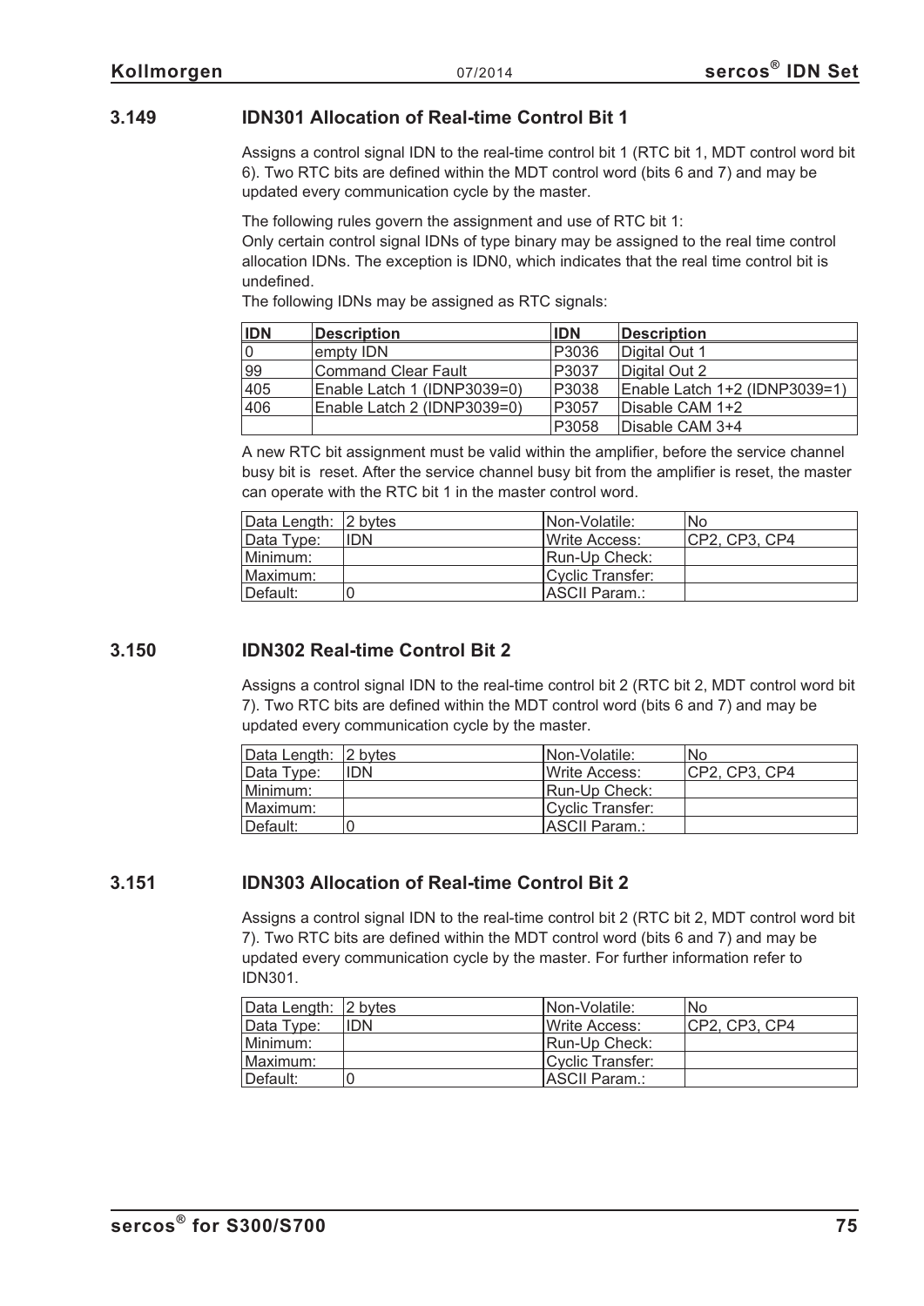### 3.149 IDN301 Allocation of Real-time Control Bit 1

Assigns a control signal IDN to the real-time control bit 1 (RTC bit 1, MDT control word bit 6). Two RTC bits are defined within the MDT control word (bits 6 and 7) and may be updated every communication cycle by the master.

The following rules govern the assignment and use of RTC bit 1:
Only certain control signal IDNs of type binary may be assigned to the real time control allocation IDNs. The exception is IDN0, which indicates that the real time control bit is undefined.
The following IDNs may be assigned as RTC signals:

| IDN | Description | IDN | Description |
|---|---|---|---|
| 0 | empty IDN | P3036 | Digital Out 1 |
| 99 | Command Clear Fault | P3037 | Digital Out 2 |
| 405 | Enable Latch 1 (IDNP3039=0) | P3038 | Enable Latch 1+2 (IDNP3039=1) |
| 406 | Enable Latch 2 (IDNP3039=0) | P3057 | Disable CAM 1+2 |
| | | P3058 | Disable CAM 3+4 |

A new RTC bit assignment must be valid within the amplifier, before the service channel busy bit is reset. After the service channel busy bit from the amplifier is reset, the master can operate with the RTC bit 1 in the master control word.

| Data Length: | 2 bytes | Non-Volatile: | No |
|---|---|---|---|
| Data Type: | IDN | Write Access: | CP2, CP3, CP4 |
| Minimum: | | Run-Up Check: | |
| Maximum: | | Cyclic Transfer: | |
| Default: | 0 | ASCII Param.: | |

### 3.150 IDN302 Real-time Control Bit 2

Assigns a control signal IDN to the real-time control bit 2 (RTC bit 2, MDT control word bit 7). Two RTC bits are defined within the MDT control word (bits 6 and 7) and may be updated every communication cycle by the master.

| Data Length: | 2 bytes | Non-Volatile: | No |
|---|---|---|---|
| Data Type: | IDN | Write Access: | CP2, CP3, CP4 |
| Minimum: | | Run-Up Check: | |
| Maximum: | | Cyclic Transfer: | |
| Default: | 0 | ASCII Param.: | |

### 3.151 IDN303 Allocation of Real-time Control Bit 2

Assigns a control signal IDN to the real-time control bit 2 (RTC bit 2, MDT control word bit 7). Two RTC bits are defined within the MDT control word (bits 6 and 7) and may be updated every communication cycle by the master. For further information refer to IDN301.

| Data Length: | 2 bytes | Non-Volatile: | No |
|---|---|---|---|
| Data Type: | IDN | Write Access: | CP2, CP3, CP4 |
| Minimum: | | Run-Up Check: | |
| Maximum: | | Cyclic Transfer: | |
| Default: | 0 | ASCII Param.: | |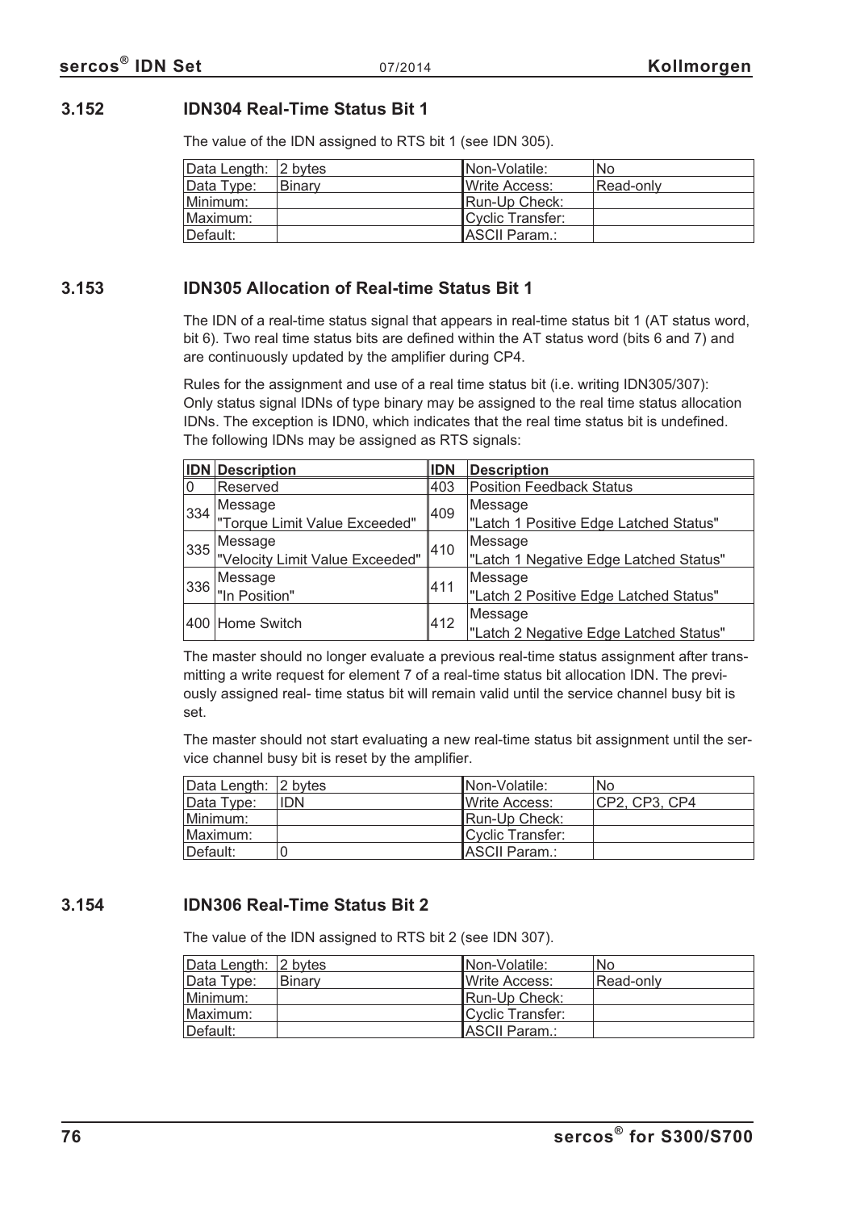## 3.152 IDN304 Real-Time Status Bit 1

The value of the IDN assigned to RTS bit 1 (see IDN 305).

| Data Length: | 2 bytes | Non-Volatile: | No |
|---|---|---|---|
| Data Type: | Binary | Write Access: | Read-only |
| Minimum: | | Run-Up Check: | |
| Maximum: | | Cyclic Transfer: | |
| Default: | | ASCII Param.: | |

## 3.153 IDN305 Allocation of Real-time Status Bit 1

The IDN of a real-time status signal that appears in real-time status bit 1 (AT status word, bit 6). Two real time status bits are defined within the AT status word (bits 6 and 7) and are continuously updated by the amplifier during CP4.

Rules for the assignment and use of a real time status bit (i.e. writing IDN305/307): Only status signal IDNs of type binary may be assigned to the real time status allocation IDNs. The exception is IDN0, which indicates that the real time status bit is undefined. The following IDNs may be assigned as RTS signals:

| IDN | Description | IDN | Description |
|---|---|---|---|
| 0 | Reserved | 403 | Position Feedback Status |
| 334 | Message "Torque Limit Value Exceeded" | 409 | Message "Latch 1 Positive Edge Latched Status" |
| 335 | Message "Velocity Limit Value Exceeded" | 410 | Message "Latch 1 Negative Edge Latched Status" |
| 336 | Message "In Position" | 411 | Message "Latch 2 Positive Edge Latched Status" |
| 400 | Home Switch | 412 | Message "Latch 2 Negative Edge Latched Status" |

The master should no longer evaluate a previous real-time status assignment after transmitting a write request for element 7 of a real-time status bit allocation IDN. The previously assigned real- time status bit will remain valid until the service channel busy bit is set.

The master should not start evaluating a new real-time status bit assignment until the service channel busy bit is reset by the amplifier.

| Data Length: | 2 bytes | Non-Volatile: | No |
|---|---|---|---|
| Data Type: | IDN | Write Access: | CP2, CP3, CP4 |
| Minimum: | | Run-Up Check: | |
| Maximum: | | Cyclic Transfer: | |
| Default: | 0 | ASCII Param.: | |

## 3.154 IDN306 Real-Time Status Bit 2

The value of the IDN assigned to RTS bit 2 (see IDN 307).

| Data Length: | 2 bytes | Non-Volatile: | No |
|---|---|---|---|
| Data Type: | Binary | Write Access: | Read-only |
| Minimum: | | Run-Up Check: | |
| Maximum: | | Cyclic Transfer: | |
| Default: | | ASCII Param.: | |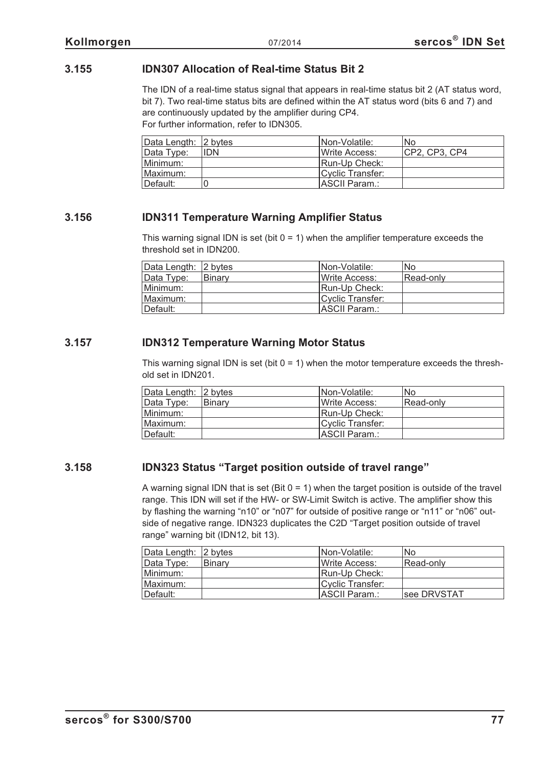### 3.155 IDN307 Allocation of Real-time Status Bit 2

The IDN of a real-time status signal that appears in real-time status bit 2 (AT status word, bit 7). Two real-time status bits are defined within the AT status word (bits 6 and 7) and are continuously updated by the amplifier during CP4.
For further information, refer to IDN305.

| Data Length: | 2 bytes | Non-Volatile: | No |
|---|---|---|---|
| Data Type: | IDN | Write Access: | CP2, CP3, CP4 |
| Minimum: | | Run-Up Check: | |
| Maximum: | | Cyclic Transfer: | |
| Default: | 0 | ASCII Param.: | |

### 3.156 IDN311 Temperature Warning Amplifier Status

This warning signal IDN is set (bit 0 = 1) when the amplifier temperature exceeds the threshold set in IDN200.

| Data Length: | 2 bytes | Non-Volatile: | No |
|---|---|---|---|
| Data Type: | Binary | Write Access: | Read-only |
| Minimum: | | Run-Up Check: | |
| Maximum: | | Cyclic Transfer: | |
| Default: | | ASCII Param.: | |

### 3.157 IDN312 Temperature Warning Motor Status

This warning signal IDN is set (bit 0 = 1) when the motor temperature exceeds the threshold set in IDN201.

| Data Length: | 2 bytes | Non-Volatile: | No |
|---|---|---|---|
| Data Type: | Binary | Write Access: | Read-only |
| Minimum: | | Run-Up Check: | |
| Maximum: | | Cyclic Transfer: | |
| Default: | | ASCII Param.: | |

### 3.158 IDN323 Status "Target position outside of travel range"

A warning signal IDN that is set (Bit 0 = 1) when the target position is outside of the travel range. This IDN will set if the HW- or SW-Limit Switch is active. The amplifier show this by flashing the warning "n10" or "n07" for outside of positive range or "n11" or "n06" outside of negative range. IDN323 duplicates the C2D "Target position outside of travel range" warning bit (IDN12, bit 13).

| Data Length: | 2 bytes | Non-Volatile: | No |
|---|---|---|---|
| Data Type: | Binary | Write Access: | Read-only |
| Minimum: | | Run-Up Check: | |
| Maximum: | | Cyclic Transfer: | |
| Default: | | ASCII Param.: | see DRVSTAT |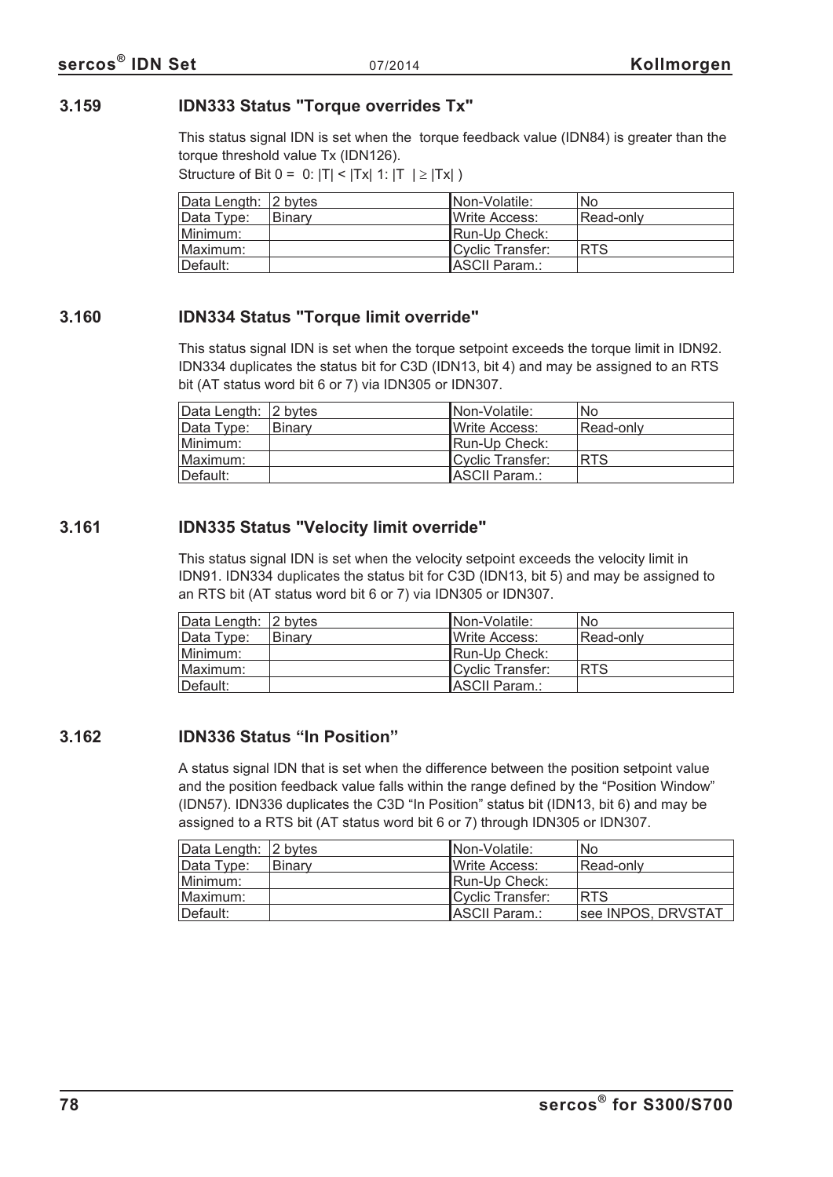## 3.159 IDN333 Status "Torque overrides Tx"

This status signal IDN is set when the torque feedback value (IDN84) is greater than the torque threshold value Tx (IDN126).

Structure of Bit 0 = 0: $|T| < |Tx|$ 1: $|T| \geq |Tx|$ )

| Data Length: | 2 bytes | Non-Volatile: | No |
|---|---|---|---|
| Data Type: | Binary | Write Access: | Read-only |
| Minimum: | | Run-Up Check: | |
| Maximum: | | Cyclic Transfer: | RTS |
| Default: | | ASCII Param.: | |

## 3.160 IDN334 Status "Torque limit override"

This status signal IDN is set when the torque setpoint exceeds the torque limit in IDN92. IDN334 duplicates the status bit for C3D (IDN13, bit 4) and may be assigned to an RTS bit (AT status word bit 6 or 7) via IDN305 or IDN307.

| Data Length: | 2 bytes | Non-Volatile: | No |
|---|---|---|---|
| Data Type: | Binary | Write Access: | Read-only |
| Minimum: | | Run-Up Check: | |
| Maximum: | | Cyclic Transfer: | RTS |
| Default: | | ASCII Param.: | |

## 3.161 IDN335 Status "Velocity limit override"

This status signal IDN is set when the velocity setpoint exceeds the velocity limit in IDN91. IDN334 duplicates the status bit for C3D (IDN13, bit 5) and may be assigned to an RTS bit (AT status word bit 6 or 7) via IDN305 or IDN307.

| Data Length: | 2 bytes | Non-Volatile: | No |
|---|---|---|---|
| Data Type: | Binary | Write Access: | Read-only |
| Minimum: | | Run-Up Check: | |
| Maximum: | | Cyclic Transfer: | RTS |
| Default: | | ASCII Param.: | |

## 3.162 IDN336 Status “In Position”

A status signal IDN that is set when the difference between the position setpoint value and the position feedback value falls within the range defined by the “Position Window” (IDN57). IDN336 duplicates the C3D “In Position” status bit (IDN13, bit 6) and may be assigned to a RTS bit (AT status word bit 6 or 7) through IDN305 or IDN307.

| Data Length: | 2 bytes | Non-Volatile: | No |
|---|---|---|---|
| Data Type: | Binary | Write Access: | Read-only |
| Minimum: | | Run-Up Check: | |
| Maximum: | | Cyclic Transfer: | RTS |
| Default: | | ASCII Param.: | see INPOS, DRVSTAT |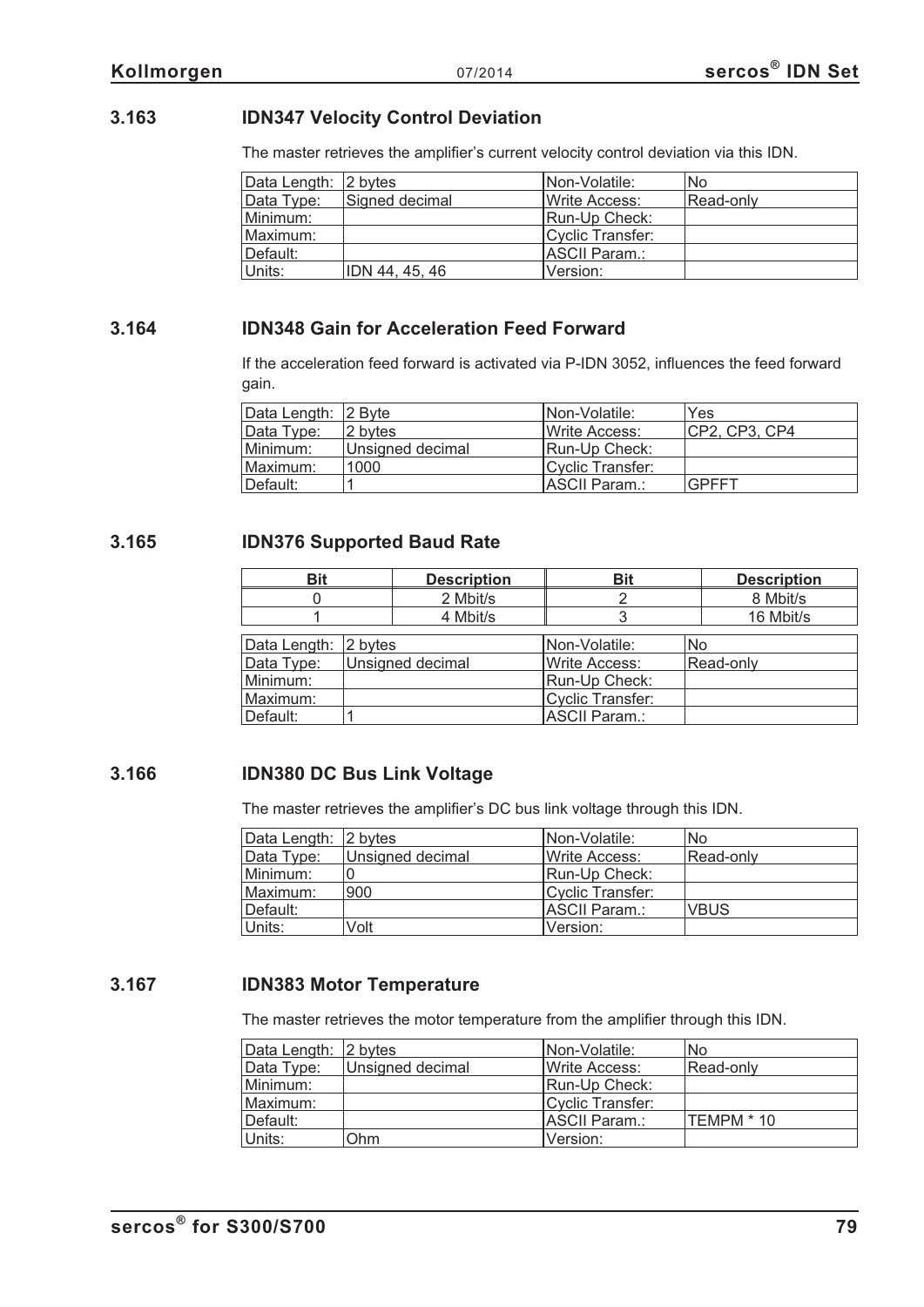### 3.163 IDN347 Velocity Control Deviation

The master retrieves the amplifier's current velocity control deviation via this IDN.

| Data Length: | 2 bytes | Non-Volatile: | No |
|---|---|---|---|
| Data Type: | Signed decimal | Write Access: | Read-only |
| Minimum: | | Run-Up Check: | |
| Maximum: | | Cyclic Transfer: | |
| Default: | | ASCII Param.: | |
| Units: | IDN 44, 45, 46 | Version: | |

### 3.164 IDN348 Gain for Acceleration Feed Forward

If the acceleration feed forward is activated via P-IDN 3052, influences the feed forward gain.

| Data Length: | 2 Byte | Non-Volatile: | Yes |
|---|---|---|---|
| Data Type: | 2 bytes | Write Access: | CP2, CP3, CP4 |
| Minimum: | Unsigned decimal | Run-Up Check: | |
| Maximum: | 1000 | Cyclic Transfer: | |
| Default: | 1 | ASCII Param.: | GPFFT |

### 3.165 IDN376 Supported Baud Rate

| Bit | Description | Bit | Description |
|---|---|---|---|
| 0 | 2 Mbit/s | 2 | 8 Mbit/s |
| 1 | 4 Mbit/s | 3 | 16 Mbit/s |

| Data Length: | 2 bytes | Non-Volatile: | No |
|---|---|---|---|
| Data Type: | Unsigned decimal | Write Access: | Read-only |
| Minimum: | | Run-Up Check: | |
| Maximum: | | Cyclic Transfer: | |
| Default: | 1 | ASCII Param.: | |

### 3.166 IDN380 DC Bus Link Voltage

The master retrieves the amplifier's DC bus link voltage through this IDN.

| Data Length: | 2 bytes | Non-Volatile: | No |
|---|---|---|---|
| Data Type: | Unsigned decimal | Write Access: | Read-only |
| Minimum: | 0 | Run-Up Check: | |
| Maximum: | 900 | Cyclic Transfer: | |
| Default: | | ASCII Param.: | VBUS |
| Units: | Volt | Version: | |

### 3.167 IDN383 Motor Temperature

The master retrieves the motor temperature from the amplifier through this IDN.

| Data Length: | 2 bytes | Non-Volatile: | No |
|---|---|---|---|
| Data Type: | Unsigned decimal | Write Access: | Read-only |
| Minimum: | | Run-Up Check: | |
| Maximum: | | Cyclic Transfer: | |
| Default: | | ASCII Param.: | TEMPM * 10 |
| Units: | Ohm | Version: | |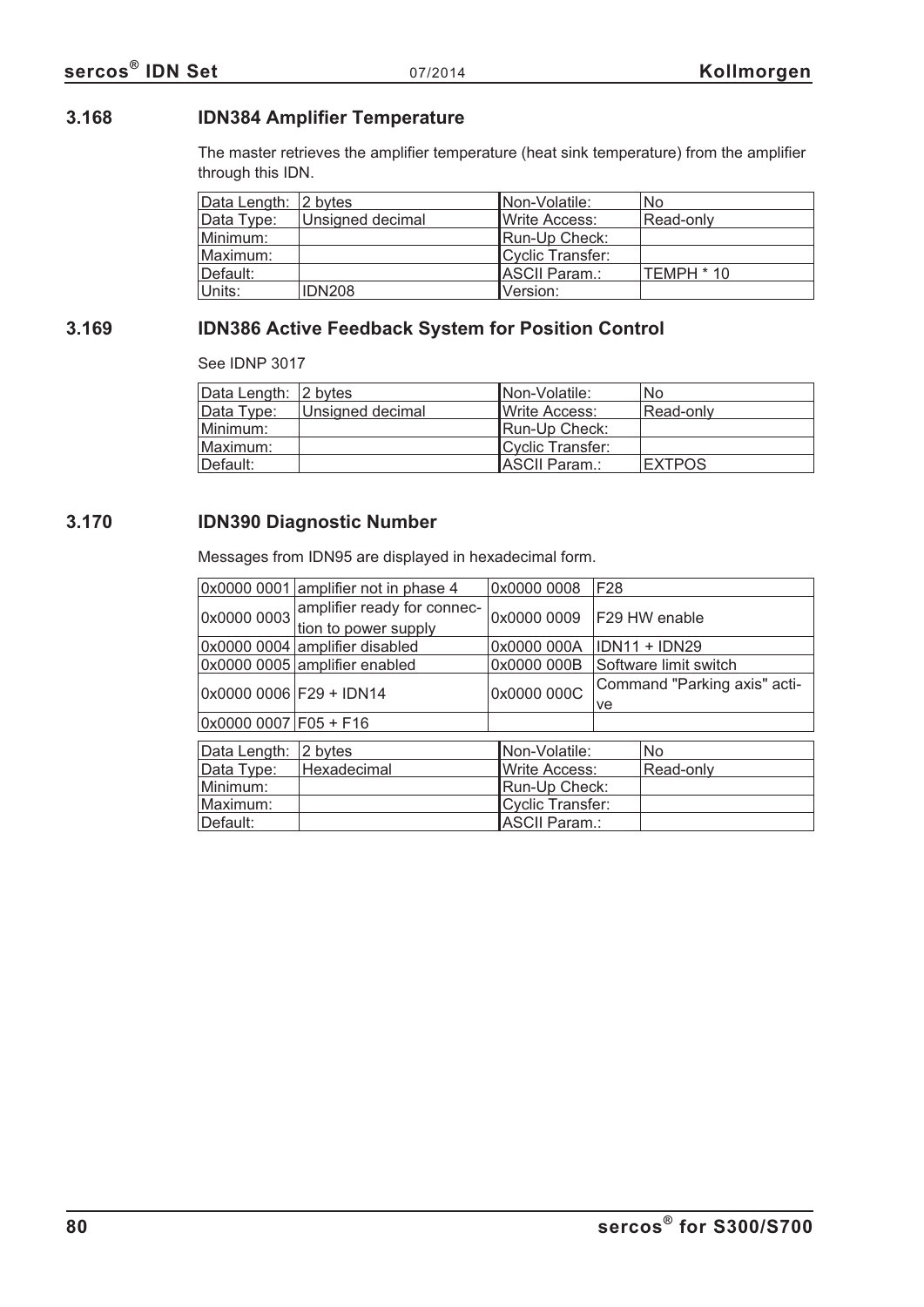### 3.168 IDN384 Amplifier Temperature

The master retrieves the amplifier temperature (heat sink temperature) from the amplifier through this IDN.

| Data Length: | 2 bytes | Non-Volatile: | No |
|---|---|---|---|
| Data Type: | Unsigned decimal | Write Access: | Read-only |
| Minimum: | | Run-Up Check: | |
| Maximum: | | Cyclic Transfer: | |
| Default: | | ASCII Param.: | TEMPH * 10 |
| Units: | IDN208 | Version: | |

### 3.169 IDN386 Active Feedback System for Position Control

See IDNP 3017

| Data Length: | 2 bytes | Non-Volatile: | No |
|---|---|---|---|
| Data Type: | Unsigned decimal | Write Access: | Read-only |
| Minimum: | | Run-Up Check: | |
| Maximum: | | Cyclic Transfer: | |
| Default: | | ASCII Param.: | EXTPOS |

### 3.170 IDN390 Diagnostic Number

Messages from IDN95 are displayed in hexadecimal form.

| | | | |
|---|---|---|---|
| 0x0000 0001 | amplifier not in phase 4 | 0x0000 0008 | F28 |
| 0x0000 0003 | amplifier ready for connection to power supply | 0x0000 0009 | F29 HW enable |
| 0x0000 0004 | amplifier disabled | 0x0000 000A | IDN11 + IDN29 |
| 0x0000 0005 | amplifier enabled | 0x0000 000B | Software limit switch |
| 0x0000 0006 | F29 + IDN14 | 0x0000 000C | Command "Parking axis" active |
| 0x0000 0007 | F05 + F16 | | |

| Data Length: | 2 bytes | Non-Volatile: | No |
|---|---|---|---|
| Data Type: | Hexadecimal | Write Access: | Read-only |
| Minimum: | | Run-Up Check: | |
| Maximum: | | Cyclic Transfer: | |
| Default: | | ASCII Param.: | |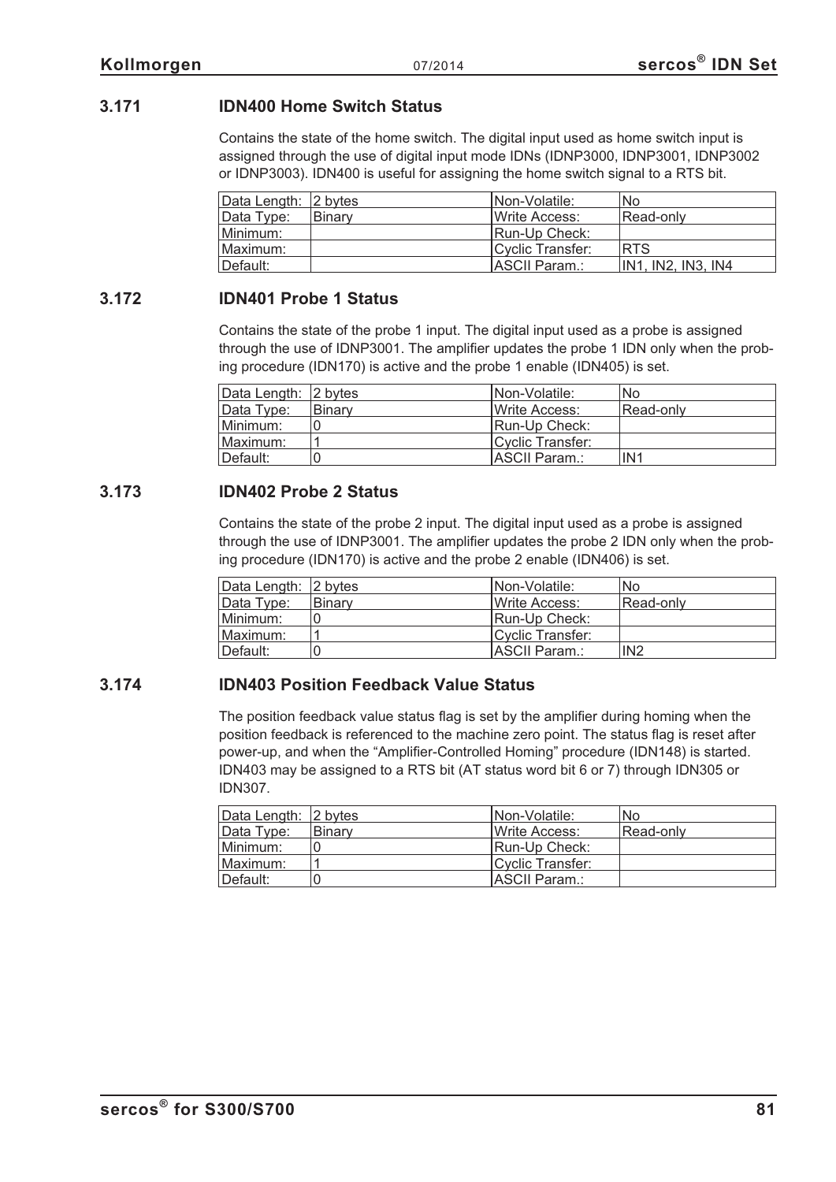### 3.171 IDN400 Home Switch Status

Contains the state of the home switch. The digital input used as home switch input is assigned through the use of digital input mode IDNs (IDNP3000, IDNP3001, IDNP3002 or IDNP3003). IDN400 is useful for assigning the home switch signal to a RTS bit.

| Data Length: | 2 bytes | Non-Volatile: | No |
|---|---|---|---|
| Data Type: | Binary | Write Access: | Read-only |
| Minimum: | | Run-Up Check: | |
| Maximum: | | Cyclic Transfer: | RTS |
| Default: | | ASCII Param.: | IN1, IN2, IN3, IN4 |

### 3.172 IDN401 Probe 1 Status

Contains the state of the probe 1 input. The digital input used as a probe is assigned through the use of IDNP3001. The amplifier updates the probe 1 IDN only when the probing procedure (IDN170) is active and the probe 1 enable (IDN405) is set.

| Data Length: | 2 bytes | Non-Volatile: | No |
|---|---|---|---|
| Data Type: | Binary | Write Access: | Read-only |
| Minimum: | 0 | Run-Up Check: | |
| Maximum: | 1 | Cyclic Transfer: | |
| Default: | 0 | ASCII Param.: | IN1 |

### 3.173 IDN402 Probe 2 Status

Contains the state of the probe 2 input. The digital input used as a probe is assigned through the use of IDNP3001. The amplifier updates the probe 2 IDN only when the probing procedure (IDN170) is active and the probe 2 enable (IDN406) is set.

| Data Length: | 2 bytes | Non-Volatile: | No |
|---|---|---|---|
| Data Type: | Binary | Write Access: | Read-only |
| Minimum: | 0 | Run-Up Check: | |
| Maximum: | 1 | Cyclic Transfer: | |
| Default: | 0 | ASCII Param.: | IN2 |

### 3.174 IDN403 Position Feedback Value Status

The position feedback value status flag is set by the amplifier during homing when the position feedback is referenced to the machine zero point. The status flag is reset after power-up, and when the “Amplifier-Controlled Homing” procedure (IDN148) is started. IDN403 may be assigned to a RTS bit (AT status word bit 6 or 7) through IDN305 or IDN307.

| Data Length: | 2 bytes | Non-Volatile: | No |
|---|---|---|---|
| Data Type: | Binary | Write Access: | Read-only |
| Minimum: | 0 | Run-Up Check: | |
| Maximum: | 1 | Cyclic Transfer: | |
| Default: | 0 | ASCII Param.: | |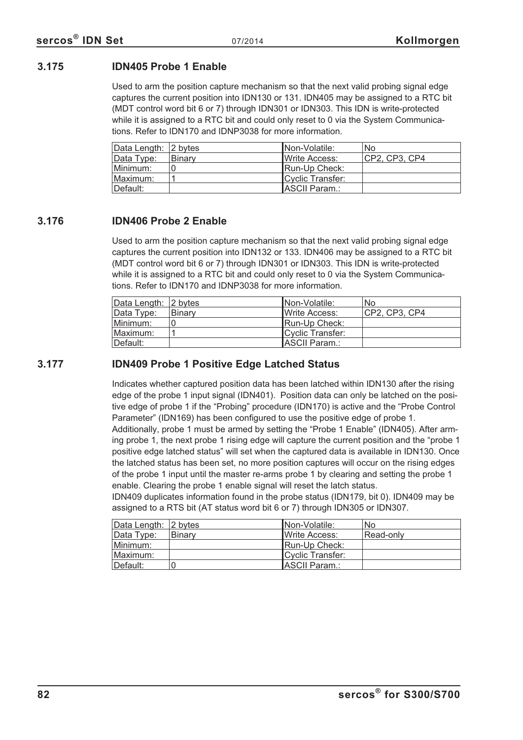### 3.175 IDN405 Probe 1 Enable

Used to arm the position capture mechanism so that the next valid probing signal edge captures the current position into IDN130 or 131. IDN405 may be assigned to a RTC bit (MDT control word bit 6 or 7) through IDN301 or IDN303. This IDN is write-protected while it is assigned to a RTC bit and could only reset to 0 via the System Communications. Refer to IDN170 and IDNP3038 for more information.

| Data Length: | 2 bytes | Non-Volatile: | No |
|---|---|---|---|
| Data Type: | Binary | Write Access: | CP2, CP3, CP4 |
| Minimum: | 0 | Run-Up Check: | |
| Maximum: | 1 | Cyclic Transfer: | |
| Default: | | ASCII Param.: | |

### 3.176 IDN406 Probe 2 Enable

Used to arm the position capture mechanism so that the next valid probing signal edge captures the current position into IDN132 or 133. IDN406 may be assigned to a RTC bit (MDT control word bit 6 or 7) through IDN301 or IDN303. This IDN is write-protected while it is assigned to a RTC bit and could only reset to 0 via the System Communications. Refer to IDN170 and IDNP3038 for more information.

| Data Length: | 2 bytes | Non-Volatile: | No |
|---|---|---|---|
| Data Type: | Binary | Write Access: | CP2, CP3, CP4 |
| Minimum: | 0 | Run-Up Check: | |
| Maximum: | 1 | Cyclic Transfer: | |
| Default: | | ASCII Param.: | |

### 3.177 IDN409 Probe 1 Positive Edge Latched Status

Indicates whether captured position data has been latched within IDN130 after the rising edge of the probe 1 input signal (IDN401). Position data can only be latched on the positive edge of probe 1 if the "Probing" procedure (IDN170) is active and the "Probe Control Parameter" (IDN169) has been configured to use the positive edge of probe 1. Additionally, probe 1 must be armed by setting the "Probe 1 Enable" (IDN405). After arming probe 1, the next probe 1 rising edge will capture the current position and the "probe 1 positive edge latched status" will set when the captured data is available in IDN130. Once the latched status has been set, no more position captures will occur on the rising edges of the probe 1 input until the master re-arms probe 1 by clearing and setting the probe 1 enable. Clearing the probe 1 enable signal will reset the latch status.
IDN409 duplicates information found in the probe status (IDN179, bit 0). IDN409 may be assigned to a RTS bit (AT status word bit 6 or 7) through IDN305 or IDN307.

| Data Length: | 2 bytes | Non-Volatile: | No |
|---|---|---|---|
| Data Type: | Binary | Write Access: | Read-only |
| Minimum: | | Run-Up Check: | |
| Maximum: | | Cyclic Transfer: | |
| Default: | 0 | ASCII Param.: | |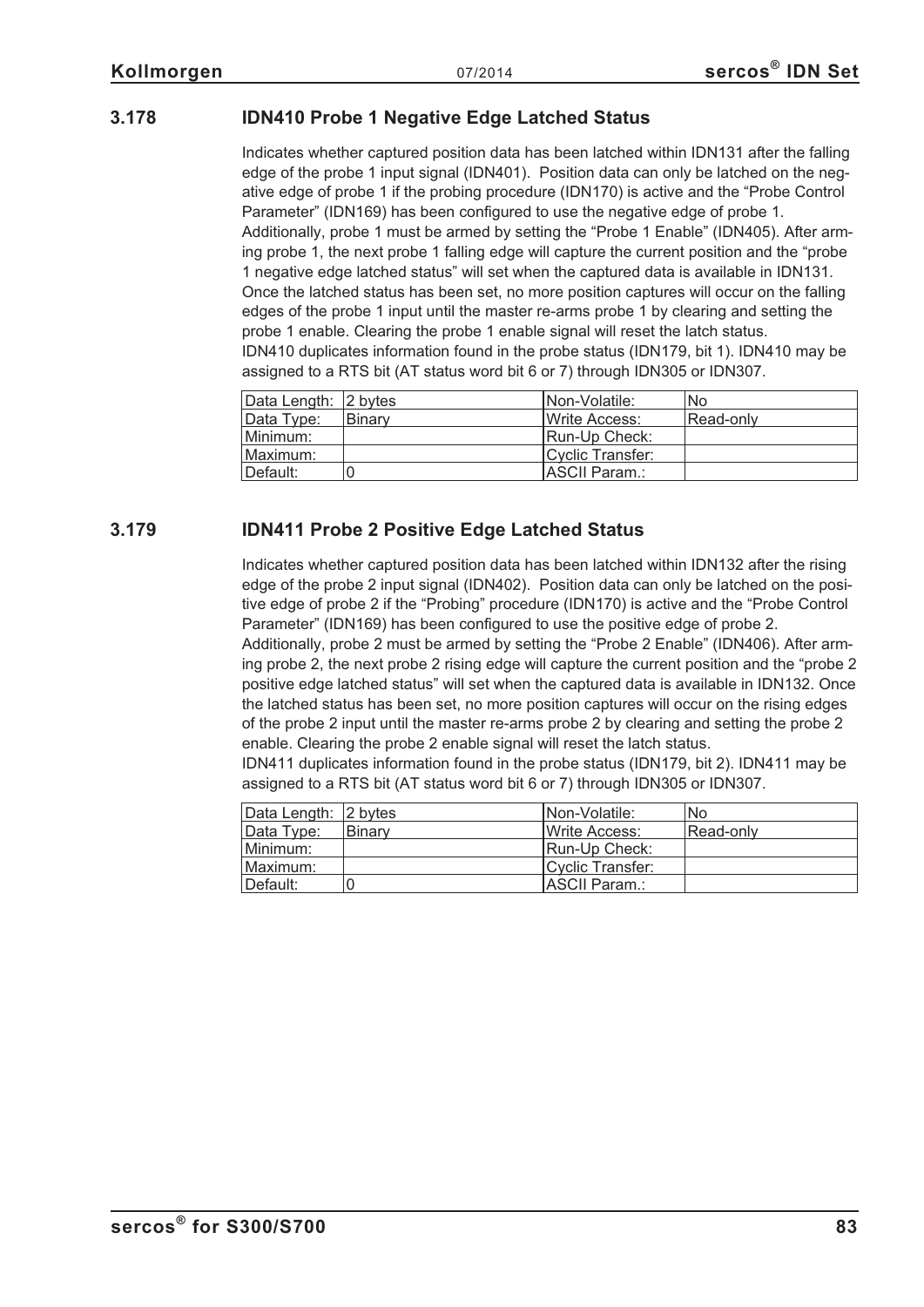### 3.178 IDN410 Probe 1 Negative Edge Latched Status

Indicates whether captured position data has been latched within IDN131 after the falling edge of the probe 1 input signal (IDN401). Position data can only be latched on the negative edge of probe 1 if the probing procedure (IDN170) is active and the "Probe Control Parameter" (IDN169) has been configured to use the negative edge of probe 1. Additionally, probe 1 must be armed by setting the "Probe 1 Enable" (IDN405). After arming probe 1, the next probe 1 falling edge will capture the current position and the "probe 1 negative edge latched status" will set when the captured data is available in IDN131. Once the latched status has been set, no more position captures will occur on the falling edges of the probe 1 input until the master re-arms probe 1 by clearing and setting the probe 1 enable. Clearing the probe 1 enable signal will reset the latch status.
IDN410 duplicates information found in the probe status (IDN179, bit 1). IDN410 may be assigned to a RTS bit (AT status word bit 6 or 7) through IDN305 or IDN307.

| Data Length: | 2 bytes | Non-Volatile: | No |
|---|---|---|---|
| Data Type: | Binary | Write Access: | Read-only |
| Minimum: | | Run-Up Check: | |
| Maximum: | | Cyclic Transfer: | |
| Default: | 0 | ASCII Param.: | |

### 3.179 IDN411 Probe 2 Positive Edge Latched Status

Indicates whether captured position data has been latched within IDN132 after the rising edge of the probe 2 input signal (IDN402). Position data can only be latched on the positive edge of probe 2 if the "Probing" procedure (IDN170) is active and the "Probe Control Parameter" (IDN169) has been configured to use the positive edge of probe 2. Additionally, probe 2 must be armed by setting the "Probe 2 Enable" (IDN406). After arming probe 2, the next probe 2 rising edge will capture the current position and the "probe 2 positive edge latched status" will set when the captured data is available in IDN132. Once the latched status has been set, no more position captures will occur on the rising edges of the probe 2 input until the master re-arms probe 2 by clearing and setting the probe 2 enable. Clearing the probe 2 enable signal will reset the latch status.
IDN411 duplicates information found in the probe status (IDN179, bit 2). IDN411 may be assigned to a RTS bit (AT status word bit 6 or 7) through IDN305 or IDN307.

| Data Length: | 2 bytes | Non-Volatile: | No |
|---|---|---|---|
| Data Type: | Binary | Write Access: | Read-only |
| Minimum: | | Run-Up Check: | |
| Maximum: | | Cyclic Transfer: | |
| Default: | 0 | ASCII Param.: | |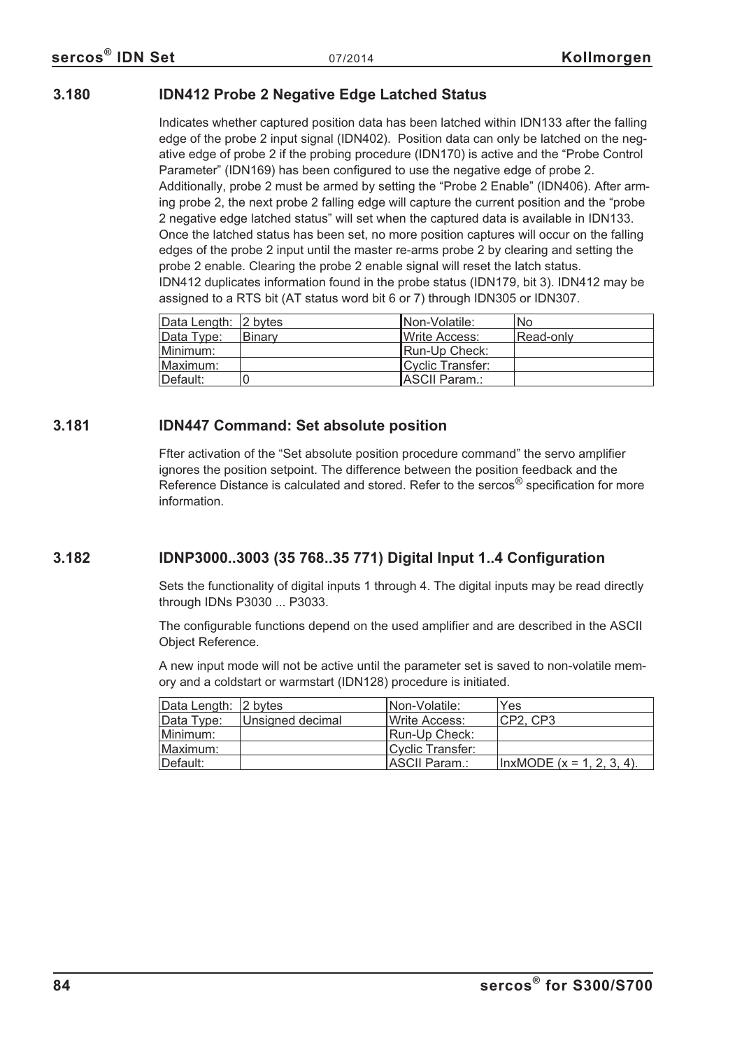## 3.180 IDN412 Probe 2 Negative Edge Latched Status

Indicates whether captured position data has been latched within IDN133 after the falling edge of the probe 2 input signal (IDN402). Position data can only be latched on the negative edge of probe 2 if the probing procedure (IDN170) is active and the "Probe Control Parameter" (IDN169) has been configured to use the negative edge of probe 2. Additionally, probe 2 must be armed by setting the "Probe 2 Enable" (IDN406). After arming probe 2, the next probe 2 falling edge will capture the current position and the "probe 2 negative edge latched status" will set when the captured data is available in IDN133. Once the latched status has been set, no more position captures will occur on the falling edges of the probe 2 input until the master re-arms probe 2 by clearing and setting the probe 2 enable. Clearing the probe 2 enable signal will reset the latch status.
IDN412 duplicates information found in the probe status (IDN179, bit 3). IDN412 may be assigned to a RTS bit (AT status word bit 6 or 7) through IDN305 or IDN307.

| Data Length: | 2 bytes | Non-Volatile: | No |
|---|---|---|---|
| Data Type: | Binary | Write Access: | Read-only |
| Minimum: | | Run-Up Check: | |
| Maximum: | | Cyclic Transfer: | |
| Default: | 0 | ASCII Param.: | |

## 3.181 IDN447 Command: Set absolute position

Ffter activation of the "Set absolute position procedure command" the servo amplifier ignores the position setpoint. The difference between the position feedback and the Reference Distance is calculated and stored. Refer to the sercos® specification for more information.

## 3.182 IDNP3000..3003 (35 768..35 771) Digital Input 1..4 Configuration

Sets the functionality of digital inputs 1 through 4. The digital inputs may be read directly through IDNs P3030 ... P3033.

The configurable functions depend on the used amplifier and are described in the ASCII Object Reference.

A new input mode will not be active until the parameter set is saved to non-volatile memory and a coldstart or warmstart (IDN128) procedure is initiated.

| Data Length: | 2 bytes | Non-Volatile: | Yes |
|---|---|---|---|
| Data Type: | Unsigned decimal | Write Access: | CP2, CP3 |
| Minimum: | | Run-Up Check: | |
| Maximum: | | Cyclic Transfer: | |
| Default: | | ASCII Param.: | InxMODE (x = 1, 2, 3, 4). |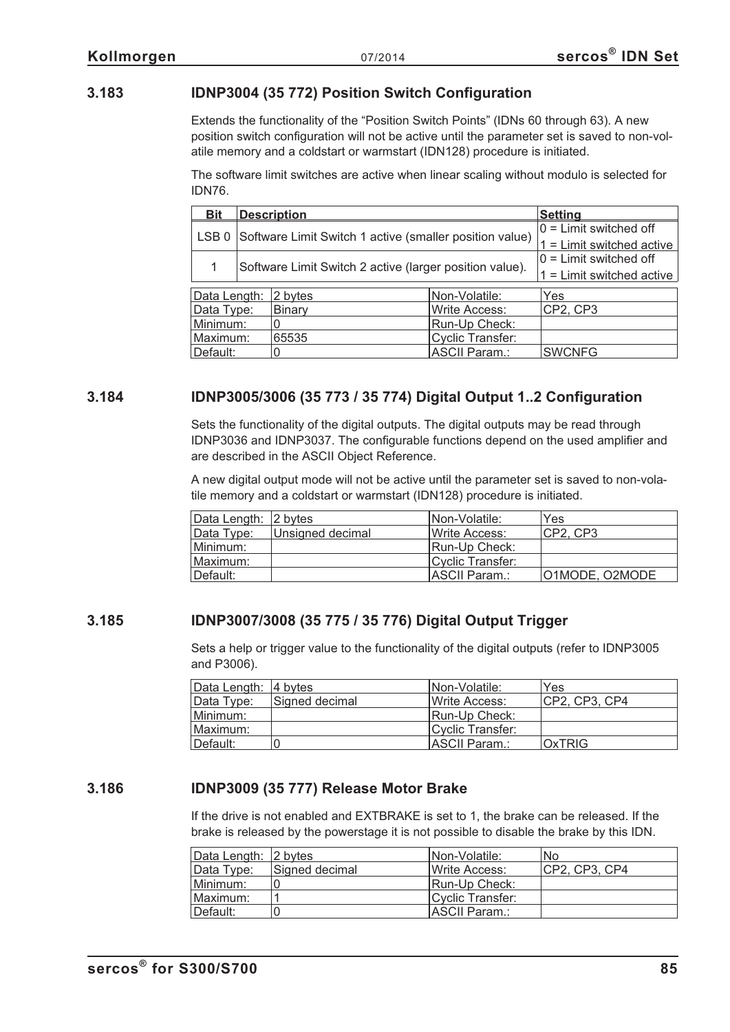## 3.183 IDNP3004 (35 772) Position Switch Configuration

Extends the functionality of the "Position Switch Points" (IDNs 60 through 63). A new position switch configuration will not be active until the parameter set is saved to non-volatile memory and a coldstart or warmstart (IDN128) procedure is initiated.

The software limit switches are active when linear scaling without modulo is selected for IDN76.

| Bit | Description | Setting |
|---|---|---|
| LSB 0 | Software Limit Switch 1 active (smaller position value) | 0 = Limit switched off<br>1 = Limit switched active |
| 1 | Software Limit Switch 2 active (larger position value). | 0 = Limit switched off<br>1 = Limit switched active |

| | | | |
|---|---|---|---|
| Data Length: | 2 bytes | Non-Volatile: | Yes |
| Data Type: | Binary | Write Access: | CP2, CP3 |
| Minimum: | 0 | Run-Up Check: | |
| Maximum: | 65535 | Cyclic Transfer: | |
| Default: | 0 | ASCII Param.: | SWCNFG |

## 3.184 IDNP3005/3006 (35 773 / 35 774) Digital Output 1..2 Configuration

Sets the functionality of the digital outputs. The digital outputs may be read through IDNP3036 and IDNP3037. The configurable functions depend on the used amplifier and are described in the ASCII Object Reference.

A new digital output mode will not be active until the parameter set is saved to non-volatile memory and a coldstart or warmstart (IDN128) procedure is initiated.

| | | | |
|---|---|---|---|
| Data Length: | 2 bytes | Non-Volatile: | Yes |
| Data Type: | Unsigned decimal | Write Access: | CP2, CP3 |
| Minimum: | | Run-Up Check: | |
| Maximum: | | Cyclic Transfer: | |
| Default: | | ASCII Param.: | O1MODE, O2MODE |

## 3.185 IDNP3007/3008 (35 775 / 35 776) Digital Output Trigger

Sets a help or trigger value to the functionality of the digital outputs (refer to IDNP3005 and P3006).

| | | | |
|---|---|---|---|
| Data Length: | 4 bytes | Non-Volatile: | Yes |
| Data Type: | Signed decimal | Write Access: | CP2, CP3, CP4 |
| Minimum: | | Run-Up Check: | |
| Maximum: | | Cyclic Transfer: | |
| Default: | 0 | ASCII Param.: | OxTRIG |

## 3.186 IDNP3009 (35 777) Release Motor Brake

If the drive is not enabled and EXTBRAKE is set to 1, the brake can be released. If the brake is released by the powerstage it is not possible to disable the brake by this IDN.

| | | | |
|---|---|---|---|
| Data Length: | 2 bytes | Non-Volatile: | No |
| Data Type: | Signed decimal | Write Access: | CP2, CP3, CP4 |
| Minimum: | 0 | Run-Up Check: | |
| Maximum: | 1 | Cyclic Transfer: | |
| Default: | 0 | ASCII Param.: | |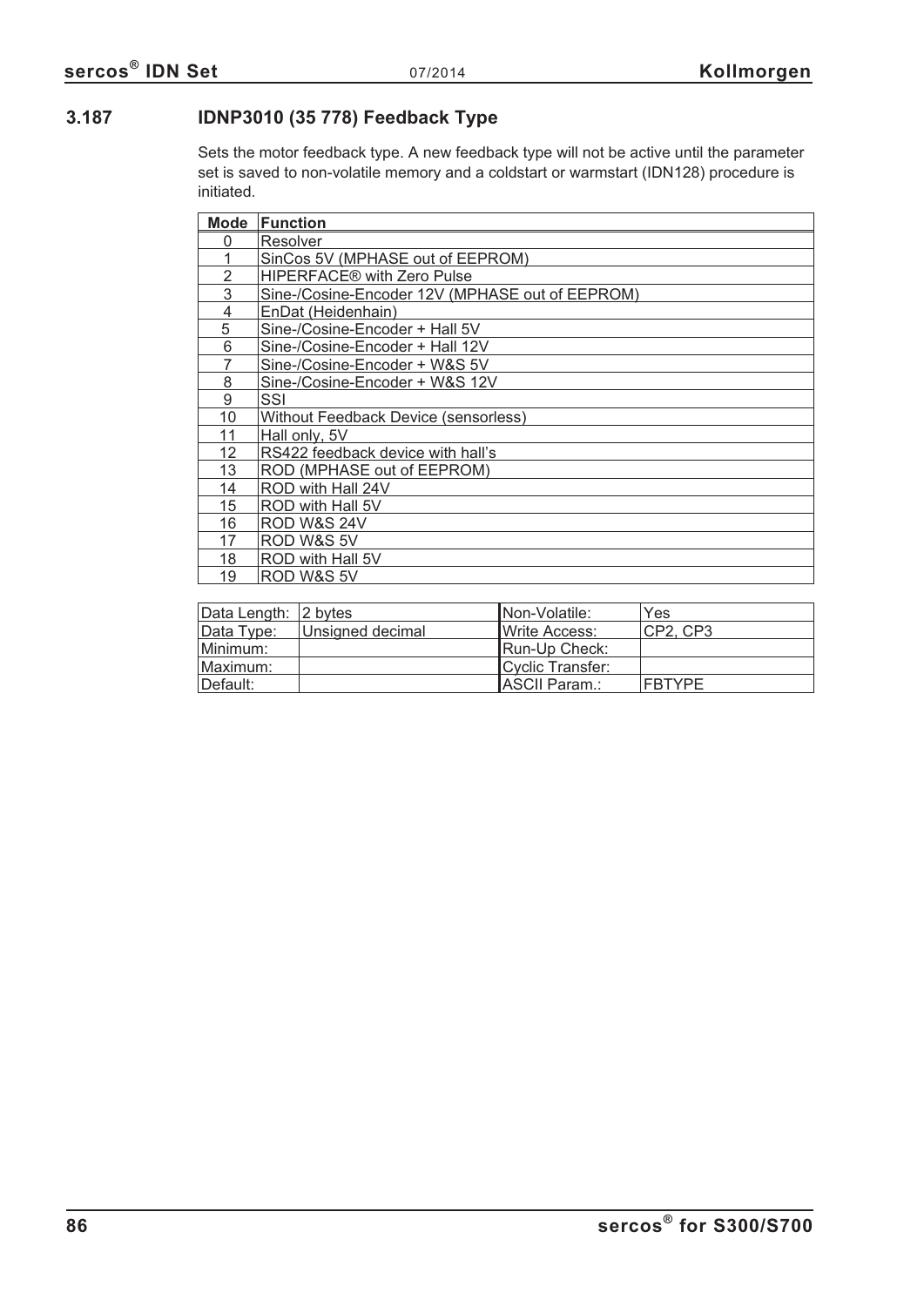### 3.187 IDNP3010 (35 778) Feedback Type

Sets the motor feedback type. A new feedback type will not be active until the parameter set is saved to non-volatile memory and a coldstart or warmstart (IDN128) procedure is initiated.

| Mode | Function |
|---|---|
| 0 | Resolver |
| 1 | SinCos 5V (MPHASE out of EEPROM) |
| 2 | HIPERFACE® with Zero Pulse |
| 3 | Sine-/Cosine-Encoder 12V (MPHASE out of EEPROM) |
| 4 | EnDat (Heidenhain) |
| 5 | Sine-/Cosine-Encoder + Hall 5V |
| 6 | Sine-/Cosine-Encoder + Hall 12V |
| 7 | Sine-/Cosine-Encoder + W&S 5V |
| 8 | Sine-/Cosine-Encoder + W&S 12V |
| 9 | SSI |
| 10 | Without Feedback Device (sensorless) |
| 11 | Hall only, 5V |
| 12 | RS422 feedback device with hall's |
| 13 | ROD (MPHASE out of EEPROM) |
| 14 | ROD with Hall 24V |
| 15 | ROD with Hall 5V |
| 16 | ROD W&S 24V |
| 17 | ROD W&S 5V |
| 18 | ROD with Hall 5V |
| 19 | ROD W&S 5V |

| | | | |
|---|---|---|---|
| Data Length: | 2 bytes | Non-Volatile: | Yes |
| Data Type: | Unsigned decimal | Write Access: | CP2, CP3 |
| Minimum: | | Run-Up Check: | |
| Maximum: | | Cyclic Transfer: | |
| Default: | | ASCII Param.: | FBTYPE |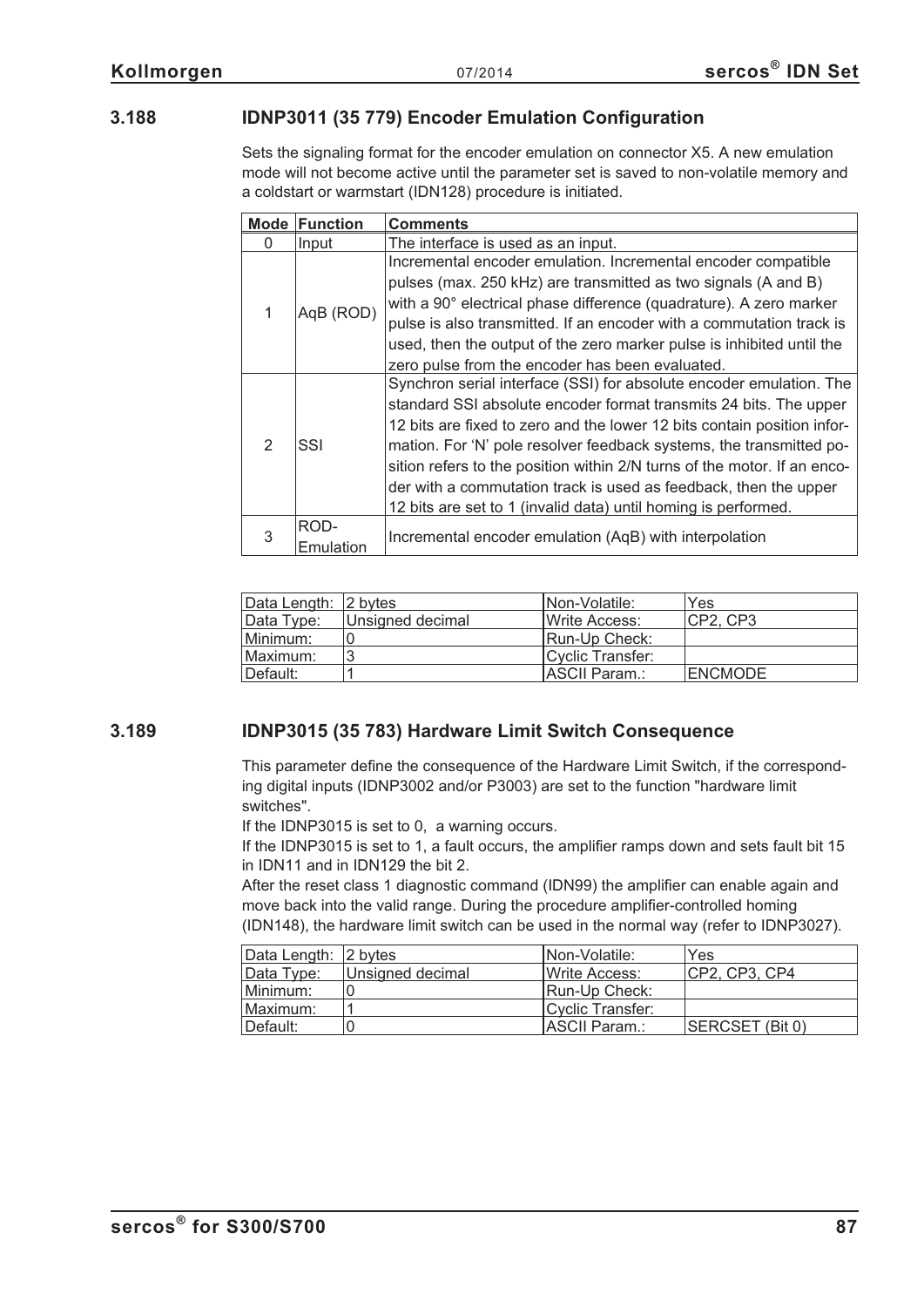## 3.188 IDNP3011 (35 779) Encoder Emulation Configuration

Sets the signaling format for the encoder emulation on connector X5. A new emulation mode will not become active until the parameter set is saved to non-volatile memory and a coldstart or warmstart (IDN128) procedure is initiated.

| Mode | Function | Comments |
|---|---|---|
| 0 | Input | The interface is used as an input. |
| 1 | AqB (ROD) | Incremental encoder emulation. Incremental encoder compatible pulses (max. 250 kHz) are transmitted as two signals (A and B) with a 90° electrical phase difference (quadrature). A zero marker pulse is also transmitted. If an encoder with a commutation track is used, then the output of the zero marker pulse is inhibited until the zero pulse from the encoder has been evaluated. |
| 2 | SSI | Synchron serial interface (SSI) for absolute encoder emulation. The standard SSI absolute encoder format transmits 24 bits. The upper 12 bits are fixed to zero and the lower 12 bits contain position information. For 'N' pole resolver feedback systems, the transmitted position refers to the position within 2/N turns of the motor. If an encoder with a commutation track is used as feedback, then the upper 12 bits are set to 1 (invalid data) until homing is performed. |
| 3 | ROD-Emulation | Incremental encoder emulation (AqB) with interpolation |

| Data Length: | 2 bytes | Non-Volatile: | Yes |
|---|---|---|---|
| Data Type: | Unsigned decimal | Write Access: | CP2, CP3 |
| Minimum: | 0 | Run-Up Check: | |
| Maximum: | 3 | Cyclic Transfer: | |
| Default: | 1 | ASCII Param.: | ENCMODE |

## 3.189 IDNP3015 (35 783) Hardware Limit Switch Consequence

This parameter define the consequence of the Hardware Limit Switch, if the corresponding digital inputs (IDNP3002 and/or P3003) are set to the function "hardware limit switches".

If the IDNP3015 is set to 0, a warning occurs.

If the IDNP3015 is set to 1, a fault occurs, the amplifier ramps down and sets fault bit 15 in IDN11 and in IDN129 the bit 2.

After the reset class 1 diagnostic command (IDN99) the amplifier can enable again and move back into the valid range. During the procedure amplifier-controlled homing (IDN148), the hardware limit switch can be used in the normal way (refer to IDNP3027).

| Data Length: | 2 bytes | Non-Volatile: | Yes |
|---|---|---|---|
| Data Type: | Unsigned decimal | Write Access: | CP2, CP3, CP4 |
| Minimum: | 0 | Run-Up Check: | |
| Maximum: | 1 | Cyclic Transfer: | |
| Default: | 0 | ASCII Param.: | SERCSET (Bit 0) |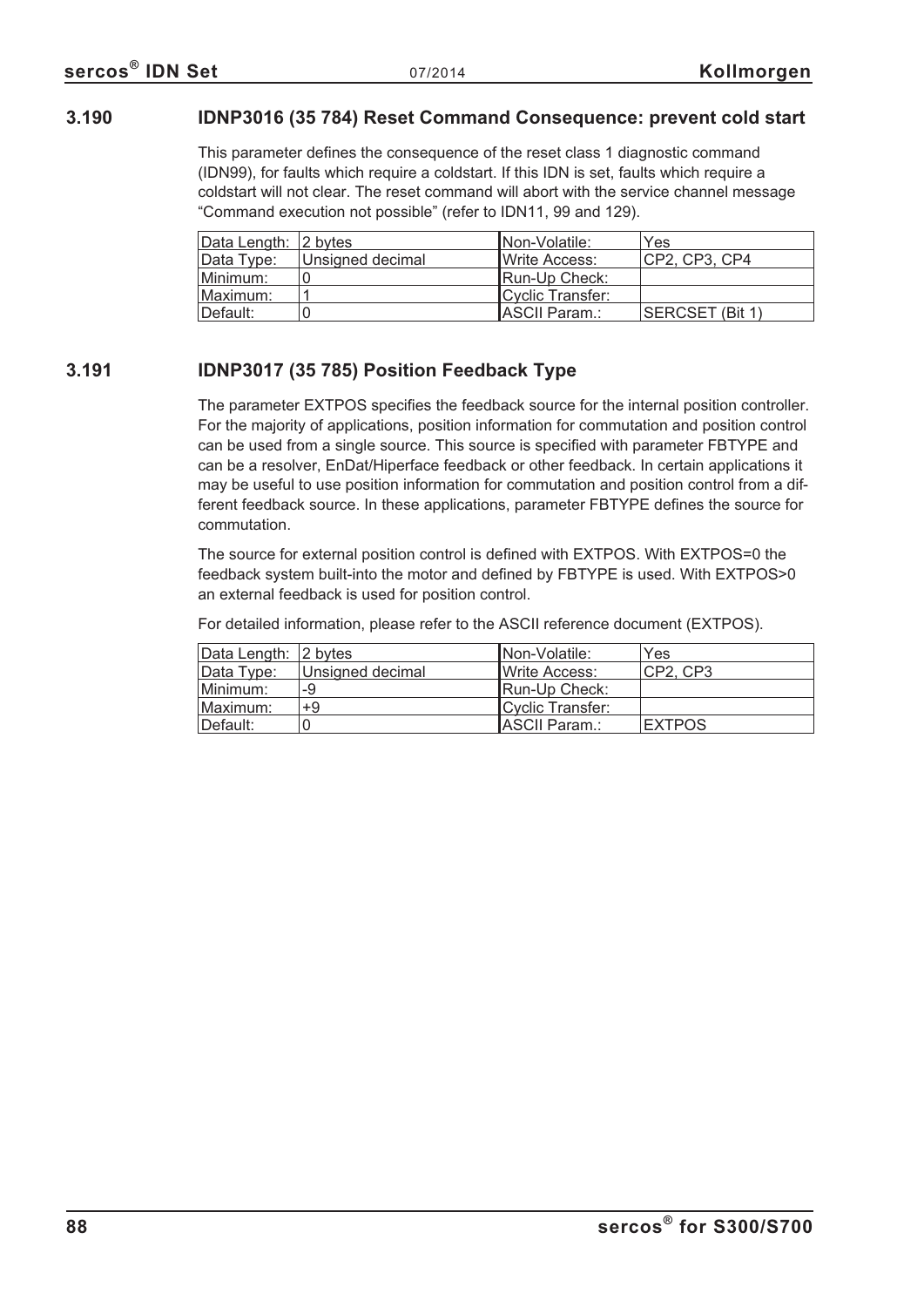### 3.190 IDNP3016 (35 784) Reset Command Consequence: prevent cold start

This parameter defines the consequence of the reset class 1 diagnostic command (IDN99), for faults which require a coldstart. If this IDN is set, faults which require a coldstart will not clear. The reset command will abort with the service channel message “Command execution not possible” (refer to IDN11, 99 and 129).

| Data Length: | 2 bytes | Non-Volatile: | Yes |
|---|---|---|---|
| Data Type: | Unsigned decimal | Write Access: | CP2, CP3, CP4 |
| Minimum: | 0 | Run-Up Check: | |
| Maximum: | 1 | Cyclic Transfer: | |
| Default: | 0 | ASCII Param.: | SERCSET (Bit 1) |

### 3.191 IDNP3017 (35 785) Position Feedback Type

The parameter EXTPOS specifies the feedback source for the internal position controller. For the majority of applications, position information for commutation and position control can be used from a single source. This source is specified with parameter FBTYPE and can be a resolver, EnDat/Hiperface feedback or other feedback. In certain applications it may be useful to use position information for commutation and position control from a different feedback source. In these applications, parameter FBTYPE defines the source for commutation.

The source for external position control is defined with EXTPOS. With EXTPOS=0 the feedback system built-into the motor and defined by FBTYPE is used. With EXTPOS>0 an external feedback is used for position control.

For detailed information, please refer to the ASCII reference document (EXTPOS).

| Data Length: | 2 bytes | Non-Volatile: | Yes |
|---|---|---|---|
| Data Type: | Unsigned decimal | Write Access: | CP2, CP3 |
| Minimum: | -9 | Run-Up Check: | |
| Maximum: | +9 | Cyclic Transfer: | |
| Default: | 0 | ASCII Param.: | EXTPOS |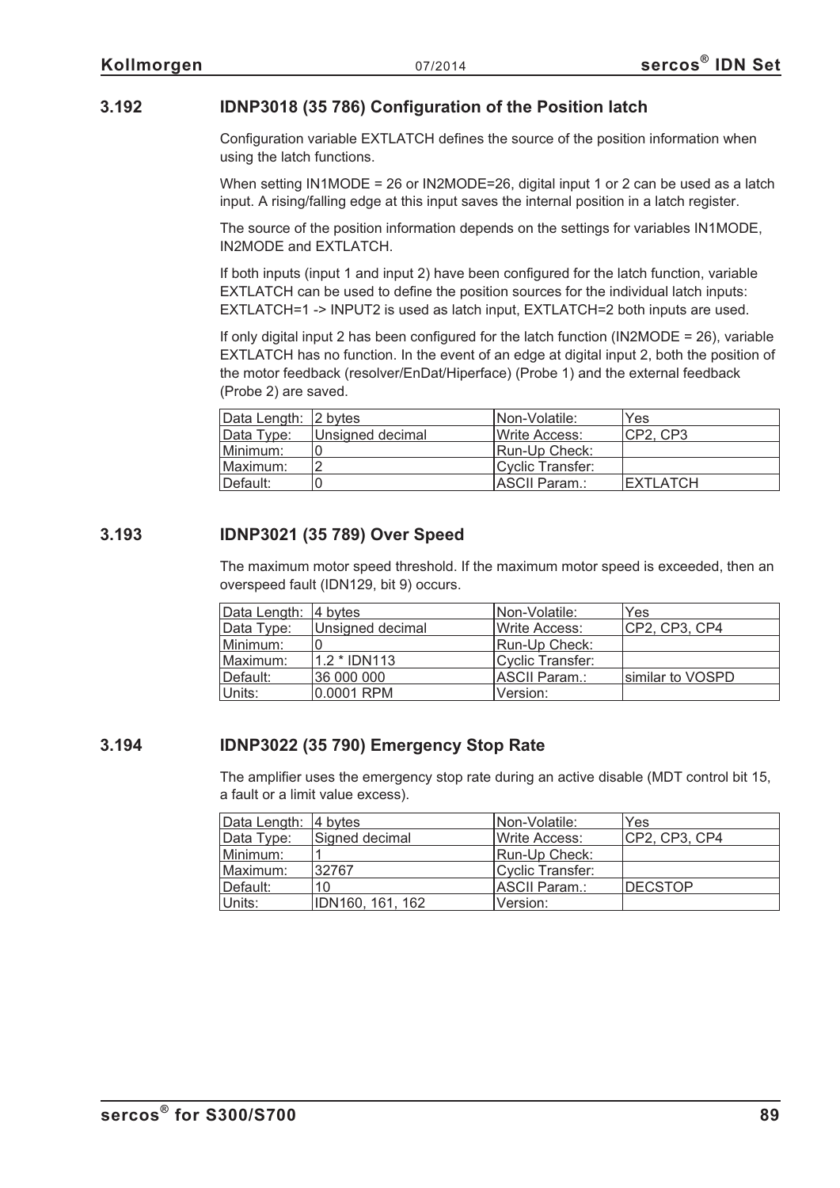## 3.192 IDNP3018 (35 786) Configuration of the Position latch

Configuration variable EXTLATCH defines the source of the position information when using the latch functions.

When setting IN1MODE = 26 or IN2MODE=26, digital input 1 or 2 can be used as a latch input. A rising/falling edge at this input saves the internal position in a latch register.

The source of the position information depends on the settings for variables IN1MODE, IN2MODE and EXTLATCH.

If both inputs (input 1 and input 2) have been configured for the latch function, variable EXTLATCH can be used to define the position sources for the individual latch inputs: EXTLATCH=1 -> INPUT2 is used as latch input, EXTLATCH=2 both inputs are used.

If only digital input 2 has been configured for the latch function (IN2MODE = 26), variable EXTLATCH has no function. In the event of an edge at digital input 2, both the position of the motor feedback (resolver/EnDat/Hiperface) (Probe 1) and the external feedback (Probe 2) are saved.

| Data Length: | 2 bytes | Non-Volatile: | Yes |
|---|---|---|---|
| Data Type: | Unsigned decimal | Write Access: | CP2, CP3 |
| Minimum: | 0 | Run-Up Check: | |
| Maximum: | 2 | Cyclic Transfer: | |
| Default: | 0 | ASCII Param.: | EXTLATCH |

## 3.193 IDNP3021 (35 789) Over Speed

The maximum motor speed threshold. If the maximum motor speed is exceeded, then an overspeed fault (IDN129, bit 9) occurs.

| Data Length: | 4 bytes | Non-Volatile: | Yes |
|---|---|---|---|
| Data Type: | Unsigned decimal | Write Access: | CP2, CP3, CP4 |
| Minimum: | 0 | Run-Up Check: | |
| Maximum: | 1.2 * IDN113 | Cyclic Transfer: | |
| Default: | 36 000 000 | ASCII Param.: | similar to VOSPD |
| Units: | 0.0001 RPM | Version: | |

## 3.194 IDNP3022 (35 790) Emergency Stop Rate

The amplifier uses the emergency stop rate during an active disable (MDT control bit 15, a fault or a limit value excess).

| Data Length: | 4 bytes | Non-Volatile: | Yes |
|---|---|---|---|
| Data Type: | Signed decimal | Write Access: | CP2, CP3, CP4 |
| Minimum: | 1 | Run-Up Check: | |
| Maximum: | 32767 | Cyclic Transfer: | |
| Default: | 10 | ASCII Param.: | DECSTOP |
| Units: | IDN160, 161, 162 | Version: | |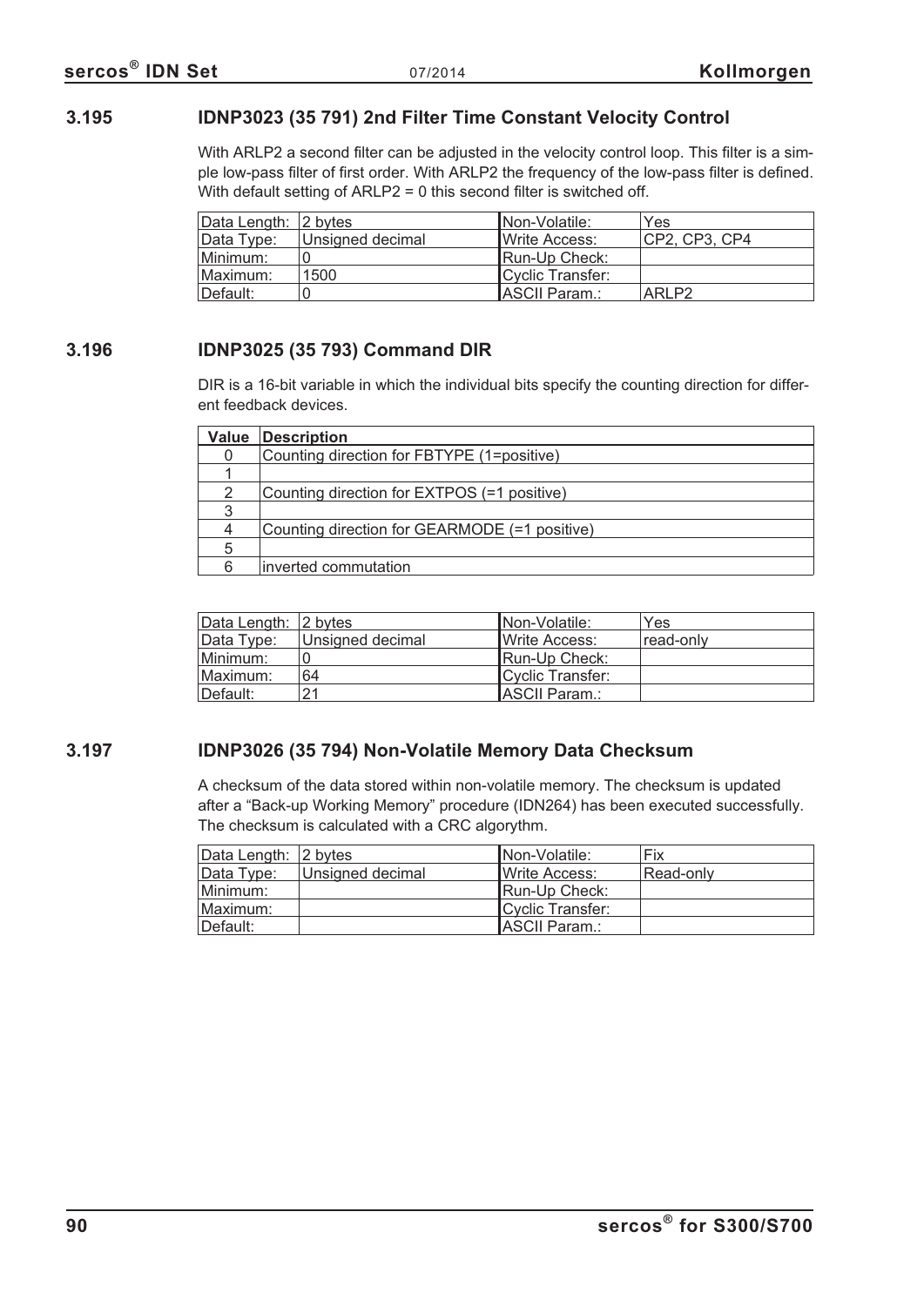### 3.195 IDNP3023 (35 791) 2nd Filter Time Constant Velocity Control

With ARLP2 a second filter can be adjusted in the velocity control loop. This filter is a simple low-pass filter of first order. With ARLP2 the frequency of the low-pass filter is defined. With default setting of ARLP2 = 0 this second filter is switched off.

| Data Length: | 2 bytes | Non-Volatile: | Yes |
|---|---|---|---|
| Data Type: | Unsigned decimal | Write Access: | CP2, CP3, CP4 |
| Minimum: | 0 | Run-Up Check: | |
| Maximum: | 1500 | Cyclic Transfer: | |
| Default: | 0 | ASCII Param.: | ARLP2 |

### 3.196 IDNP3025 (35 793) Command DIR

DIR is a 16-bit variable in which the individual bits specify the counting direction for different feedback devices.

| Value | Description |
|---|---|
| 0 | Counting direction for FBTYPE (1=positive) |
| 1 | |
| 2 | Counting direction for EXTPOS (=1 positive) |
| 3 | |
| 4 | Counting direction for GEARMODE (=1 positive) |
| 5 | |
| 6 | inverted commutation |

| Data Length: | 2 bytes | Non-Volatile: | Yes |
|---|---|---|---|
| Data Type: | Unsigned decimal | Write Access: | read-only |
| Minimum: | 0 | Run-Up Check: | |
| Maximum: | 64 | Cyclic Transfer: | |
| Default: | 21 | ASCII Param.: | |

### 3.197 IDNP3026 (35 794) Non-Volatile Memory Data Checksum

A checksum of the data stored within non-volatile memory. The checksum is updated after a “Back-up Working Memory” procedure (IDN264) has been executed successfully. The checksum is calculated with a CRC algorythm.

| Data Length: | 2 bytes | Non-Volatile: | Fix |
|---|---|---|---|
| Data Type: | Unsigned decimal | Write Access: | Read-only |
| Minimum: | | Run-Up Check: | |
| Maximum: | | Cyclic Transfer: | |
| Default: | | ASCII Param.: | |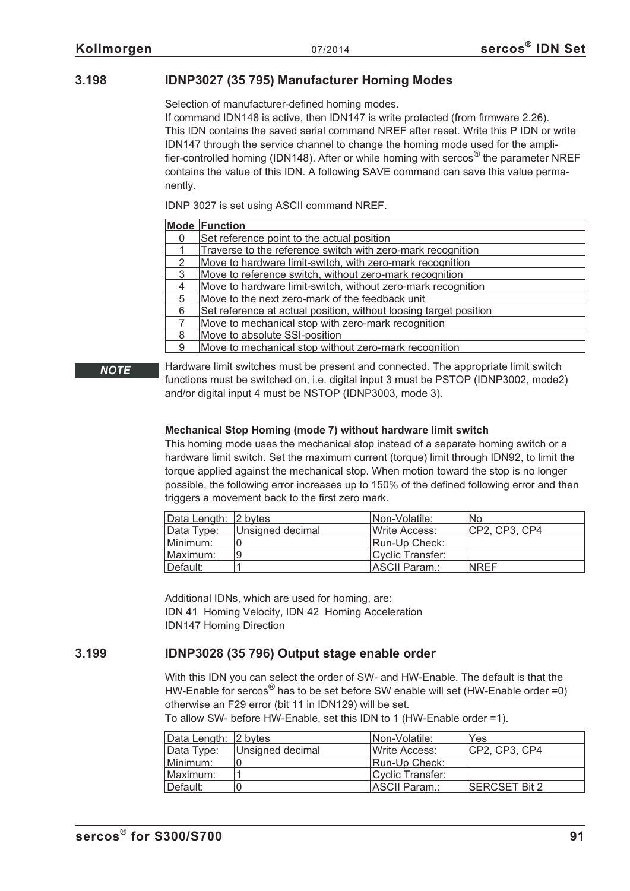### 3.198 IDNP3027 (35 795) Manufacturer Homing Modes

Selection of manufacturer-defined homing modes.
If command IDN148 is active, then IDN147 is write protected (from firmware 2.26).
This IDN contains the saved serial command NREF after reset. Write this P IDN or write IDN147 through the service channel to change the homing mode used for the amplifier-controlled homing (IDN148). After or while homing with sercos® the parameter NREF contains the value of this IDN. A following SAVE command can save this value permanently.

IDNP 3027 is set using ASCII command NREF.

| Mode | Function |
|---|---|
| 0 | Set reference point to the actual position |
| 1 | Traverse to the reference switch with zero-mark recognition |
| 2 | Move to hardware limit-switch, with zero-mark recognition |
| 3 | Move to reference switch, without zero-mark recognition |
| 4 | Move to hardware limit-switch, without zero-mark recognition |
| 5 | Move to the next zero-mark of the feedback unit |
| 6 | Set reference at actual position, without loosing target position |
| 7 | Move to mechanical stop with zero-mark recognition |
| 8 | Move to absolute SSI-position |
| 9 | Move to mechanical stop without zero-mark recognition |

***NOTE*** Hardware limit switches must be present and connected. The appropriate limit switch functions must be switched on, i.e. digital input 3 must be PSTOP (IDNP3002, mode2) and/or digital input 4 must be NSTOP (IDNP3003, mode 3).

**Mechanical Stop Homing (mode 7) without hardware limit switch**

This homing mode uses the mechanical stop instead of a separate homing switch or a hardware limit switch. Set the maximum current (torque) limit through IDN92, to limit the torque applied against the mechanical stop. When motion toward the stop is no longer possible, the following error increases up to 150% of the defined following error and then triggers a movement back to the first zero mark.

| Data Length: | 2 bytes | Non-Volatile: | No |
|---|---|---|---|
| Data Type: | Unsigned decimal | Write Access: | CP2, CP3, CP4 |
| Minimum: | 0 | Run-Up Check: | |
| Maximum: | 9 | Cyclic Transfer: | |
| Default: | 1 | ASCII Param.: | NREF |

Additional IDNs, which are used for homing, are:
IDN 41 Homing Velocity, IDN 42 Homing Acceleration
IDN147 Homing Direction

### 3.199 IDNP3028 (35 796) Output stage enable order

With this IDN you can select the order of SW- and HW-Enable. The default is that the HW-Enable for sercos® has to be set before SW enable will set (HW-Enable order =0) otherwise an F29 error (bit 11 in IDN129) will be set.
To allow SW- before HW-Enable, set this IDN to 1 (HW-Enable order =1).

| Data Length: | 2 bytes | Non-Volatile: | Yes |
|---|---|---|---|
| Data Type: | Unsigned decimal | Write Access: | CP2, CP3, CP4 |
| Minimum: | 0 | Run-Up Check: | |
| Maximum: | 1 | Cyclic Transfer: | |
| Default: | 0 | ASCII Param.: | SERCSET Bit 2 |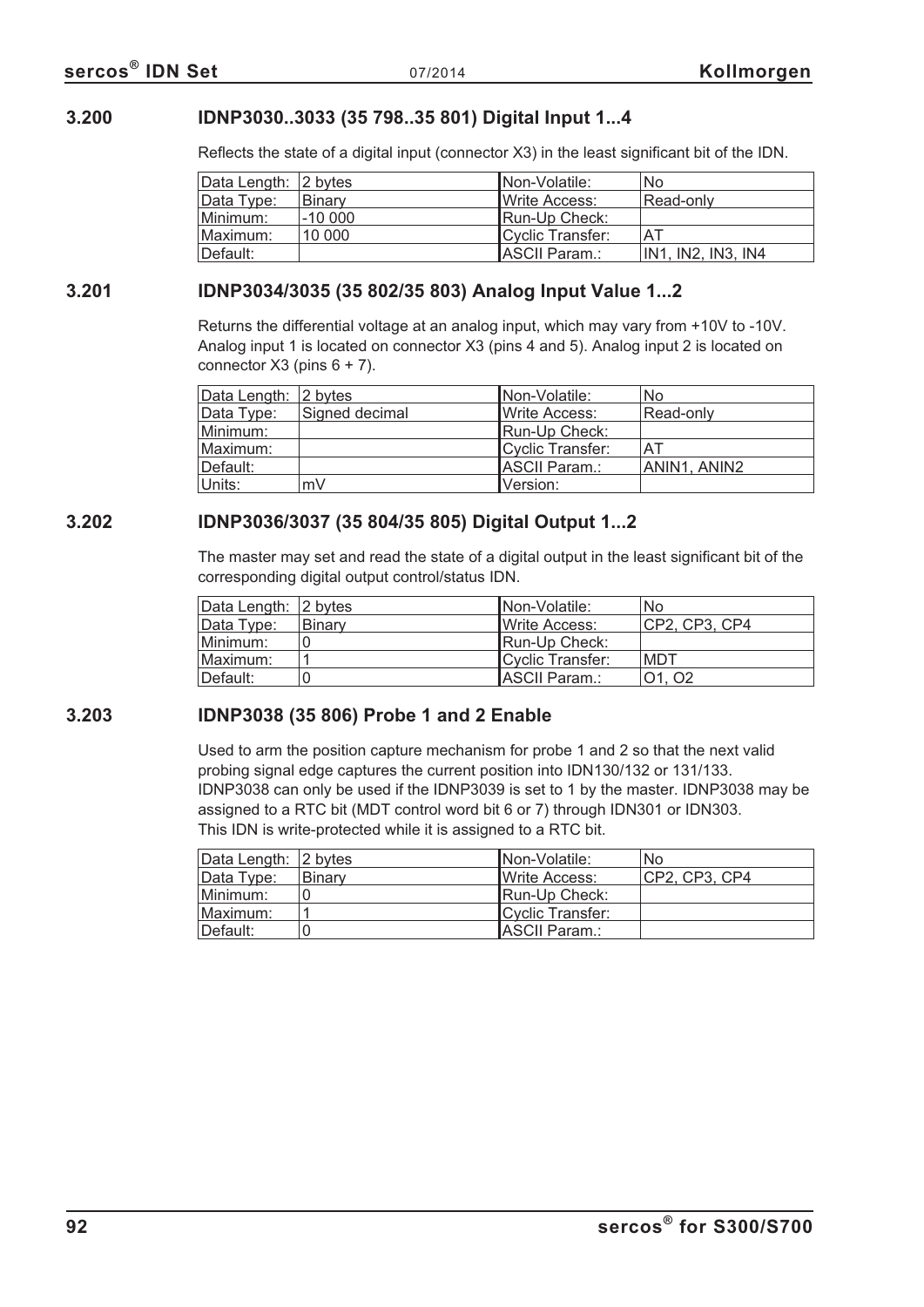### 3.200 IDNP3030..3033 (35 798..35 801) Digital Input 1...4

Reflects the state of a digital input (connector X3) in the least significant bit of the IDN.

| Data Length: | 2 bytes | Non-Volatile: | No |
|---|---|---|---|
| Data Type: | Binary | Write Access: | Read-only |
| Minimum: | -10 000 | Run-Up Check: | |
| Maximum: | 10 000 | Cyclic Transfer: | AT |
| Default: | | ASCII Param.: | IN1, IN2, IN3, IN4 |

### 3.201 IDNP3034/3035 (35 802/35 803) Analog Input Value 1...2

Returns the differential voltage at an analog input, which may vary from +10V to -10V. Analog input 1 is located on connector X3 (pins 4 and 5). Analog input 2 is located on connector X3 (pins 6 + 7).

| Data Length: | 2 bytes | Non-Volatile: | No |
|---|---|---|---|
| Data Type: | Signed decimal | Write Access: | Read-only |
| Minimum: | | Run-Up Check: | |
| Maximum: | | Cyclic Transfer: | AT |
| Default: | | ASCII Param.: | ANIN1, ANIN2 |
| Units: | mV | Version: | |

### 3.202 IDNP3036/3037 (35 804/35 805) Digital Output 1...2

The master may set and read the state of a digital output in the least significant bit of the corresponding digital output control/status IDN.

| Data Length: | 2 bytes | Non-Volatile: | No |
|---|---|---|---|
| Data Type: | Binary | Write Access: | CP2, CP3, CP4 |
| Minimum: | 0 | Run-Up Check: | |
| Maximum: | 1 | Cyclic Transfer: | MDT |
| Default: | 0 | ASCII Param.: | O1, O2 |

### 3.203 IDNP3038 (35 806) Probe 1 and 2 Enable

Used to arm the position capture mechanism for probe 1 and 2 so that the next valid probing signal edge captures the current position into IDN130/132 or 131/133. IDNP3038 can only be used if the IDNP3039 is set to 1 by the master. IDNP3038 may be assigned to a RTC bit (MDT control word bit 6 or 7) through IDN301 or IDN303. This IDN is write-protected while it is assigned to a RTC bit.

| Data Length: | 2 bytes | Non-Volatile: | No |
|---|---|---|---|
| Data Type: | Binary | Write Access: | CP2, CP3, CP4 |
| Minimum: | 0 | Run-Up Check: | |
| Maximum: | 1 | Cyclic Transfer: | |
| Default: | 0 | ASCII Param.: | |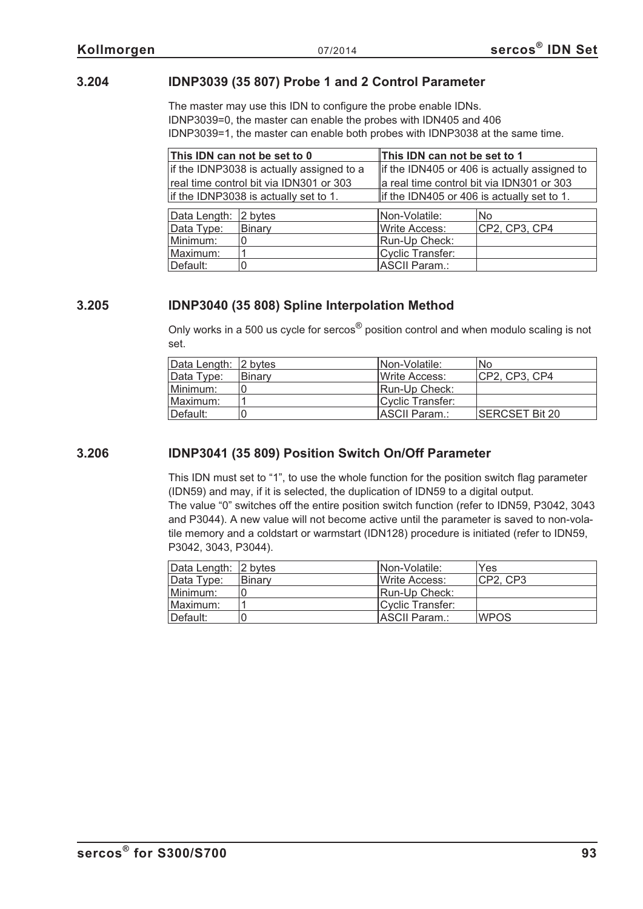### 3.204 IDNP3039 (35 807) Probe 1 and 2 Control Parameter

The master may use this IDN to configure the probe enable IDNs.
IDNP3039=0, the master can enable the probes with IDN405 and 406
IDNP3039=1, the master can enable both probes with IDNP3038 at the same time.

| This IDN can not be set to 0 | This IDN can not be set to 1 |
|---|---|
| if the IDNP3038 is actually assigned to a real time control bit via IDN301 or 303 | if the IDN405 or 406 is actually assigned to a real time control bit via IDN301 or 303 |
| if the IDNP3038 is actually set to 1. | if the IDN405 or 406 is actually set to 1. |

| Data Length: | 2 bytes | Non-Volatile: | No |
|---|---|---|---|
| Data Type: | Binary | Write Access: | CP2, CP3, CP4 |
| Minimum: | 0 | Run-Up Check: | |
| Maximum: | 1 | Cyclic Transfer: | |
| Default: | 0 | ASCII Param.: | |

### 3.205 IDNP3040 (35 808) Spline Interpolation Method

Only works in a 500 us cycle for sercos® position control and when modulo scaling is not set.

| Data Length: | 2 bytes | Non-Volatile: | No |
|---|---|---|---|
| Data Type: | Binary | Write Access: | CP2, CP3, CP4 |
| Minimum: | 0 | Run-Up Check: | |
| Maximum: | 1 | Cyclic Transfer: | |
| Default: | 0 | ASCII Param.: | SERCSET Bit 20 |

### 3.206 IDNP3041 (35 809) Position Switch On/Off Parameter

This IDN must set to "1", to use the whole function for the position switch flag parameter (IDN59) and may, if it is selected, the duplication of IDN59 to a digital output.
The value "0" switches off the entire position switch function (refer to IDN59, P3042, 3043 and P3044). A new value will not become active until the parameter is saved to non-volatile memory and a coldstart or warmstart (IDN128) procedure is initiated (refer to IDN59, P3042, 3043, P3044).

| Data Length: | 2 bytes | Non-Volatile: | Yes |
|---|---|---|---|
| Data Type: | Binary | Write Access: | CP2, CP3 |
| Minimum: | 0 | Run-Up Check: | |
| Maximum: | 1 | Cyclic Transfer: | |
| Default: | 0 | ASCII Param.: | WPOS |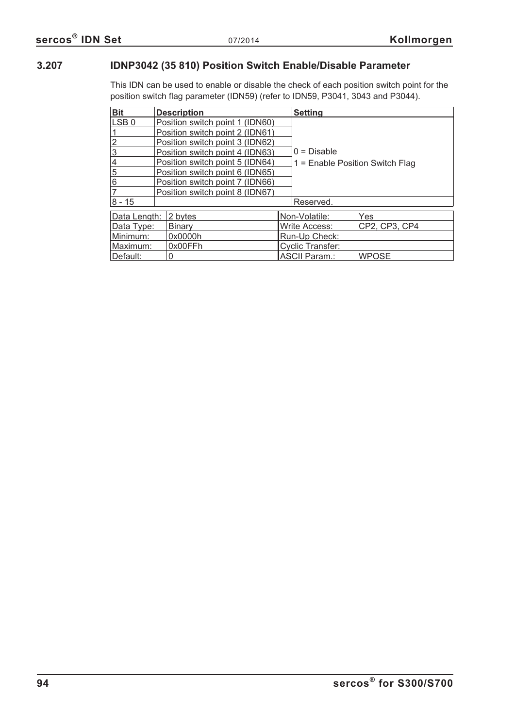## 3.207 IDNP3042 (35 810) Position Switch Enable/Disable Parameter

This IDN can be used to enable or disable the check of each position switch point for the position switch flag parameter (IDN59) (refer to IDN59, P3041, 3043 and P3044).

| Bit | Description | Setting |
|---|---|---|
| LSB 0 | Position switch point 1 (IDN60) | 0 = Disable<br>1 = Enable Position Switch Flag |
| 1 | Position switch point 2 (IDN61) | |
| 2 | Position switch point 3 (IDN62) | |
| 3 | Position switch point 4 (IDN63) | |
| 4 | Position switch point 5 (IDN64) | |
| 5 | Position switch point 6 (IDN65) | |
| 6 | Position switch point 7 (IDN66) | |
| 7 | Position switch point 8 (IDN67) | |
| 8 - 15 | | Reserved. |

| | | | |
|---|---|---|---|
| Data Length: | 2 bytes | Non-Volatile: | Yes |
| Data Type: | Binary | Write Access: | CP2, CP3, CP4 |
| Minimum: | 0x0000h | Run-Up Check: | |
| Maximum: | 0x00FFh | Cyclic Transfer: | |
| Default: | 0 | ASCII Param.: | WPOSE |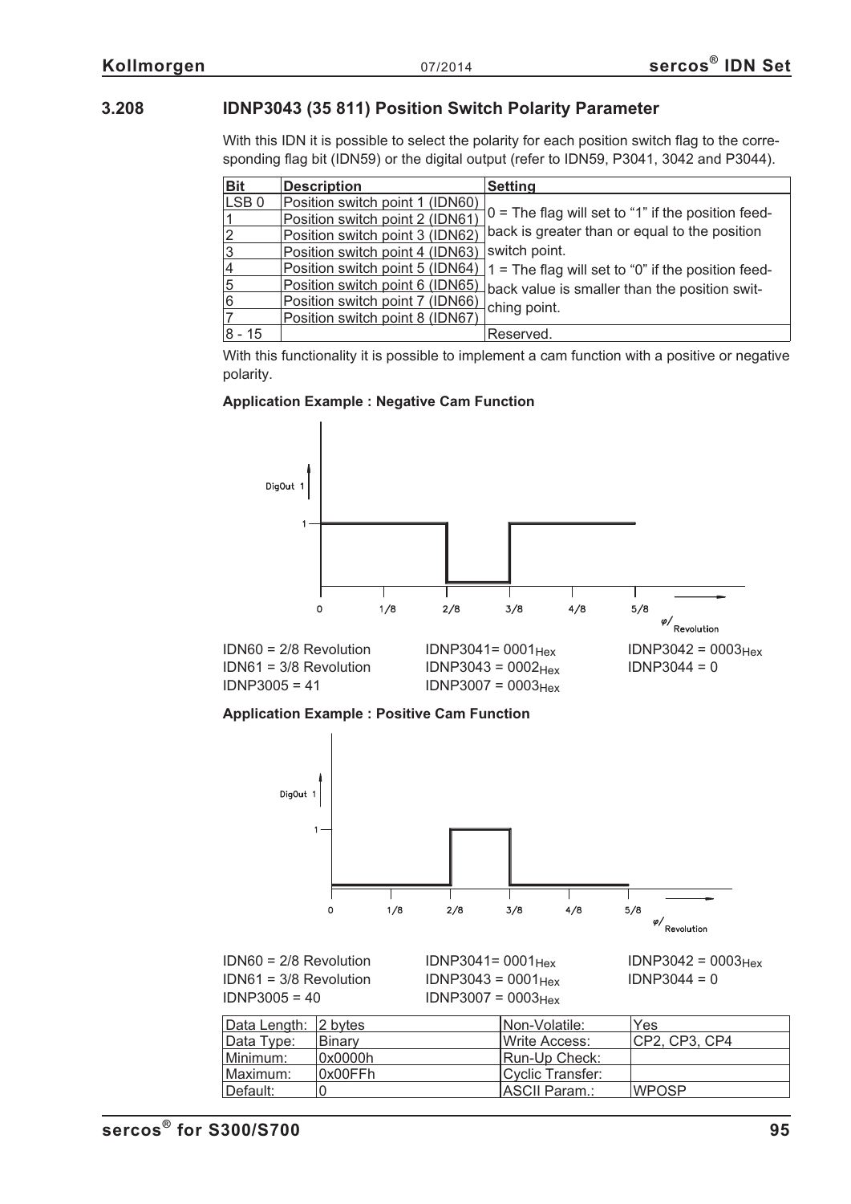## 3.208 IDNP3043 (35 811) Position Switch Polarity Parameter

With this IDN it is possible to select the polarity for each position switch flag to the corresponding flag bit (IDN59) or the digital output (refer to IDN59, P3041, 3042 and P3044).

| Bit | Description | Setting |
|---|---|---|
| LSB 0 | Position switch point 1 (IDN60) | 0 = The flag will set to “1” if the position feedback is greater than or equal to the position switch point. 1 = The flag will set to “0” if the position feedback value is smaller than the position switching point. |
| 1 | Position switch point 2 (IDN61) | |
| 2 | Position switch point 3 (IDN62) | |
| 3 | Position switch point 4 (IDN63) | |
| 4 | Position switch point 5 (IDN64) | |
| 5 | Position switch point 6 (IDN65) | |
| 6 | Position switch point 7 (IDN66) | |
| 7 | Position switch point 8 (IDN67) | |
| 8 - 15 | | Reserved. |

With this functionality it is possible to implement a cam function with a positive or negative polarity.

**Application Example : Negative Cam Function**

IDN60 = 2/8 Revolution IDNP3041= $0001_{Hex}$ IDNP3042 = $0003_{Hex}$
IDN61 = 3/8 Revolution IDNP3043 = $0002_{Hex}$ IDNP3044 = 0
IDNP3005 = 41 IDNP3007 = $0003_{Hex}$

**Application Example : Positive Cam Function**

IDN60 = 2/8 Revolution IDNP3041= $0001_{Hex}$ IDNP3042 = $0003_{Hex}$
IDN61 = 3/8 Revolution IDNP3043 = $0001_{Hex}$ IDNP3044 = 0
IDNP3005 = 40 IDNP3007 = $0003_{Hex}$

| Data Length: | 2 bytes | Non-Volatile: | Yes |
|---|---|---|---|
| Data Type: | Binary | Write Access: | CP2, CP3, CP4 |
| Minimum: | 0x0000h | Run-Up Check: | |
| Maximum: | 0x00FFh | Cyclic Transfer: | |
| Default: | 0 | ASCII Param.: | WPOSP |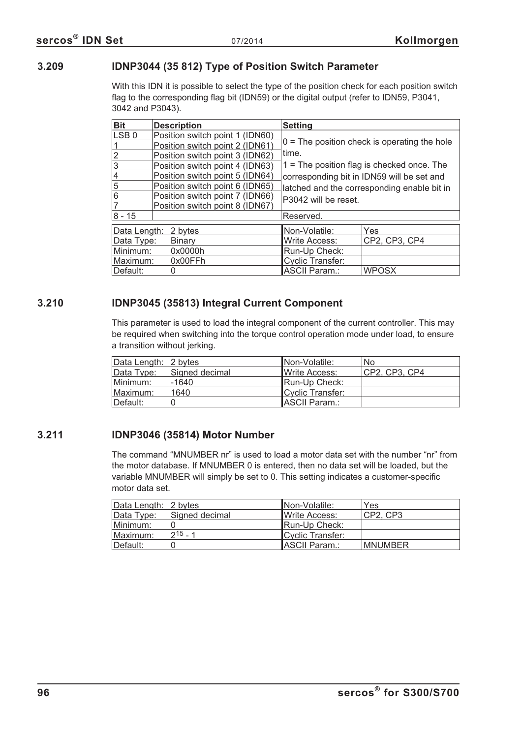### 3.209 IDNP3044 (35 812) Type of Position Switch Parameter

With this IDN it is possible to select the type of the position check for each position switch flag to the corresponding flag bit (IDN59) or the digital output (refer to IDN59, P3041, 3042 and P3043).

| Bit | Description | Setting |
|---|---|---|
| LSB 0 | Position switch point 1 (IDN60) | 0 = The position check is operating the hole time. 1 = The position flag is checked once. The corresponding bit in IDN59 will be set and latched and the corresponding enable bit in P3042 will be reset. |
| 1 | Position switch point 2 (IDN61) | |
| 2 | Position switch point 3 (IDN62) | |
| 3 | Position switch point 4 (IDN63) | |
| 4 | Position switch point 5 (IDN64) | |
| 5 | Position switch point 6 (IDN65) | |
| 6 | Position switch point 7 (IDN66) | |
| 7 | Position switch point 8 (IDN67) | |
| 8 - 15 | | Reserved. |

| | | | |
|---|---|---|---|
| Data Length: | 2 bytes | Non-Volatile: | Yes |
| Data Type: | Binary | Write Access: | CP2, CP3, CP4 |
| Minimum: | 0x0000h | Run-Up Check: | |
| Maximum: | 0x00FFh | Cyclic Transfer: | |
| Default: | 0 | ASCII Param.: | WPOSX |

### 3.210 IDNP3045 (35813) Integral Current Component

This parameter is used to load the integral component of the current controller. This may be required when switching into the torque control operation mode under load, to ensure a transition without jerking.

| | | | |
|---|---|---|---|
| Data Length: | 2 bytes | Non-Volatile: | No |
| Data Type: | Signed decimal | Write Access: | CP2, CP3, CP4 |
| Minimum: | -1640 | Run-Up Check: | |
| Maximum: | 1640 | Cyclic Transfer: | |
| Default: | 0 | ASCII Param.: | |

### 3.211 IDNP3046 (35814) Motor Number

The command “MNUMBER nr” is used to load a motor data set with the number “nr” from the motor database. If MNUMBER 0 is entered, then no data set will be loaded, but the variable MNUMBER will simply be set to 0. This setting indicates a customer-specific motor data set.

| | | | |
|---|---|---|---|
| Data Length: | 2 bytes | Non-Volatile: | Yes |
| Data Type: | Signed decimal | Write Access: | CP2, CP3 |
| Minimum: | 0 | Run-Up Check: | |
| Maximum: | $2^{15}$ - 1 | Cyclic Transfer: | |
| Default: | 0 | ASCII Param.: | MNUMBER |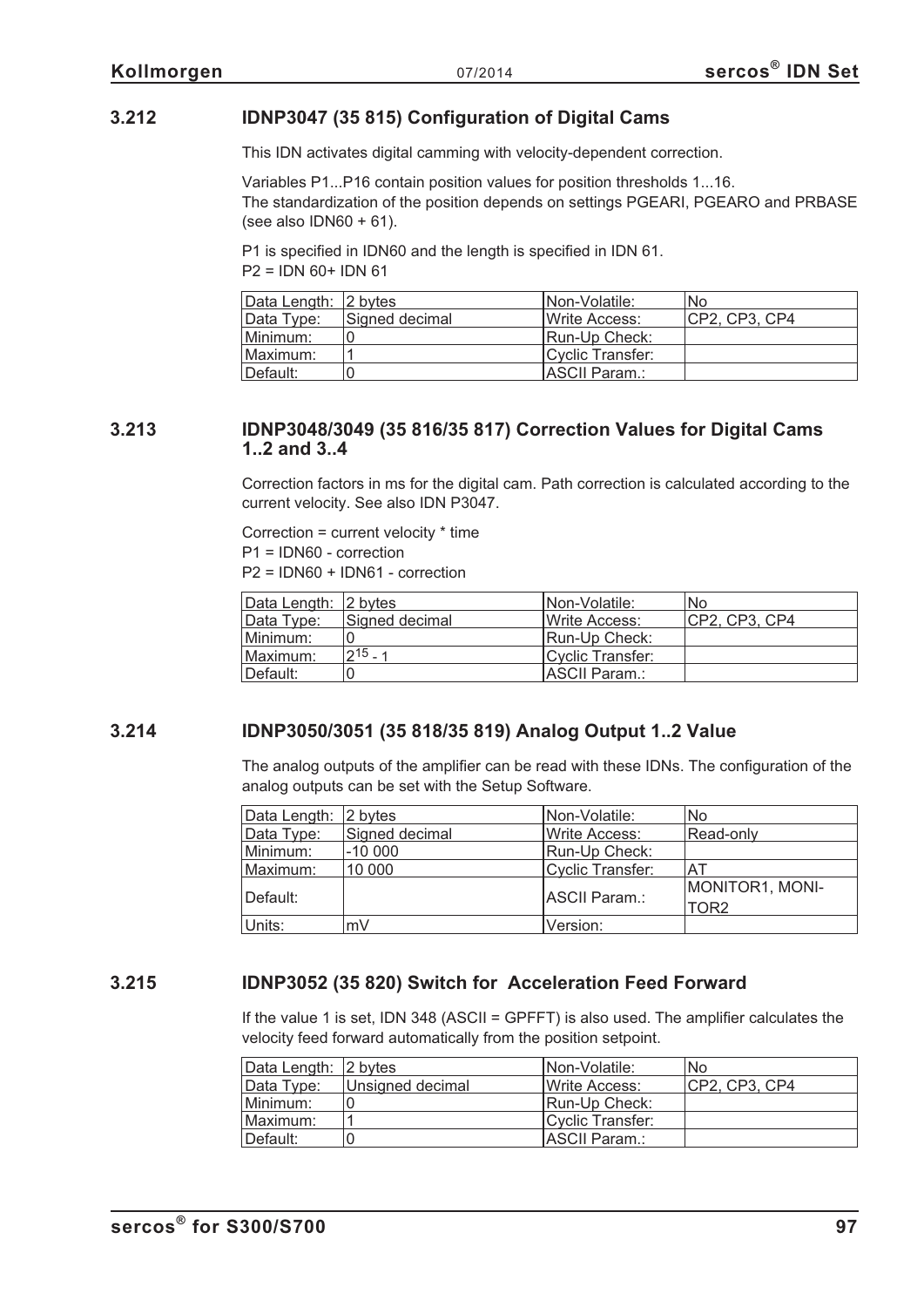### 3.212 IDNP3047 (35 815) Configuration of Digital Cams

This IDN activates digital camming with velocity-dependent correction.

Variables P1...P16 contain position values for position thresholds 1...16.
The standardization of the position depends on settings PGEARI, PGEARO and PRBASE (see also IDN60 + 61).

P1 is specified in IDN60 and the length is specified in IDN 61.
P2 = IDN 60+ IDN 61

| Data Length: | 2 bytes | Non-Volatile: | No |
|---|---|---|---|
| Data Type: | Signed decimal | Write Access: | CP2, CP3, CP4 |
| Minimum: | 0 | Run-Up Check: | |
| Maximum: | 1 | Cyclic Transfer: | |
| Default: | 0 | ASCII Param.: | |

### 3.213 IDNP3048/3049 (35 816/35 817) Correction Values for Digital Cams 1..2 and 3..4

Correction factors in ms for the digital cam. Path correction is calculated according to the current velocity. See also IDN P3047.

Correction = current velocity * time
P1 = IDN60 - correction
P2 = IDN60 + IDN61 - correction

| Data Length: | 2 bytes | Non-Volatile: | No |
|---|---|---|---|
| Data Type: | Signed decimal | Write Access: | CP2, CP3, CP4 |
| Minimum: | 0 | Run-Up Check: | |
| Maximum: | $2^{15} - 1$ | Cyclic Transfer: | |
| Default: | 0 | ASCII Param.: | |

### 3.214 IDNP3050/3051 (35 818/35 819) Analog Output 1..2 Value

The analog outputs of the amplifier can be read with these IDNs. The configuration of the analog outputs can be set with the Setup Software.

| Data Length: | 2 bytes | Non-Volatile: | No |
|---|---|---|---|
| Data Type: | Signed decimal | Write Access: | Read-only |
| Minimum: | -10 000 | Run-Up Check: | |
| Maximum: | 10 000 | Cyclic Transfer: | AT |
| Default: | | ASCII Param.: | MONITOR1, MONITOR2 |
| Units: | mV | Version: | |

### 3.215 IDNP3052 (35 820) Switch for Acceleration Feed Forward

If the value 1 is set, IDN 348 (ASCII = GPFFT) is also used. The amplifier calculates the velocity feed forward automatically from the position setpoint.

| Data Length: | 2 bytes | Non-Volatile: | No |
|---|---|---|---|
| Data Type: | Unsigned decimal | Write Access: | CP2, CP3, CP4 |
| Minimum: | 0 | Run-Up Check: | |
| Maximum: | 1 | Cyclic Transfer: | |
| Default: | 0 | ASCII Param.: | |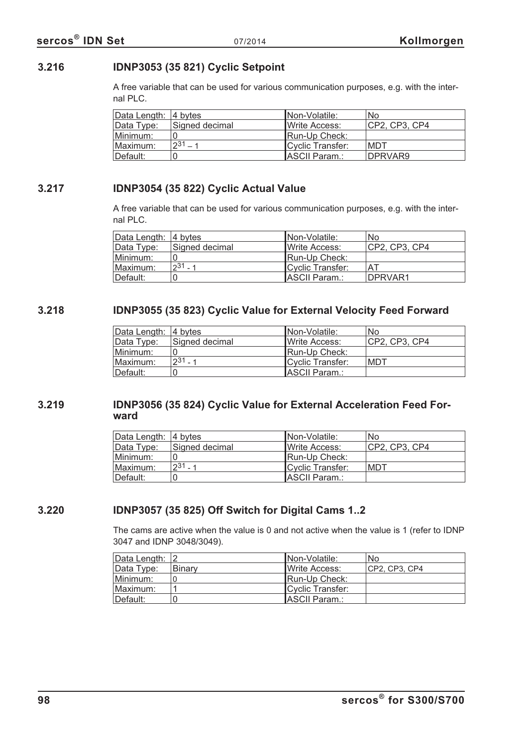### 3.216 IDNP3053 (35 821) Cyclic Setpoint

A free variable that can be used for various communication purposes, e.g. with the internal PLC.

| Data Length: | 4 bytes | Non-Volatile: | No |
|---|---|---|---|
| Data Type: | Signed decimal | Write Access: | CP2, CP3, CP4 |
| Minimum: | 0 | Run-Up Check: | |
| Maximum: | $2^{31} - 1$ | Cyclic Transfer: | MDT |
| Default: | 0 | ASCII Param.: | DPRVAR9 |

### 3.217 IDNP3054 (35 822) Cyclic Actual Value

A free variable that can be used for various communication purposes, e.g. with the internal PLC.

| Data Length: | 4 bytes | Non-Volatile: | No |
|---|---|---|---|
| Data Type: | Signed decimal | Write Access: | CP2, CP3, CP4 |
| Minimum: | 0 | Run-Up Check: | |
| Maximum: | $2^{31} - 1$ | Cyclic Transfer: | AT |
| Default: | 0 | ASCII Param.: | DPRVAR1 |

### 3.218 IDNP3055 (35 823) Cyclic Value for External Velocity Feed Forward

| Data Length: | 4 bytes | Non-Volatile: | No |
|---|---|---|---|
| Data Type: | Signed decimal | Write Access: | CP2, CP3, CP4 |
| Minimum: | 0 | Run-Up Check: | |
| Maximum: | $2^{31} - 1$ | Cyclic Transfer: | MDT |
| Default: | 0 | ASCII Param.: | |

### 3.219 IDNP3056 (35 824) Cyclic Value for External Acceleration Feed Forward

| Data Length: | 4 bytes | Non-Volatile: | No |
|---|---|---|---|
| Data Type: | Signed decimal | Write Access: | CP2, CP3, CP4 |
| Minimum: | 0 | Run-Up Check: | |
| Maximum: | $2^{31} - 1$ | Cyclic Transfer: | MDT |
| Default: | 0 | ASCII Param.: | |

### 3.220 IDNP3057 (35 825) Off Switch for Digital Cams 1..2

The cams are active when the value is 0 and not active when the value is 1 (refer to IDNP 3047 and IDNP 3048/3049).

| Data Length: | 2 | Non-Volatile: | No |
|---|---|---|---|
| Data Type: | Binary | Write Access: | CP2, CP3, CP4 |
| Minimum: | 0 | Run-Up Check: | |
| Maximum: | 1 | Cyclic Transfer: | |
| Default: | 0 | ASCII Param.: | |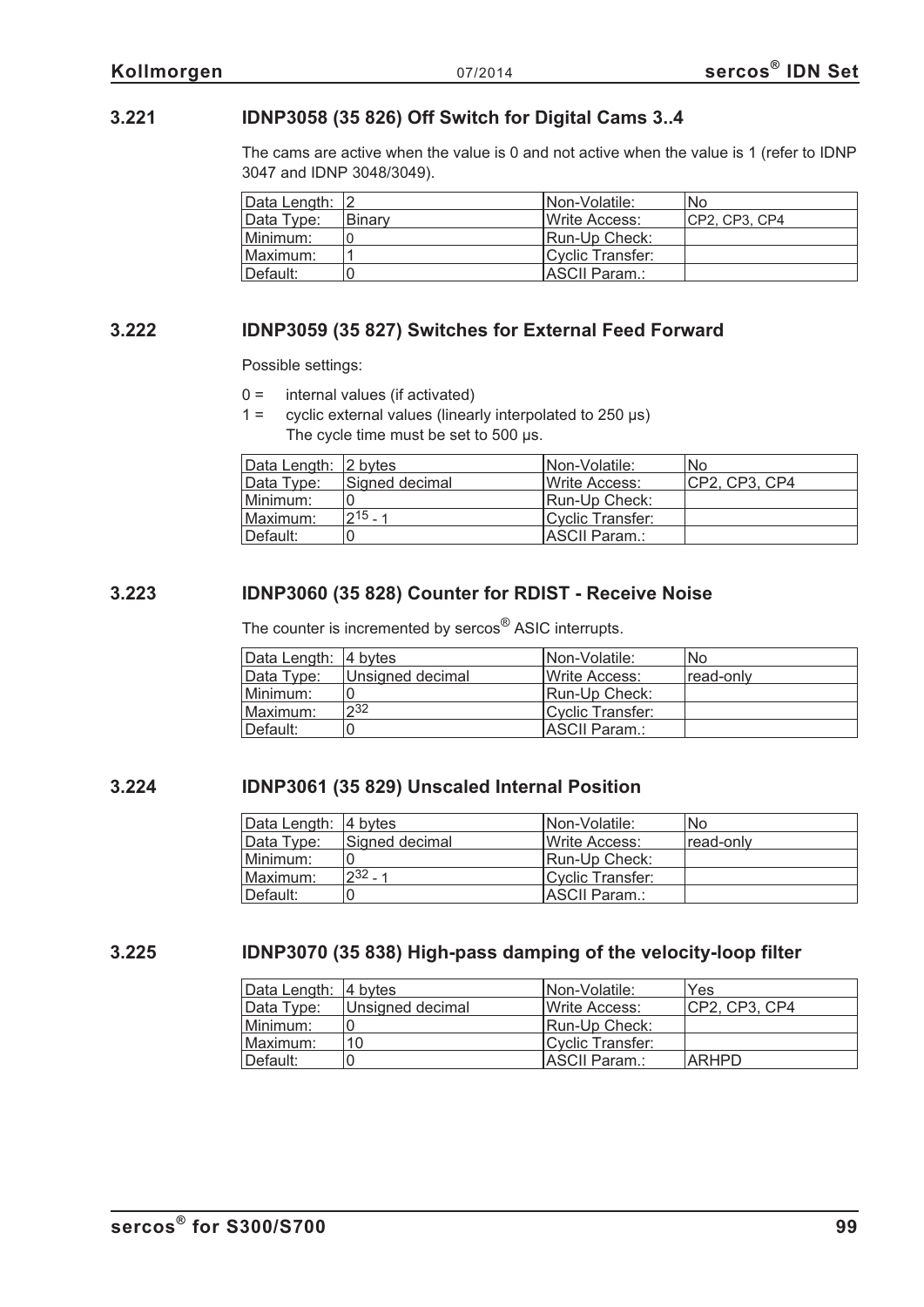### 3.221 IDNP3058 (35 826) Off Switch for Digital Cams 3..4

The cams are active when the value is 0 and not active when the value is 1 (refer to IDNP 3047 and IDNP 3048/3049).

| Data Length: | 2 | Non-Volatile: | No |
|---|---|---|---|
| Data Type: | Binary | Write Access: | CP2, CP3, CP4 |
| Minimum: | 0 | Run-Up Check: | |
| Maximum: | 1 | Cyclic Transfer: | |
| Default: | 0 | ASCII Param.: | |

### 3.222 IDNP3059 (35 827) Switches for External Feed Forward

Possible settings:

0 = internal values (if activated)
1 = cyclic external values (linearly interpolated to 250 µs)
The cycle time must be set to 500 µs.

| Data Length: | 2 bytes | Non-Volatile: | No |
|---|---|---|---|
| Data Type: | Signed decimal | Write Access: | CP2, CP3, CP4 |
| Minimum: | 0 | Run-Up Check: | |
| Maximum: | $2^{15} - 1$ | Cyclic Transfer: | |
| Default: | 0 | ASCII Param.: | |

### 3.223 IDNP3060 (35 828) Counter for RDIST - Receive Noise

The counter is incremented by sercos® ASIC interrupts.

| Data Length: | 4 bytes | Non-Volatile: | No |
|---|---|---|---|
| Data Type: | Unsigned decimal | Write Access: | read-only |
| Minimum: | 0 | Run-Up Check: | |
| Maximum: | $2^{32}$ | Cyclic Transfer: | |
| Default: | 0 | ASCII Param.: | |

### 3.224 IDNP3061 (35 829) Unscaled Internal Position

| Data Length: | 4 bytes | Non-Volatile: | No |
|---|---|---|---|
| Data Type: | Signed decimal | Write Access: | read-only |
| Minimum: | 0 | Run-Up Check: | |
| Maximum: | $2^{32} - 1$ | Cyclic Transfer: | |
| Default: | 0 | ASCII Param.: | |

### 3.225 IDNP3070 (35 838) High-pass damping of the velocity-loop filter

| Data Length: | 4 bytes | Non-Volatile: | Yes |
|---|---|---|---|
| Data Type: | Unsigned decimal | Write Access: | CP2, CP3, CP4 |
| Minimum: | 0 | Run-Up Check: | |
| Maximum: | 10 | Cyclic Transfer: | |
| Default: | 0 | ASCII Param.: | ARHPD |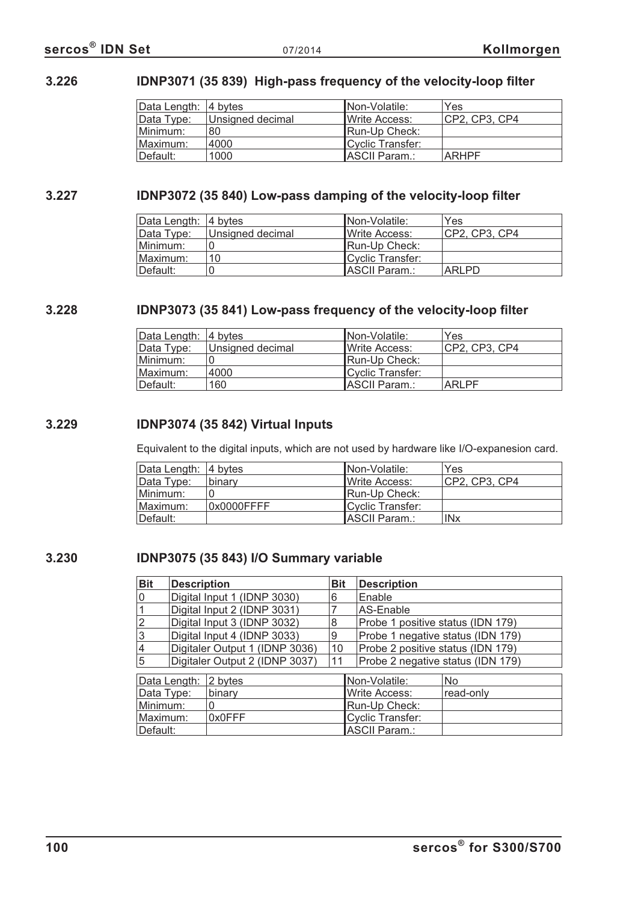### 3.226 IDNP3071 (35 839) High-pass frequency of the velocity-loop filter

| Data Length: | 4 bytes | Non-Volatile: | Yes |
|---|---|---|---|
| Data Type: | Unsigned decimal | Write Access: | CP2, CP3, CP4 |
| Minimum: | 80 | Run-Up Check: | |
| Maximum: | 4000 | Cyclic Transfer: | |
| Default: | 1000 | ASCII Param.: | ARHPF |

### 3.227 IDNP3072 (35 840) Low-pass damping of the velocity-loop filter

| Data Length: | 4 bytes | Non-Volatile: | Yes |
|---|---|---|---|
| Data Type: | Unsigned decimal | Write Access: | CP2, CP3, CP4 |
| Minimum: | 0 | Run-Up Check: | |
| Maximum: | 10 | Cyclic Transfer: | |
| Default: | 0 | ASCII Param.: | ARLPD |

### 3.228 IDNP3073 (35 841) Low-pass frequency of the velocity-loop filter

| Data Length: | 4 bytes | Non-Volatile: | Yes |
|---|---|---|---|
| Data Type: | Unsigned decimal | Write Access: | CP2, CP3, CP4 |
| Minimum: | 0 | Run-Up Check: | |
| Maximum: | 4000 | Cyclic Transfer: | |
| Default: | 160 | ASCII Param.: | ARLPF |

### 3.229 IDNP3074 (35 842) Virtual Inputs

Equivalent to the digital inputs, which are not used by hardware like I/O-expanesion card.

| Data Length: | 4 bytes | Non-Volatile: | Yes |
|---|---|---|---|
| Data Type: | binary | Write Access: | CP2, CP3, CP4 |
| Minimum: | 0 | Run-Up Check: | |
| Maximum: | 0x0000FFFF | Cyclic Transfer: | |
| Default: | | ASCII Param.: | INx |

### 3.230 IDNP3075 (35 843) I/O Summary variable

| Bit | Description | Bit | Description |
|---|---|---|---|
| 0 | Digital Input 1 (IDNP 3030) | 6 | Enable |
| 1 | Digital Input 2 (IDNP 3031) | 7 | AS-Enable |
| 2 | Digital Input 3 (IDNP 3032) | 8 | Probe 1 positive status (IDN 179) |
| 3 | Digital Input 4 (IDNP 3033) | 9 | Probe 1 negative status (IDN 179) |
| 4 | Digitaler Output 1 (IDNP 3036) | 10 | Probe 2 positive status (IDN 179) |
| 5 | Digitaler Output 2 (IDNP 3037) | 11 | Probe 2 negative status (IDN 179) |

| Data Length: | 2 bytes | Non-Volatile: | No |
|---|---|---|---|
| Data Type: | binary | Write Access: | read-only |
| Minimum: | 0 | Run-Up Check: | |
| Maximum: | 0x0FFF | Cyclic Transfer: | |
| Default: | | ASCII Param.: | |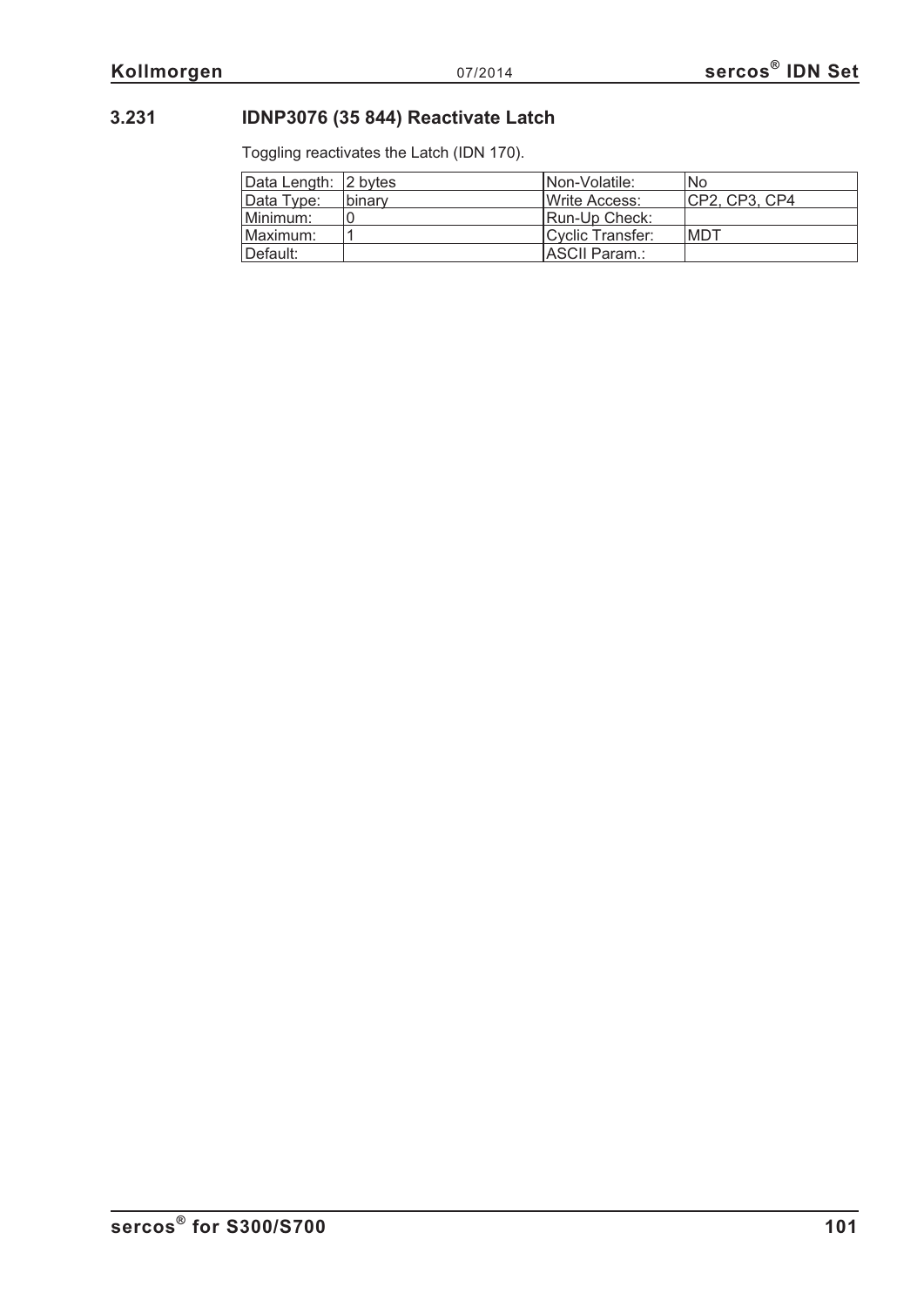### 3.231 IDNP3076 (35 844) Reactivate Latch

Toggling reactivates the Latch (IDN 170).

| Data Length: | 2 bytes | Non-Volatile: | No |
|---|---|---|---|
| Data Type: | binary | Write Access: | CP2, CP3, CP4 |
| Minimum: | 0 | Run-Up Check: | |
| Maximum: | 1 | Cyclic Transfer: | MDT |
| Default: | | ASCII Param.: | |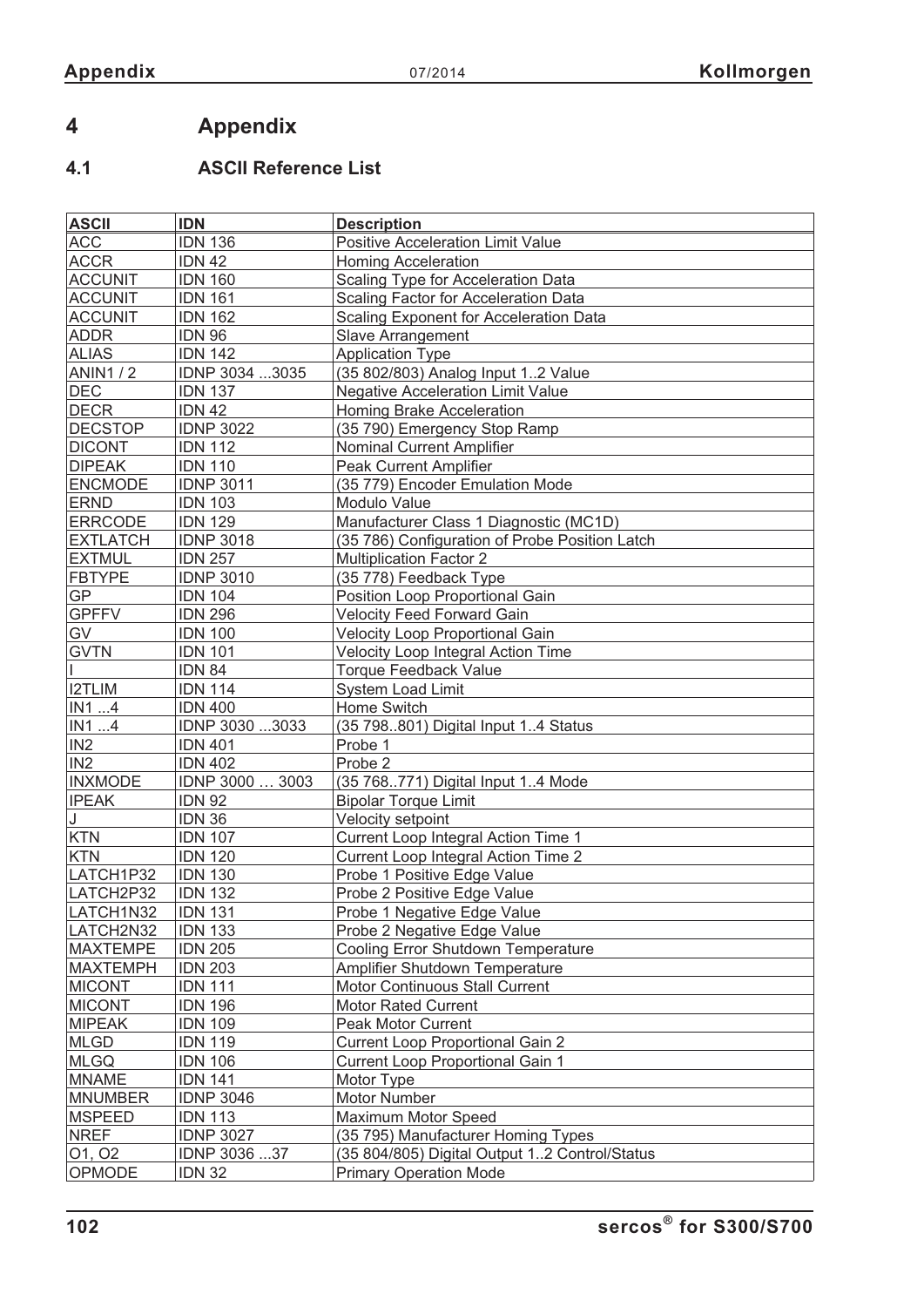# 4 Appendix

## 4.1 ASCII Reference List

| ASCII | IDN | Description |
|---|---|---|
| ACC | IDN 136 | Positive Acceleration Limit Value |
| ACCR | IDN 42 | Homing Acceleration |
| ACCUNIT | IDN 160 | Scaling Type for Acceleration Data |
| ACCUNIT | IDN 161 | Scaling Factor for Acceleration Data |
| ACCUNIT | IDN 162 | Scaling Exponent for Acceleration Data |
| ADDR | IDN 96 | Slave Arrangement |
| ALIAS | IDN 142 | Application Type |
| ANIN1 / 2 | IDNP 3034 ...3035 | (35 802/803) Analog Input 1..2 Value |
| DEC | IDN 137 | Negative Acceleration Limit Value |
| DECR | IDN 42 | Homing Brake Acceleration |
| DECSTOP | IDNP 3022 | (35 790) Emergency Stop Ramp |
| DICONT | IDN 112 | Nominal Current Amplifier |
| DIPEAK | IDN 110 | Peak Current Amplifier |
| ENCMODE | IDNP 3011 | (35 779) Encoder Emulation Mode |
| ERND | IDN 103 | Modulo Value |
| ERRCODE | IDN 129 | Manufacturer Class 1 Diagnostic (MC1D) |
| EXTLATCH | IDNP 3018 | (35 786) Configuration of Probe Position Latch |
| EXTMUL | IDN 257 | Multiplication Factor 2 |
| FBTYPE | IDNP 3010 | (35 778) Feedback Type |
| GP | IDN 104 | Position Loop Proportional Gain |
| GPFFV | IDN 296 | Velocity Feed Forward Gain |
| GV | IDN 100 | Velocity Loop Proportional Gain |
| GVTN | IDN 101 | Velocity Loop Integral Action Time |
| I | IDN 84 | Torque Feedback Value |
| I2TLIM | IDN 114 | System Load Limit |
| IN1 ...4 | IDN 400 | Home Switch |
| IN1 ...4 | IDNP 3030 ...3033 | (35 798..801) Digital Input 1..4 Status |
| IN2 | IDN 401 | Probe 1 |
| IN2 | IDN 402 | Probe 2 |
| INXMODE | IDNP 3000 … 3003 | (35 768..771) Digital Input 1..4 Mode |
| IPEAK | IDN 92 | Bipolar Torque Limit |
| J | IDN 36 | Velocity setpoint |
| KTN | IDN 107 | Current Loop Integral Action Time 1 |
| KTN | IDN 120 | Current Loop Integral Action Time 2 |
| LATCH1P32 | IDN 130 | Probe 1 Positive Edge Value |
| LATCH2P32 | IDN 132 | Probe 2 Positive Edge Value |
| LATCH1N32 | IDN 131 | Probe 1 Negative Edge Value |
| LATCH2N32 | IDN 133 | Probe 2 Negative Edge Value |
| MAXTEMPE | IDN 205 | Cooling Error Shutdown Temperature |
| MAXTEMPH | IDN 203 | Amplifier Shutdown Temperature |
| MICONT | IDN 111 | Motor Continuous Stall Current |
| MICONT | IDN 196 | Motor Rated Current |
| MIPEAK | IDN 109 | Peak Motor Current |
| MLGD | IDN 119 | Current Loop Proportional Gain 2 |
| MLGQ | IDN 106 | Current Loop Proportional Gain 1 |
| MNAME | IDN 141 | Motor Type |
| MNUMBER | IDNP 3046 | Motor Number |
| MSPEED | IDN 113 | Maximum Motor Speed |
| NREF | IDNP 3027 | (35 795) Manufacturer Homing Types |
| O1, O2 | IDNP 3036 ...37 | (35 804/805) Digital Output 1..2 Control/Status |
| OPMODE | IDN 32 | Primary Operation Mode |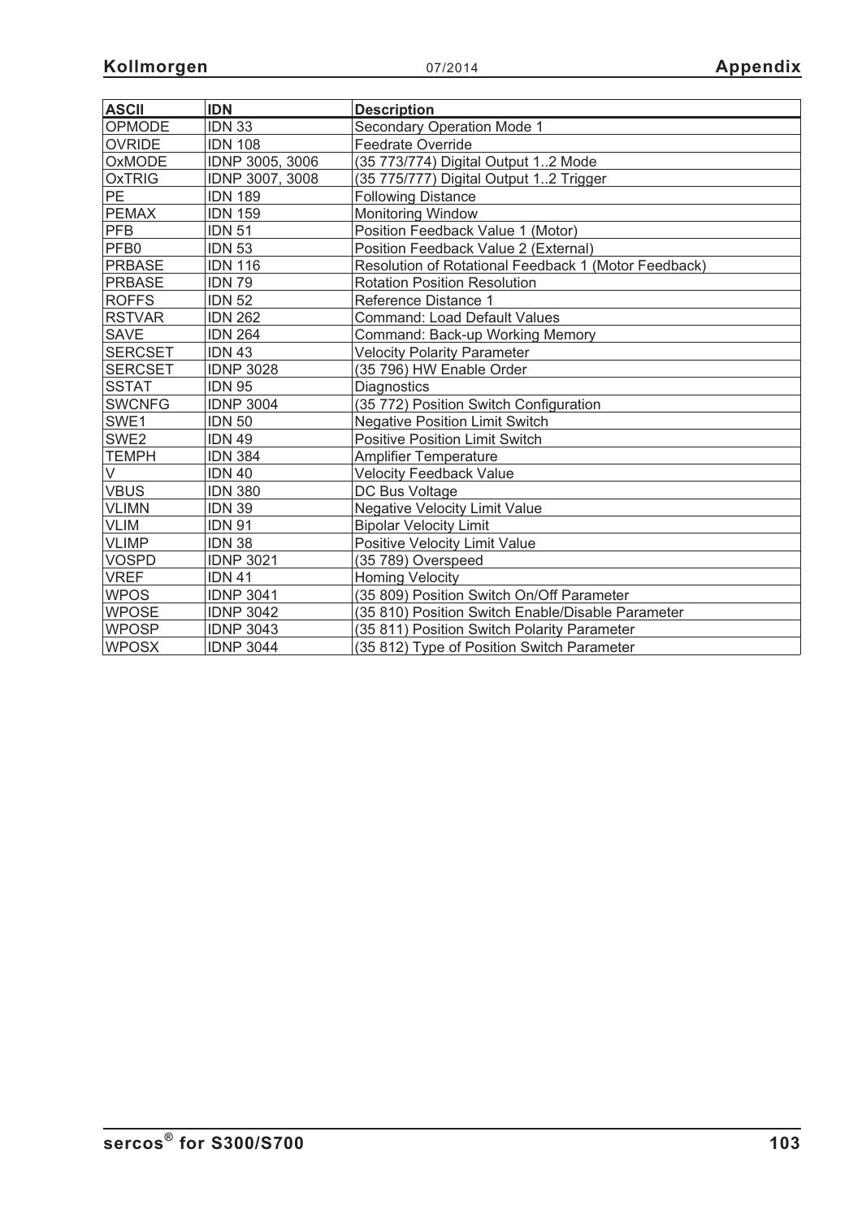| ASCII | IDN | Description |
| --- | --- | --- |
| OPMODE | IDN 33 | Secondary Operation Mode 1 |
| OVRIDE | IDN 108 | Feedrate Override |
| OxMODE | IDNP 3005, 3006 | (35 773/774) Digital Output 1..2 Mode |
| OxTRIG | IDNP 3007, 3008 | (35 775/777) Digital Output 1..2 Trigger |
| PE | IDN 189 | Following Distance |
| PEMAX | IDN 159 | Monitoring Window |
| PFB | IDN 51 | Position Feedback Value 1 (Motor) |
| PFB0 | IDN 53 | Position Feedback Value 2 (External) |
| PRBASE | IDN 116 | Resolution of Rotational Feedback 1 (Motor Feedback) |
| PRBASE | IDN 79 | Rotation Position Resolution |
| ROFFS | IDN 52 | Reference Distance 1 |
| RSTVAR | IDN 262 | Command: Load Default Values |
| SAVE | IDN 264 | Command: Back-up Working Memory |
| SERCSET | IDN 43 | Velocity Polarity Parameter |
| SERCSET | IDNP 3028 | (35 796) HW Enable Order |
| SSTAT | IDN 95 | Diagnostics |
| SWCNFG | IDNP 3004 | (35 772) Position Switch Configuration |
| SWE1 | IDN 50 | Negative Position Limit Switch |
| SWE2 | IDN 49 | Positive Position Limit Switch |
| TEMPH | IDN 384 | Amplifier Temperature |
| V | IDN 40 | Velocity Feedback Value |
| VBUS | IDN 380 | DC Bus Voltage |
| VLIMN | IDN 39 | Negative Velocity Limit Value |
| VLIM | IDN 91 | Bipolar Velocity Limit |
| VLIMP | IDN 38 | Positive Velocity Limit Value |
| VOSPD | IDNP 3021 | (35 789) Overspeed |
| VREF | IDN 41 | Homing Velocity |
| WPOS | IDNP 3041 | (35 809) Position Switch On/Off Parameter |
| WPOSE | IDNP 3042 | (35 810) Position Switch Enable/Disable Parameter |
| WPOSP | IDNP 3043 | (35 811) Position Switch Polarity Parameter |
| WPOSX | IDNP 3044 | (35 812) Type of Position Switch Parameter |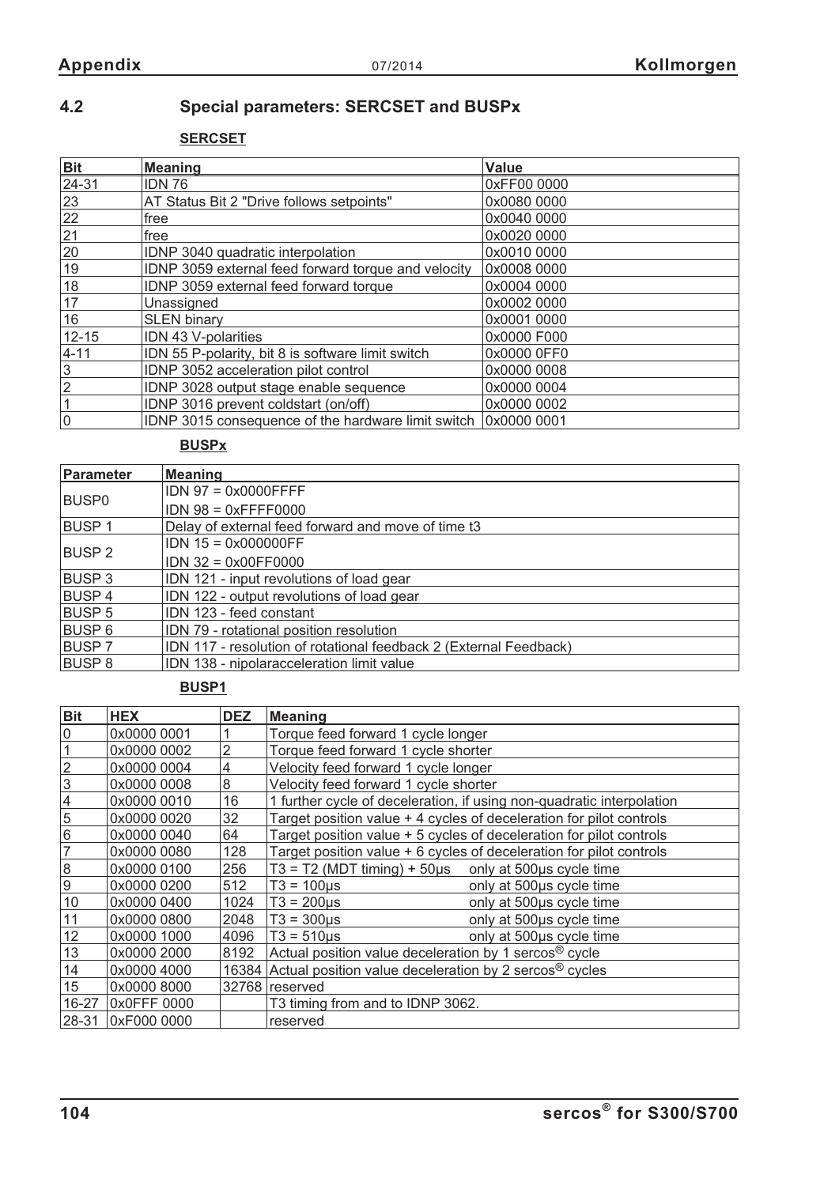## 4.2 Special parameters: SERCSET and BUSPx

**SERCSET**

| Bit | Meaning | Value |
|---|---|---|
| 24-31 | IDN 76 | 0xFF00 0000 |
| 23 | AT Status Bit 2 "Drive follows setpoints" | 0x0080 0000 |
| 22 | free | 0x0040 0000 |
| 21 | free | 0x0020 0000 |
| 20 | IDNP 3040 quadratic interpolation | 0x0010 0000 |
| 19 | IDNP 3059 external feed forward torque and velocity | 0x0008 0000 |
| 18 | IDNP 3059 external feed forward torque | 0x0004 0000 |
| 17 | Unassigned | 0x0002 0000 |
| 16 | SLEN binary | 0x0001 0000 |
| 12-15 | IDN 43 V-polarities | 0x0000 F000 |
| 4-11 | IDN 55 P-polarity, bit 8 is software limit switch | 0x0000 0FF0 |
| 3 | IDNP 3052 acceleration pilot control | 0x0000 0008 |
| 2 | IDNP 3028 output stage enable sequence | 0x0000 0004 |
| 1 | IDNP 3016 prevent coldstart (on/off) | 0x0000 0002 |
| 0 | IDNP 3015 consequence of the hardware limit switch | 0x0000 0001 |

**BUSPx**

| Parameter | Meaning |
|---|---|
| BUSP0 | IDN 97 = 0x0000FFFF<br>IDN 98 = 0xFFFF0000 |
| BUSP 1 | Delay of external feed forward and move of time t3 |
| BUSP 2 | IDN 15 = 0x000000FF<br>IDN 32 = 0x00FF0000 |
| BUSP 3 | IDN 121 - input revolutions of load gear |
| BUSP 4 | IDN 122 - output revolutions of load gear |
| BUSP 5 | IDN 123 - feed constant |
| BUSP 6 | IDN 79 - rotational position resolution |
| BUSP 7 | IDN 117 - resolution of rotational feedback 2 (External Feedback) |
| BUSP 8 | IDN 138 - nipolaracceleration limit value |

**BUSP1**

| Bit | HEX | DEZ | Meaning |
|---|---|---|---|
| 0 | 0x0000 0001 | 1 | Torque feed forward 1 cycle longer |
| 1 | 0x0000 0002 | 2 | Torque feed forward 1 cycle shorter |
| 2 | 0x0000 0004 | 4 | Velocity feed forward 1 cycle longer |
| 3 | 0x0000 0008 | 8 | Velocity feed forward 1 cycle shorter |
| 4 | 0x0000 0010 | 16 | 1 further cycle of deceleration, if using non-quadratic interpolation |
| 5 | 0x0000 0020 | 32 | Target position value + 4 cycles of deceleration for pilot controls |
| 6 | 0x0000 0040 | 64 | Target position value + 5 cycles of deceleration for pilot controls |
| 7 | 0x0000 0080 | 128 | Target position value + 6 cycles of deceleration for pilot controls |
| 8 | 0x0000 0100 | 256 | T3 = T2 (MDT timing) + 50µs only at 500µs cycle time |
| 9 | 0x0000 0200 | 512 | T3 = 100µs only at 500µs cycle time |
| 10 | 0x0000 0400 | 1024 | T3 = 200µs only at 500µs cycle time |
| 11 | 0x0000 0800 | 2048 | T3 = 300µs only at 500µs cycle time |
| 12 | 0x0000 1000 | 4096 | T3 = 510µs only at 500µs cycle time |
| 13 | 0x0000 2000 | 8192 | Actual position value deceleration by 1 sercos® cycle |
| 14 | 0x0000 4000 | 16384 | Actual position value deceleration by 2 sercos® cycles |
| 15 | 0x0000 8000 | 32768 | reserved |
| 16-27 | 0x0FFF 0000 | | T3 timing from and to IDNP 3062. |
| 28-31 | 0xF000 0000 | | reserved |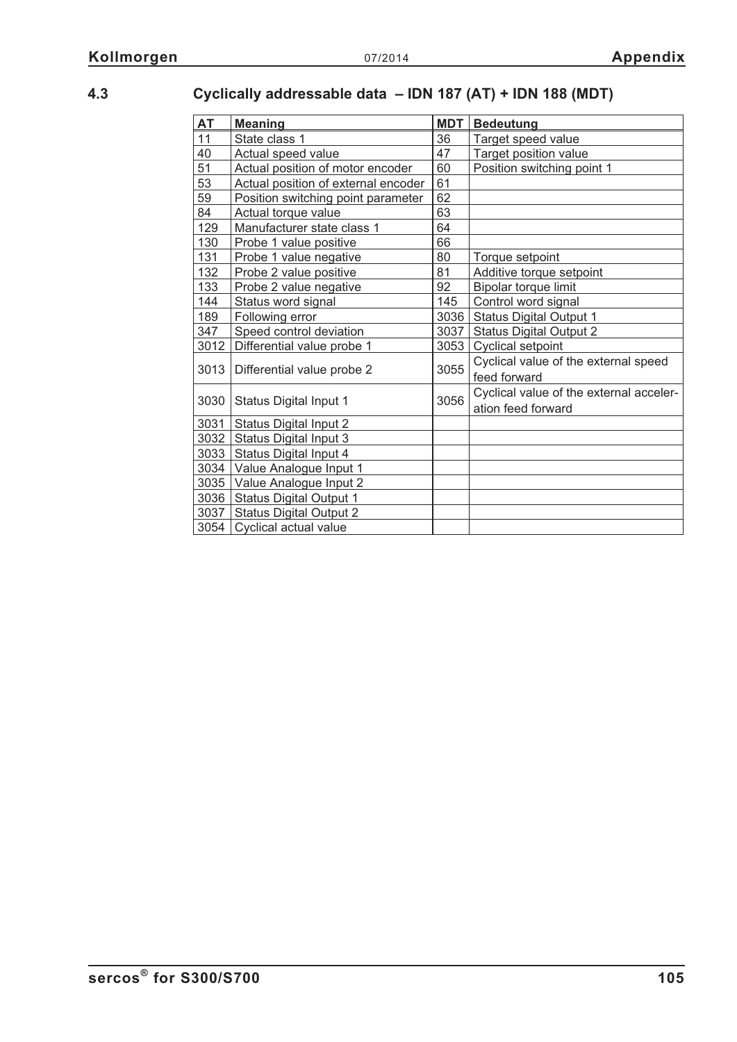## 4.3 Cyclically addressable data – IDN 187 (AT) + IDN 188 (MDT)

| AT | Meaning | MDT | Bedeutung |
|---|---|---|---|
| 11 | State class 1 | 36 | Target speed value |
| 40 | Actual speed value | 47 | Target position value |
| 51 | Actual position of motor encoder | 60 | Position switching point 1 |
| 53 | Actual position of external encoder | 61 | |
| 59 | Position switching point parameter | 62 | |
| 84 | Actual torque value | 63 | |
| 129 | Manufacturer state class 1 | 64 | |
| 130 | Probe 1 value positive | 66 | |
| 131 | Probe 1 value negative | 80 | Torque setpoint |
| 132 | Probe 2 value positive | 81 | Additive torque setpoint |
| 133 | Probe 2 value negative | 92 | Bipolar torque limit |
| 144 | Status word signal | 145 | Control word signal |
| 189 | Following error | 3036 | Status Digital Output 1 |
| 347 | Speed control deviation | 3037 | Status Digital Output 2 |
| 3012 | Differential value probe 1 | 3053 | Cyclical setpoint |
| 3013 | Differential value probe 2 | 3055 | Cyclical value of the external speed feed forward |
| 3030 | Status Digital Input 1 | 3056 | Cyclical value of the external acceleration feed forward |
| 3031 | Status Digital Input 2 | | |
| 3032 | Status Digital Input 3 | | |
| 3033 | Status Digital Input 4 | | |
| 3034 | Value Analogue Input 1 | | |
| 3035 | Value Analogue Input 2 | | |
| 3036 | Status Digital Output 1 | | |
| 3037 | Status Digital Output 2 | | |
| 3054 | Cyclical actual value | | |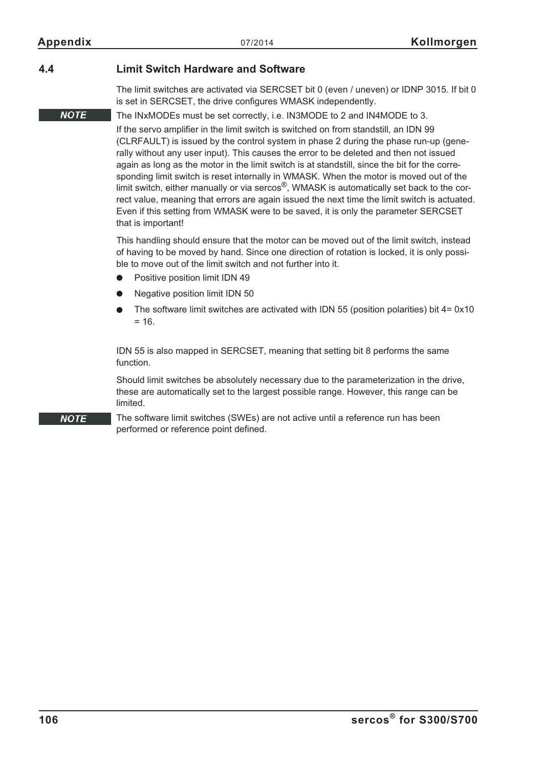## 4.4 Limit Switch Hardware and Software

The limit switches are activated via SERCSET bit 0 (even / uneven) or IDNP 3015. If bit 0 is set in SERCSET, the drive configures WMASK independently.

**NOTE** The INxMODEs must be set correctly, i.e. IN3MODE to 2 and IN4MODE to 3.

If the servo amplifier in the limit switch is switched on from standstill, an IDN 99 (CLRFAULT) is issued by the control system in phase 2 during the phase run-up (generally without any user input). This causes the error to be deleted and then not issued again as long as the motor in the limit switch is at standstill, since the bit for the corresponding limit switch is reset internally in WMASK. When the motor is moved out of the limit switch, either manually or via sercos®, WMASK is automatically set back to the correct value, meaning that errors are again issued the next time the limit switch is actuated. Even if this setting from WMASK were to be saved, it is only the parameter SERCSET that is important!

This handling should ensure that the motor can be moved out of the limit switch, instead of having to be moved by hand. Since one direction of rotation is locked, it is only possible to move out of the limit switch and not further into it.

- Positive position limit IDN 49
- Negative position limit IDN 50
- The software limit switches are activated with IDN 55 (position polarities) bit 4= 0x10 = 16.

IDN 55 is also mapped in SERCSET, meaning that setting bit 8 performs the same function.

Should limit switches be absolutely necessary due to the parameterization in the drive, these are automatically set to the largest possible range. However, this range can be limited.

**NOTE** The software limit switches (SWEs) are not active until a reference run has been performed or reference point defined.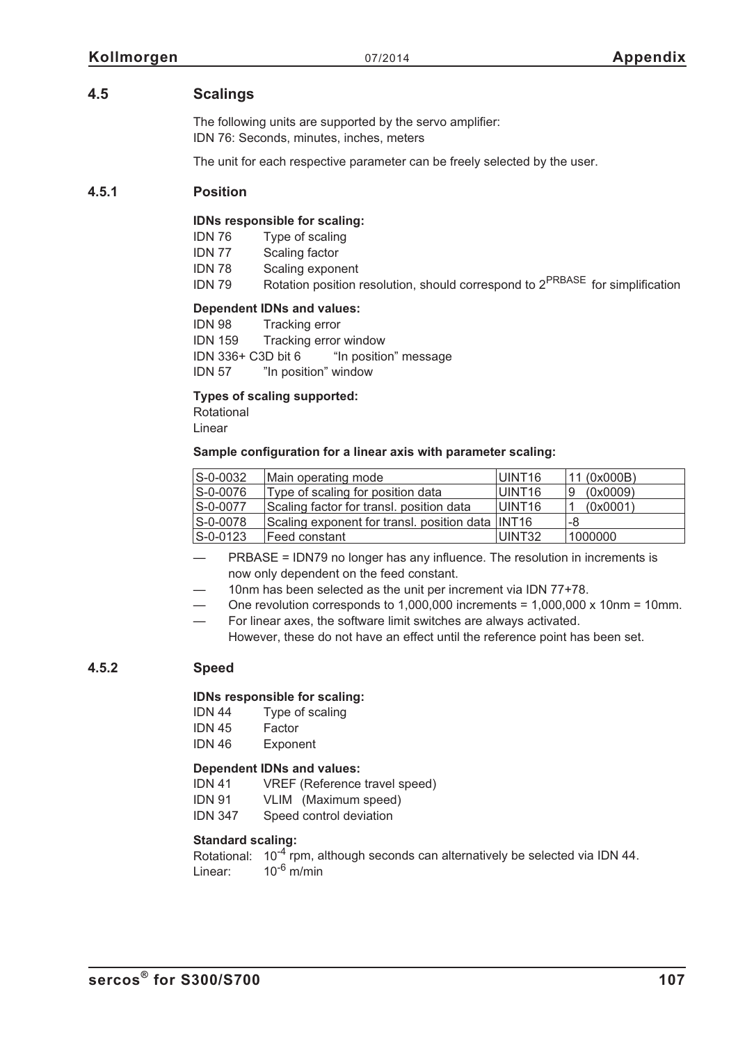## 4.5 Scalings

The following units are supported by the servo amplifier:
IDN 76: Seconds, minutes, inches, meters

The unit for each respective parameter can be freely selected by the user.

### 4.5.1 Position

**IDNs responsible for scaling:**

IDN 76 Type of scaling
IDN 77 Scaling factor
IDN 78 Scaling exponent
IDN 79 Rotation position resolution, should correspond to $2^{PRBASE}$ for simplification

**Dependent IDNs and values:**

IDN 98 Tracking error
IDN 159 Tracking error window
IDN 336+ C3D bit 6 "In position" message
IDN 57 "In position" window

**Types of scaling supported:**

Rotational
Linear

**Sample configuration for a linear axis with parameter scaling:**

| S-0-0032 | Main operating mode | UINT16 | 11 (0x000B) |
|---|---|---|---|
| S-0-0076 | Type of scaling for position data | UINT16 | 9 (0x0009) |
| S-0-0077 | Scaling factor for transl. position data | UINT16 | 1 (0x0001) |
| S-0-0078 | Scaling exponent for transl. position data | INT16 | -8 |
| S-0-0123 | Feed constant | UINT32 | 1000000 |

- PRBASE = IDN79 no longer has any influence. The resolution in increments is now only dependent on the feed constant.
- 10nm has been selected as the unit per increment via IDN 77+78.
- One revolution corresponds to 1,000,000 increments = 1,000,000 x 10nm = 10mm.
- For linear axes, the software limit switches are always activated.
  However, these do not have an effect until the reference point has been set.

### 4.5.2 Speed

**IDNs responsible for scaling:**

IDN 44 Type of scaling
IDN 45 Factor
IDN 46 Exponent

**Dependent IDNs and values:**

IDN 41 VREF (Reference travel speed)
IDN 91 VLIM (Maximum speed)
IDN 347 Speed control deviation

**Standard scaling:**

Rotational: $10^{-4}$ rpm, although seconds can alternatively be selected via IDN 44.
Linear: $10^{-6}$ m/min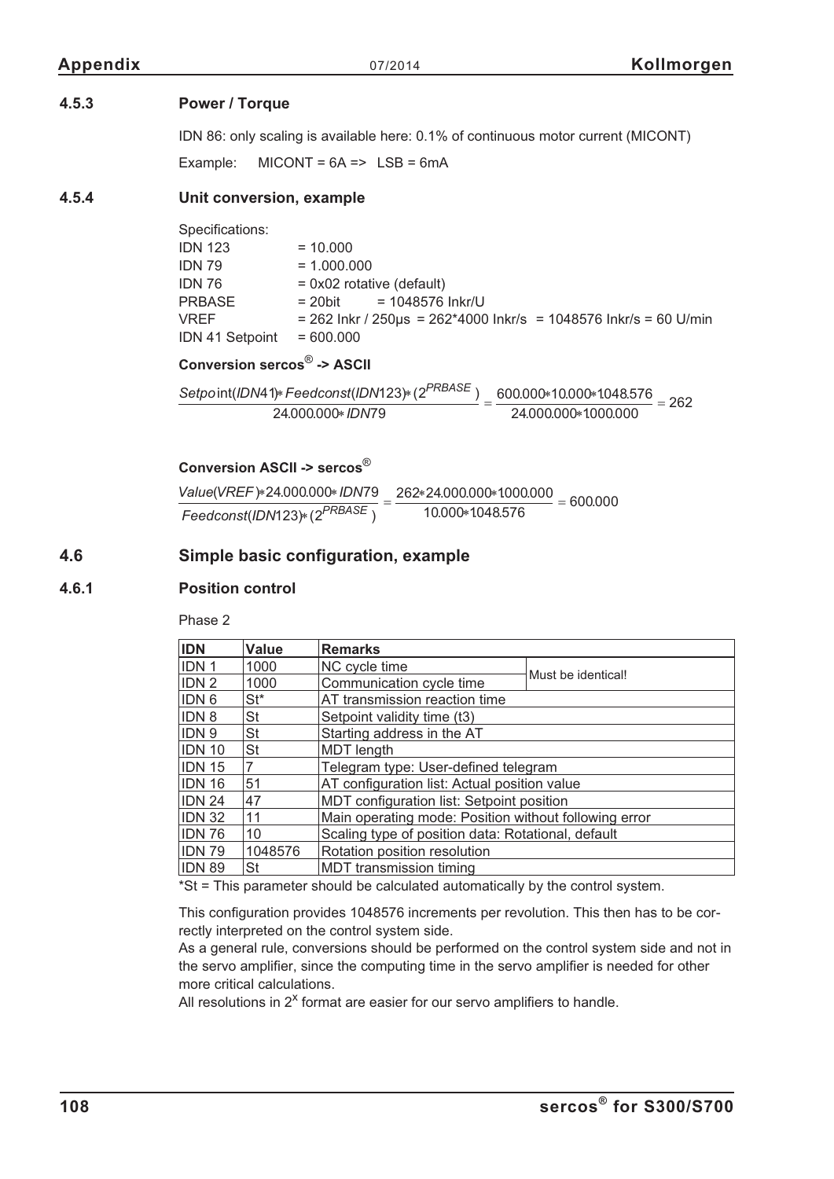### 4.5.3 Power / Torque

IDN 86: only scaling is available here: 0.1% of continuous motor current (MICONT)

Example: MICONT = 6A => LSB = 6mA

### 4.5.4 Unit conversion, example

Specifications:

IDN 123 = 10.000
IDN 79 = 1.000.000
IDN 76 = 0x02 rotative (default)
PRBASE = 20bit = 1048576 Inkr/U
VREF = 262 Inkr / 250µs = 262*4000 Inkr/s = 1048576 Inkr/s = 60 U/min
IDN 41 Setpoint = 600.000

**Conversion sercos® -> ASCII**

$$\frac{Setpoint(IDN41)*Feedconst(IDN123)*(2^{PRBASE})}{24.000.000*IDN79} = \frac{600.000*10.000*1048.576}{24.000.000*1000.000} = 262$$

**Conversion ASCII -> sercos®**

$$\frac{Value(VREF)*24.000.000*IDN79}{Feedconst(IDN123)*(2^{PRBASE})} = \frac{262*24.000.000*1000.000}{10.000*1048.576} = 600.000$$

## 4.6 Simple basic configuration, example

### 4.6.1 Position control

Phase 2

| IDN | Value | Remarks | |
|---|---|---|---|
| IDN 1 | 1000 | NC cycle time | Must be identical! |
| IDN 2 | 1000 | Communication cycle time | |
| IDN 6 | St* | AT transmission reaction time | |
| IDN 8 | St | Setpoint validity time (t3) | |
| IDN 9 | St | Starting address in the AT | |
| IDN 10 | St | MDT length | |
| IDN 15 | 7 | Telegram type: User-defined telegram | |
| IDN 16 | 51 | AT configuration list: Actual position value | |
| IDN 24 | 47 | MDT configuration list: Setpoint position | |
| IDN 32 | 11 | Main operating mode: Position without following error | |
| IDN 76 | 10 | Scaling type of position data: Rotational, default | |
| IDN 79 | 1048576 | Rotation position resolution | |
| IDN 89 | St | MDT transmission timing | |

*St = This parameter should be calculated automatically by the control system.

This configuration provides 1048576 increments per revolution. This then has to be correctly interpreted on the control system side.
As a general rule, conversions should be performed on the control system side and not in the servo amplifier, since the computing time in the servo amplifier is needed for other more critical calculations.
All resolutions in $2^x$ format are easier for our servo amplifiers to handle.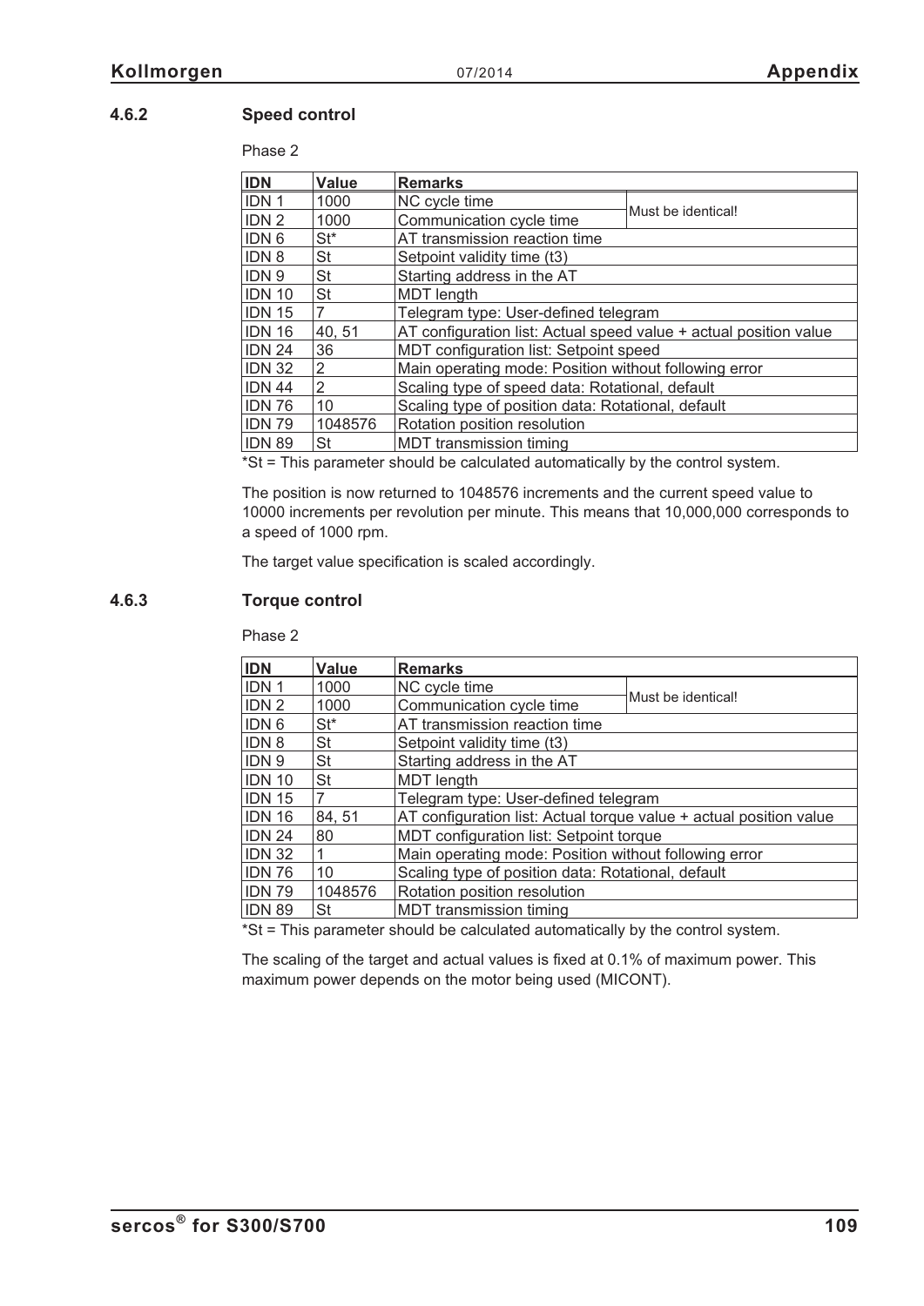### 4.6.2 Speed control

Phase 2

| IDN | Value | Remarks | |
|---|---|---|---|
| IDN 1 | 1000 | NC cycle time | Must be identical! |
| IDN 2 | 1000 | Communication cycle time | |
| IDN 6 | St* | AT transmission reaction time | |
| IDN 8 | St | Setpoint validity time (t3) | |
| IDN 9 | St | Starting address in the AT | |
| IDN 10 | St | MDT length | |
| IDN 15 | 7 | Telegram type: User-defined telegram | |
| IDN 16 | 40, 51 | AT configuration list: Actual speed value + actual position value | |
| IDN 24 | 36 | MDT configuration list: Setpoint speed | |
| IDN 32 | 2 | Main operating mode: Position without following error | |
| IDN 44 | 2 | Scaling type of speed data: Rotational, default | |
| IDN 76 | 10 | Scaling type of position data: Rotational, default | |
| IDN 79 | 1048576 | Rotation position resolution | |
| IDN 89 | St | MDT transmission timing | |

*St = This parameter should be calculated automatically by the control system.

The position is now returned to 1048576 increments and the current speed value to 10000 increments per revolution per minute. This means that 10,000,000 corresponds to a speed of 1000 rpm.

The target value specification is scaled accordingly.

### 4.6.3 Torque control

Phase 2

| IDN | Value | Remarks | |
|---|---|---|---|
| IDN 1 | 1000 | NC cycle time | Must be identical! |
| IDN 2 | 1000 | Communication cycle time | |
| IDN 6 | St* | AT transmission reaction time | |
| IDN 8 | St | Setpoint validity time (t3) | |
| IDN 9 | St | Starting address in the AT | |
| IDN 10 | St | MDT length | |
| IDN 15 | 7 | Telegram type: User-defined telegram | |
| IDN 16 | 84, 51 | AT configuration list: Actual torque value + actual position value | |
| IDN 24 | 80 | MDT configuration list: Setpoint torque | |
| IDN 32 | 1 | Main operating mode: Position without following error | |
| IDN 76 | 10 | Scaling type of position data: Rotational, default | |
| IDN 79 | 1048576 | Rotation position resolution | |
| IDN 89 | St | MDT transmission timing | |

*St = This parameter should be calculated automatically by the control system.

The scaling of the target and actual values is fixed at 0.1% of maximum power. This maximum power depends on the motor being used (MICONT).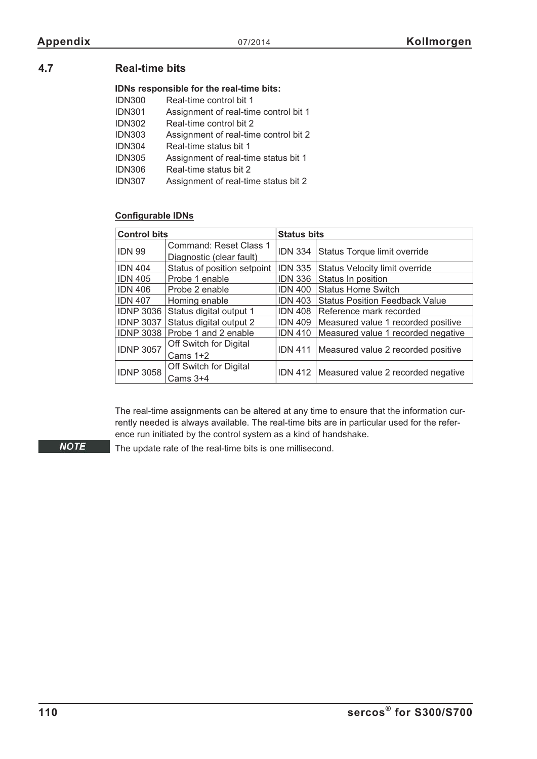## 4.7 Real-time bits

**IDNs responsible for the real-time bits:**

IDN300 Real-time control bit 1
IDN301 Assignment of real-time control bit 1
IDN302 Real-time control bit 2
IDN303 Assignment of real-time control bit 2
IDN304 Real-time status bit 1
IDN305 Assignment of real-time status bit 1
IDN306 Real-time status bit 2
IDN307 Assignment of real-time status bit 2

**Configurable IDNs**

| Control bits | | Status bits | |
|---|---|---|---|
| IDN 99 | Command: Reset Class 1 Diagnostic (clear fault) | IDN 334 | Status Torque limit override |
| IDN 404 | Status of position setpoint | IDN 335 | Status Velocity limit override |
| IDN 405 | Probe 1 enable | IDN 336 | Status In position |
| IDN 406 | Probe 2 enable | IDN 400 | Status Home Switch |
| IDN 407 | Homing enable | IDN 403 | Status Position Feedback Value |
| IDNP 3036 | Status digital output 1 | IDN 408 | Reference mark recorded |
| IDNP 3037 | Status digital output 2 | IDN 409 | Measured value 1 recorded positive |
| IDNP 3038 | Probe 1 and 2 enable | IDN 410 | Measured value 1 recorded negative |
| IDNP 3057 | Off Switch for Digital Cams 1+2 | IDN 411 | Measured value 2 recorded positive |
| IDNP 3058 | Off Switch for Digital Cams 3+4 | IDN 412 | Measured value 2 recorded negative |

The real-time assignments can be altered at any time to ensure that the information currently needed is always available. The real-time bits are in particular used for the reference run initiated by the control system as a kind of handshake.

*NOTE* The update rate of the real-time bits is one millisecond.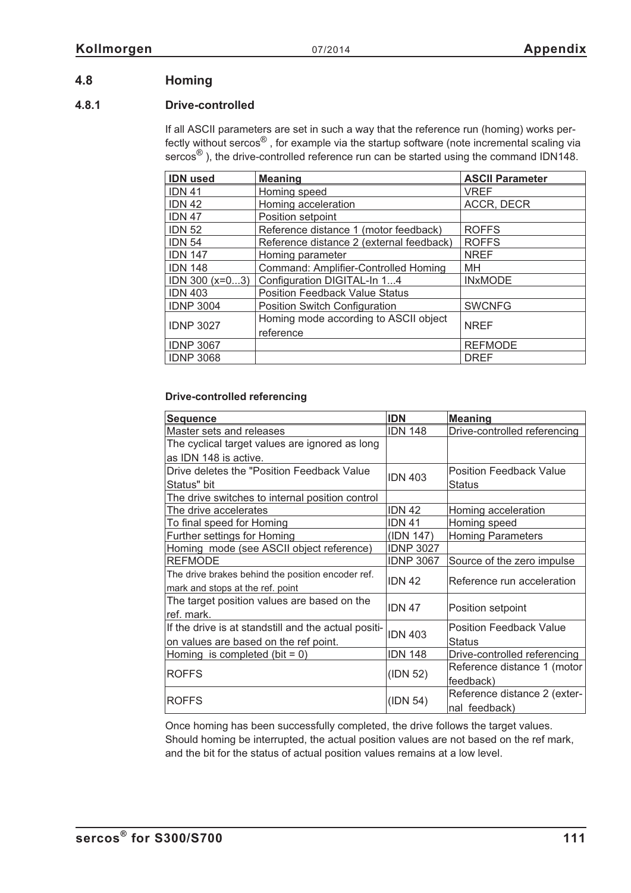## 4.8 Homing

### 4.8.1 Drive-controlled

If all ASCII parameters are set in such a way that the reference run (homing) works perfectly without sercos®, for example via the startup software (note incremental scaling via sercos®), the drive-controlled reference run can be started using the command IDN148.

| IDN used | Meaning | ASCII Parameter |
|---|---|---|
| IDN 41 | Homing speed | VREF |
| IDN 42 | Homing acceleration | ACCR, DECR |
| IDN 47 | Position setpoint | |
| IDN 52 | Reference distance 1 (motor feedback) | ROFFS |
| IDN 54 | Reference distance 2 (external feedback) | ROFFS |
| IDN 147 | Homing parameter | NREF |
| IDN 148 | Command: Amplifier-Controlled Homing | MH |
| IDN 300 (x=0...3) | Configuration DIGITAL-In 1...4 | INxMODE |
| IDN 403 | Position Feedback Value Status | |
| IDNP 3004 | Position Switch Configuration | SWCNFG |
| IDNP 3027 | Homing mode according to ASCII object reference | NREF |
| IDNP 3067 | | REFMODE |
| IDNP 3068 | | DREF |

#### Drive-controlled referencing

| Sequence | IDN | Meaning |
|---|---|---|
| Master sets and releases | IDN 148 | Drive-controlled referencing |
| The cyclical target values are ignored as long as IDN 148 is active. | | |
| Drive deletes the "Position Feedback Value Status" bit | IDN 403 | Position Feedback Value Status |
| The drive switches to internal position control | | |
| The drive accelerates | IDN 42 | Homing acceleration |
| To final speed for Homing | IDN 41 | Homing speed |
| Further settings for Homing | (IDN 147) | Homing Parameters |
| Homing mode (see ASCII object reference) | IDNP 3027 | |
| REFMODE | IDNP 3067 | Source of the zero impulse |
| The drive brakes behind the position encoder ref. mark and stops at the ref. point | IDN 42 | Reference run acceleration |
| The target position values are based on the ref. mark. | IDN 47 | Position setpoint |
| If the drive is at standstill and the actual position values are based on the ref point. | IDN 403 | Position Feedback Value Status |
| Homing is completed (bit = 0) | IDN 148 | Drive-controlled referencing |
| ROFFS | (IDN 52) | Reference distance 1 (motor feedback) |
| ROFFS | (IDN 54) | Reference distance 2 (external feedback) |

Once homing has been successfully completed, the drive follows the target values. Should homing be interrupted, the actual position values are not based on the ref mark, and the bit for the status of actual position values remains at a low level.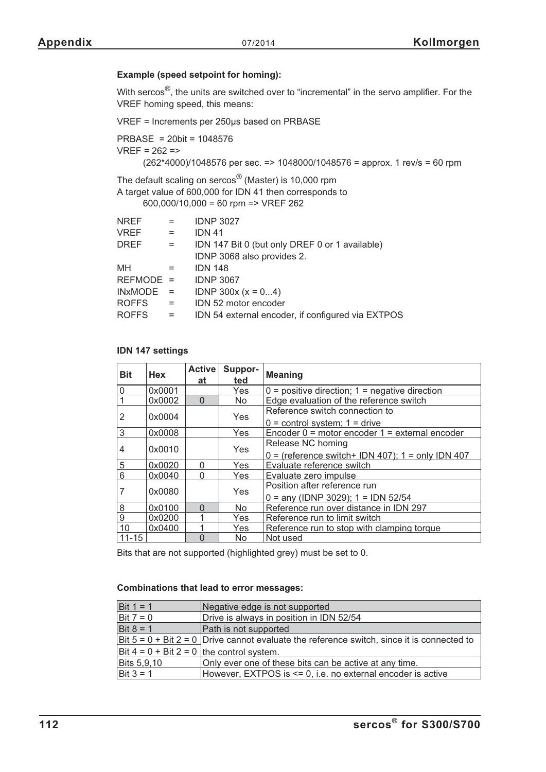**Example (speed setpoint for homing):**

With sercos®, the units are switched over to "incremental" in the servo amplifier. For the VREF homing speed, this means:

VREF = Increments per 250µs based on PRBASE

PRBASE = 20bit = 1048576
VREF = 262 =>
(262*4000)/1048576 per sec. => 1048000/1048576 = approx. 1 rev/s = 60 rpm

The default scaling on sercos® (Master) is 10,000 rpm
A target value of 600,000 for IDN 41 then corresponds to
600,000/10,000 = 60 rpm => VREF 262

| | | |
|---|---|---|
| NREF | = | IDNP 3027 |
| VREF | = | IDN 41 |
| DREF | = | IDN 147 Bit 0 (but only DREF 0 or 1 available) |
| | | IDNP 3068 also provides 2. |
| MH | = | IDN 148 |
| REFMODE | = | IDNP 3067 |
| INxMODE | = | IDNP 300x (x = 0...4) |
| ROFFS | = | IDN 52 motor encoder |
| ROFFS | = | IDN 54 external encoder, if configured via EXTPOS |

**IDN 147 settings**

| Bit | Hex | Active at | Suppor-ted | Meaning |
|---|---|---|---|---|
| 0 | 0x0001 | | Yes | 0 = positive direction; 1 = negative direction |
| 1 | 0x0002 | 0 | No | Edge evaluation of the reference switch |
| 2 | 0x0004 | | Yes | Reference switch connection to<br>0 = control system; 1 = drive |
| 3 | 0x0008 | | Yes | Encoder 0 = motor encoder 1 = external encoder |
| 4 | 0x0010 | | Yes | Release NC homing<br>0 = (reference switch+ IDN 407); 1 = only IDN 407 |
| 5 | 0x0020 | 0 | Yes | Evaluate reference switch |
| 6 | 0x0040 | 0 | Yes | Evaluate zero impulse |
| 7 | 0x0080 | | Yes | Position after reference run<br>0 = any (IDNP 3029); 1 = IDN 52/54 |
| 8 | 0x0100 | 0 | No | Reference run over distance in IDN 297 |
| 9 | 0x0200 | 1 | Yes | Reference run to limit switch |
| 10 | 0x0400 | 1 | Yes | Reference run to stop with clamping torque |
| 11-15 | | 0 | No | Not used |

Bits that are not supported (highlighted grey) must be set to 0.

**Combinations that lead to error messages:**

| | |
|---|---|
| Bit 1 = 1 | Negative edge is not supported |
| Bit 7 = 0 | Drive is always in position in IDN 52/54 |
| Bit 8 = 1 | Path is not supported |
| Bit 5 = 0 + Bit 2 = 0<br>Bit 4 = 0 + Bit 2 = 0 | Drive cannot evaluate the reference switch, since it is connected to the control system. |
| Bits 5,9,10 | Only ever one of these bits can be active at any time. |
| Bit 3 = 1 | However, EXTPOS is <= 0, i.e. no external encoder is active |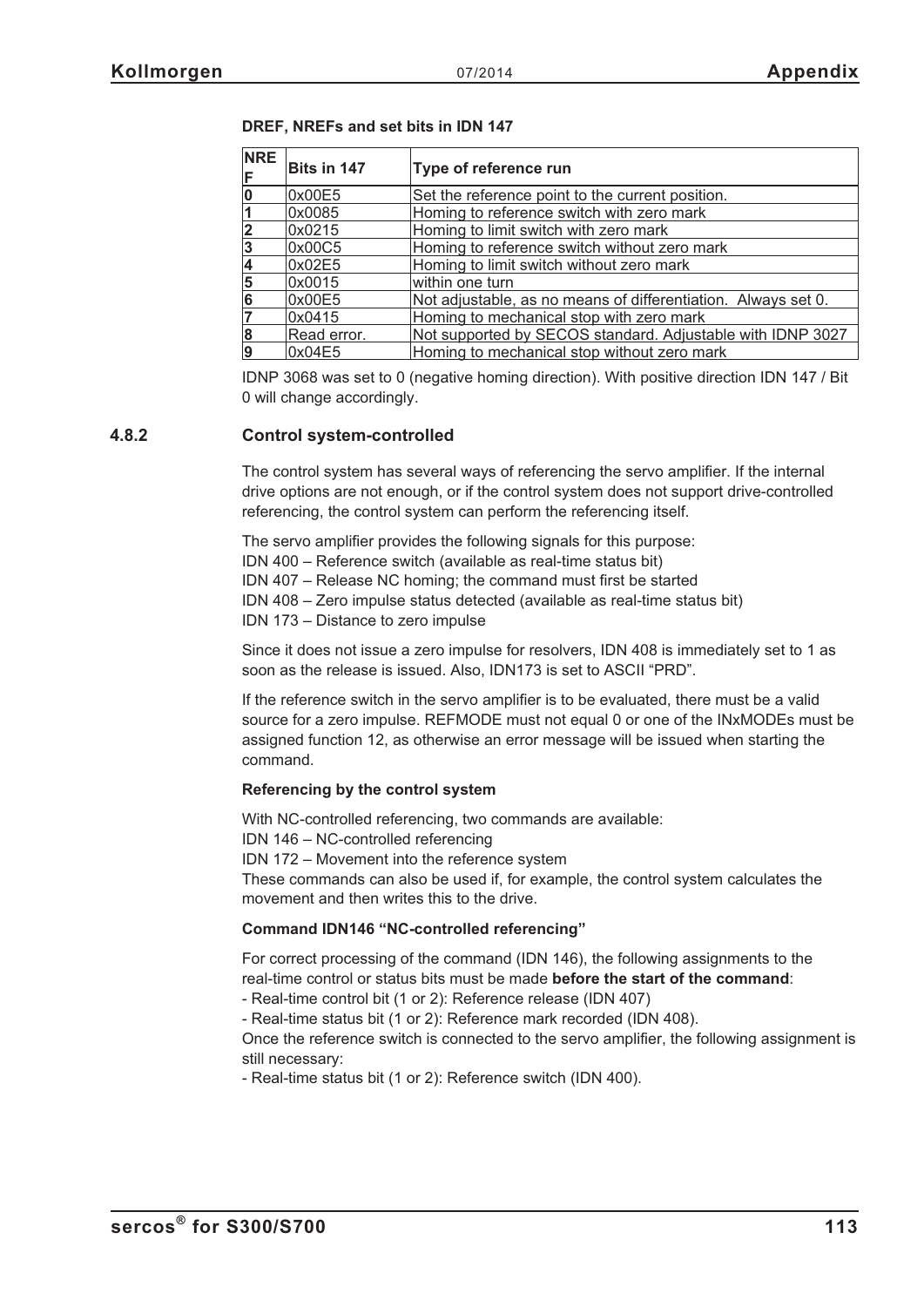**DREF, NREFs and set bits in IDN 147**

| NREF | Bits in 147 | Type of reference run |
|---|---|---|
| 0 | 0x00E5 | Set the reference point to the current position. |
| 1 | 0x0085 | Homing to reference switch with zero mark |
| 2 | 0x0215 | Homing to limit switch with zero mark |
| 3 | 0x00C5 | Homing to reference switch without zero mark |
| 4 | 0x02E5 | Homing to limit switch without zero mark |
| 5 | 0x0015 | within one turn |
| 6 | 0x00E5 | Not adjustable, as no means of differentiation. Always set 0. |
| 7 | 0x0415 | Homing to mechanical stop with zero mark |
| 8 | Read error. | Not supported by SECOS standard. Adjustable with IDNP 3027 |
| 9 | 0x04E5 | Homing to mechanical stop without zero mark |

IDNP 3068 was set to 0 (negative homing direction). With positive direction IDN 147 / Bit 0 will change accordingly.

### 4.8.2 Control system-controlled

The control system has several ways of referencing the servo amplifier. If the internal drive options are not enough, or if the control system does not support drive-controlled referencing, the control system can perform the referencing itself.

The servo amplifier provides the following signals for this purpose:
IDN 400 – Reference switch (available as real-time status bit)
IDN 407 – Release NC homing; the command must first be started
IDN 408 – Zero impulse status detected (available as real-time status bit)
IDN 173 – Distance to zero impulse

Since it does not issue a zero impulse for resolvers, IDN 408 is immediately set to 1 as soon as the release is issued. Also, IDN173 is set to ASCII "PRD".

If the reference switch in the servo amplifier is to be evaluated, there must be a valid source for a zero impulse. REFMODE must not equal 0 or one of the INxMODEs must be assigned function 12, as otherwise an error message will be issued when starting the command.

**Referencing by the control system**

With NC-controlled referencing, two commands are available:
IDN 146 – NC-controlled referencing
IDN 172 – Movement into the reference system
These commands can also be used if, for example, the control system calculates the movement and then writes this to the drive.

**Command IDN146 "NC-controlled referencing"**

For correct processing of the command (IDN 146), the following assignments to the real-time control or status bits must be made **before the start of the command**:
- Real-time control bit (1 or 2): Reference release (IDN 407)
- Real-time status bit (1 or 2): Reference mark recorded (IDN 408).
Once the reference switch is connected to the servo amplifier, the following assignment is still necessary:
- Real-time status bit (1 or 2): Reference switch (IDN 400).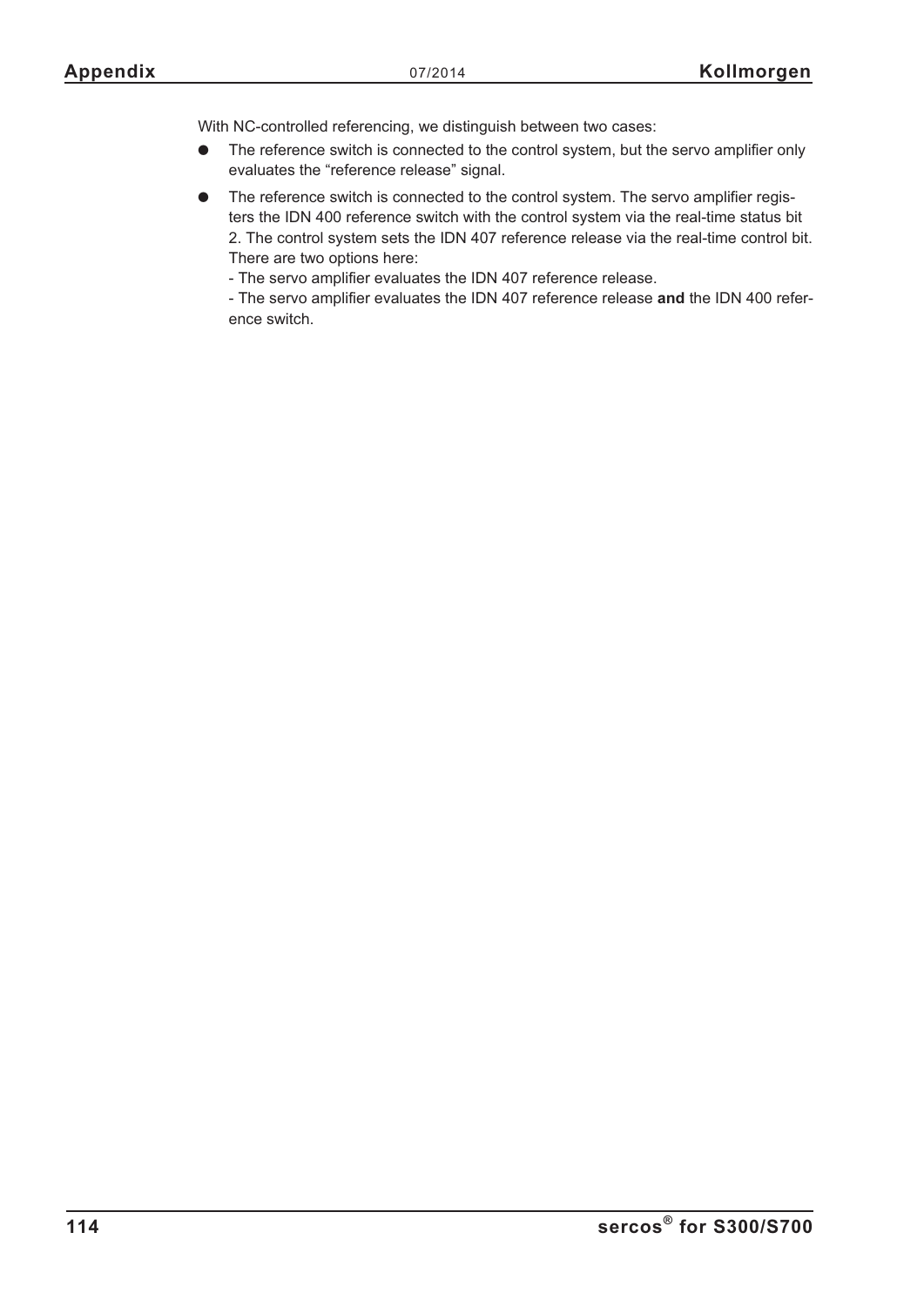With NC-controlled referencing, we distinguish between two cases:

- The reference switch is connected to the control system, but the servo amplifier only evaluates the “reference release” signal.
- The reference switch is connected to the control system. The servo amplifier registers the IDN 400 reference switch with the control system via the real-time status bit 2. The control system sets the IDN 407 reference release via the real-time control bit. There are two options here:
  - The servo amplifier evaluates the IDN 407 reference release.
  - The servo amplifier evaluates the IDN 407 reference release **and** the IDN 400 reference switch.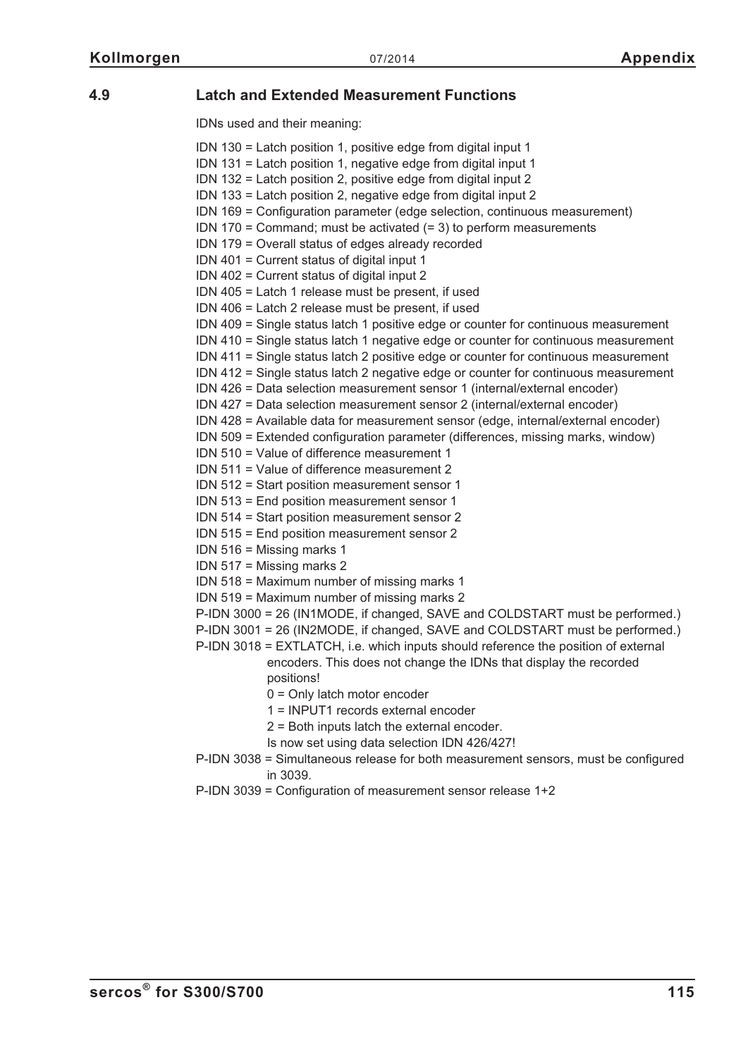## 4.9 Latch and Extended Measurement Functions

IDNs used and their meaning:

IDN 130 = Latch position 1, positive edge from digital input 1
IDN 131 = Latch position 1, negative edge from digital input 1
IDN 132 = Latch position 2, positive edge from digital input 2
IDN 133 = Latch position 2, negative edge from digital input 2
IDN 169 = Configuration parameter (edge selection, continuous measurement)
IDN 170 = Command; must be activated (= 3) to perform measurements
IDN 179 = Overall status of edges already recorded
IDN 401 = Current status of digital input 1
IDN 402 = Current status of digital input 2
IDN 405 = Latch 1 release must be present, if used
IDN 406 = Latch 2 release must be present, if used
IDN 409 = Single status latch 1 positive edge or counter for continuous measurement
IDN 410 = Single status latch 1 negative edge or counter for continuous measurement
IDN 411 = Single status latch 2 positive edge or counter for continuous measurement
IDN 412 = Single status latch 2 negative edge or counter for continuous measurement
IDN 426 = Data selection measurement sensor 1 (internal/external encoder)
IDN 427 = Data selection measurement sensor 2 (internal/external encoder)
IDN 428 = Available data for measurement sensor (edge, internal/external encoder)
IDN 509 = Extended configuration parameter (differences, missing marks, window)
IDN 510 = Value of difference measurement 1
IDN 511 = Value of difference measurement 2
IDN 512 = Start position measurement sensor 1
IDN 513 = End position measurement sensor 1
IDN 514 = Start position measurement sensor 2
IDN 515 = End position measurement sensor 2
IDN 516 = Missing marks 1
IDN 517 = Missing marks 2
IDN 518 = Maximum number of missing marks 1
IDN 519 = Maximum number of missing marks 2
P-IDN 3000 = 26 (IN1MODE, if changed, SAVE and COLDSTART must be performed.)
P-IDN 3001 = 26 (IN2MODE, if changed, SAVE and COLDSTART must be performed.)
P-IDN 3018 = EXTLATCH, i.e. which inputs should reference the position of external encoders. This does not change the IDNs that display the recorded positions!

- 0 = Only latch motor encoder
- 1 = INPUT1 records external encoder
- 2 = Both inputs latch the external encoder.

Is now set using data selection IDN 426/427!

P-IDN 3038 = Simultaneous release for both measurement sensors, must be configured in 3039.
P-IDN 3039 = Configuration of measurement sensor release 1+2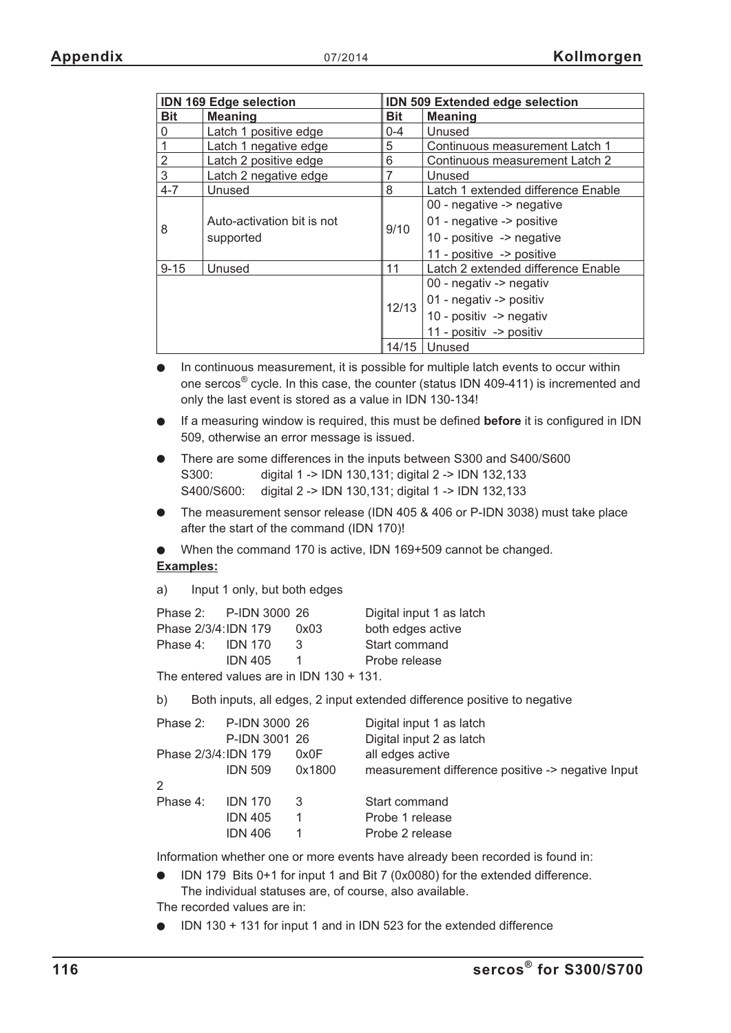| IDN 169 Edge selection | | IDN 509 Extended edge selection | |
|---|---|---|---|
| **Bit** | **Meaning** | **Bit** | **Meaning** |
| 0 | Latch 1 positive edge | 0-4 | Unused |
| 1 | Latch 1 negative edge | 5 | Continuous measurement Latch 1 |
| 2 | Latch 2 positive edge | 6 | Continuous measurement Latch 2 |
| 3 | Latch 2 negative edge | 7 | Unused |
| 4-7 | Unused | 8 | Latch 1 extended difference Enable |
| 8 | Auto-activation bit is not supported | 9/10 | 00 - negative -> negative<br>01 - negative -> positive<br>10 - positive -> negative<br>11 - positive -> positive |
| 9-15 | Unused | 11 | Latch 2 extended difference Enable |
| | | 12/13 | 00 - negativ -> negativ<br>01 - negativ -> positiv<br>10 - positiv -> negativ<br>11 - positiv -> positiv |
| | | 14/15 | Unused |

- In continuous measurement, it is possible for multiple latch events to occur within one sercos® cycle. In this case, the counter (status IDN 409-411) is incremented and only the last event is stored as a value in IDN 130-134!
- If a measuring window is required, this must be defined **before** it is configured in IDN 509, otherwise an error message is issued.
- There are some differences in the inputs between S300 and S400/S600
  S300: digital 1 -> IDN 130,131; digital 2 -> IDN 132,133
  S400/S600: digital 2 -> IDN 130,131; digital 1 -> IDN 132,133
- The measurement sensor release (IDN 405 & 406 or P-IDN 3038) must take place after the start of the command (IDN 170)!
- When the command 170 is active, IDN 169+509 cannot be changed.

**Examples:**

a) Input 1 only, but both edges

| | | | |
|---|---|---|---|
| Phase 2: | P-IDN 3000 | 26 | Digital input 1 as latch |
| Phase 2/3/4: | IDN 179 | 0x03 | both edges active |
| Phase 4: | IDN 170 | 3 | Start command |
| | IDN 405 | 1 | Probe release |

The entered values are in IDN 130 + 131.

b) Both inputs, all edges, 2 input extended difference positive to negative

| | | | |
|---|---|---|---|
| Phase 2: | P-IDN 3000 | 26 | Digital input 1 as latch |
| | P-IDN 3001 | 26 | Digital input 2 as latch |
| Phase 2/3/4: | IDN 179 | 0x0F | all edges active |
| | IDN 509 | 0x1800 | measurement difference positive -> negative Input 2 |
| Phase 4: | IDN 170 | 3 | Start command |
| | IDN 405 | 1 | Probe 1 release |
| | IDN 406 | 1 | Probe 2 release |

Information whether one or more events have already been recorded is found in:

- IDN 179 Bits 0+1 for input 1 and Bit 7 (0x0080) for the extended difference.
  The individual statuses are, of course, also available.

The recorded values are in:

- IDN 130 + 131 for input 1 and in IDN 523 for the extended difference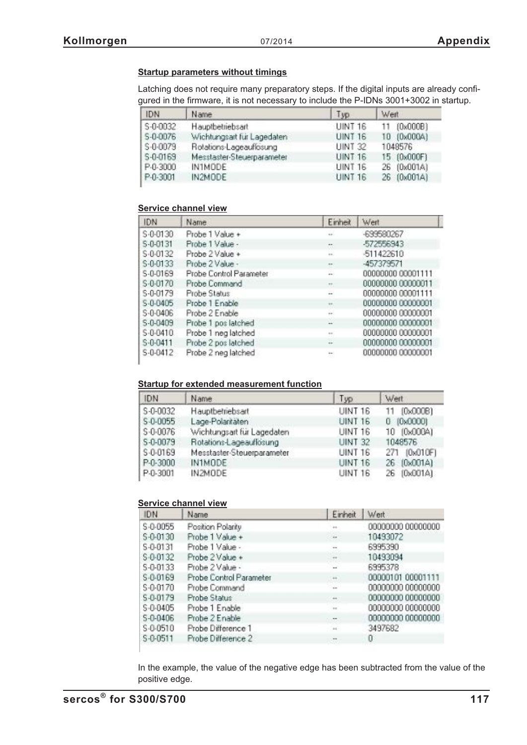#### Startup parameters without timings

Latching does not require many preparatory steps. If the digital inputs are already configured in the firmware, it is not necessary to include the P-IDNs 3001+3002 in startup.

| IDN | Name | Typ | Wert |
|---|---|---|---|
| S-0-0032 | Hauptbetriebsart | UINT 16 | 11 (0x000B) |
| S-0-0076 | Wichtungsart für Lagedaten | UINT 16 | 10 (0x000A) |
| S-0-0079 | Rotations-Lageauflösung | UINT 32 | 1048576 |
| S-0-0169 | Messtaster-Steuerparameter | UINT 16 | 15 (0x000F) |
| P-0-3000 | IN1MODE | UINT 16 | 26 (0x001A) |
| P-0-3001 | IN2MODE | UINT 16 | 26 (0x001A) |

#### Service channel view

| IDN | Name | Einheit | Wert |
|---|---|---|---|
| S-0-0130 | Probe 1 Value + | -- | -699580267 |
| S-0-0131 | Probe 1 Value - | -- | -572556943 |
| S-0-0132 | Probe 2 Value + | -- | -511422610 |
| S-0-0133 | Probe 2 Value - | -- | -457379571 |
| S-0-0169 | Probe Control Parameter | -- | 00000000 00001111 |
| S-0-0170 | Probe Command | -- | 00000000 00000011 |
| S-0-0179 | Probe Status | -- | 00000000 00001111 |
| S-0-0405 | Probe 1 Enable | -- | 00000000 00000001 |
| S-0-0406 | Probe 2 Enable | -- | 00000000 00000001 |
| S-0-0409 | Probe 1 pos latched | -- | 00000000 00000001 |
| S-0-0410 | Probe 1 neg latched | -- | 00000000 00000001 |
| S-0-0411 | Probe 2 pos latched | -- | 00000000 00000001 |
| S-0-0412 | Probe 2 neg latched | -- | 00000000 00000001 |

#### Startup for extended measurement function

| IDN | Name | Typ | Wert |
|---|---|---|---|
| S-0-0032 | Hauptbetriebsart | UINT 16 | 11 (0x000B) |
| S-0-0055 | Lage-Polaritäten | UINT 16 | 0 (0x0000) |
| S-0-0076 | Wichtungsart für Lagedaten | UINT 16 | 10 (0x000A) |
| S-0-0079 | Rotations-Lageauflösung | UINT 32 | 1048576 |
| S-0-0169 | Messtaster-Steuerparameter | UINT 16 | 271 (0x010F) |
| P-0-3000 | IN1MODE | UINT 16 | 26 (0x001A) |
| P-0-3001 | IN2MODE | UINT 16 | 26 (0x001A) |

#### Service channel view

| IDN | Name | Einheit | Wert |
|---|---|---|---|
| S-0-0055 | Position Polarity | -- | 00000000 00000000 |
| S-0-0130 | Probe 1 Value + | -- | 10493072 |
| S-0-0131 | Probe 1 Value - | -- | 6995390 |
| S-0-0132 | Probe 2 Value + | -- | 10493094 |
| S-0-0133 | Probe 2 Value - | -- | 6995378 |
| S-0-0169 | Probe Control Parameter | -- | 00000101 00001111 |
| S-0-0170 | Probe Command | -- | 00000000 00000000 |
| S-0-0179 | Probe Status | -- | 00000000 00000000 |
| S-0-0405 | Probe 1 Enable | -- | 00000000 00000000 |
| S-0-0406 | Probe 2 Enable | -- | 00000000 00000000 |
| S-0-0510 | Probe Difference 1 | -- | 3497682 |
| S-0-0511 | Probe Difference 2 | -- | 0 |

In the example, the value of the negative edge has been subtracted from the value of the positive edge.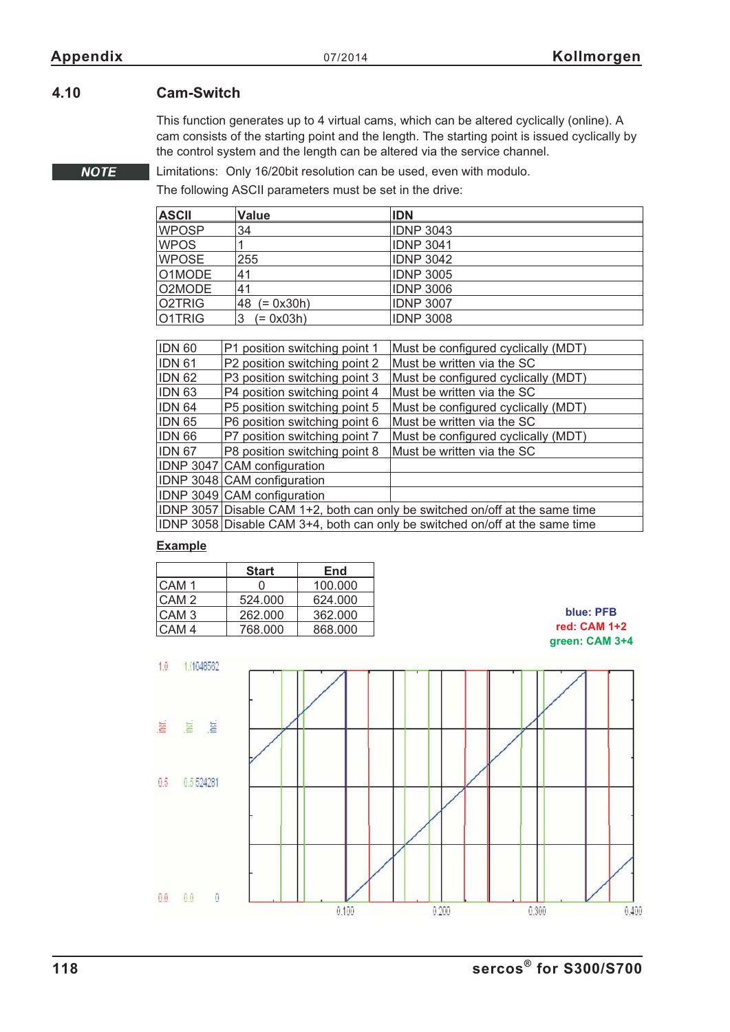## 4.10 Cam-Switch

This function generates up to 4 virtual cams, which can be altered cyclically (online). A cam consists of the starting point and the length. The starting point is issued cyclically by the control system and the length can be altered via the service channel.

**NOTE** Limitations: Only 16/20bit resolution can be used, even with modulo.

The following ASCII parameters must be set in the drive:

| ASCII | Value | IDN |
|---|---|---|
| WPOSP | 34 | IDNP 3043 |
| WPOS | 1 | IDNP 3041 |
| WPOSE | 255 | IDNP 3042 |
| O1MODE | 41 | IDNP 3005 |
| O2MODE | 41 | IDNP 3006 |
| O2TRIG | 48 (= 0x30h) | IDNP 3007 |
| O1TRIG | 3 (= 0x03h) | IDNP 3008 |

| | | |
|---|---|---|
| IDN 60 | P1 position switching point 1 | Must be configured cyclically (MDT) |
| IDN 61 | P2 position switching point 2 | Must be written via the SC |
| IDN 62 | P3 position switching point 3 | Must be configured cyclically (MDT) |
| IDN 63 | P4 position switching point 4 | Must be written via the SC |
| IDN 64 | P5 position switching point 5 | Must be configured cyclically (MDT) |
| IDN 65 | P6 position switching point 6 | Must be written via the SC |
| IDN 66 | P7 position switching point 7 | Must be configured cyclically (MDT) |
| IDN 67 | P8 position switching point 8 | Must be written via the SC |
| IDNP 3047 | CAM configuration | |
| IDNP 3048 | CAM configuration | |
| IDNP 3049 | CAM configuration | |
| IDNP 3057 | Disable CAM 1+2, both can only be switched on/off at the same time | |
| IDNP 3058 | Disable CAM 3+4, both can only be switched on/off at the same time | |

**Example**

| | Start | End |
|---|---|---|
| CAM 1 | 0 | 100.000 |
| CAM 2 | 524.000 | 624.000 |
| CAM 3 | 262.000 | 362.000 |
| CAM 4 | 768.000 | 868.000 |

blue: PFB
red: CAM 1+2
green: CAM 3+4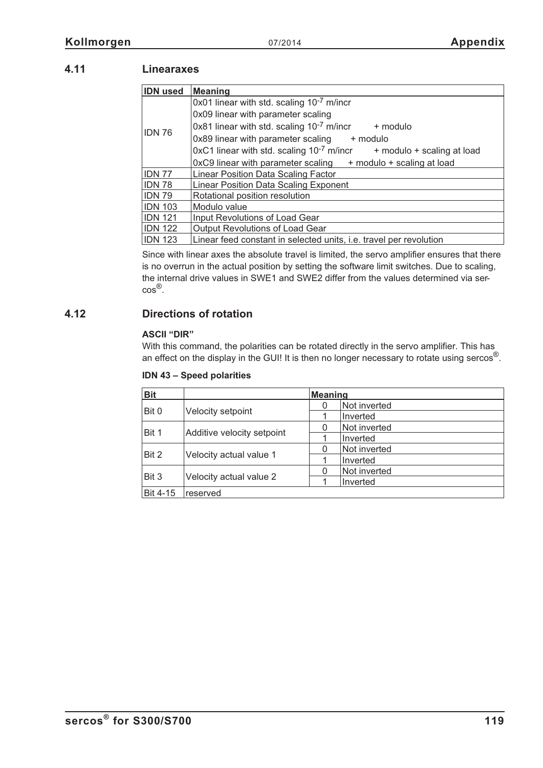## 4.11 Linearaxes

| IDN used | Meaning |
|---|---|
| IDN 76 | 0x01 linear with std. scaling $10^{-7}$ m/incr<br>0x09 linear with parameter scaling<br>0x81 linear with std. scaling $10^{-7}$ m/incr + modulo<br>0x89 linear with parameter scaling + modulo<br>0xC1 linear with std. scaling $10^{-7}$ m/incr + modulo + scaling at load<br>0xC9 linear with parameter scaling + modulo + scaling at load |
| IDN 77 | Linear Position Data Scaling Factor |
| IDN 78 | Linear Position Data Scaling Exponent |
| IDN 79 | Rotational position resolution |
| IDN 103 | Modulo value |
| IDN 121 | Input Revolutions of Load Gear |
| IDN 122 | Output Revolutions of Load Gear |
| IDN 123 | Linear feed constant in selected units, i.e. travel per revolution |

Since with linear axes the absolute travel is limited, the servo amplifier ensures that there is no overrun in the actual position by setting the software limit switches. Due to scaling, the internal drive values in SWE1 and SWE2 differ from the values determined via sercos®.

## 4.12 Directions of rotation

**ASCII "DIR"**

With this command, the polarities can be rotated directly in the servo amplifier. This has an effect on the display in the GUI! It is then no longer necessary to rotate using sercos®.

**IDN 43 – Speed polarities**

| Bit | | Meaning | |
|---|---|---|---|
| Bit 0 | Velocity setpoint | 0 | Not inverted |
| | | 1 | Inverted |
| Bit 1 | Additive velocity setpoint | 0 | Not inverted |
| | | 1 | Inverted |
| Bit 2 | Velocity actual value 1 | 0 | Not inverted |
| | | 1 | Inverted |
| Bit 3 | Velocity actual value 2 | 0 | Not inverted |
| | | 1 | Inverted |
| Bit 4-15 | reserved | | |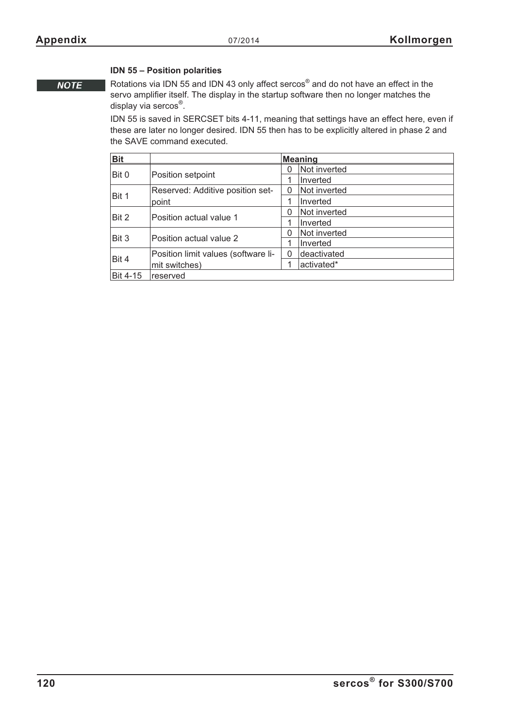### IDN 55 – Position polarities

**NOTE**

Rotations via IDN 55 and IDN 43 only affect sercos® and do not have an effect in the servo amplifier itself. The display in the startup software then no longer matches the display via sercos®.

IDN 55 is saved in SERCSET bits 4-11, meaning that settings have an effect here, even if these are later no longer desired. IDN 55 then has to be explicitly altered in phase 2 and the SAVE command executed.

| Bit | | Meaning | |
|---|---|---|---|
| Bit 0 | Position setpoint | 0 | Not inverted |
| | | 1 | Inverted |
| Bit 1 | Reserved: Additive position setpoint | 0 | Not inverted |
| | | 1 | Inverted |
| Bit 2 | Position actual value 1 | 0 | Not inverted |
| | | 1 | Inverted |
| Bit 3 | Position actual value 2 | 0 | Not inverted |
| | | 1 | Inverted |
| Bit 4 | Position limit values (software limit switches) | 0 | deactivated |
| | | 1 | activated* |
| Bit 4-15 | reserved | | |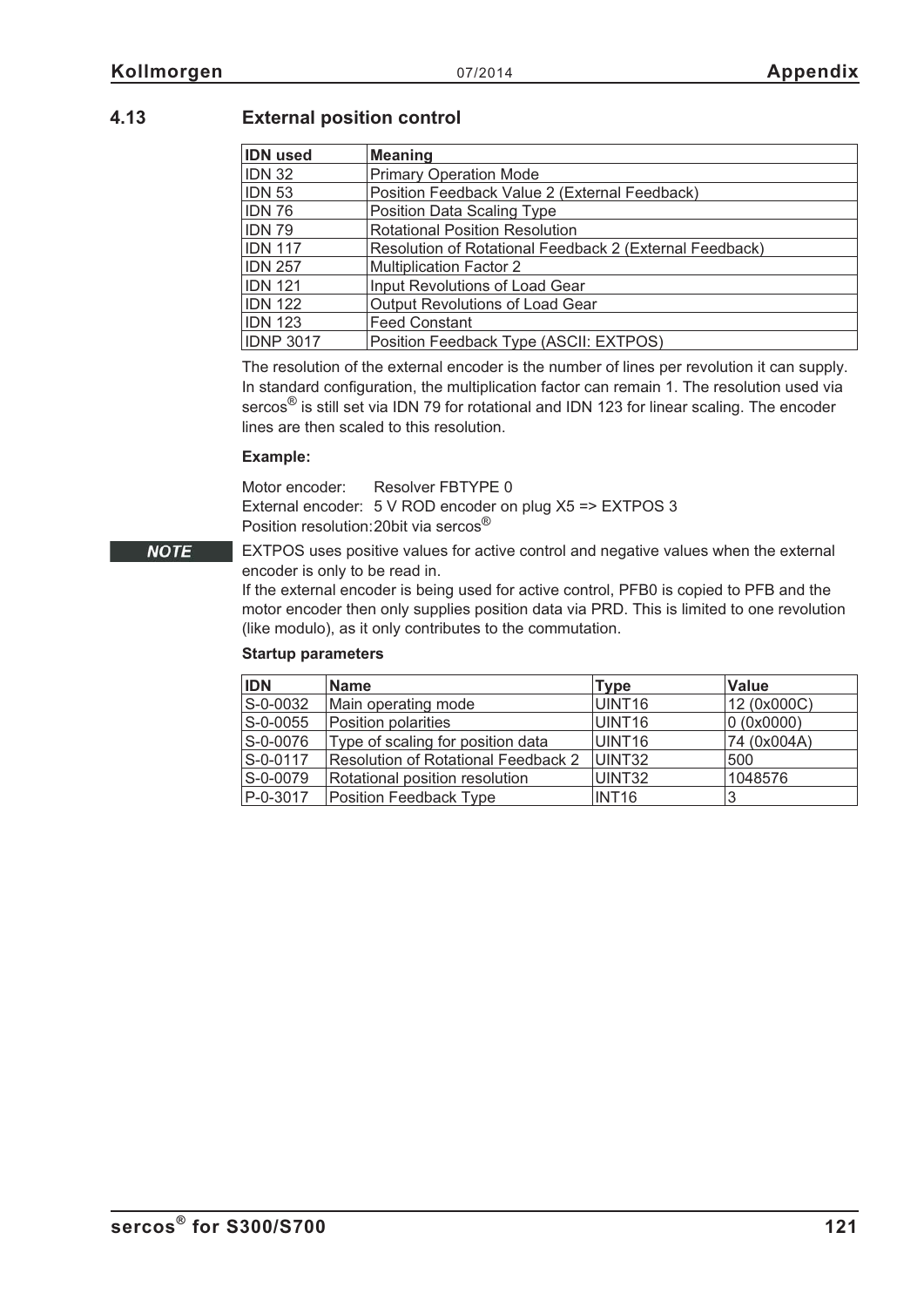## 4.13 External position control

| IDN used | Meaning |
|---|---|
| IDN 32 | Primary Operation Mode |
| IDN 53 | Position Feedback Value 2 (External Feedback) |
| IDN 76 | Position Data Scaling Type |
| IDN 79 | Rotational Position Resolution |
| IDN 117 | Resolution of Rotational Feedback 2 (External Feedback) |
| IDN 257 | Multiplication Factor 2 |
| IDN 121 | Input Revolutions of Load Gear |
| IDN 122 | Output Revolutions of Load Gear |
| IDN 123 | Feed Constant |
| IDNP 3017 | Position Feedback Type (ASCII: EXTPOS) |

The resolution of the external encoder is the number of lines per revolution it can supply. In standard configuration, the multiplication factor can remain 1. The resolution used via sercos® is still set via IDN 79 for rotational and IDN 123 for linear scaling. The encoder lines are then scaled to this resolution.

**Example:**

Motor encoder: Resolver FBTYPE 0
External encoder: 5 V ROD encoder on plug X5 => EXTPOS 3
Position resolution: 20bit via sercos®

***NOTE*** EXTPOS uses positive values for active control and negative values when the external encoder is only to be read in.
If the external encoder is being used for active control, PFB0 is copied to PFB and the motor encoder then only supplies position data via PRD. This is limited to one revolution (like modulo), as it only contributes to the commutation.

**Startup parameters**

| IDN | Name | Type | Value |
|---|---|---|---|
| S-0-0032 | Main operating mode | UINT16 | 12 (0x000C) |
| S-0-0055 | Position polarities | UINT16 | 0 (0x0000) |
| S-0-0076 | Type of scaling for position data | UINT16 | 74 (0x004A) |
| S-0-0117 | Resolution of Rotational Feedback 2 | UINT32 | 500 |
| S-0-0079 | Rotational position resolution | UINT32 | 1048576 |
| P-0-3017 | Position Feedback Type | INT16 | 3 |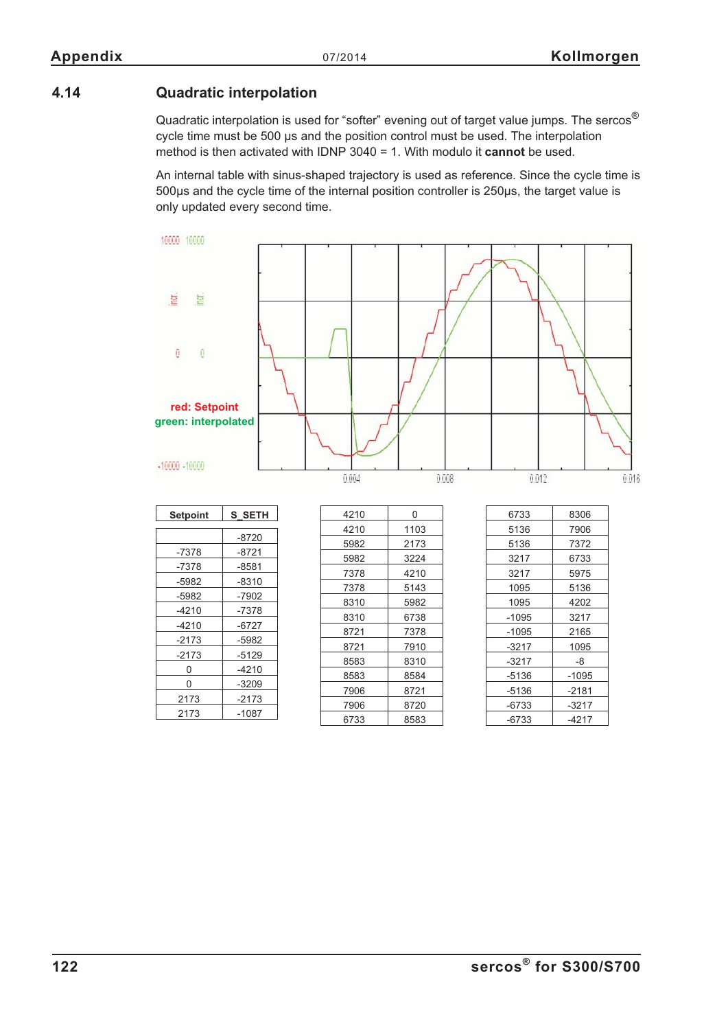## 4.14 Quadratic interpolation

Quadratic interpolation is used for "softer" evening out of target value jumps. The sercos® cycle time must be 500 µs and the position control must be used. The interpolation method is then activated with IDNP 3040 = 1. With modulo it **cannot** be used.

An internal table with sinus-shaped trajectory is used as reference. Since the cycle time is 500µs and the cycle time of the internal position controller is 250µs, the target value is only updated every second time.

red: Setpoint
green: interpolated

| Setpoint | S_SETH |
|---|---|
| | -8720 |
| -7378 | -8721 |
| -7378 | -8581 |
| -5982 | -8310 |
| -5982 | -7902 |
| -4210 | -7378 |
| -4210 | -6727 |
| -2173 | -5982 |
| -2173 | -5129 |
| 0 | -4210 |
| 0 | -3209 |
| 2173 | -2173 |
| 2173 | -1087 |

| Setpoint | S_SETH |
|---|---|
| 4210 | 0 |
| 4210 | 1103 |
| 5982 | 2173 |
| 5982 | 3224 |
| 7378 | 4210 |
| 7378 | 5143 |
| 8310 | 5982 |
| 8310 | 6738 |
| 8721 | 7378 |
| 8721 | 7910 |
| 8583 | 8310 |
| 8583 | 8584 |
| 7906 | 8721 |
| 7906 | 8720 |
| 6733 | 8583 |

| Setpoint | S_SETH |
|---|---|
| 6733 | 8306 |
| 5136 | 7906 |
| 5136 | 7372 |
| 3217 | 6733 |
| 3217 | 5975 |
| 1095 | 5136 |
| 1095 | 4202 |
| -1095 | 3217 |
| -1095 | 2165 |
| -3217 | 1095 |
| -3217 | -8 |
| -5136 | -1095 |
| -5136 | -2181 |
| -6733 | -3217 |
| -6733 | -4217 |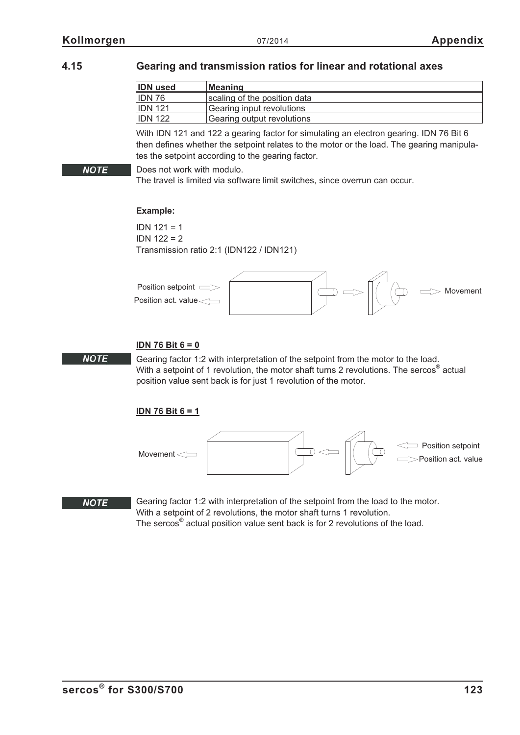## 4.15 Gearing and transmission ratios for linear and rotational axes

| IDN used | Meaning |
|---|---|
| IDN 76 | scaling of the position data |
| IDN 121 | Gearing input revolutions |
| IDN 122 | Gearing output revolutions |

With IDN 121 and 122 a gearing factor for simulating an electron gearing. IDN 76 Bit 6 then defines whether the setpoint relates to the motor or the load. The gearing manipulates the setpoint according to the gearing factor.

**NOTE** Does not work with modulo.
The travel is limited via software limit switches, since overrun can occur.

**Example:**

IDN 121 = 1
IDN 122 = 2
Transmission ratio 2:1 (IDN122 / IDN121)

Position setpoint
Position act. value
Movement

**IDN 76 Bit 6 = 0**

**NOTE** Gearing factor 1:2 with interpretation of the setpoint from the motor to the load.
With a setpoint of 1 revolution, the motor shaft turns 2 revolutions. The sercos® actual position value sent back is for just 1 revolution of the motor.

**IDN 76 Bit 6 = 1**

Movement
Position setpoint
Position act. value

**NOTE** Gearing factor 1:2 with interpretation of the setpoint from the load to the motor.
With a setpoint of 2 revolutions, the motor shaft turns 1 revolution.
The sercos® actual position value sent back is for 2 revolutions of the load.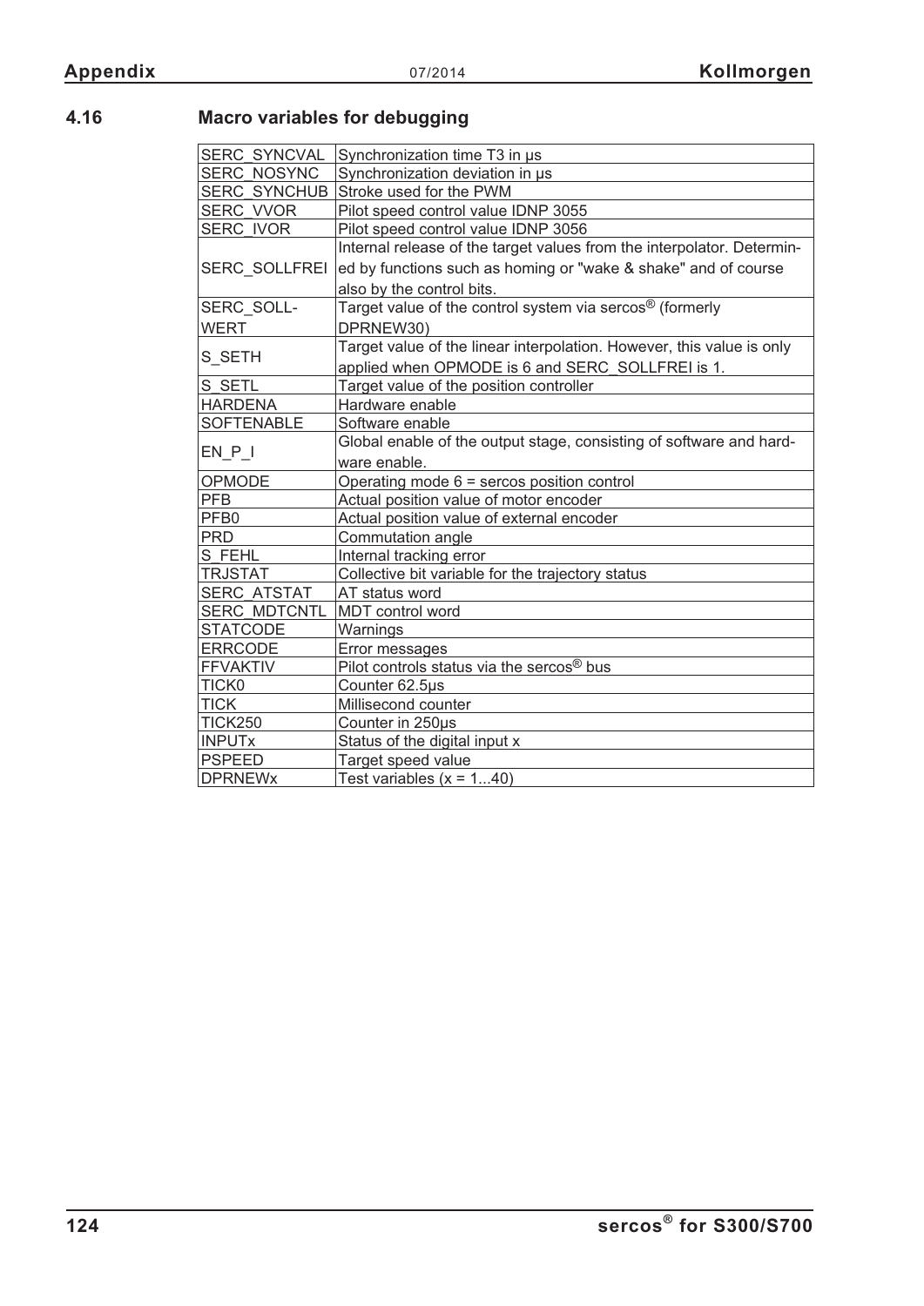## 4.16 Macro variables for debugging

| | |
|---|---|
| SERC_SYNCVAL | Synchronization time T3 in µs |
| SERC_NOSYNC | Synchronization deviation in µs |
| SERC_SYNCHUB | Stroke used for the PWM |
| SERC_VVOR | Pilot speed control value IDNP 3055 |
| SERC_IVOR | Pilot speed control value IDNP 3056 |
| SERC_SOLLFREI | Internal release of the target values from the interpolator. Determined by functions such as homing or "wake & shake" and of course also by the control bits. |
| SERC_SOLLWERT | Target value of the control system via sercos® (formerly DPRNEW30) |
| S_SETH | Target value of the linear interpolation. However, this value is only applied when OPMODE is 6 and SERC_SOLLFREI is 1. |
| S_SETL | Target value of the position controller |
| HARDENA | Hardware enable |
| SOFTENABLE | Software enable |
| EN_P_I | Global enable of the output stage, consisting of software and hardware enable. |
| OPMODE | Operating mode 6 = sercos position control |
| PFB | Actual position value of motor encoder |
| PFB0 | Actual position value of external encoder |
| PRD | Commutation angle |
| S_FEHL | Internal tracking error |
| TRJSTAT | Collective bit variable for the trajectory status |
| SERC_ATSTAT | AT status word |
| SERC_MDTCNTL | MDT control word |
| STATCODE | Warnings |
| ERRCODE | Error messages |
| FFVAKTIV | Pilot controls status via the sercos® bus |
| TICK0 | Counter 62.5µs |
| TICK | Millisecond counter |
| TICK250 | Counter in 250µs |
| INPUTx | Status of the digital input x |
| PSPEED | Target speed value |
| DPRNEWx | Test variables (x = 1...40) |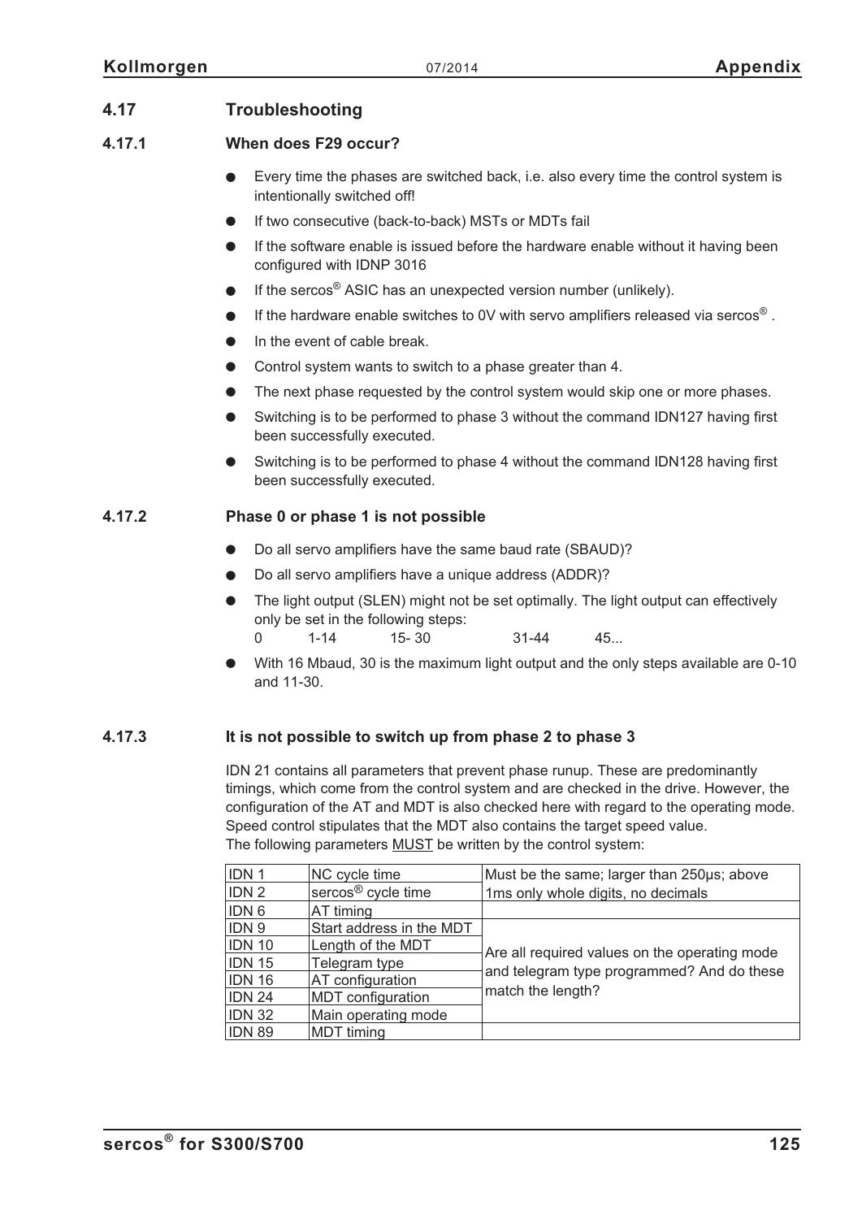## 4.17 Troubleshooting

### 4.17.1 When does F29 occur?

- Every time the phases are switched back, i.e. also every time the control system is intentionally switched off!
- If two consecutive (back-to-back) MSTs or MDTs fail
- If the software enable is issued before the hardware enable without it having been configured with IDNP 3016
- If the sercos® ASIC has an unexpected version number (unlikely).
- If the hardware enable switches to 0V with servo amplifiers released via sercos® .
- In the event of cable break.
- Control system wants to switch to a phase greater than 4.
- The next phase requested by the control system would skip one or more phases.
- Switching is to be performed to phase 3 without the command IDN127 having first been successfully executed.
- Switching is to be performed to phase 4 without the command IDN128 having first been successfully executed.

### 4.17.2 Phase 0 or phase 1 is not possible

- Do all servo amplifiers have the same baud rate (SBAUD)?
- Do all servo amplifiers have a unique address (ADDR)?
- The light output (SLEN) might not be set optimally. The light output can effectively only be set in the following steps:
  0 1-14 15- 30 31-44 45...
- With 16 Mbaud, 30 is the maximum light output and the only steps available are 0-10 and 11-30.

### 4.17.3 It is not possible to switch up from phase 2 to phase 3

IDN 21 contains all parameters that prevent phase runup. These are predominantly timings, which come from the control system and are checked in the drive. However, the configuration of the AT and MDT is also checked here with regard to the operating mode. Speed control stipulates that the MDT also contains the target speed value.
The following parameters MUST be written by the control system:

| | | |
|---|---|---|
| IDN 1 | NC cycle time | Must be the same; larger than 250µs; above 1ms only whole digits, no decimals |
| IDN 2 | sercos® cycle time | |
| IDN 6 | AT timing | |
| IDN 9 | Start address in the MDT | Are all required values on the operating mode and telegram type programmed? And do these match the length? |
| IDN 10 | Length of the MDT | |
| IDN 15 | Telegram type | |
| IDN 16 | AT configuration | |
| IDN 24 | MDT configuration | |
| IDN 32 | Main operating mode | |
| IDN 89 | MDT timing | |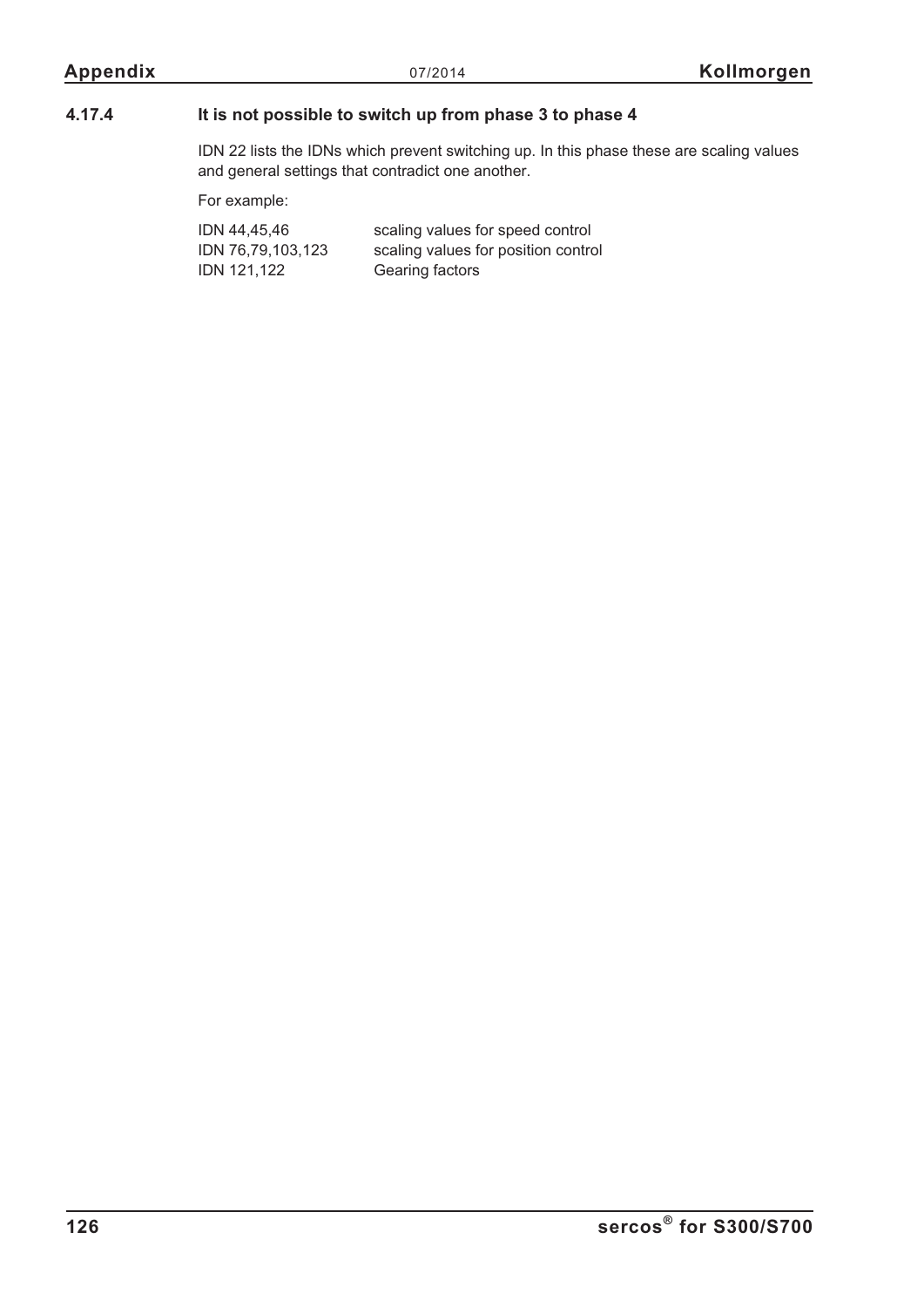### 4.17.4 It is not possible to switch up from phase 3 to phase 4

IDN 22 lists the IDNs which prevent switching up. In this phase these are scaling values and general settings that contradict one another.

For example:

| | |
|---|---|
| IDN 44,45,46 | scaling values for speed control |
| IDN 76,79,103,123 | scaling values for position control |
| IDN 121,122 | Gearing factors |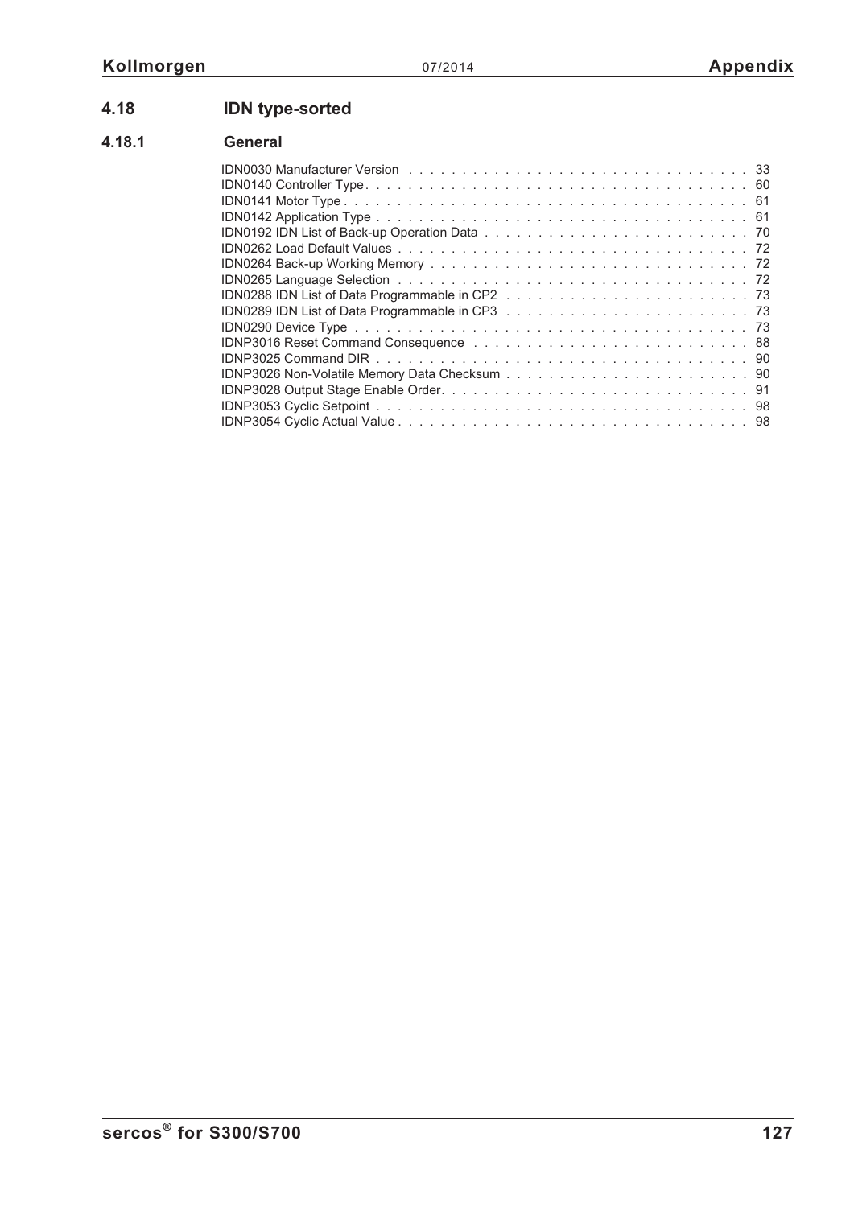## 4.18 IDN type-sorted

### 4.18.1 General

IDN0030 Manufacturer Version . . . . . . . . . . . . . . . . . . . . . . . . . . . . . . . . . 33
IDN0140 Controller Type. . . . . . . . . . . . . . . . . . . . . . . . . . . . . . . . . . . . . 60
IDN0141 Motor Type . . . . . . . . . . . . . . . . . . . . . . . . . . . . . . . . . . . . . . . 61
IDN0142 Application Type . . . . . . . . . . . . . . . . . . . . . . . . . . . . . . . . . . . . 61
IDN0192 IDN List of Back-up Operation Data . . . . . . . . . . . . . . . . . . . . . . . . . 70
IDN0262 Load Default Values . . . . . . . . . . . . . . . . . . . . . . . . . . . . . . . . . . 72
IDN0264 Back-up Working Memory . . . . . . . . . . . . . . . . . . . . . . . . . . . . . . . 72
IDN0265 Language Selection . . . . . . . . . . . . . . . . . . . . . . . . . . . . . . . . . . 72
IDN0288 IDN List of Data Programmable in CP2 . . . . . . . . . . . . . . . . . . . . . . . 73
IDN0289 IDN List of Data Programmable in CP3 . . . . . . . . . . . . . . . . . . . . . . . 73
IDN0290 Device Type . . . . . . . . . . . . . . . . . . . . . . . . . . . . . . . . . . . . . . . 73
IDNP3016 Reset Command Consequence . . . . . . . . . . . . . . . . . . . . . . . . . . . 88
IDNP3025 Command DIR . . . . . . . . . . . . . . . . . . . . . . . . . . . . . . . . . . . . . 90
IDNP3026 Non-Volatile Memory Data Checksum . . . . . . . . . . . . . . . . . . . . . . . 90
IDNP3028 Output Stage Enable Order. . . . . . . . . . . . . . . . . . . . . . . . . . . . . . 91
IDNP3053 Cyclic Setpoint . . . . . . . . . . . . . . . . . . . . . . . . . . . . . . . . . . . . 98
IDNP3054 Cyclic Actual Value . . . . . . . . . . . . . . . . . . . . . . . . . . . . . . . . . . 98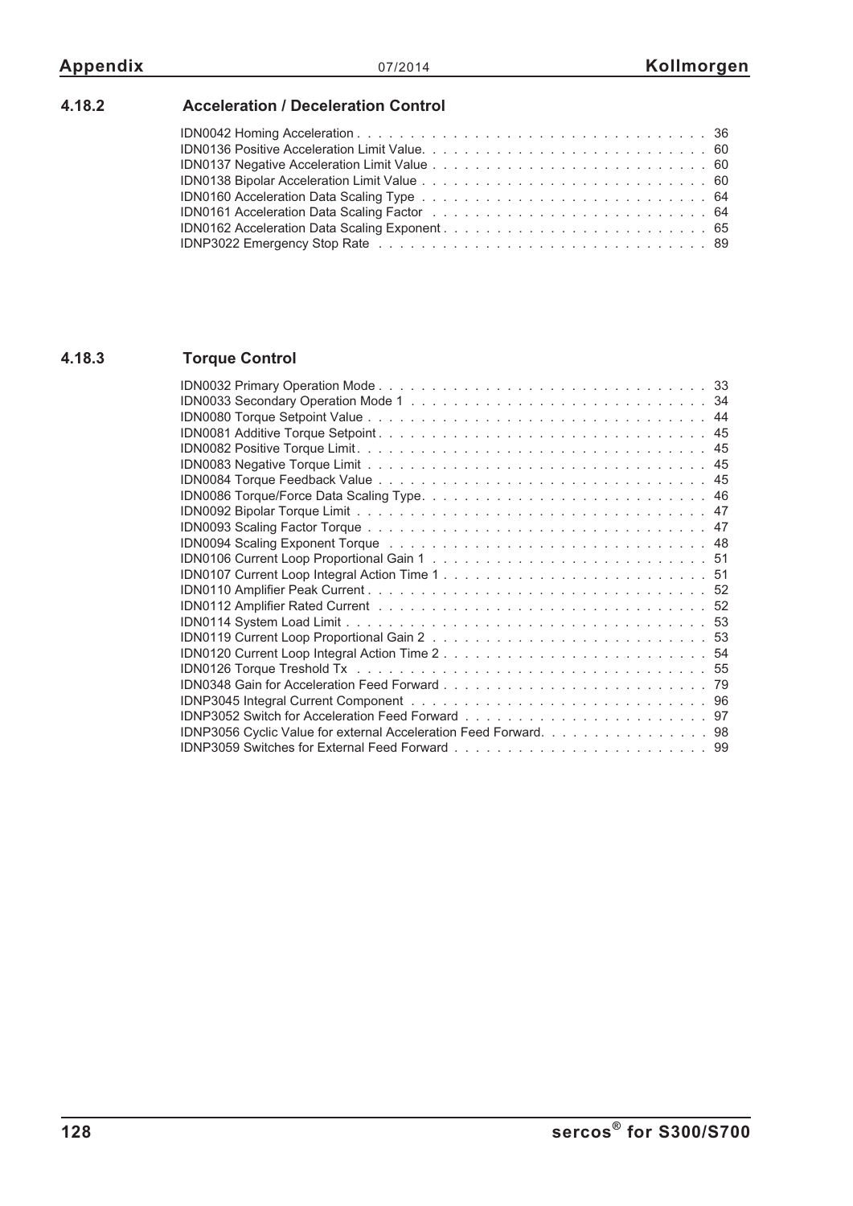### 4.18.2 Acceleration / Deceleration Control

IDN0042 Homing Acceleration . . . . . . . . . . . . . . . . . . . . . . . . . . . . . . . . . 36
IDN0136 Positive Acceleration Limit Value. . . . . . . . . . . . . . . . . . . . . . . . . . 60
IDN0137 Negative Acceleration Limit Value . . . . . . . . . . . . . . . . . . . . . . . . . 60
IDN0138 Bipolar Acceleration Limit Value . . . . . . . . . . . . . . . . . . . . . . . . . . 60
IDN0160 Acceleration Data Scaling Type . . . . . . . . . . . . . . . . . . . . . . . . . . 64
IDN0161 Acceleration Data Scaling Factor . . . . . . . . . . . . . . . . . . . . . . . . . 64
IDN0162 Acceleration Data Scaling Exponent . . . . . . . . . . . . . . . . . . . . . . . . 65
IDNP3022 Emergency Stop Rate . . . . . . . . . . . . . . . . . . . . . . . . . . . . . . . 89

### 4.18.3 Torque Control

IDN0032 Primary Operation Mode . . . . . . . . . . . . . . . . . . . . . . . . . . . . . . 33
IDN0033 Secondary Operation Mode 1 . . . . . . . . . . . . . . . . . . . . . . . . . . . 34
IDN0080 Torque Setpoint Value . . . . . . . . . . . . . . . . . . . . . . . . . . . . . . . 44
IDN0081 Additive Torque Setpoint . . . . . . . . . . . . . . . . . . . . . . . . . . . . . . 45
IDN0082 Positive Torque Limit. . . . . . . . . . . . . . . . . . . . . . . . . . . . . . . . 45
IDN0083 Negative Torque Limit . . . . . . . . . . . . . . . . . . . . . . . . . . . . . . . 45
IDN0084 Torque Feedback Value . . . . . . . . . . . . . . . . . . . . . . . . . . . . . . . 45
IDN0086 Torque/Force Data Scaling Type. . . . . . . . . . . . . . . . . . . . . . . . . . 46
IDN0092 Bipolar Torque Limit . . . . . . . . . . . . . . . . . . . . . . . . . . . . . . . . 47
IDN0093 Scaling Factor Torque . . . . . . . . . . . . . . . . . . . . . . . . . . . . . . . 47
IDN0094 Scaling Exponent Torque . . . . . . . . . . . . . . . . . . . . . . . . . . . . . . 48
IDN0106 Current Loop Proportional Gain 1 . . . . . . . . . . . . . . . . . . . . . . . . . 51
IDN0107 Current Loop Integral Action Time 1 . . . . . . . . . . . . . . . . . . . . . . . . 51
IDN0110 Amplifier Peak Current . . . . . . . . . . . . . . . . . . . . . . . . . . . . . . . 52
IDN0112 Amplifier Rated Current . . . . . . . . . . . . . . . . . . . . . . . . . . . . . . 52
IDN0114 System Load Limit . . . . . . . . . . . . . . . . . . . . . . . . . . . . . . . . . 53
IDN0119 Current Loop Proportional Gain 2 . . . . . . . . . . . . . . . . . . . . . . . . . 53
IDN0120 Current Loop Integral Action Time 2 . . . . . . . . . . . . . . . . . . . . . . . . 54
IDN0126 Torque Treshold Tx . . . . . . . . . . . . . . . . . . . . . . . . . . . . . . . . 55
IDN0348 Gain for Acceleration Feed Forward . . . . . . . . . . . . . . . . . . . . . . . . 79
IDNP3045 Integral Current Component . . . . . . . . . . . . . . . . . . . . . . . . . . . 96
IDNP3052 Switch for Acceleration Feed Forward . . . . . . . . . . . . . . . . . . . . . . 97
IDNP3056 Cyclic Value for external Acceleration Feed Forward. . . . . . . . . . . . . . . 98
IDNP3059 Switches for External Feed Forward . . . . . . . . . . . . . . . . . . . . . . . 99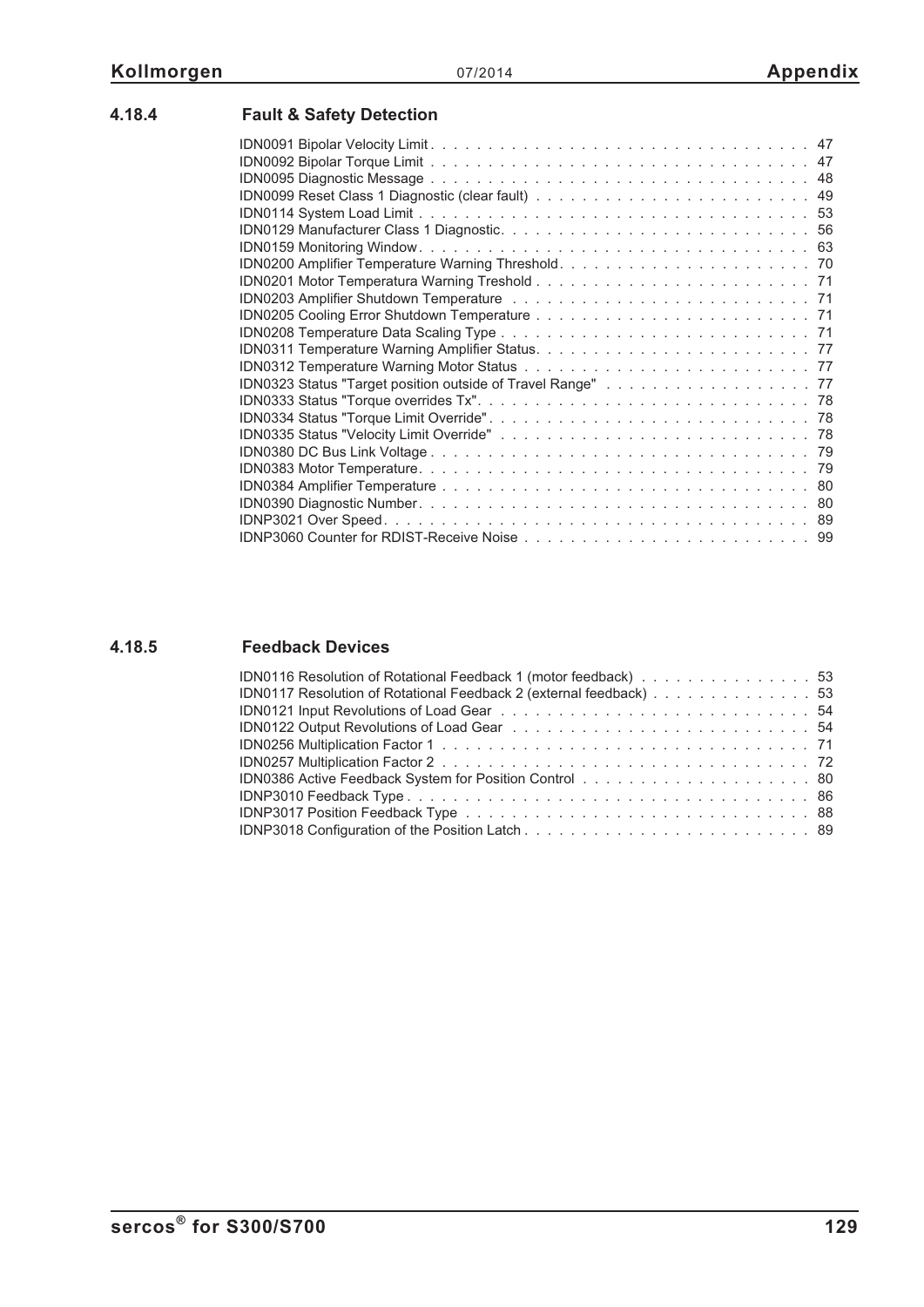### 4.18.4 Fault & Safety Detection

IDN0091 Bipolar Velocity Limit . . . . . . . . . . . . . . . . . . . . . . . . . . . . . . . . . 47
IDN0092 Bipolar Torque Limit . . . . . . . . . . . . . . . . . . . . . . . . . . . . . . . . . 47
IDN0095 Diagnostic Message . . . . . . . . . . . . . . . . . . . . . . . . . . . . . . . . . 48
IDN0099 Reset Class 1 Diagnostic (clear fault) . . . . . . . . . . . . . . . . . . . . . . . . 49
IDN0114 System Load Limit . . . . . . . . . . . . . . . . . . . . . . . . . . . . . . . . . 53
IDN0129 Manufacturer Class 1 Diagnostic. . . . . . . . . . . . . . . . . . . . . . . . . . 56
IDN0159 Monitoring Window. . . . . . . . . . . . . . . . . . . . . . . . . . . . . . . . . 63
IDN0200 Amplifier Temperature Warning Threshold. . . . . . . . . . . . . . . . . . . . . . 70
IDN0201 Motor Temperatura Warning Treshold . . . . . . . . . . . . . . . . . . . . . . . 71
IDN0203 Amplifier Shutdown Temperature . . . . . . . . . . . . . . . . . . . . . . . . . 71
IDN0205 Cooling Error Shutdown Temperature . . . . . . . . . . . . . . . . . . . . . . . 71
IDN0208 Temperature Data Scaling Type . . . . . . . . . . . . . . . . . . . . . . . . . . 71
IDN0311 Temperature Warning Amplifier Status. . . . . . . . . . . . . . . . . . . . . . . 77
IDN0312 Temperature Warning Motor Status . . . . . . . . . . . . . . . . . . . . . . . . 77
IDN0323 Status "Target position outside of Travel Range" . . . . . . . . . . . . . . . . . . 77
IDN0333 Status "Torque overrides Tx". . . . . . . . . . . . . . . . . . . . . . . . . . . . 78
IDN0334 Status "Torque Limit Override" . . . . . . . . . . . . . . . . . . . . . . . . . . 78
IDN0335 Status "Velocity Limit Override" . . . . . . . . . . . . . . . . . . . . . . . . . 78
IDN0380 DC Bus Link Voltage . . . . . . . . . . . . . . . . . . . . . . . . . . . . . . . . 79
IDN0383 Motor Temperature. . . . . . . . . . . . . . . . . . . . . . . . . . . . . . . . . 79
IDN0384 Amplifier Temperature . . . . . . . . . . . . . . . . . . . . . . . . . . . . . . . 80
IDN0390 Diagnostic Number. . . . . . . . . . . . . . . . . . . . . . . . . . . . . . . . . 80
IDNP3021 Over Speed. . . . . . . . . . . . . . . . . . . . . . . . . . . . . . . . . . . . 89
IDNP3060 Counter for RDIST-Receive Noise . . . . . . . . . . . . . . . . . . . . . . . . 99

### 4.18.5 Feedback Devices

IDN0116 Resolution of Rotational Feedback 1 (motor feedback) . . . . . . . . . . . . . . . 53
IDN0117 Resolution of Rotational Feedback 2 (external feedback) . . . . . . . . . . . . . . 53
IDN0121 Input Revolutions of Load Gear . . . . . . . . . . . . . . . . . . . . . . . . . . 54
IDN0122 Output Revolutions of Load Gear . . . . . . . . . . . . . . . . . . . . . . . . . 54
IDN0256 Multiplication Factor 1 . . . . . . . . . . . . . . . . . . . . . . . . . . . . . . . 71
IDN0257 Multiplication Factor 2 . . . . . . . . . . . . . . . . . . . . . . . . . . . . . . . 72
IDN0386 Active Feedback System for Position Control . . . . . . . . . . . . . . . . . . . 80
IDNP3010 Feedback Type . . . . . . . . . . . . . . . . . . . . . . . . . . . . . . . . . . 86
IDNP3017 Position Feedback Type . . . . . . . . . . . . . . . . . . . . . . . . . . . . . 88
IDNP3018 Configuration of the Position Latch . . . . . . . . . . . . . . . . . . . . . . . . 89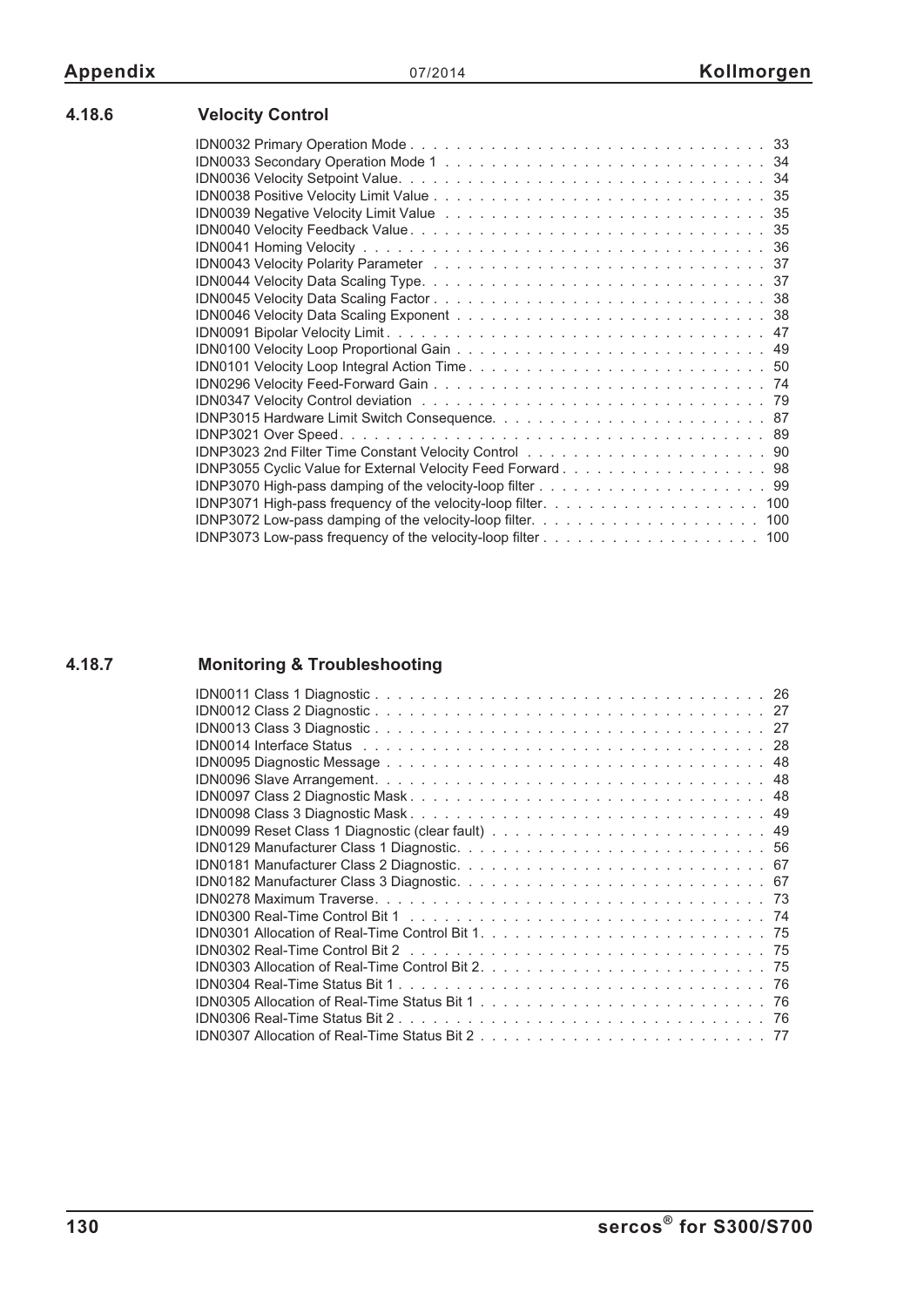### 4.18.6 Velocity Control

IDN0032 Primary Operation Mode . . . . . . . . . . . . . . . . . . . . . . . . . . . . . . . . 33
IDN0033 Secondary Operation Mode 1 . . . . . . . . . . . . . . . . . . . . . . . . . . . . 34
IDN0036 Velocity Setpoint Value. . . . . . . . . . . . . . . . . . . . . . . . . . . . . . . . 34
IDN0038 Positive Velocity Limit Value . . . . . . . . . . . . . . . . . . . . . . . . . . . . 35
IDN0039 Negative Velocity Limit Value . . . . . . . . . . . . . . . . . . . . . . . . . . . . 35
IDN0040 Velocity Feedback Value. . . . . . . . . . . . . . . . . . . . . . . . . . . . . . . 35
IDN0041 Homing Velocity . . . . . . . . . . . . . . . . . . . . . . . . . . . . . . . . . . . 36
IDN0043 Velocity Polarity Parameter . . . . . . . . . . . . . . . . . . . . . . . . . . . . 37
IDN0044 Velocity Data Scaling Type. . . . . . . . . . . . . . . . . . . . . . . . . . . . . 37
IDN0045 Velocity Data Scaling Factor . . . . . . . . . . . . . . . . . . . . . . . . . . . . 38
IDN0046 Velocity Data Scaling Exponent . . . . . . . . . . . . . . . . . . . . . . . . . . 38
IDN0091 Bipolar Velocity Limit . . . . . . . . . . . . . . . . . . . . . . . . . . . . . . . . 47
IDN0100 Velocity Loop Proportional Gain . . . . . . . . . . . . . . . . . . . . . . . . . . 49
IDN0101 Velocity Loop Integral Action Time . . . . . . . . . . . . . . . . . . . . . . . . . 50
IDN0296 Velocity Feed-Forward Gain . . . . . . . . . . . . . . . . . . . . . . . . . . . . 74
IDN0347 Velocity Control deviation . . . . . . . . . . . . . . . . . . . . . . . . . . . . . 79
IDNP3015 Hardware Limit Switch Consequence. . . . . . . . . . . . . . . . . . . . . . . 87
IDNP3021 Over Speed. . . . . . . . . . . . . . . . . . . . . . . . . . . . . . . . . . . . . 89
IDNP3023 2nd Filter Time Constant Velocity Control . . . . . . . . . . . . . . . . . . . . 90
IDNP3055 Cyclic Value for External Velocity Feed Forward . . . . . . . . . . . . . . . . . 98
IDNP3070 High-pass damping of the velocity-loop filter . . . . . . . . . . . . . . . . . . . 99
IDNP3071 High-pass frequency of the velocity-loop filter. . . . . . . . . . . . . . . . . . 100
IDNP3072 Low-pass damping of the velocity-loop filter. . . . . . . . . . . . . . . . . . . 100
IDNP3073 Low-pass frequency of the velocity-loop filter . . . . . . . . . . . . . . . . . . 100

### 4.18.7 Monitoring & Troubleshooting

IDN0011 Class 1 Diagnostic . . . . . . . . . . . . . . . . . . . . . . . . . . . . . . . . . 26
IDN0012 Class 2 Diagnostic . . . . . . . . . . . . . . . . . . . . . . . . . . . . . . . . . 27
IDN0013 Class 3 Diagnostic . . . . . . . . . . . . . . . . . . . . . . . . . . . . . . . . . 27
IDN0014 Interface Status . . . . . . . . . . . . . . . . . . . . . . . . . . . . . . . . . . 28
IDN0095 Diagnostic Message . . . . . . . . . . . . . . . . . . . . . . . . . . . . . . . . 48
IDN0096 Slave Arrangement. . . . . . . . . . . . . . . . . . . . . . . . . . . . . . . . . 48
IDN0097 Class 2 Diagnostic Mask . . . . . . . . . . . . . . . . . . . . . . . . . . . . . . 48
IDN0098 Class 3 Diagnostic Mask . . . . . . . . . . . . . . . . . . . . . . . . . . . . . . 49
IDN0099 Reset Class 1 Diagnostic (clear fault) . . . . . . . . . . . . . . . . . . . . . . . 49
IDN0129 Manufacturer Class 1 Diagnostic. . . . . . . . . . . . . . . . . . . . . . . . . . 56
IDN0181 Manufacturer Class 2 Diagnostic. . . . . . . . . . . . . . . . . . . . . . . . . . 67
IDN0182 Manufacturer Class 3 Diagnostic. . . . . . . . . . . . . . . . . . . . . . . . . . 67
IDN0278 Maximum Traverse. . . . . . . . . . . . . . . . . . . . . . . . . . . . . . . . . 73
IDN0300 Real-Time Control Bit 1 . . . . . . . . . . . . . . . . . . . . . . . . . . . . . . 74
IDN0301 Allocation of Real-Time Control Bit 1. . . . . . . . . . . . . . . . . . . . . . . . 75
IDN0302 Real-Time Control Bit 2 . . . . . . . . . . . . . . . . . . . . . . . . . . . . . . 75
IDN0303 Allocation of Real-Time Control Bit 2. . . . . . . . . . . . . . . . . . . . . . . . 75
IDN0304 Real-Time Status Bit 1 . . . . . . . . . . . . . . . . . . . . . . . . . . . . . . . 76
IDN0305 Allocation of Real-Time Status Bit 1 . . . . . . . . . . . . . . . . . . . . . . . . 76
IDN0306 Real-Time Status Bit 2 . . . . . . . . . . . . . . . . . . . . . . . . . . . . . . . 76
IDN0307 Allocation of Real-Time Status Bit 2 . . . . . . . . . . . . . . . . . . . . . . . . 77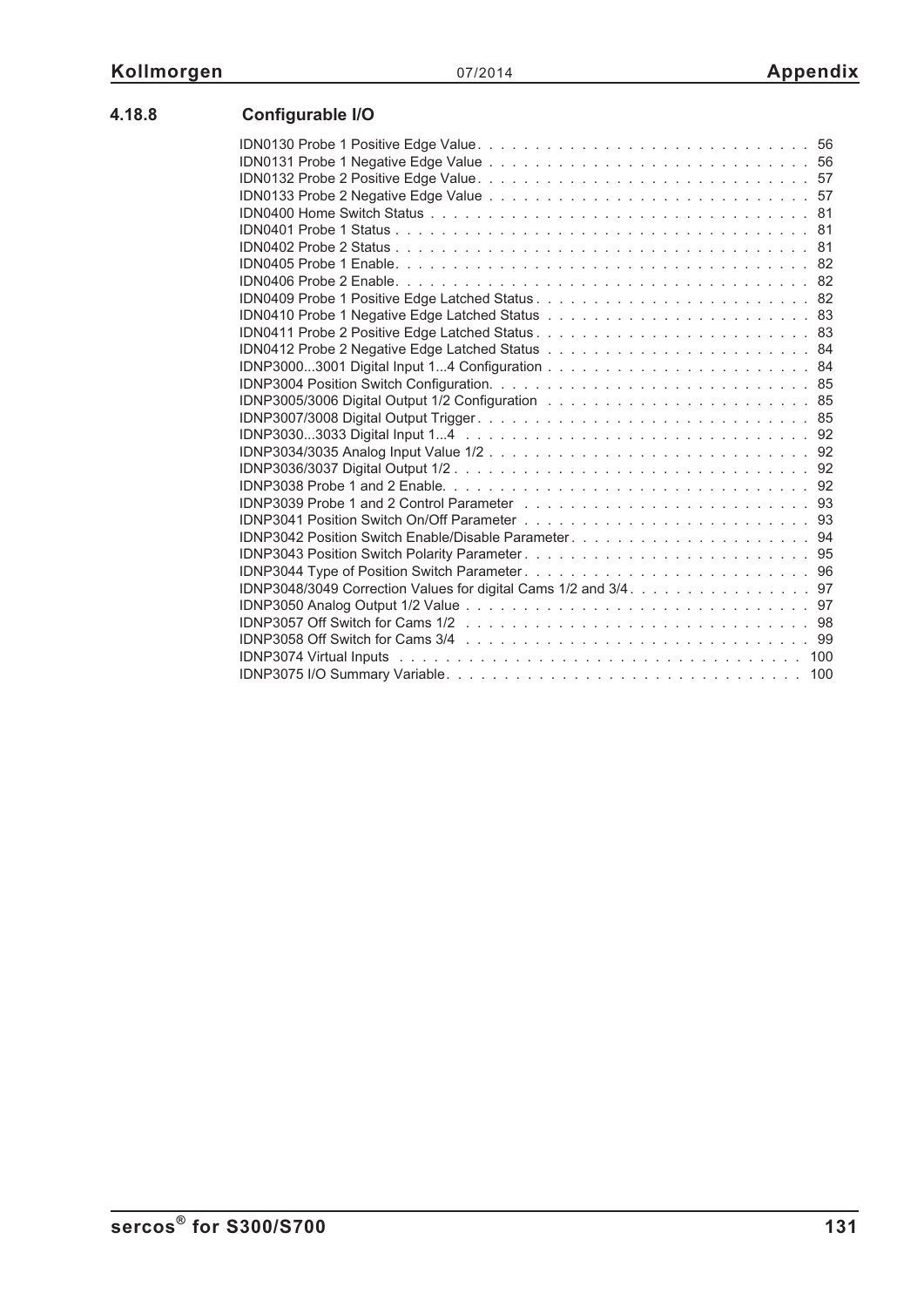### 4.18.8 Configurable I/O

IDN0130 Probe 1 Positive Edge Value . . . . . . . . . . . . . . . . . . . . . . . . . . . . 56
IDN0131 Probe 1 Negative Edge Value . . . . . . . . . . . . . . . . . . . . . . . . . . . 56
IDN0132 Probe 2 Positive Edge Value . . . . . . . . . . . . . . . . . . . . . . . . . . . . 57
IDN0133 Probe 2 Negative Edge Value . . . . . . . . . . . . . . . . . . . . . . . . . . . 57
IDN0400 Home Switch Status . . . . . . . . . . . . . . . . . . . . . . . . . . . . . . . . 81
IDN0401 Probe 1 Status . . . . . . . . . . . . . . . . . . . . . . . . . . . . . . . . . . 81
IDN0402 Probe 2 Status . . . . . . . . . . . . . . . . . . . . . . . . . . . . . . . . . . 81
IDN0405 Probe 1 Enable . . . . . . . . . . . . . . . . . . . . . . . . . . . . . . . . . . 82
IDN0406 Probe 2 Enable . . . . . . . . . . . . . . . . . . . . . . . . . . . . . . . . . . 82
IDN0409 Probe 1 Positive Edge Latched Status . . . . . . . . . . . . . . . . . . . . . . . 82
IDN0410 Probe 1 Negative Edge Latched Status . . . . . . . . . . . . . . . . . . . . . . 83
IDN0411 Probe 2 Positive Edge Latched Status . . . . . . . . . . . . . . . . . . . . . . . 83
IDN0412 Probe 2 Negative Edge Latched Status . . . . . . . . . . . . . . . . . . . . . . 84
IDNP3000...3001 Digital Input 1...4 Configuration . . . . . . . . . . . . . . . . . . . . . . 84
IDNP3004 Position Switch Configuration . . . . . . . . . . . . . . . . . . . . . . . . . . 85
IDNP3005/3006 Digital Output 1/2 Configuration . . . . . . . . . . . . . . . . . . . . . . 85
IDNP3007/3008 Digital Output Trigger . . . . . . . . . . . . . . . . . . . . . . . . . . . 85
IDNP3030...3033 Digital Input 1...4 . . . . . . . . . . . . . . . . . . . . . . . . . . . . . 92
IDNP3034/3035 Analog Input Value 1/2 . . . . . . . . . . . . . . . . . . . . . . . . . . . 92
IDNP3036/3037 Digital Output 1/2 . . . . . . . . . . . . . . . . . . . . . . . . . . . . . 92
IDNP3038 Probe 1 and 2 Enable . . . . . . . . . . . . . . . . . . . . . . . . . . . . . . 92
IDNP3039 Probe 1 and 2 Control Parameter . . . . . . . . . . . . . . . . . . . . . . . . 93
IDNP3041 Position Switch On/Off Parameter . . . . . . . . . . . . . . . . . . . . . . . . 93
IDNP3042 Position Switch Enable/Disable Parameter . . . . . . . . . . . . . . . . . . . . 94
IDNP3043 Position Switch Polarity Parameter . . . . . . . . . . . . . . . . . . . . . . . . 95
IDNP3044 Type of Position Switch Parameter . . . . . . . . . . . . . . . . . . . . . . . . 96
IDNP3048/3049 Correction Values for digital Cams 1/2 and 3/4 . . . . . . . . . . . . . . . 97
IDNP3050 Analog Output 1/2 Value . . . . . . . . . . . . . . . . . . . . . . . . . . . . . 97
IDNP3057 Off Switch for Cams 1/2 . . . . . . . . . . . . . . . . . . . . . . . . . . . . . 98
IDNP3058 Off Switch for Cams 3/4 . . . . . . . . . . . . . . . . . . . . . . . . . . . . . 99
IDNP3074 Virtual Inputs . . . . . . . . . . . . . . . . . . . . . . . . . . . . . . . . . . 100
IDNP3075 I/O Summary Variable . . . . . . . . . . . . . . . . . . . . . . . . . . . . . . 100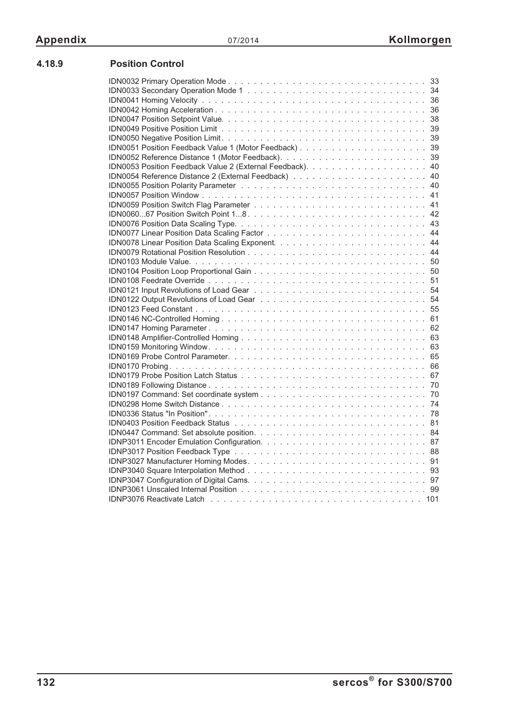### 4.18.9 Position Control

IDN0032 Primary Operation Mode . . . . . . . . . . . . . . . . . . . . . . . . . . . . . . . . 33
IDN0033 Secondary Operation Mode 1 . . . . . . . . . . . . . . . . . . . . . . . . . . . . 34
IDN0041 Homing Velocity . . . . . . . . . . . . . . . . . . . . . . . . . . . . . . . . . . . . 36
IDN0042 Homing Acceleration . . . . . . . . . . . . . . . . . . . . . . . . . . . . . . . . . 36
IDN0047 Position Setpoint Value. . . . . . . . . . . . . . . . . . . . . . . . . . . . . . . . 38
IDN0049 Positive Position Limit . . . . . . . . . . . . . . . . . . . . . . . . . . . . . . . . 39
IDN0050 Negative Position Limit. . . . . . . . . . . . . . . . . . . . . . . . . . . . . . . . 39
IDN0051 Position Feedback Value 1 (Motor Feedback) . . . . . . . . . . . . . . . . . . . 39
IDN0052 Reference Distance 1 (Motor Feedback). . . . . . . . . . . . . . . . . . . . . . 39
IDN0053 Position Feedback Value 2 (External Feedback). . . . . . . . . . . . . . . . . . 40
IDN0054 Reference Distance 2 (External Feedback) . . . . . . . . . . . . . . . . . . . . 40
IDN0055 Position Polarity Parameter . . . . . . . . . . . . . . . . . . . . . . . . . . . . 40
IDN0057 Position Window . . . . . . . . . . . . . . . . . . . . . . . . . . . . . . . . . . . 41
IDN0059 Position Switch Flag Parameter . . . . . . . . . . . . . . . . . . . . . . . . . . 41
IDN0060...67 Position Switch Point 1...8 . . . . . . . . . . . . . . . . . . . . . . . . . . . 42
IDN0076 Position Data Scaling Type. . . . . . . . . . . . . . . . . . . . . . . . . . . . . 43
IDN0077 Linear Position Data Scaling Factor . . . . . . . . . . . . . . . . . . . . . . . . 44
IDN0078 Linear Position Data Scaling Exponent. . . . . . . . . . . . . . . . . . . . . . . 44
IDN0079 Rotational Position Resolution . . . . . . . . . . . . . . . . . . . . . . . . . . . 44
IDN0103 Module Value. . . . . . . . . . . . . . . . . . . . . . . . . . . . . . . . . . . . . 50
IDN0104 Position Loop Proportional Gain . . . . . . . . . . . . . . . . . . . . . . . . . . 50
IDN0108 Feedrate Override . . . . . . . . . . . . . . . . . . . . . . . . . . . . . . . . . . 51
IDN0121 Input Revolutions of Load Gear . . . . . . . . . . . . . . . . . . . . . . . . . . 54
IDN0122 Output Revolutions of Load Gear . . . . . . . . . . . . . . . . . . . . . . . . . 54
IDN0123 Feed Constant . . . . . . . . . . . . . . . . . . . . . . . . . . . . . . . . . . . . 55
IDN0146 NC-Controlled Homing . . . . . . . . . . . . . . . . . . . . . . . . . . . . . . . 61
IDN0147 Homing Parameter . . . . . . . . . . . . . . . . . . . . . . . . . . . . . . . . . . 62
IDN0148 Amplifier-Controlled Homing . . . . . . . . . . . . . . . . . . . . . . . . . . . . 63
IDN0159 Monitoring Window. . . . . . . . . . . . . . . . . . . . . . . . . . . . . . . . . . 63
IDN0169 Probe Control Parameter. . . . . . . . . . . . . . . . . . . . . . . . . . . . . . . 65
IDN0170 Probing. . . . . . . . . . . . . . . . . . . . . . . . . . . . . . . . . . . . . . . . . 66
IDN0179 Probe Position Latch Status . . . . . . . . . . . . . . . . . . . . . . . . . . . . . 67
IDN0189 Following Distance . . . . . . . . . . . . . . . . . . . . . . . . . . . . . . . . . . 70
IDN0197 Command: Set coordinate system . . . . . . . . . . . . . . . . . . . . . . . . . . 70
IDN0298 Home Switch Distance . . . . . . . . . . . . . . . . . . . . . . . . . . . . . . . . 74
IDN0336 Status "In Position". . . . . . . . . . . . . . . . . . . . . . . . . . . . . . . . . . 78
IDN0403 Position Feedback Status . . . . . . . . . . . . . . . . . . . . . . . . . . . . . . 81
IDN0447 Command: Set absolute position. . . . . . . . . . . . . . . . . . . . . . . . . . . 84
IDNP3011 Encoder Emulation Configuration. . . . . . . . . . . . . . . . . . . . . . . . . 87
IDNP3017 Position Feedback Type . . . . . . . . . . . . . . . . . . . . . . . . . . . . . . 88
IDNP3027 Manufacturer Homing Modes. . . . . . . . . . . . . . . . . . . . . . . . . . . . 91
IDNP3040 Square Interpolation Method . . . . . . . . . . . . . . . . . . . . . . . . . . . . 93
IDNP3047 Configuration of Digital Cams. . . . . . . . . . . . . . . . . . . . . . . . . . . . 97
IDNP3061 Unscaled Internal Position . . . . . . . . . . . . . . . . . . . . . . . . . . . . . 99
IDNP3076 Reactivate Latch . . . . . . . . . . . . . . . . . . . . . . . . . . . . . . . . . . 101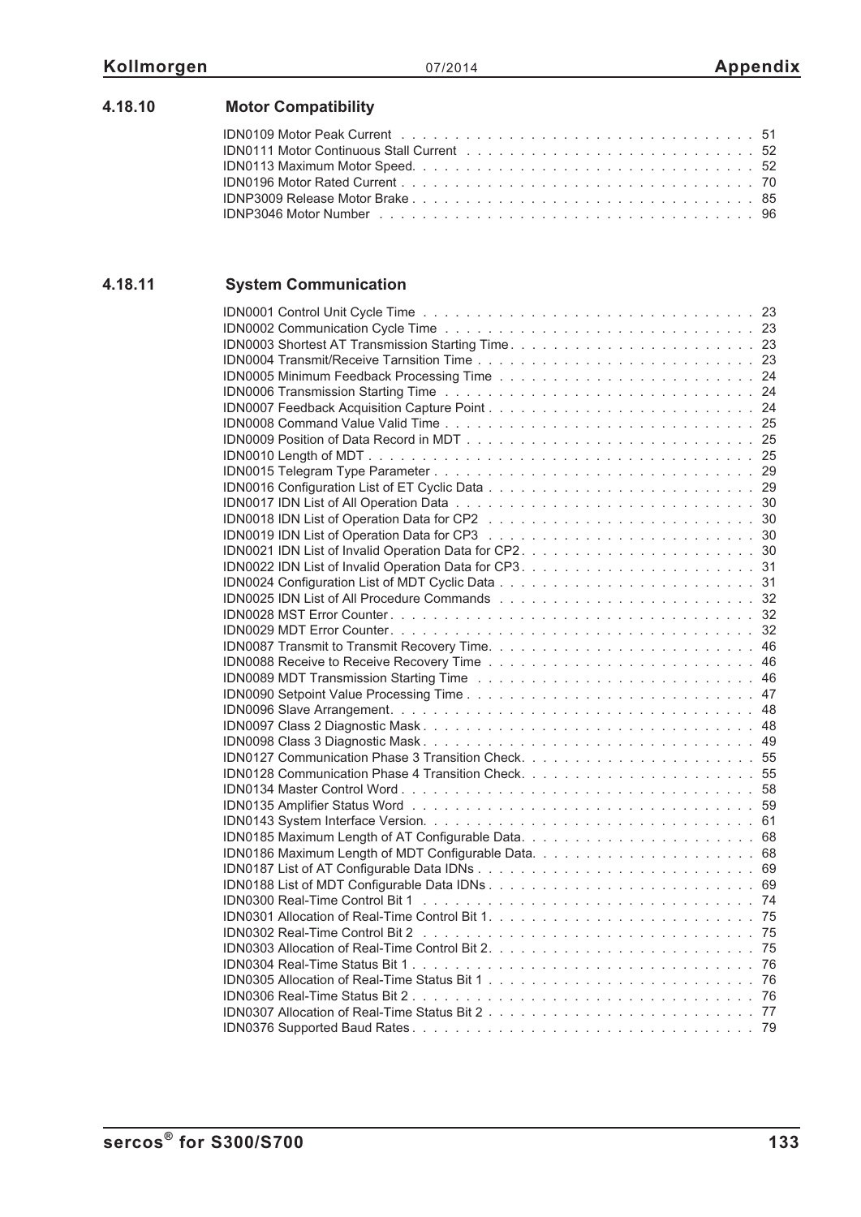### 4.18.10 Motor Compatibility

IDN0109 Motor Peak Current . . . . . . . . . . . . . . . . . . . . . . . . . . . . . . . . . 51
IDN0111 Motor Continuous Stall Current . . . . . . . . . . . . . . . . . . . . . . . . . . 52
IDN0113 Maximum Motor Speed. . . . . . . . . . . . . . . . . . . . . . . . . . . . . . . . 52
IDN0196 Motor Rated Current . . . . . . . . . . . . . . . . . . . . . . . . . . . . . . . . . 70
IDNP3009 Release Motor Brake . . . . . . . . . . . . . . . . . . . . . . . . . . . . . . . . 85
IDNP3046 Motor Number . . . . . . . . . . . . . . . . . . . . . . . . . . . . . . . . . . . 96

### 4.18.11 System Communication

IDN0001 Control Unit Cycle Time . . . . . . . . . . . . . . . . . . . . . . . . . . . . . . 23
IDN0002 Communication Cycle Time . . . . . . . . . . . . . . . . . . . . . . . . . . . . 23
IDN0003 Shortest AT Transmission Starting Time . . . . . . . . . . . . . . . . . . . . . . 23
IDN0004 Transmit/Receive Tarnsition Time . . . . . . . . . . . . . . . . . . . . . . . . . 23
IDN0005 Minimum Feedback Processing Time . . . . . . . . . . . . . . . . . . . . . . . 24
IDN0006 Transmission Starting Time . . . . . . . . . . . . . . . . . . . . . . . . . . . . 24
IDN0007 Feedback Acquisition Capture Point . . . . . . . . . . . . . . . . . . . . . . . . 24
IDN0008 Command Value Valid Time . . . . . . . . . . . . . . . . . . . . . . . . . . . . 25
IDN0009 Position of Data Record in MDT . . . . . . . . . . . . . . . . . . . . . . . . . . 25
IDN0010 Length of MDT . . . . . . . . . . . . . . . . . . . . . . . . . . . . . . . . . . . 25
IDN0015 Telegram Type Parameter . . . . . . . . . . . . . . . . . . . . . . . . . . . . . 29
IDN0016 Configuration List of ET Cyclic Data . . . . . . . . . . . . . . . . . . . . . . . . 29
IDN0017 IDN List of All Operation Data . . . . . . . . . . . . . . . . . . . . . . . . . . . 30
IDN0018 IDN List of Operation Data for CP2 . . . . . . . . . . . . . . . . . . . . . . . . 30
IDN0019 IDN List of Operation Data for CP3 . . . . . . . . . . . . . . . . . . . . . . . . 30
IDN0021 IDN List of Invalid Operation Data for CP2 . . . . . . . . . . . . . . . . . . . . . 30
IDN0022 IDN List of Invalid Operation Data for CP3 . . . . . . . . . . . . . . . . . . . . . 31
IDN0024 Configuration List of MDT Cyclic Data . . . . . . . . . . . . . . . . . . . . . . . 31
IDN0025 IDN List of All Procedure Commands . . . . . . . . . . . . . . . . . . . . . . . 32
IDN0028 MST Error Counter . . . . . . . . . . . . . . . . . . . . . . . . . . . . . . . . . 32
IDN0029 MDT Error Counter . . . . . . . . . . . . . . . . . . . . . . . . . . . . . . . . . 32
IDN0087 Transmit to Transmit Recovery Time . . . . . . . . . . . . . . . . . . . . . . . . 46
IDN0088 Receive to Receive Recovery Time . . . . . . . . . . . . . . . . . . . . . . . . 46
IDN0089 MDT Transmission Starting Time . . . . . . . . . . . . . . . . . . . . . . . . . 46
IDN0090 Setpoint Value Processing Time . . . . . . . . . . . . . . . . . . . . . . . . . . 47
IDN0096 Slave Arrangement . . . . . . . . . . . . . . . . . . . . . . . . . . . . . . . . . 48
IDN0097 Class 2 Diagnostic Mask . . . . . . . . . . . . . . . . . . . . . . . . . . . . . . 48
IDN0098 Class 3 Diagnostic Mask . . . . . . . . . . . . . . . . . . . . . . . . . . . . . . 49
IDN0127 Communication Phase 3 Transition Check . . . . . . . . . . . . . . . . . . . . . 55
IDN0128 Communication Phase 4 Transition Check . . . . . . . . . . . . . . . . . . . . . 55
IDN0134 Master Control Word . . . . . . . . . . . . . . . . . . . . . . . . . . . . . . . . 58
IDN0135 Amplifier Status Word . . . . . . . . . . . . . . . . . . . . . . . . . . . . . . . 59
IDN0143 System Interface Version . . . . . . . . . . . . . . . . . . . . . . . . . . . . . . 61
IDN0185 Maximum Length of AT Configurable Data . . . . . . . . . . . . . . . . . . . . . 68
IDN0186 Maximum Length of MDT Configurable Data . . . . . . . . . . . . . . . . . . . . 68
IDN0187 List of AT Configurable Data IDNs . . . . . . . . . . . . . . . . . . . . . . . . . 69
IDN0188 List of MDT Configurable Data IDNs . . . . . . . . . . . . . . . . . . . . . . . . 69
IDN0300 Real-Time Control Bit 1 . . . . . . . . . . . . . . . . . . . . . . . . . . . . . . 74
IDN0301 Allocation of Real-Time Control Bit 1 . . . . . . . . . . . . . . . . . . . . . . . 75
IDN0302 Real-Time Control Bit 2 . . . . . . . . . . . . . . . . . . . . . . . . . . . . . . 75
IDN0303 Allocation of Real-Time Control Bit 2 . . . . . . . . . . . . . . . . . . . . . . . 75
IDN0304 Real-Time Status Bit 1 . . . . . . . . . . . . . . . . . . . . . . . . . . . . . . . 76
IDN0305 Allocation of Real-Time Status Bit 1 . . . . . . . . . . . . . . . . . . . . . . . . 76
IDN0306 Real-Time Status Bit 2 . . . . . . . . . . . . . . . . . . . . . . . . . . . . . . . 76
IDN0307 Allocation of Real-Time Status Bit 2 . . . . . . . . . . . . . . . . . . . . . . . . 77
IDN0376 Supported Baud Rates . . . . . . . . . . . . . . . . . . . . . . . . . . . . . . . 79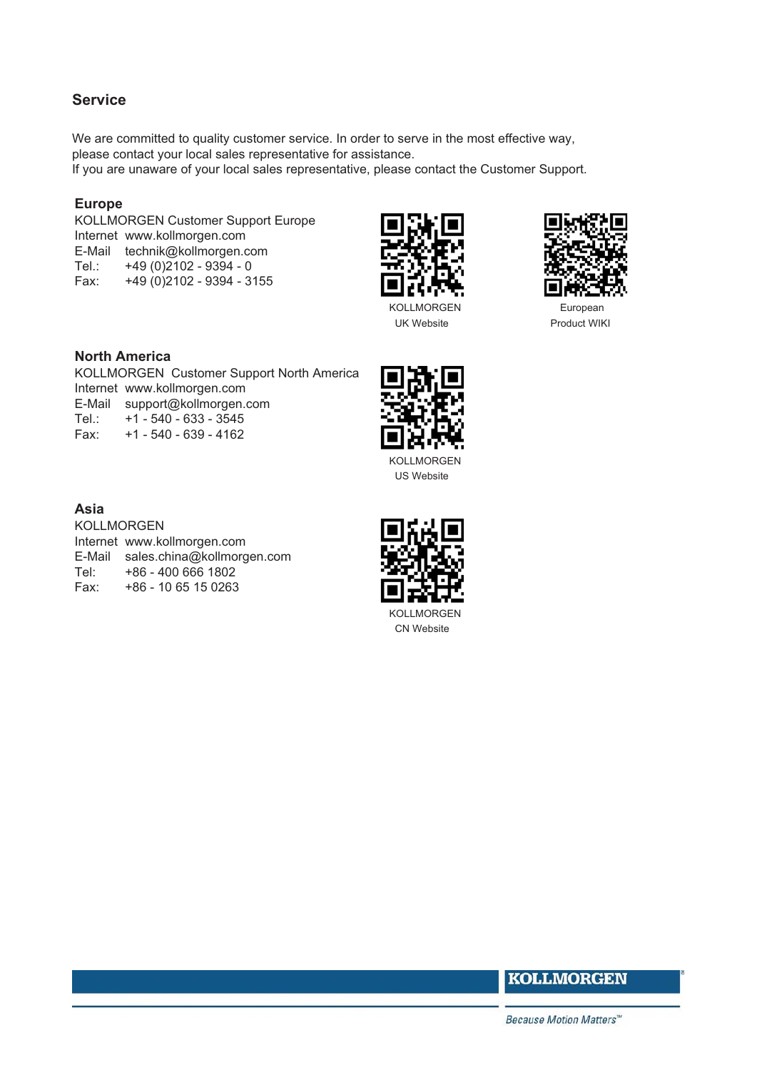## Service

We are committed to quality customer service. In order to serve in the most effective way, please contact your local sales representative for assistance.
If you are unaware of your local sales representative, please contact the Customer Support.

### Europe

KOLLMORGEN Customer Support Europe
Internet www.kollmorgen.com
E-Mail technik@kollmorgen.com
Tel.: +49 (0)2102 - 9394 - 0
Fax: +49 (0)2102 - 9394 - 3155

KOLLMORGEN UK Website

European Product WIKI

### North America

KOLLMORGEN Customer Support North America
Internet www.kollmorgen.com
E-Mail support@kollmorgen.com
Tel.: +1 - 540 - 633 - 3545
Fax: +1 - 540 - 639 - 4162

KOLLMORGEN US Website

### Asia

KOLLMORGEN
Internet www.kollmorgen.com
E-Mail sales.china@kollmorgen.com
Tel: +86 - 400 666 1802
Fax: +86 - 10 65 15 0263

KOLLMORGEN CN Website

KOLLMORGEN

*Because Motion Matters™*